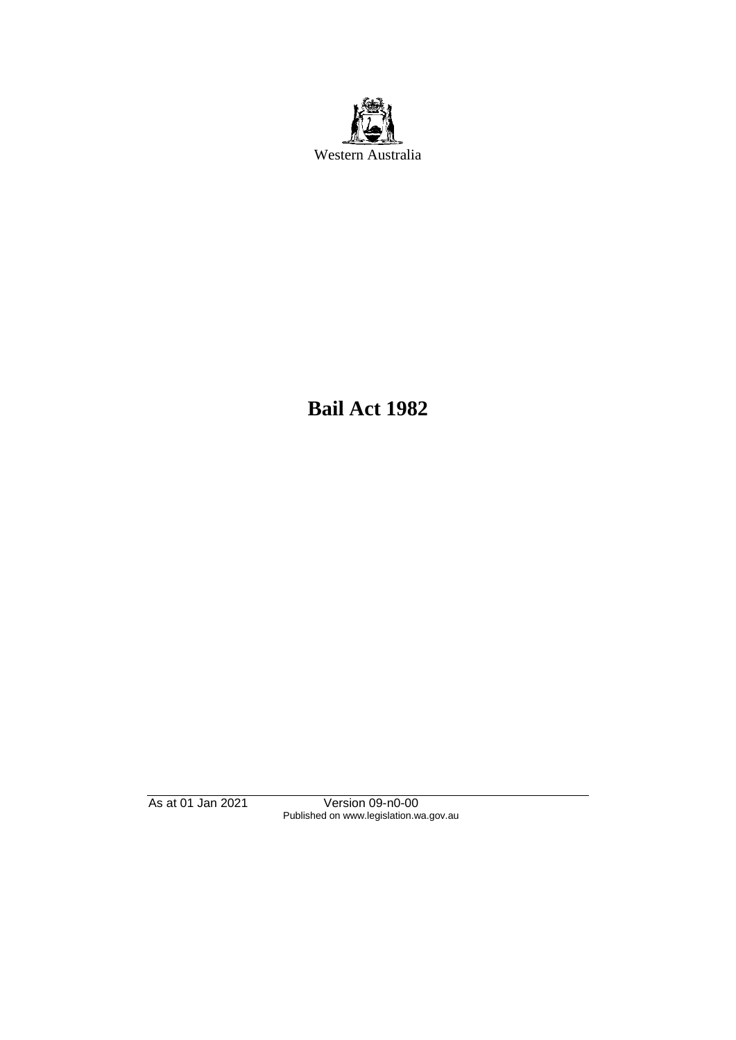Western Australia

# Bail Act 1982

As at 01 Jan 2021 Version 09-n0-00
Published on www.legislation.wa.gov.au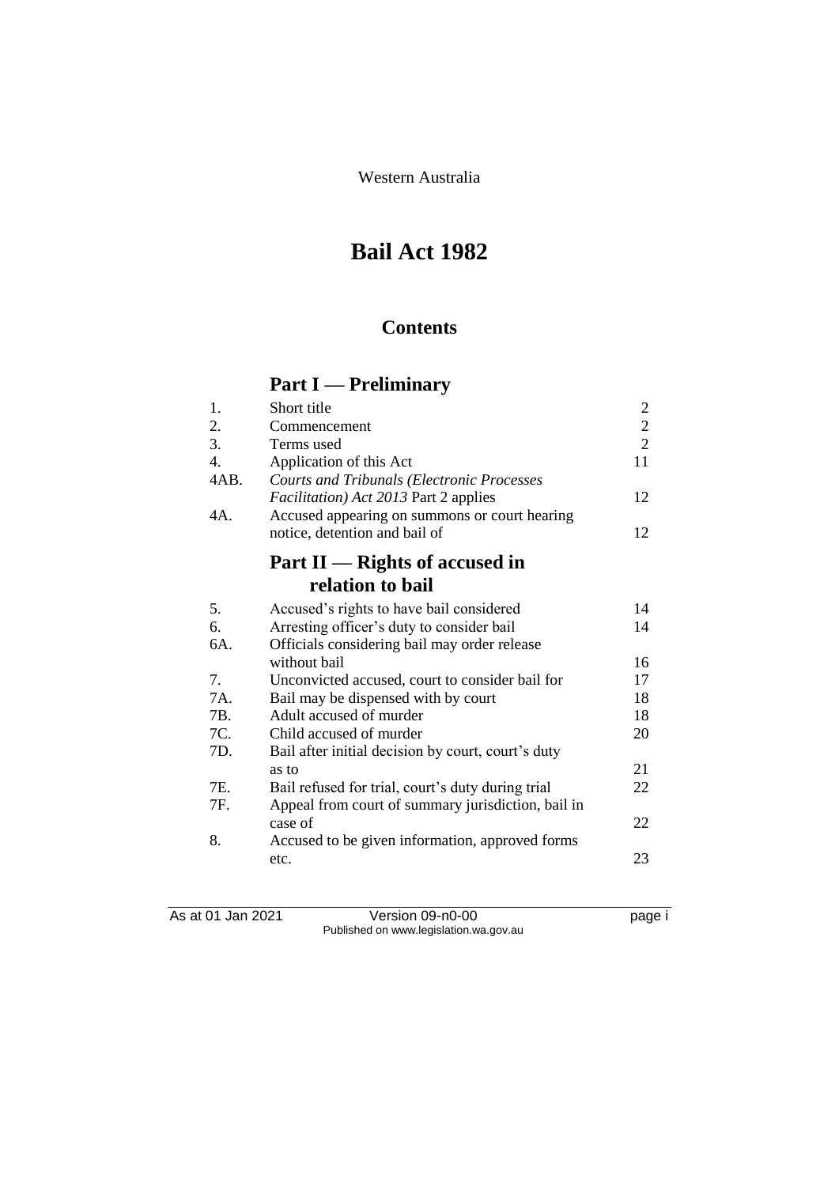Western Australia

# Bail Act 1982

## Contents

## Part I — Preliminary

| | | |
|---|---|---|
| 1. | Short title | 2 |
| 2. | Commencement | 2 |
| 3. | Terms used | 2 |
| 4. | Application of this Act | 11 |
| 4AB. | *Courts and Tribunals (Electronic Processes Facilitation) Act 2013* Part 2 applies | 12 |
| 4A. | Accused appearing on summons or court hearing notice, detention and bail of | 12 |

## Part II — Rights of accused in relation to bail

| | | |
|---|---|---|
| 5. | Accused's rights to have bail considered | 14 |
| 6. | Arresting officer's duty to consider bail | 14 |
| 6A. | Officials considering bail may order release without bail | 16 |
| 7. | Unconvicted accused, court to consider bail for | 17 |
| 7A. | Bail may be dispensed with by court | 18 |
| 7B. | Adult accused of murder | 18 |
| 7C. | Child accused of murder | 20 |
| 7D. | Bail after initial decision by court, court's duty as to | 21 |
| 7E. | Bail refused for trial, court's duty during trial | 22 |
| 7F. | Appeal from court of summary jurisdiction, bail in case of | 22 |
| 8. | Accused to be given information, approved forms etc. | 23 |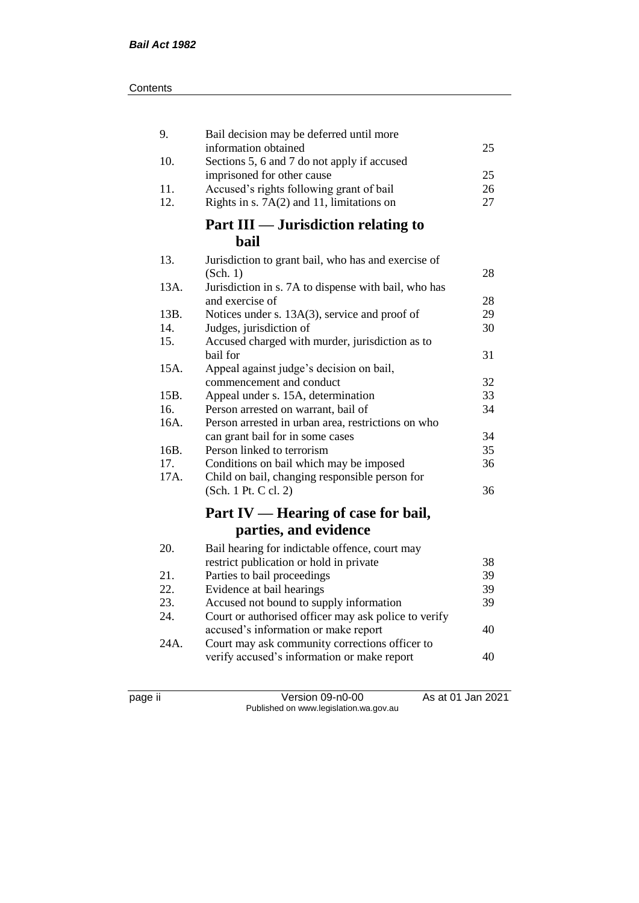| | | |
|---|---|---|
| 9. | Bail decision may be deferred until more information obtained | 25 |
| 10. | Sections 5, 6 and 7 do not apply if accused imprisoned for other cause | 25 |
| 11. | Accused's rights following grant of bail | 26 |
| 12. | Rights in s. 7A(2) and 11, limitations on | 27 |

## Part III — Jurisdiction relating to bail

| | | |
|---|---|---|
| 13. | Jurisdiction to grant bail, who has and exercise of (Sch. 1) | 28 |
| 13A. | Jurisdiction in s. 7A to dispense with bail, who has and exercise of | 28 |
| 13B. | Notices under s. 13A(3), service and proof of | 29 |
| 14. | Judges, jurisdiction of | 30 |
| 15. | Accused charged with murder, jurisdiction as to bail for | 31 |
| 15A. | Appeal against judge's decision on bail, commencement and conduct | 32 |
| 15B. | Appeal under s. 15A, determination | 33 |
| 16. | Person arrested on warrant, bail of | 34 |
| 16A. | Person arrested in urban area, restrictions on who can grant bail for in some cases | 34 |
| 16B. | Person linked to terrorism | 35 |
| 17. | Conditions on bail which may be imposed | 36 |
| 17A. | Child on bail, changing responsible person for (Sch. 1 Pt. C cl. 2) | 36 |

## Part IV — Hearing of case for bail, parties, and evidence

| | | |
|---|---|---|
| 20. | Bail hearing for indictable offence, court may restrict publication or hold in private | 38 |
| 21. | Parties to bail proceedings | 39 |
| 22. | Evidence at bail hearings | 39 |
| 23. | Accused not bound to supply information | 39 |
| 24. | Court or authorised officer may ask police to verify accused's information or make report | 40 |
| 24A. | Court may ask community corrections officer to verify accused's information or make report | 40 |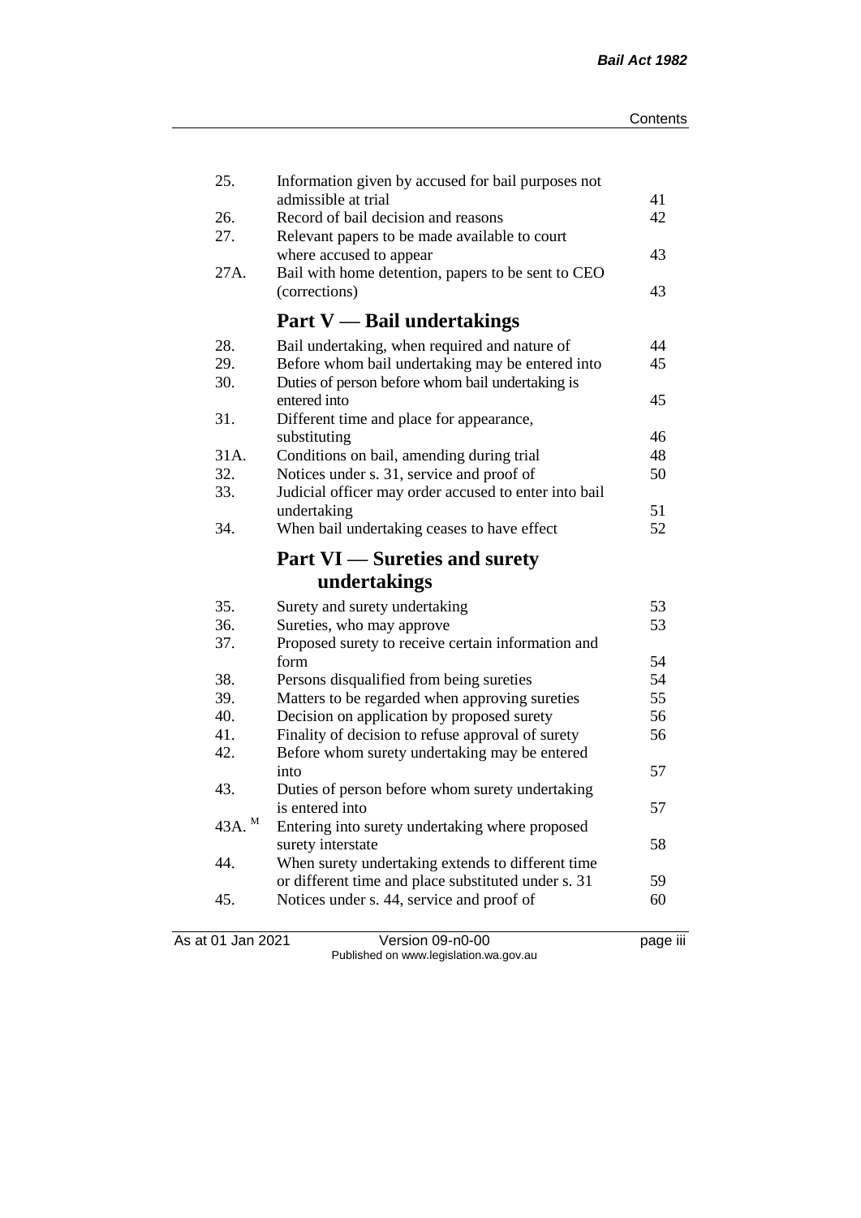| | | |
|---|---|---|
| 25. | Information given by accused for bail purposes not admissible at trial | 41 |
| 26. | Record of bail decision and reasons | 42 |
| 27. | Relevant papers to be made available to court where accused to appear | 43 |
| 27A. | Bail with home detention, papers to be sent to CEO (corrections) | 43 |

## Part V — Bail undertakings

| | | |
|---|---|---|
| 28. | Bail undertaking, when required and nature of | 44 |
| 29. | Before whom bail undertaking may be entered into | 45 |
| 30. | Duties of person before whom bail undertaking is entered into | 45 |
| 31. | Different time and place for appearance, substituting | 46 |
| 31A. | Conditions on bail, amending during trial | 48 |
| 32. | Notices under s. 31, service and proof of | 50 |
| 33. | Judicial officer may order accused to enter into bail undertaking | 51 |
| 34. | When bail undertaking ceases to have effect | 52 |

## Part VI — Sureties and surety undertakings

| | | |
|---|---|---|
| 35. | Surety and surety undertaking | 53 |
| 36. | Sureties, who may approve | 53 |
| 37. | Proposed surety to receive certain information and form | 54 |
| 38. | Persons disqualified from being sureties | 54 |
| 39. | Matters to be regarded when approving sureties | 55 |
| 40. | Decision on application by proposed surety | 56 |
| 41. | Finality of decision to refuse approval of surety | 56 |
| 42. | Before whom surety undertaking may be entered into | 57 |
| 43. | Duties of person before whom surety undertaking is entered into | 57 |
| 43A. [M] | Entering into surety undertaking where proposed surety interstate | 58 |
| 44. | When surety undertaking extends to different time or different time and place substituted under s. 31 | 59 |
| 45. | Notices under s. 44, service and proof of | 60 |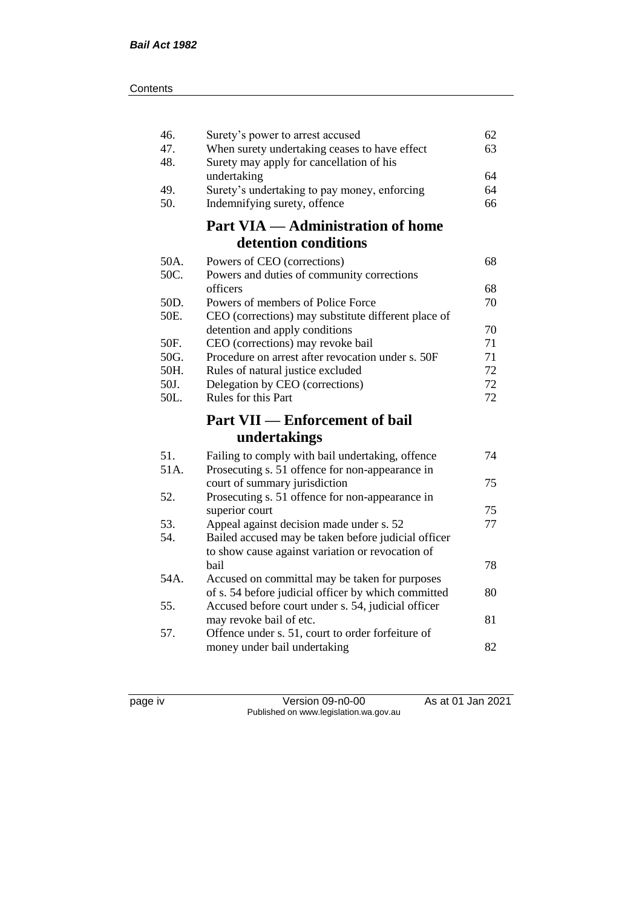| | | |
|---|---|---|
| 46. | Surety's power to arrest accused | 62 |
| 47. | When surety undertaking ceases to have effect | 63 |
| 48. | Surety may apply for cancellation of his undertaking | 64 |
| 49. | Surety's undertaking to pay money, enforcing | 64 |
| 50. | Indemnifying surety, offence | 66 |

## Part VIA — Administration of home detention conditions

| | | |
|---|---|---|
| 50A. | Powers of CEO (corrections) | 68 |
| 50C. | Powers and duties of community corrections officers | 68 |
| 50D. | Powers of members of Police Force | 70 |
| 50E. | CEO (corrections) may substitute different place of detention and apply conditions | 70 |
| 50F. | CEO (corrections) may revoke bail | 71 |
| 50G. | Procedure on arrest after revocation under s. 50F | 71 |
| 50H. | Rules of natural justice excluded | 72 |
| 50J. | Delegation by CEO (corrections) | 72 |
| 50L. | Rules for this Part | 72 |

## Part VII — Enforcement of bail undertakings

| | | |
|---|---|---|
| 51. | Failing to comply with bail undertaking, offence | 74 |
| 51A. | Prosecuting s. 51 offence for non-appearance in court of summary jurisdiction | 75 |
| 52. | Prosecuting s. 51 offence for non-appearance in superior court | 75 |
| 53. | Appeal against decision made under s. 52 | 77 |
| 54. | Bailed accused may be taken before judicial officer to show cause against variation or revocation of bail | 78 |
| 54A. | Accused on committal may be taken for purposes of s. 54 before judicial officer by which committed | 80 |
| 55. | Accused before court under s. 54, judicial officer may revoke bail of etc. | 81 |
| 57. | Offence under s. 51, court to order forfeiture of money under bail undertaking | 82 |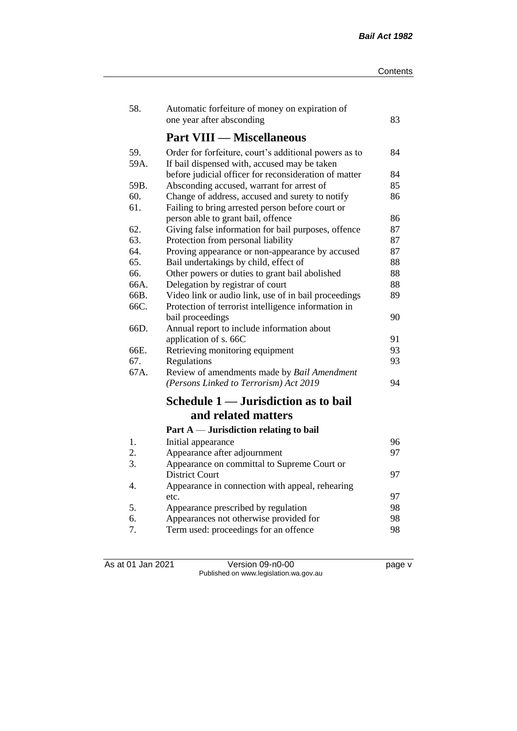| | | |
|---|---|---|
| 58. | Automatic forfeiture of money on expiration of one year after absconding | 83 |

## Part VIII — Miscellaneous

| | | |
|---|---|---|
| 59. | Order for forfeiture, court's additional powers as to | 84 |
| 59A. | If bail dispensed with, accused may be taken before judicial officer for reconsideration of matter | 84 |
| 59B. | Absconding accused, warrant for arrest of | 85 |
| 60. | Change of address, accused and surety to notify | 86 |
| 61. | Failing to bring arrested person before court or person able to grant bail, offence | 86 |
| 62. | Giving false information for bail purposes, offence | 87 |
| 63. | Protection from personal liability | 87 |
| 64. | Proving appearance or non-appearance by accused | 87 |
| 65. | Bail undertakings by child, effect of | 88 |
| 66. | Other powers or duties to grant bail abolished | 88 |
| 66A. | Delegation by registrar of court | 88 |
| 66B. | Video link or audio link, use of in bail proceedings | 89 |
| 66C. | Protection of terrorist intelligence information in bail proceedings | 90 |
| 66D. | Annual report to include information about application of s. 66C | 91 |
| 66E. | Retrieving monitoring equipment | 93 |
| 67. | Regulations | 93 |
| 67A. | Review of amendments made by *Bail Amendment (Persons Linked to Terrorism) Act 2019* | 94 |

## Schedule 1 — Jurisdiction as to bail and related matters

### Part A — Jurisdiction relating to bail

| | | |
|---|---|---|
| 1. | Initial appearance | 96 |
| 2. | Appearance after adjournment | 97 |
| 3. | Appearance on committal to Supreme Court or District Court | 97 |
| 4. | Appearance in connection with appeal, rehearing etc. | 97 |
| 5. | Appearance prescribed by regulation | 98 |
| 6. | Appearances not otherwise provided for | 98 |
| 7. | Term used: proceedings for an offence | 98 |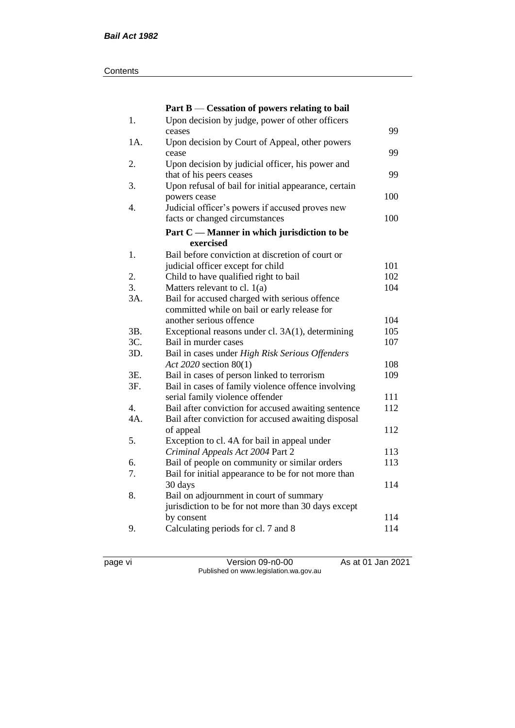### Part B — Cessation of powers relating to bail

| | | |
|---|---|---|
| 1. | Upon decision by judge, power of other officers ceases | 99 |
| 1A. | Upon decision by Court of Appeal, other powers cease | 99 |
| 2. | Upon decision by judicial officer, his power and that of his peers ceases | 99 |
| 3. | Upon refusal of bail for initial appearance, certain powers cease | 100 |
| 4. | Judicial officer's powers if accused proves new facts or changed circumstances | 100 |

### Part C — Manner in which jurisdiction to be exercised

| | | |
|---|---|---|
| 1. | Bail before conviction at discretion of court or judicial officer except for child | 101 |
| 2. | Child to have qualified right to bail | 102 |
| 3. | Matters relevant to cl. 1(a) | 104 |
| 3A. | Bail for accused charged with serious offence committed while on bail or early release for another serious offence | 104 |
| 3B. | Exceptional reasons under cl. 3A(1), determining | 105 |
| 3C. | Bail in murder cases | 107 |
| 3D. | Bail in cases under *High Risk Serious Offenders Act 2020* section 80(1) | 108 |
| 3E. | Bail in cases of person linked to terrorism | 109 |
| 3F. | Bail in cases of family violence offence involving serial family violence offender | 111 |
| 4. | Bail after conviction for accused awaiting sentence | 112 |
| 4A. | Bail after conviction for accused awaiting disposal of appeal | 112 |
| 5. | Exception to cl. 4A for bail in appeal under *Criminal Appeals Act 2004* Part 2 | 113 |
| 6. | Bail of people on community or similar orders | 113 |
| 7. | Bail for initial appearance to be for not more than 30 days | 114 |
| 8. | Bail on adjournment in court of summary jurisdiction to be for not more than 30 days except by consent | 114 |
| 9. | Calculating periods for cl. 7 and 8 | 114 |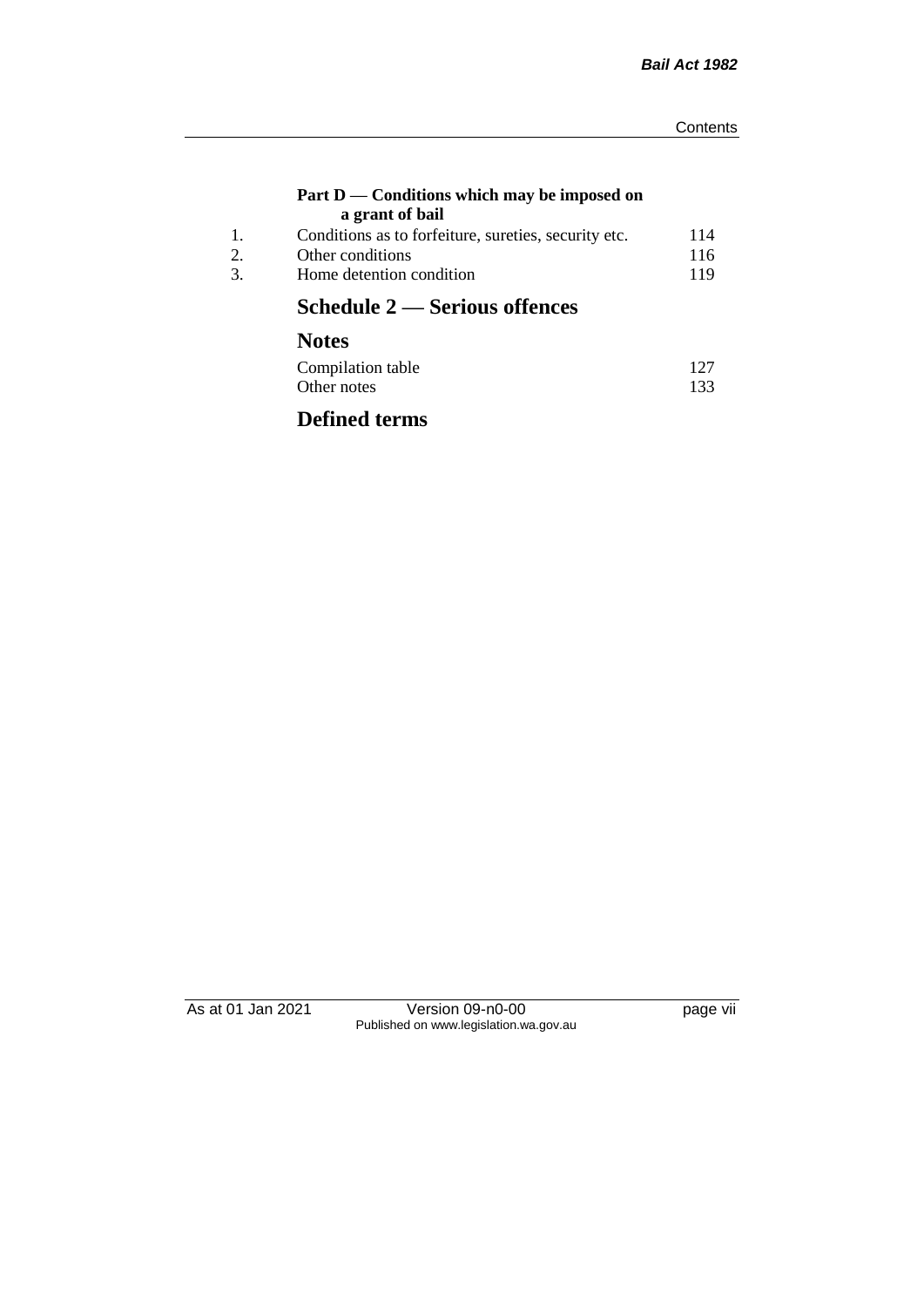**Part D — Conditions which may be imposed on a grant of bail**

| | | |
|---|---|---|
| 1. | Conditions as to forfeiture, sureties, security etc. | 114 |
| 2. | Other conditions | 116 |
| 3. | Home detention condition | 119 |

## Schedule 2 — Serious offences

## Notes

| | |
|---|---|
| Compilation table | 127 |
| Other notes | 133 |

## Defined terms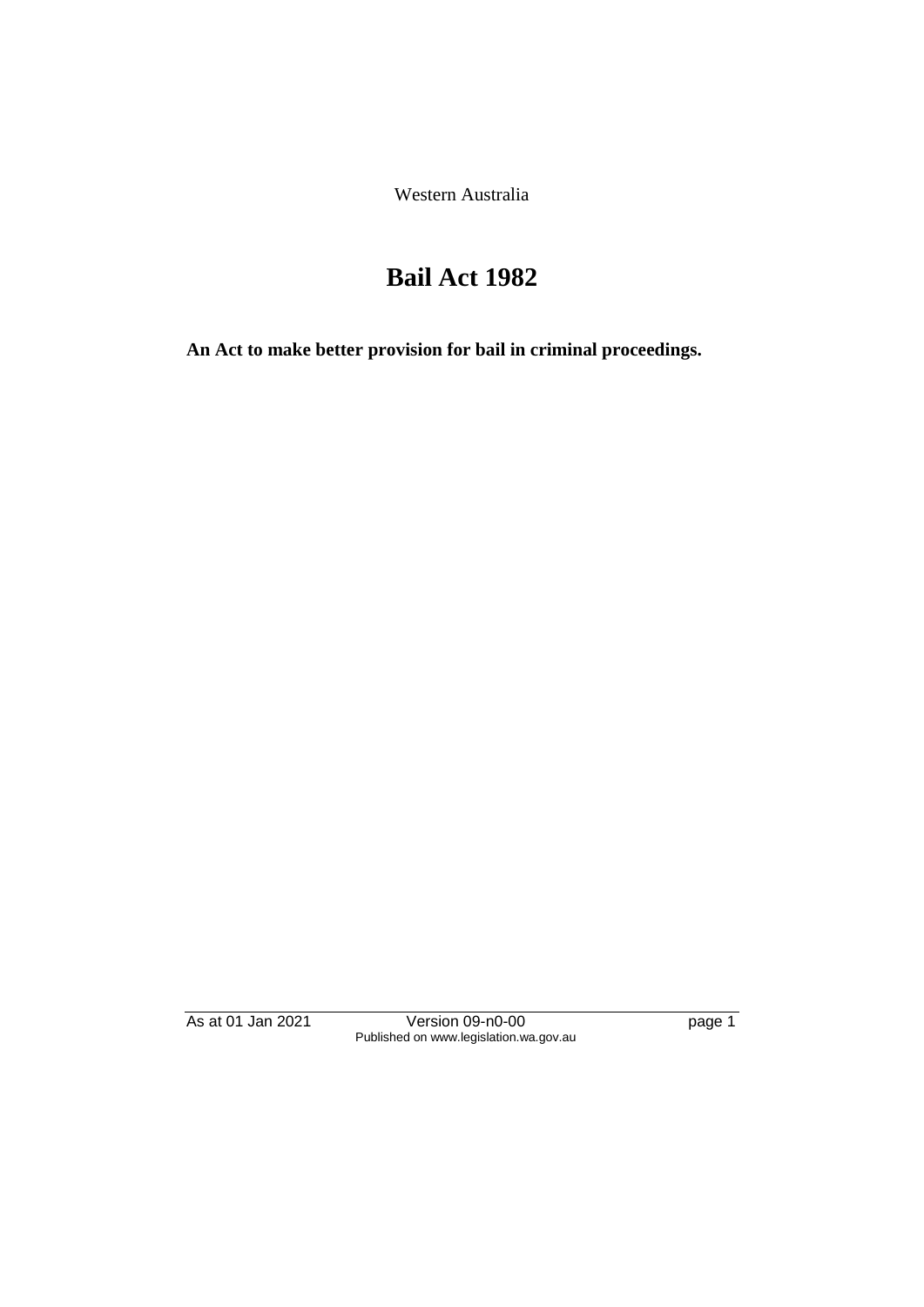Western Australia

# Bail Act 1982

**An Act to make better provision for bail in criminal proceedings.**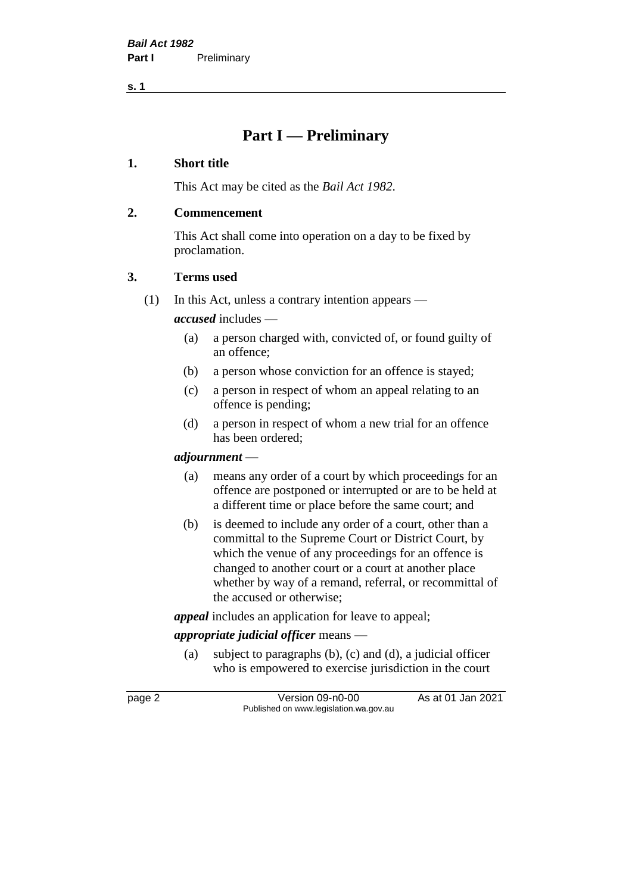# Part I — Preliminary

## 1. Short title

This Act may be cited as the *Bail Act 1982*.

## 2. Commencement

This Act shall come into operation on a day to be fixed by proclamation.

## 3. Terms used

(1) In this Act, unless a contrary intention appears —

***accused*** includes —

- (a) a person charged with, convicted of, or found guilty of an offence;
- (b) a person whose conviction for an offence is stayed;
- (c) a person in respect of whom an appeal relating to an offence is pending;
- (d) a person in respect of whom a new trial for an offence has been ordered;

***adjournment*** —

- (a) means any order of a court by which proceedings for an offence are postponed or interrupted or are to be held at a different time or place before the same court; and
- (b) is deemed to include any order of a court, other than a committal to the Supreme Court or District Court, by which the venue of any proceedings for an offence is changed to another court or a court at another place whether by way of a remand, referral, or recommittal of the accused or otherwise;

***appeal*** includes an application for leave to appeal;

***appropriate judicial officer*** means —

- (a) subject to paragraphs (b), (c) and (d), a judicial officer who is empowered to exercise jurisdiction in the court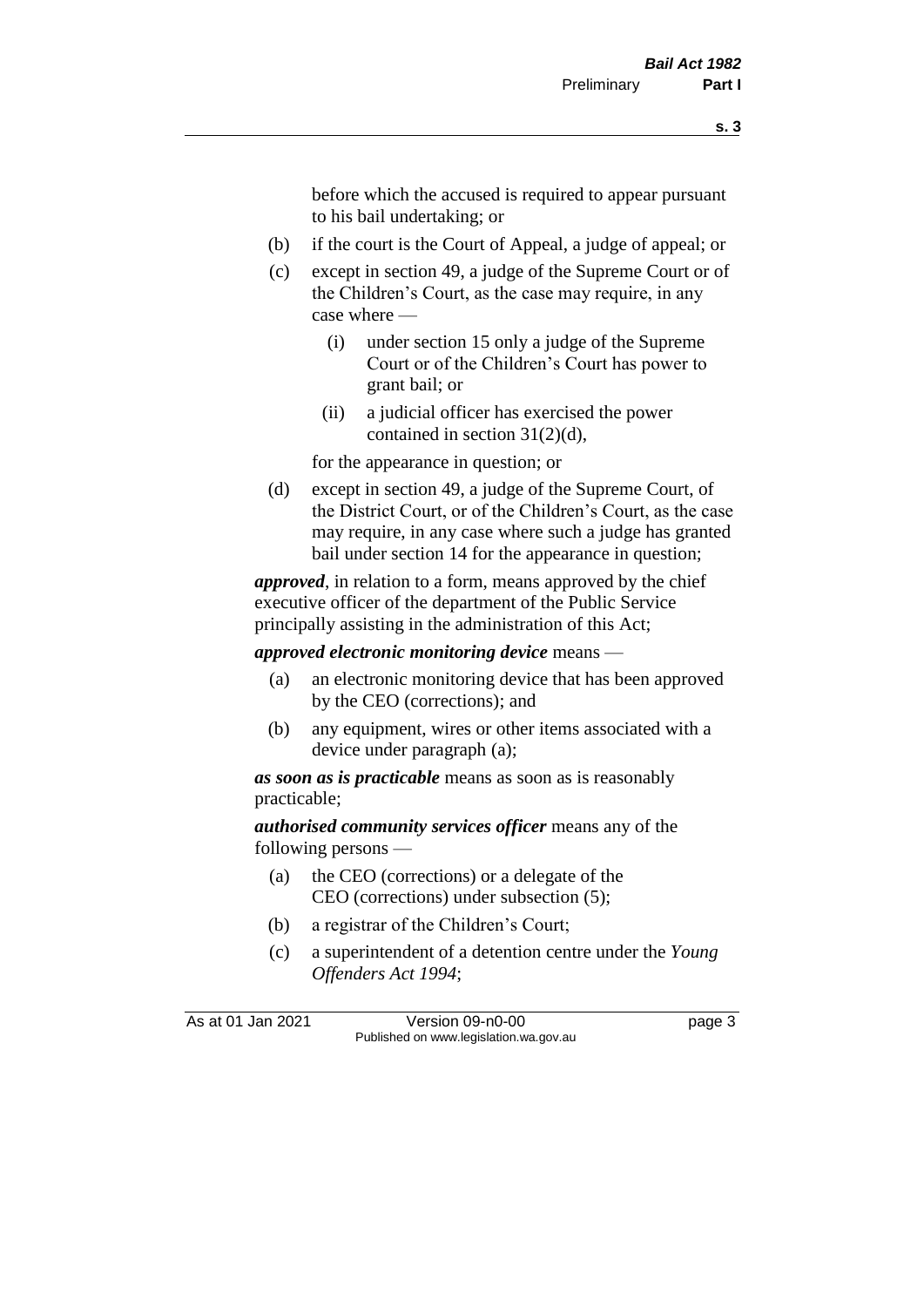before which the accused is required to appear pursuant to his bail undertaking; or

(b) if the court is the Court of Appeal, a judge of appeal; or

(c) except in section 49, a judge of the Supreme Court or of the Children's Court, as the case may require, in any case where —

  (i) under section 15 only a judge of the Supreme Court or of the Children's Court has power to grant bail; or

  (ii) a judicial officer has exercised the power contained in section 31(2)(d),

for the appearance in question; or

(d) except in section 49, a judge of the Supreme Court, of the District Court, or of the Children's Court, as the case may require, in any case where such a judge has granted bail under section 14 for the appearance in question;

***approved***, in relation to a form, means approved by the chief executive officer of the department of the Public Service principally assisting in the administration of this Act;

***approved electronic monitoring device*** means —

(a) an electronic monitoring device that has been approved by the CEO (corrections); and

(b) any equipment, wires or other items associated with a device under paragraph (a);

***as soon as is practicable*** means as soon as is reasonably practicable;

***authorised community services officer*** means any of the following persons —

(a) the CEO (corrections) or a delegate of the CEO (corrections) under subsection (5);

(b) a registrar of the Children's Court;

(c) a superintendent of a detention centre under the *Young Offenders Act 1994*;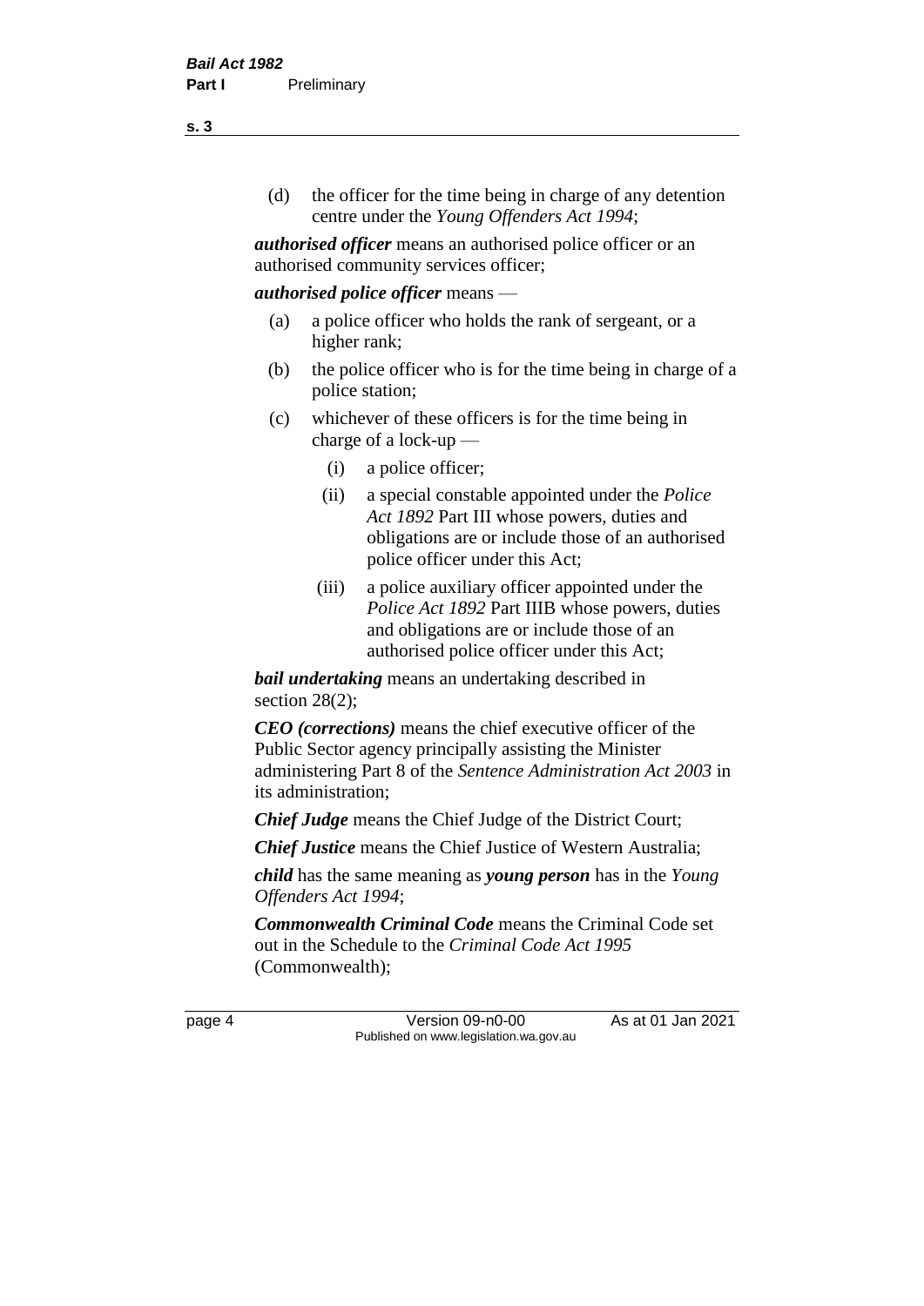(d) the officer for the time being in charge of any detention centre under the *Young Offenders Act 1994*;

***authorised officer*** means an authorised police officer or an authorised community services officer;

***authorised police officer*** means —

(a) a police officer who holds the rank of sergeant, or a higher rank;

(b) the police officer who is for the time being in charge of a police station;

(c) whichever of these officers is for the time being in charge of a lock-up —

   (i) a police officer;

   (ii) a special constable appointed under the *Police Act 1892* Part III whose powers, duties and obligations are or include those of an authorised police officer under this Act;

   (iii) a police auxiliary officer appointed under the *Police Act 1892* Part IIIB whose powers, duties and obligations are or include those of an authorised police officer under this Act;

***bail undertaking*** means an undertaking described in section 28(2);

***CEO (corrections)*** means the chief executive officer of the Public Sector agency principally assisting the Minister administering Part 8 of the *Sentence Administration Act 2003* in its administration;

***Chief Judge*** means the Chief Judge of the District Court;

***Chief Justice*** means the Chief Justice of Western Australia;

***child*** has the same meaning as ***young person*** has in the *Young Offenders Act 1994*;

***Commonwealth Criminal Code*** means the Criminal Code set out in the Schedule to the *Criminal Code Act 1995* (Commonwealth);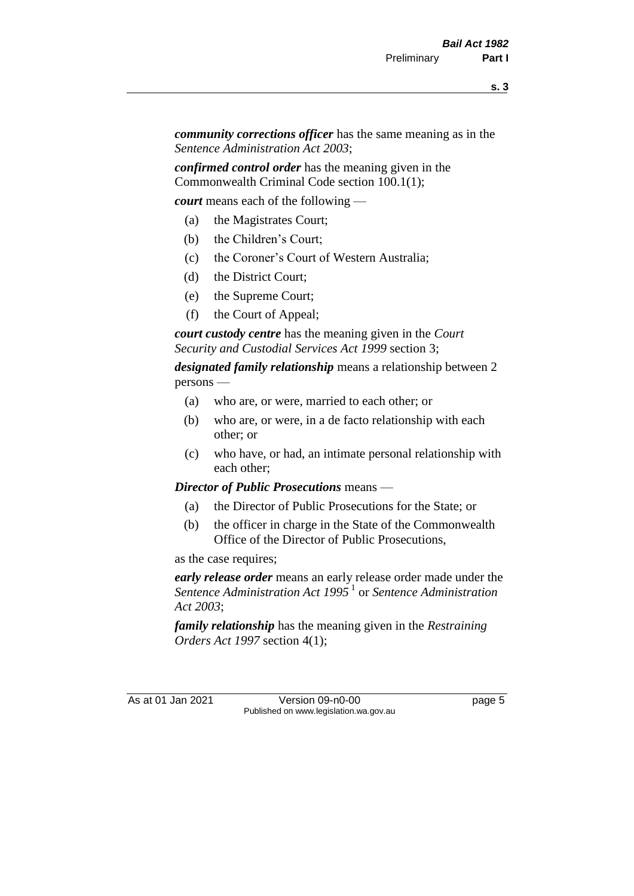***community corrections officer*** has the same meaning as in the *Sentence Administration Act 2003*;

***confirmed control order*** has the meaning given in the Commonwealth Criminal Code section 100.1(1);

***court*** means each of the following —

- (a) the Magistrates Court;
- (b) the Children's Court;
- (c) the Coroner's Court of Western Australia;
- (d) the District Court;
- (e) the Supreme Court;
- (f) the Court of Appeal;

***court custody centre*** has the meaning given in the *Court Security and Custodial Services Act 1999* section 3;

***designated family relationship*** means a relationship between 2 persons —

- (a) who are, or were, married to each other; or
- (b) who are, or were, in a de facto relationship with each other; or
- (c) who have, or had, an intimate personal relationship with each other;

***Director of Public Prosecutions*** means —

- (a) the Director of Public Prosecutions for the State; or
- (b) the officer in charge in the State of the Commonwealth Office of the Director of Public Prosecutions,

as the case requires;

***early release order*** means an early release order made under the *Sentence Administration Act 1995* [1] or *Sentence Administration Act 2003*;

***family relationship*** has the meaning given in the *Restraining Orders Act 1997* section 4(1);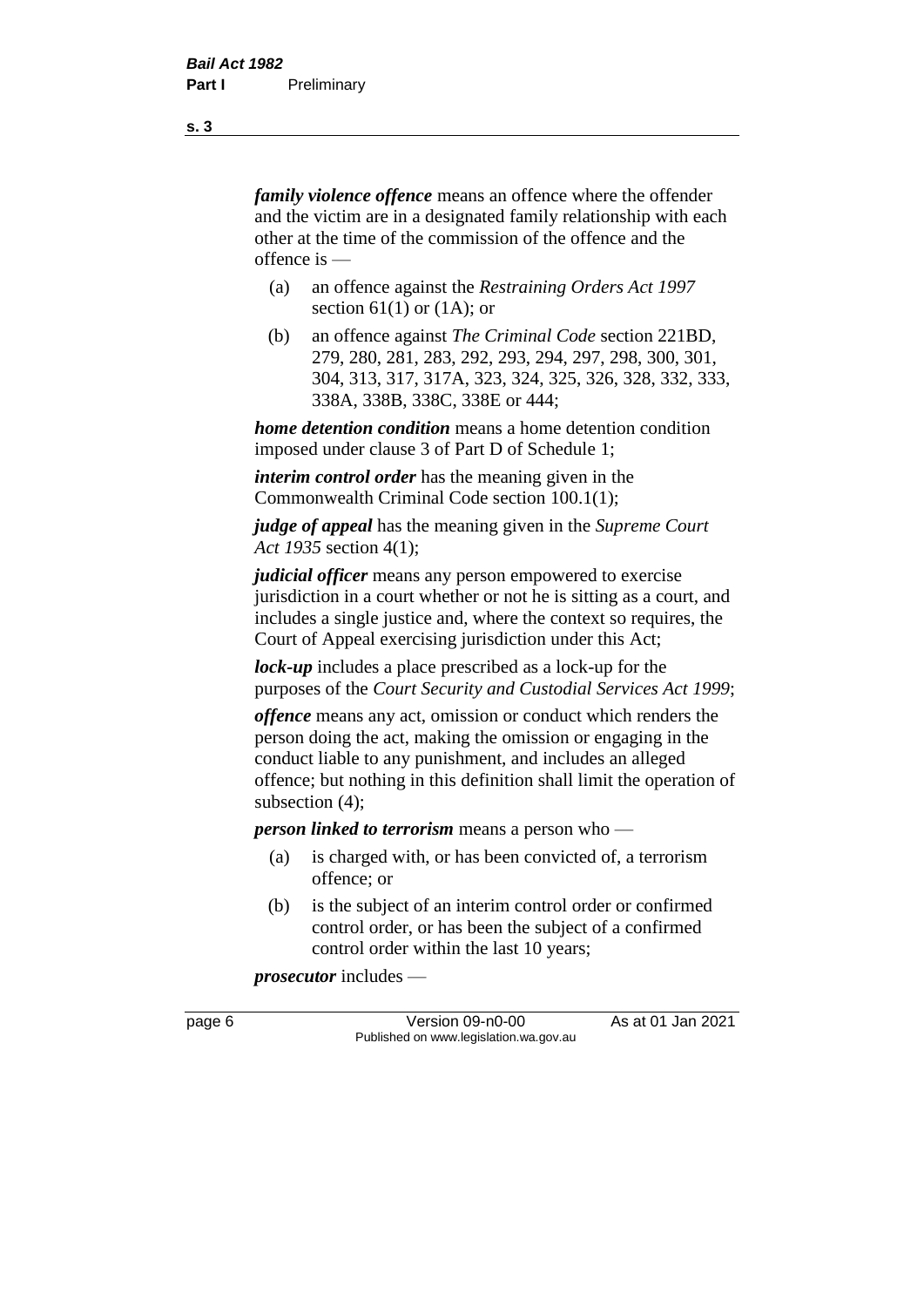***family violence offence*** means an offence where the offender and the victim are in a designated family relationship with each other at the time of the commission of the offence and the offence is —

(a) an offence against the *Restraining Orders Act 1997* section 61(1) or (1A); or

(b) an offence against *The Criminal Code* section 221BD, 279, 280, 281, 283, 292, 293, 294, 297, 298, 300, 301, 304, 313, 317, 317A, 323, 324, 325, 326, 328, 332, 333, 338A, 338B, 338C, 338E or 444;

***home detention condition*** means a home detention condition imposed under clause 3 of Part D of Schedule 1;

***interim control order*** has the meaning given in the Commonwealth Criminal Code section 100.1(1);

***judge of appeal*** has the meaning given in the *Supreme Court Act 1935* section 4(1);

***judicial officer*** means any person empowered to exercise jurisdiction in a court whether or not he is sitting as a court, and includes a single justice and, where the context so requires, the Court of Appeal exercising jurisdiction under this Act;

***lock-up*** includes a place prescribed as a lock-up for the purposes of the *Court Security and Custodial Services Act 1999*;

***offence*** means any act, omission or conduct which renders the person doing the act, making the omission or engaging in the conduct liable to any punishment, and includes an alleged offence; but nothing in this definition shall limit the operation of subsection (4);

***person linked to terrorism*** means a person who —

(a) is charged with, or has been convicted of, a terrorism offence; or

(b) is the subject of an interim control order or confirmed control order, or has been the subject of a confirmed control order within the last 10 years;

***prosecutor*** includes —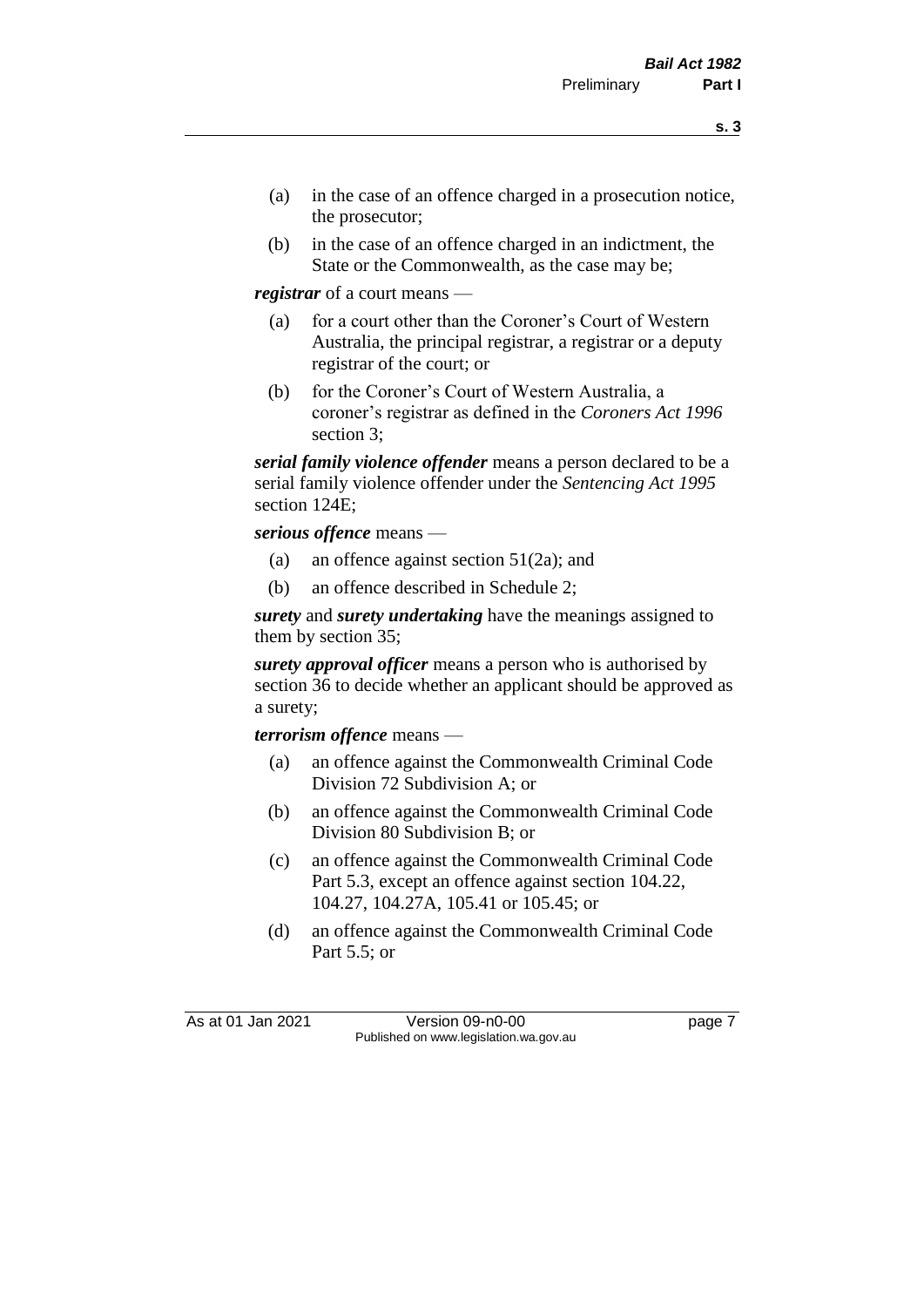- (a) in the case of an offence charged in a prosecution notice, the prosecutor;
- (b) in the case of an offence charged in an indictment, the State or the Commonwealth, as the case may be;

***registrar*** of a court means —

- (a) for a court other than the Coroner's Court of Western Australia, the principal registrar, a registrar or a deputy registrar of the court; or
- (b) for the Coroner's Court of Western Australia, a coroner's registrar as defined in the *Coroners Act 1996* section 3;

***serial family violence offender*** means a person declared to be a serial family violence offender under the *Sentencing Act 1995* section 124E;

***serious offence*** means —

- (a) an offence against section 51(2a); and
- (b) an offence described in Schedule 2;

***surety*** and ***surety undertaking*** have the meanings assigned to them by section 35;

***surety approval officer*** means a person who is authorised by section 36 to decide whether an applicant should be approved as a surety;

***terrorism offence*** means —

- (a) an offence against the Commonwealth Criminal Code Division 72 Subdivision A; or
- (b) an offence against the Commonwealth Criminal Code Division 80 Subdivision B; or
- (c) an offence against the Commonwealth Criminal Code Part 5.3, except an offence against section 104.22, 104.27, 104.27A, 105.41 or 105.45; or
- (d) an offence against the Commonwealth Criminal Code Part 5.5; or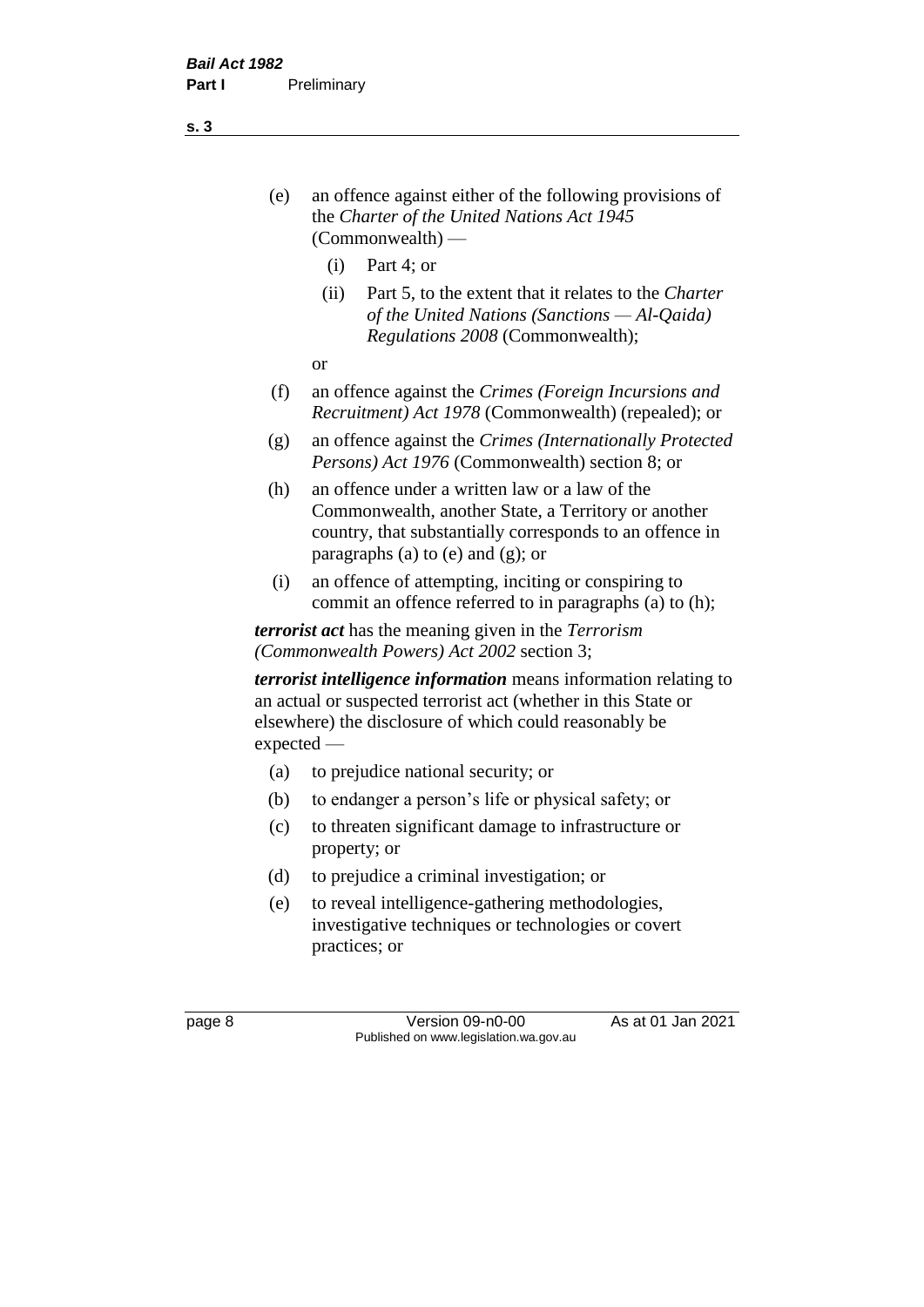(e) an offence against either of the following provisions of the *Charter of the United Nations Act 1945* (Commonwealth) —

  (i) Part 4; or

  (ii) Part 5, to the extent that it relates to the *Charter of the United Nations (Sanctions — Al-Qaida) Regulations 2008* (Commonwealth);

  or

(f) an offence against the *Crimes (Foreign Incursions and Recruitment) Act 1978* (Commonwealth) (repealed); or

(g) an offence against the *Crimes (Internationally Protected Persons) Act 1976* (Commonwealth) section 8; or

(h) an offence under a written law or a law of the Commonwealth, another State, a Territory or another country, that substantially corresponds to an offence in paragraphs (a) to (e) and (g); or

(i) an offence of attempting, inciting or conspiring to commit an offence referred to in paragraphs (a) to (h);

***terrorist act*** has the meaning given in the *Terrorism (Commonwealth Powers) Act 2002* section 3;

***terrorist intelligence information*** means information relating to an actual or suspected terrorist act (whether in this State or elsewhere) the disclosure of which could reasonably be expected —

(a) to prejudice national security; or

(b) to endanger a person's life or physical safety; or

(c) to threaten significant damage to infrastructure or property; or

(d) to prejudice a criminal investigation; or

(e) to reveal intelligence-gathering methodologies, investigative techniques or technologies or covert practices; or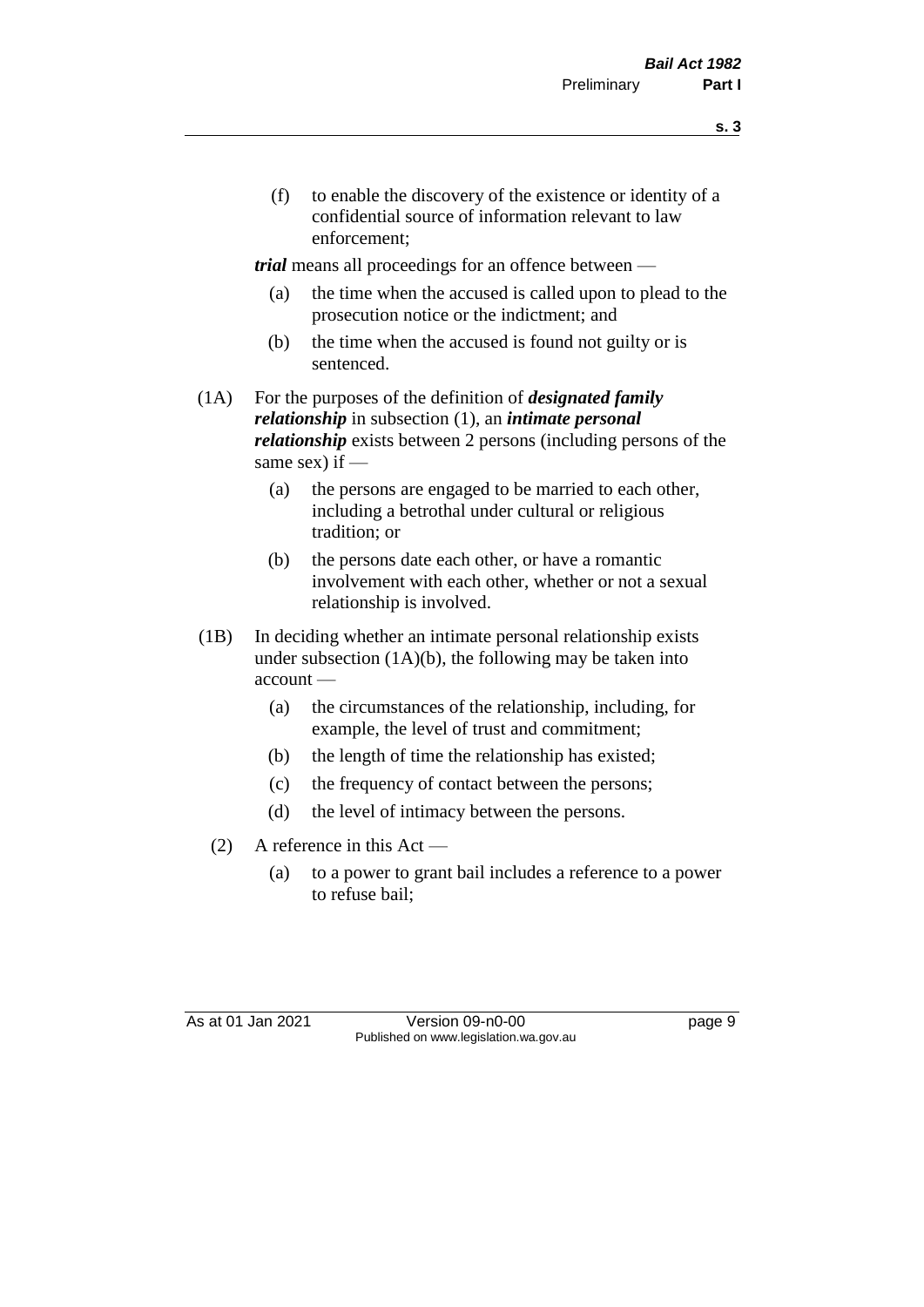(f) to enable the discovery of the existence or identity of a confidential source of information relevant to law enforcement;

***trial*** means all proceedings for an offence between —

(a) the time when the accused is called upon to plead to the prosecution notice or the indictment; and

(b) the time when the accused is found not guilty or is sentenced.

(1A) For the purposes of the definition of ***designated family relationship*** in subsection (1), an ***intimate personal relationship*** exists between 2 persons (including persons of the same sex) if —

(a) the persons are engaged to be married to each other, including a betrothal under cultural or religious tradition; or

(b) the persons date each other, or have a romantic involvement with each other, whether or not a sexual relationship is involved.

(1B) In deciding whether an intimate personal relationship exists under subsection (1A)(b), the following may be taken into account —

(a) the circumstances of the relationship, including, for example, the level of trust and commitment;

(b) the length of time the relationship has existed;

(c) the frequency of contact between the persons;

(d) the level of intimacy between the persons.

(2) A reference in this Act —

(a) to a power to grant bail includes a reference to a power to refuse bail;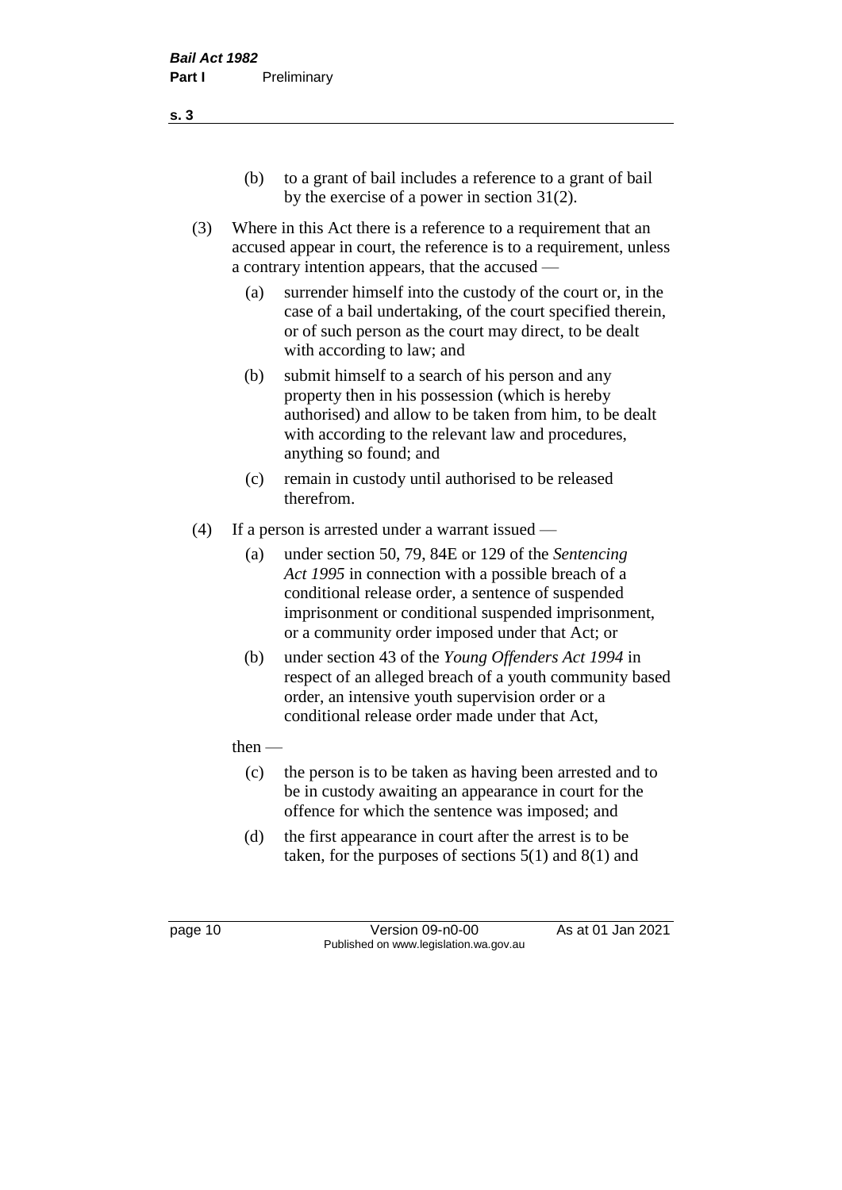(b) to a grant of bail includes a reference to a grant of bail by the exercise of a power in section 31(2).

(3) Where in this Act there is a reference to a requirement that an accused appear in court, the reference is to a requirement, unless a contrary intention appears, that the accused —

(a) surrender himself into the custody of the court or, in the case of a bail undertaking, of the court specified therein, or of such person as the court may direct, to be dealt with according to law; and

(b) submit himself to a search of his person and any property then in his possession (which is hereby authorised) and allow to be taken from him, to be dealt with according to the relevant law and procedures, anything so found; and

(c) remain in custody until authorised to be released therefrom.

(4) If a person is arrested under a warrant issued —

(a) under section 50, 79, 84E or 129 of the *Sentencing Act 1995* in connection with a possible breach of a conditional release order, a sentence of suspended imprisonment or conditional suspended imprisonment, or a community order imposed under that Act; or

(b) under section 43 of the *Young Offenders Act 1994* in respect of an alleged breach of a youth community based order, an intensive youth supervision order or a conditional release order made under that Act,

then —

(c) the person is to be taken as having been arrested and to be in custody awaiting an appearance in court for the offence for which the sentence was imposed; and

(d) the first appearance in court after the arrest is to be taken, for the purposes of sections 5(1) and 8(1) and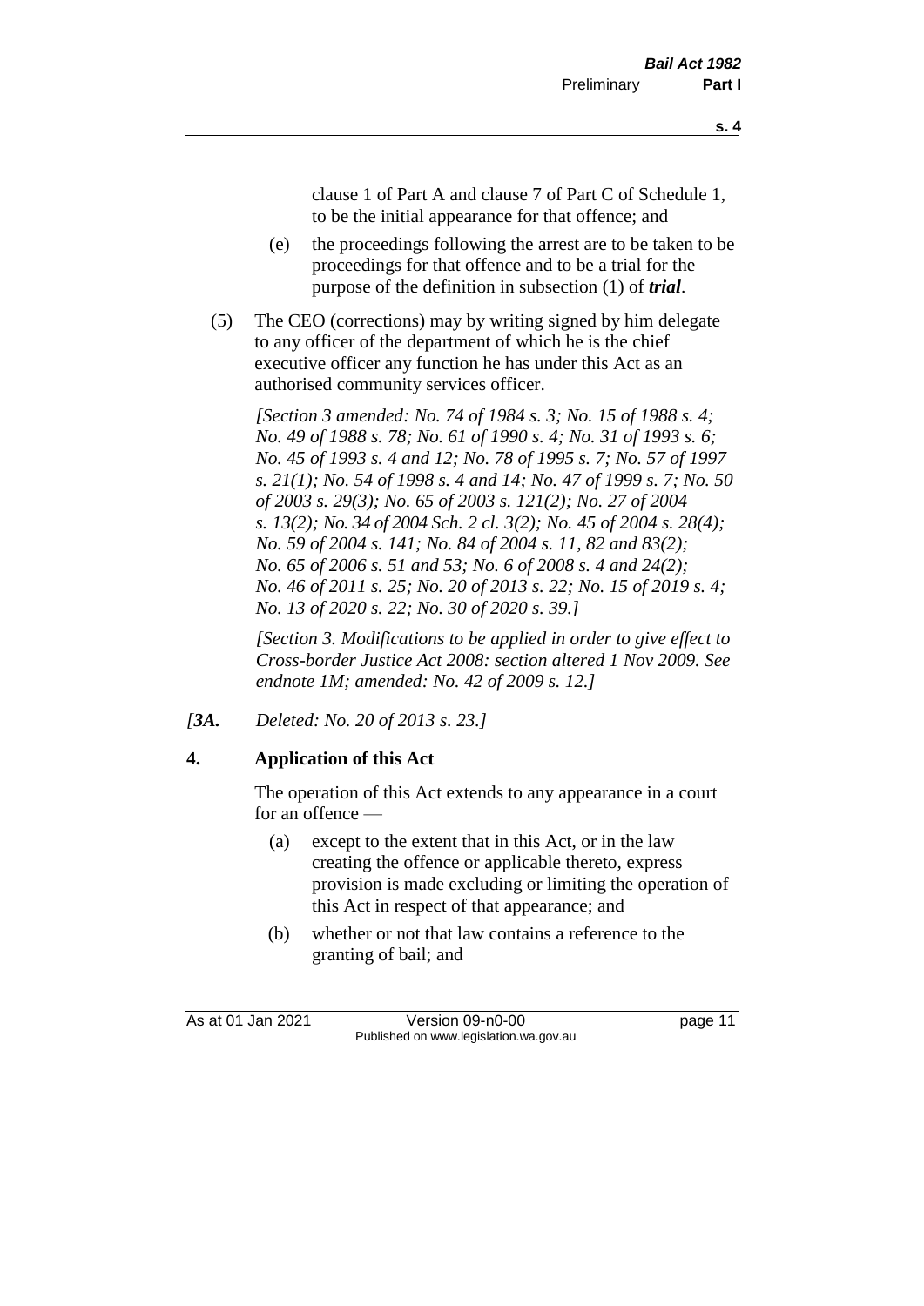clause 1 of Part A and clause 7 of Part C of Schedule 1, to be the initial appearance for that offence; and

(e) the proceedings following the arrest are to be taken to be proceedings for that offence and to be a trial for the purpose of the definition in subsection (1) of ***trial***.

(5) The CEO (corrections) may by writing signed by him delegate to any officer of the department of which he is the chief executive officer any function he has under this Act as an authorised community services officer.

*[Section 3 amended: No. 74 of 1984 s. 3; No. 15 of 1988 s. 4; No. 49 of 1988 s. 78; No. 61 of 1990 s. 4; No. 31 of 1993 s. 6; No. 45 of 1993 s. 4 and 12; No. 78 of 1995 s. 7; No. 57 of 1997 s. 21(1); No. 54 of 1998 s. 4 and 14; No. 47 of 1999 s. 7; No. 50 of 2003 s. 29(3); No. 65 of 2003 s. 121(2); No. 27 of 2004 s. 13(2); No. 34 of 2004 Sch. 2 cl. 3(2); No. 45 of 2004 s. 28(4); No. 59 of 2004 s. 141; No. 84 of 2004 s. 11, 82 and 83(2); No. 65 of 2006 s. 51 and 53; No. 6 of 2008 s. 4 and 24(2); No. 46 of 2011 s. 25; No. 20 of 2013 s. 22; No. 15 of 2019 s. 4; No. 13 of 2020 s. 22; No. 30 of 2020 s. 39.]*

*[Section 3. Modifications to be applied in order to give effect to Cross-border Justice Act 2008: section altered 1 Nov 2009. See endnote 1M; amended: No. 42 of 2009 s. 12.]*

*[**3A.** Deleted: No. 20 of 2013 s. 23.]*

## 4. Application of this Act

The operation of this Act extends to any appearance in a court for an offence —

(a) except to the extent that in this Act, or in the law creating the offence or applicable thereto, express provision is made excluding or limiting the operation of this Act in respect of that appearance; and

(b) whether or not that law contains a reference to the granting of bail; and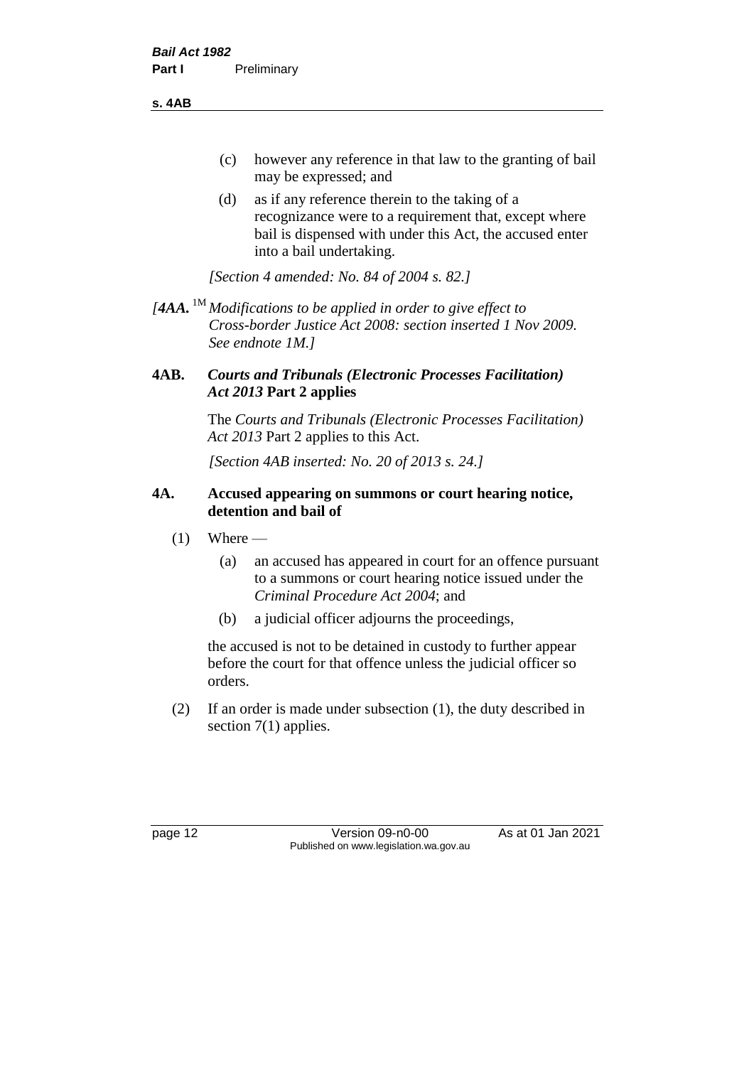(c) however any reference in that law to the granting of bail may be expressed; and

(d) as if any reference therein to the taking of a recognizance were to a requirement that, except where bail is dispensed with under this Act, the accused enter into a bail undertaking.

*[Section 4 amended: No. 84 of 2004 s. 82.]*

*[**4AA.** [1M] Modifications to be applied in order to give effect to Cross-border Justice Act 2008: section inserted 1 Nov 2009. See endnote 1M.]*

### 4AB. *Courts and Tribunals (Electronic Processes Facilitation) Act 2013* Part 2 applies

The *Courts and Tribunals (Electronic Processes Facilitation) Act 2013* Part 2 applies to this Act.

*[Section 4AB inserted: No. 20 of 2013 s. 24.]*

### 4A. Accused appearing on summons or court hearing notice, detention and bail of

(1) Where —

(a) an accused has appeared in court for an offence pursuant to a summons or court hearing notice issued under the *Criminal Procedure Act 2004*; and

(b) a judicial officer adjourns the proceedings,

the accused is not to be detained in custody to further appear before the court for that offence unless the judicial officer so orders.

(2) If an order is made under subsection (1), the duty described in section 7(1) applies.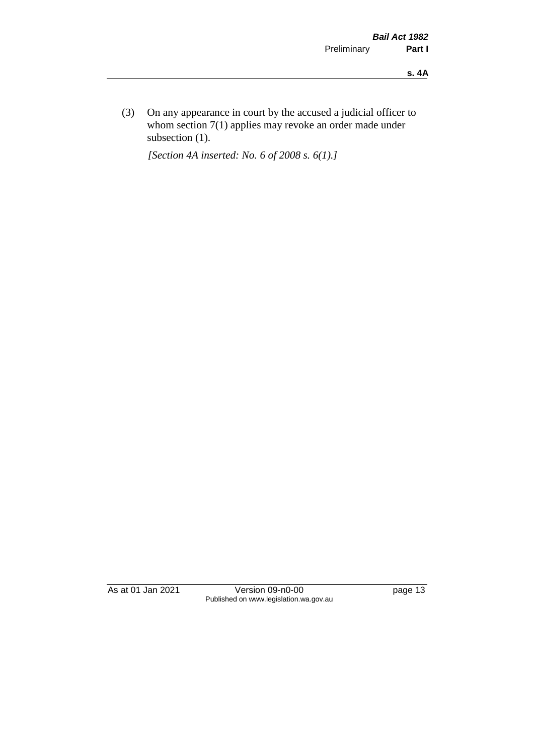(3) On any appearance in court by the accused a judicial officer to whom section 7(1) applies may revoke an order made under subsection (1).

*[Section 4A inserted: No. 6 of 2008 s. 6(1).]*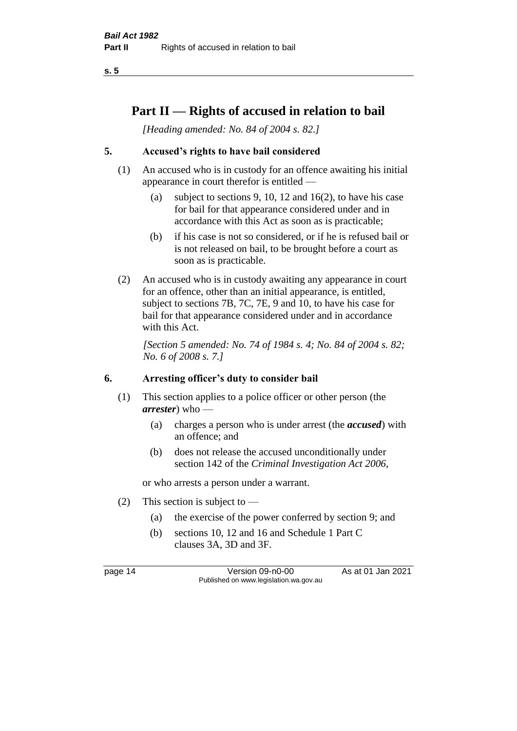# Part II — Rights of accused in relation to bail

*[Heading amended: No. 84 of 2004 s. 82.]*

## 5. Accused's rights to have bail considered

(1) An accused who is in custody for an offence awaiting his initial appearance in court therefor is entitled —

- (a) subject to sections 9, 10, 12 and 16(2), to have his case for bail for that appearance considered under and in accordance with this Act as soon as is practicable;
- (b) if his case is not so considered, or if he is refused bail or is not released on bail, to be brought before a court as soon as is practicable.

(2) An accused who is in custody awaiting any appearance in court for an offence, other than an initial appearance, is entitled, subject to sections 7B, 7C, 7E, 9 and 10, to have his case for bail for that appearance considered under and in accordance with this Act.

*[Section 5 amended: No. 74 of 1984 s. 4; No. 84 of 2004 s. 82; No. 6 of 2008 s. 7.]*

## 6. Arresting officer's duty to consider bail

(1) This section applies to a police officer or other person (the ***arrester***) who —

- (a) charges a person who is under arrest (the ***accused***) with an offence; and
- (b) does not release the accused unconditionally under section 142 of the *Criminal Investigation Act 2006*,

or who arrests a person under a warrant.

(2) This section is subject to —

- (a) the exercise of the power conferred by section 9; and
- (b) sections 10, 12 and 16 and Schedule 1 Part C clauses 3A, 3D and 3F.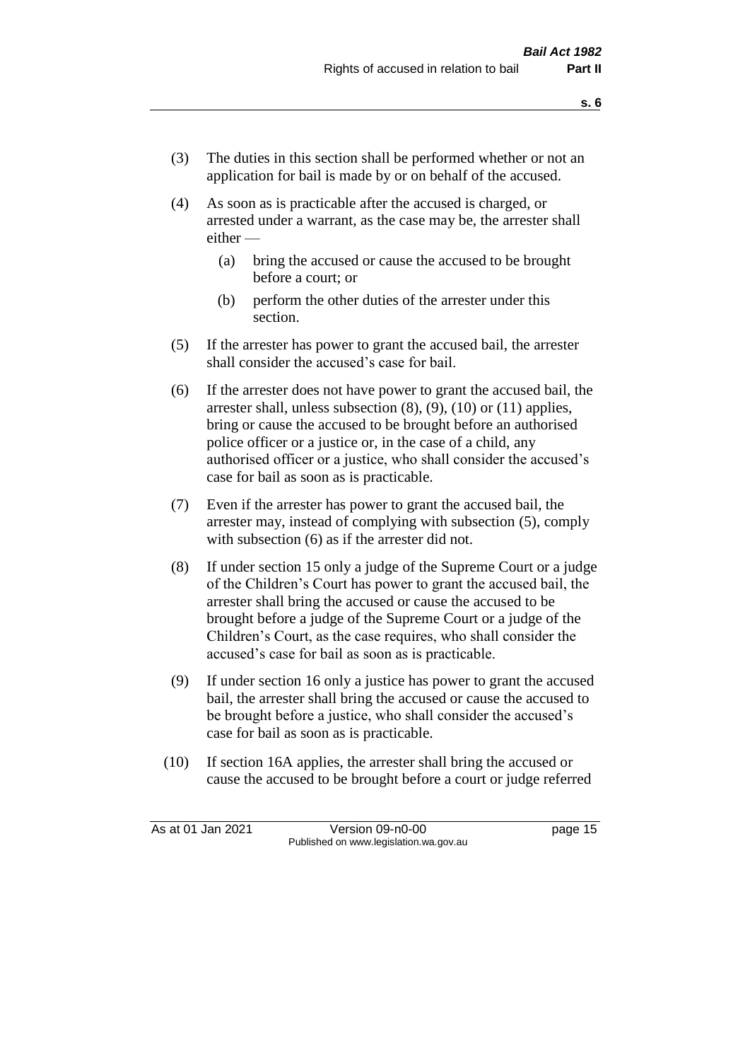(3) The duties in this section shall be performed whether or not an application for bail is made by or on behalf of the accused.

(4) As soon as is practicable after the accused is charged, or arrested under a warrant, as the case may be, the arrester shall either —

  (a) bring the accused or cause the accused to be brought before a court; or

  (b) perform the other duties of the arrester under this section.

(5) If the arrester has power to grant the accused bail, the arrester shall consider the accused's case for bail.

(6) If the arrester does not have power to grant the accused bail, the arrester shall, unless subsection (8), (9), (10) or (11) applies, bring or cause the accused to be brought before an authorised police officer or a justice or, in the case of a child, any authorised officer or a justice, who shall consider the accused's case for bail as soon as is practicable.

(7) Even if the arrester has power to grant the accused bail, the arrester may, instead of complying with subsection (5), comply with subsection (6) as if the arrester did not.

(8) If under section 15 only a judge of the Supreme Court or a judge of the Children's Court has power to grant the accused bail, the arrester shall bring the accused or cause the accused to be brought before a judge of the Supreme Court or a judge of the Children's Court, as the case requires, who shall consider the accused's case for bail as soon as is practicable.

(9) If under section 16 only a justice has power to grant the accused bail, the arrester shall bring the accused or cause the accused to be brought before a justice, who shall consider the accused's case for bail as soon as is practicable.

(10) If section 16A applies, the arrester shall bring the accused or cause the accused to be brought before a court or judge referred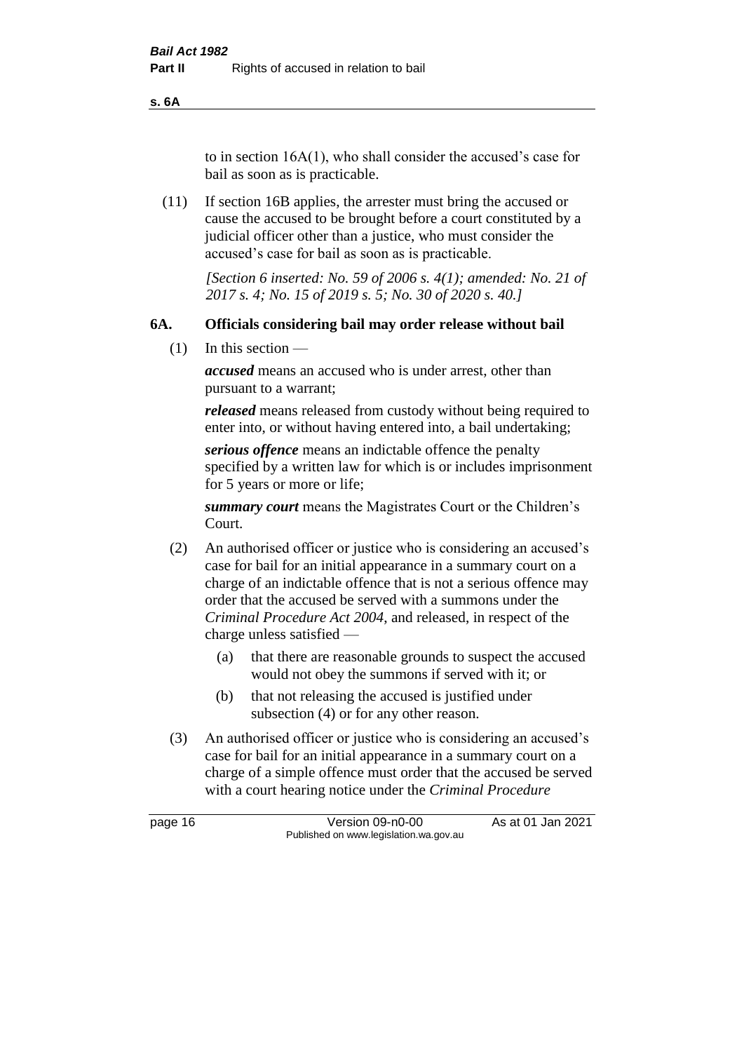to in section 16A(1), who shall consider the accused's case for bail as soon as is practicable.

(11) If section 16B applies, the arrester must bring the accused or cause the accused to be brought before a court constituted by a judicial officer other than a justice, who must consider the accused's case for bail as soon as is practicable.

*[Section 6 inserted: No. 59 of 2006 s. 4(1); amended: No. 21 of 2017 s. 4; No. 15 of 2019 s. 5; No. 30 of 2020 s. 40.]*

### 6A. Officials considering bail may order release without bail

(1) In this section —

***accused*** means an accused who is under arrest, other than pursuant to a warrant;

***released*** means released from custody without being required to enter into, or without having entered into, a bail undertaking;

***serious offence*** means an indictable offence the penalty specified by a written law for which is or includes imprisonment for 5 years or more or life;

***summary court*** means the Magistrates Court or the Children's Court.

(2) An authorised officer or justice who is considering an accused's case for bail for an initial appearance in a summary court on a charge of an indictable offence that is not a serious offence may order that the accused be served with a summons under the *Criminal Procedure Act 2004*, and released, in respect of the charge unless satisfied —

(a) that there are reasonable grounds to suspect the accused would not obey the summons if served with it; or

(b) that not releasing the accused is justified under subsection (4) or for any other reason.

(3) An authorised officer or justice who is considering an accused's case for bail for an initial appearance in a summary court on a charge of a simple offence must order that the accused be served with a court hearing notice under the *Criminal Procedure*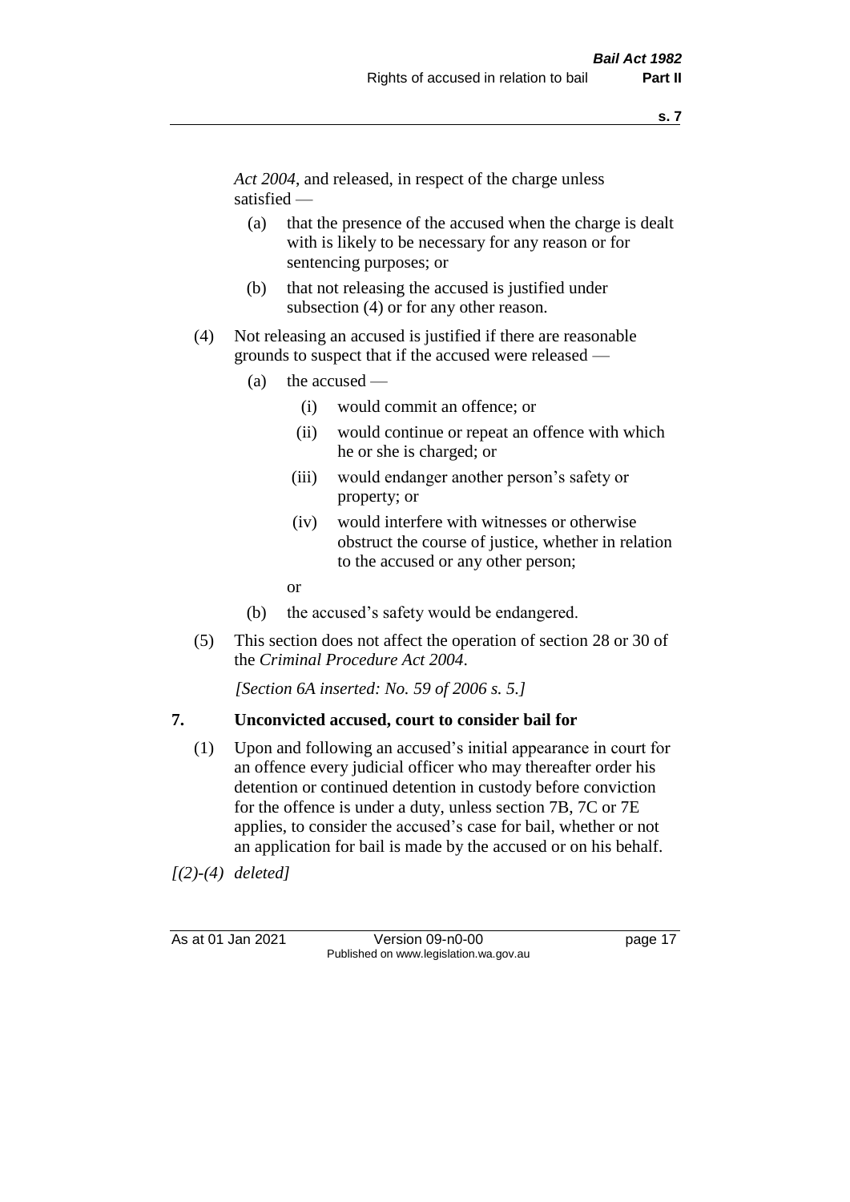*Act 2004*, and released, in respect of the charge unless satisfied —

(a) that the presence of the accused when the charge is dealt with is likely to be necessary for any reason or for sentencing purposes; or

(b) that not releasing the accused is justified under subsection (4) or for any other reason.

(4) Not releasing an accused is justified if there are reasonable grounds to suspect that if the accused were released —

(a) the accused —

(i) would commit an offence; or

(ii) would continue or repeat an offence with which he or she is charged; or

(iii) would endanger another person's safety or property; or

(iv) would interfere with witnesses or otherwise obstruct the course of justice, whether in relation to the accused or any other person;

or

(b) the accused's safety would be endangered.

(5) This section does not affect the operation of section 28 or 30 of the *Criminal Procedure Act 2004*.

*[Section 6A inserted: No. 59 of 2006 s. 5.]*

**7. Unconvicted accused, court to consider bail for**

(1) Upon and following an accused's initial appearance in court for an offence every judicial officer who may thereafter order his detention or continued detention in custody before conviction for the offence is under a duty, unless section 7B, 7C or 7E applies, to consider the accused's case for bail, whether or not an application for bail is made by the accused or on his behalf.

*[(2)-(4) deleted]*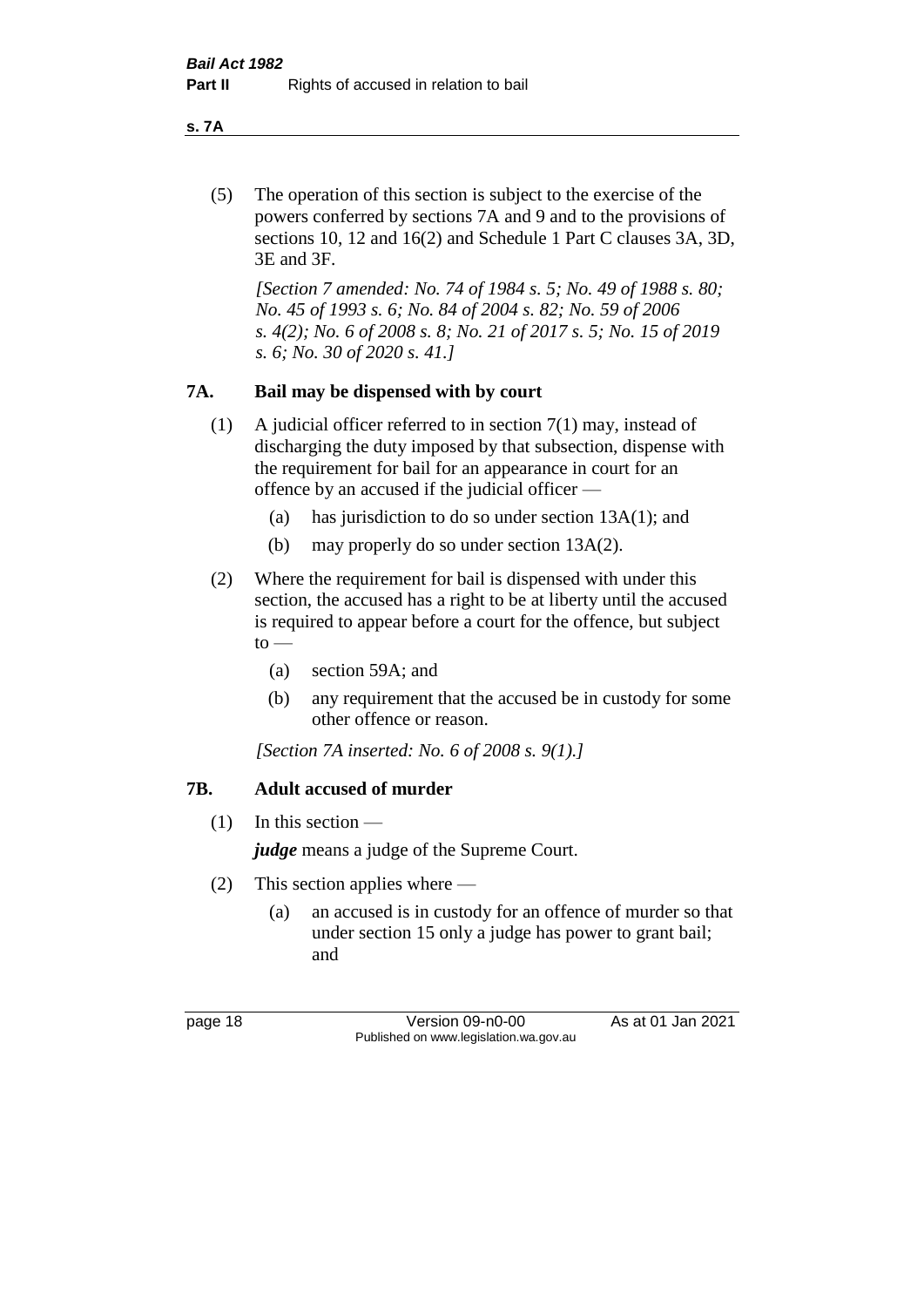(5) The operation of this section is subject to the exercise of the powers conferred by sections 7A and 9 and to the provisions of sections 10, 12 and 16(2) and Schedule 1 Part C clauses 3A, 3D, 3E and 3F.

*[Section 7 amended: No. 74 of 1984 s. 5; No. 49 of 1988 s. 80; No. 45 of 1993 s. 6; No. 84 of 2004 s. 82; No. 59 of 2006 s. 4(2); No. 6 of 2008 s. 8; No. 21 of 2017 s. 5; No. 15 of 2019 s. 6; No. 30 of 2020 s. 41.]*

### 7A. Bail may be dispensed with by court

(1) A judicial officer referred to in section 7(1) may, instead of discharging the duty imposed by that subsection, dispense with the requirement for bail for an appearance in court for an offence by an accused if the judicial officer —

(a) has jurisdiction to do so under section 13A(1); and

(b) may properly do so under section 13A(2).

(2) Where the requirement for bail is dispensed with under this section, the accused has a right to be at liberty until the accused is required to appear before a court for the offence, but subject to —

(a) section 59A; and

(b) any requirement that the accused be in custody for some other offence or reason.

*[Section 7A inserted: No. 6 of 2008 s. 9(1).]*

### 7B. Adult accused of murder

(1) In this section —

***judge*** means a judge of the Supreme Court.

(2) This section applies where —

(a) an accused is in custody for an offence of murder so that under section 15 only a judge has power to grant bail; and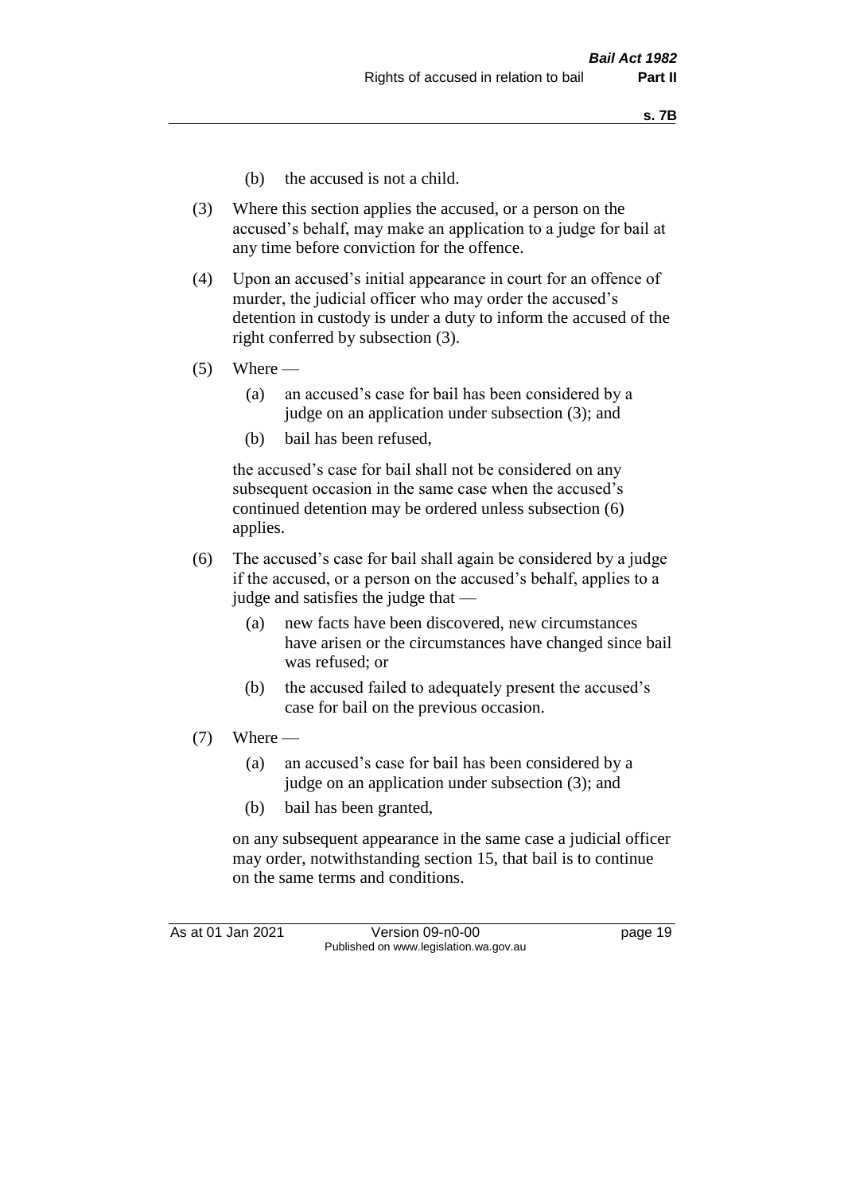(b) the accused is not a child.

(3) Where this section applies the accused, or a person on the accused's behalf, may make an application to a judge for bail at any time before conviction for the offence.

(4) Upon an accused's initial appearance in court for an offence of murder, the judicial officer who may order the accused's detention in custody is under a duty to inform the accused of the right conferred by subsection (3).

(5) Where —

   (a) an accused's case for bail has been considered by a judge on an application under subsection (3); and

   (b) bail has been refused,

   the accused's case for bail shall not be considered on any subsequent occasion in the same case when the accused's continued detention may be ordered unless subsection (6) applies.

(6) The accused's case for bail shall again be considered by a judge if the accused, or a person on the accused's behalf, applies to a judge and satisfies the judge that —

   (a) new facts have been discovered, new circumstances have arisen or the circumstances have changed since bail was refused; or

   (b) the accused failed to adequately present the accused's case for bail on the previous occasion.

(7) Where —

   (a) an accused's case for bail has been considered by a judge on an application under subsection (3); and

   (b) bail has been granted,

   on any subsequent appearance in the same case a judicial officer may order, notwithstanding section 15, that bail is to continue on the same terms and conditions.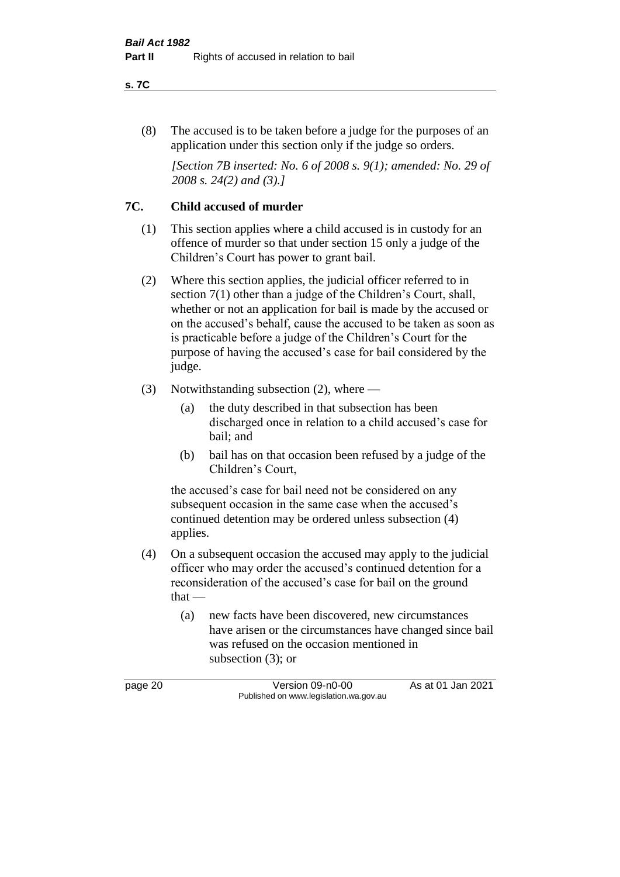(8) The accused is to be taken before a judge for the purposes of an application under this section only if the judge so orders.

*[Section 7B inserted: No. 6 of 2008 s. 9(1); amended: No. 29 of 2008 s. 24(2) and (3).]*

### 7C. Child accused of murder

(1) This section applies where a child accused is in custody for an offence of murder so that under section 15 only a judge of the Children's Court has power to grant bail.

(2) Where this section applies, the judicial officer referred to in section 7(1) other than a judge of the Children's Court, shall, whether or not an application for bail is made by the accused or on the accused's behalf, cause the accused to be taken as soon as is practicable before a judge of the Children's Court for the purpose of having the accused's case for bail considered by the judge.

(3) Notwithstanding subsection (2), where —

- (a) the duty described in that subsection has been discharged once in relation to a child accused's case for bail; and
- (b) bail has on that occasion been refused by a judge of the Children's Court,

the accused's case for bail need not be considered on any subsequent occasion in the same case when the accused's continued detention may be ordered unless subsection (4) applies.

(4) On a subsequent occasion the accused may apply to the judicial officer who may order the accused's continued detention for a reconsideration of the accused's case for bail on the ground that —

- (a) new facts have been discovered, new circumstances have arisen or the circumstances have changed since bail was refused on the occasion mentioned in subsection (3); or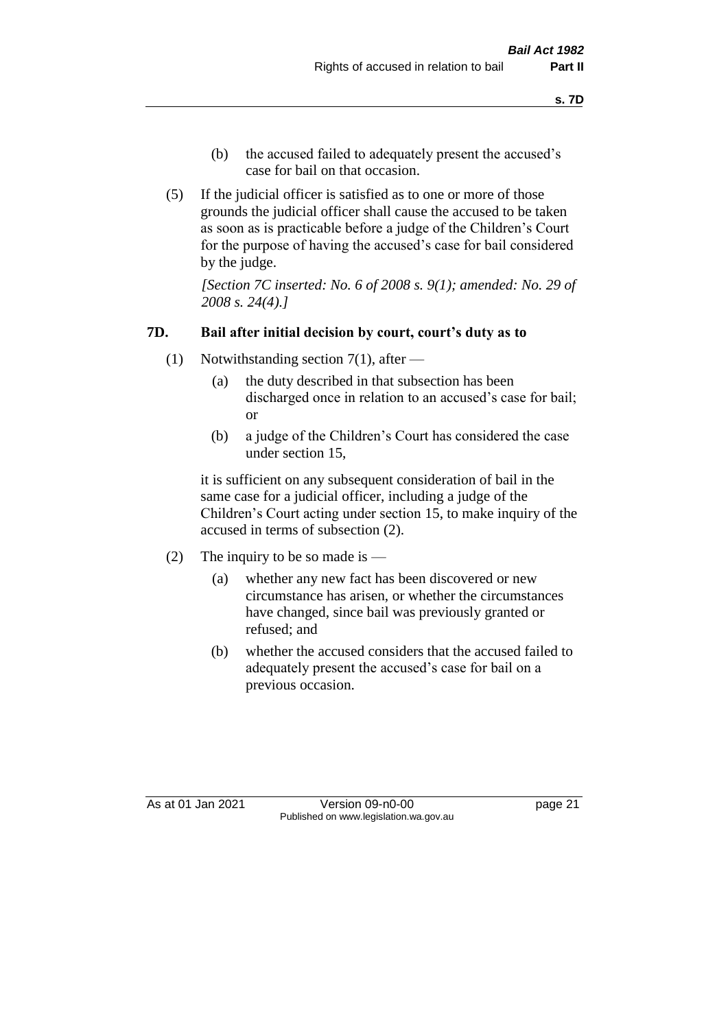(b) the accused failed to adequately present the accused's case for bail on that occasion.

(5) If the judicial officer is satisfied as to one or more of those grounds the judicial officer shall cause the accused to be taken as soon as is practicable before a judge of the Children's Court for the purpose of having the accused's case for bail considered by the judge.

*[Section 7C inserted: No. 6 of 2008 s. 9(1); amended: No. 29 of 2008 s. 24(4).]*

### 7D. Bail after initial decision by court, court's duty as to

(1) Notwithstanding section 7(1), after —

   (a) the duty described in that subsection has been discharged once in relation to an accused's case for bail; or

   (b) a judge of the Children's Court has considered the case under section 15,

   it is sufficient on any subsequent consideration of bail in the same case for a judicial officer, including a judge of the Children's Court acting under section 15, to make inquiry of the accused in terms of subsection (2).

(2) The inquiry to be so made is —

   (a) whether any new fact has been discovered or new circumstance has arisen, or whether the circumstances have changed, since bail was previously granted or refused; and

   (b) whether the accused considers that the accused failed to adequately present the accused's case for bail on a previous occasion.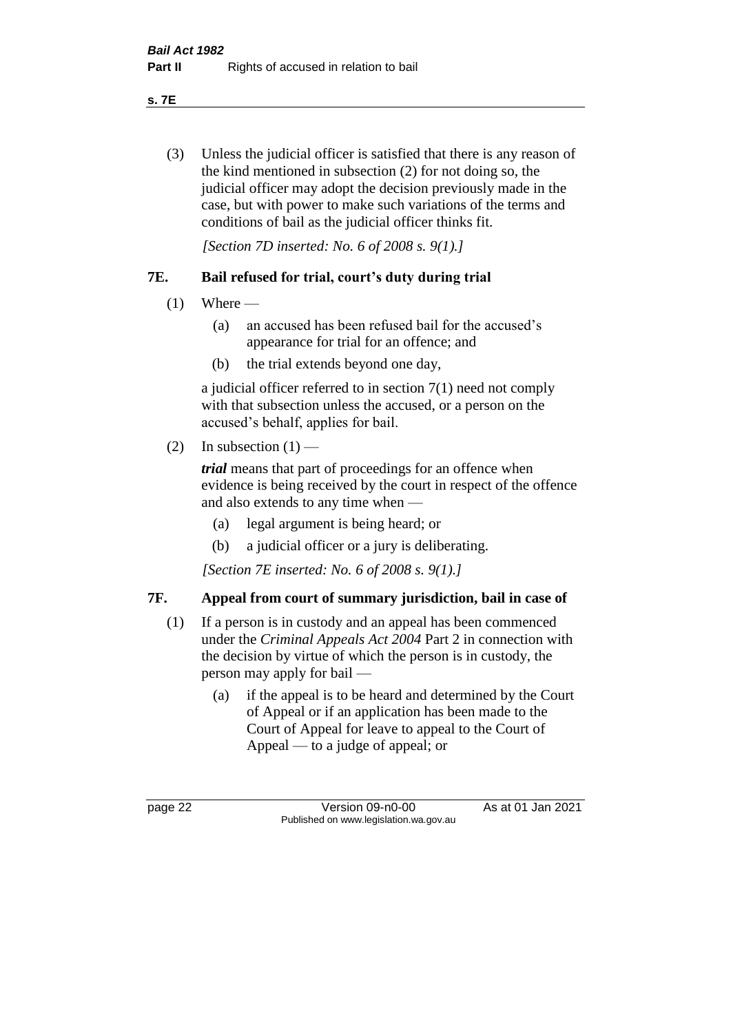(3) Unless the judicial officer is satisfied that there is any reason of the kind mentioned in subsection (2) for not doing so, the judicial officer may adopt the decision previously made in the case, but with power to make such variations of the terms and conditions of bail as the judicial officer thinks fit.

*[Section 7D inserted: No. 6 of 2008 s. 9(1).]*

## 7E. Bail refused for trial, court's duty during trial

(1) Where —

   (a) an accused has been refused bail for the accused's appearance for trial for an offence; and

   (b) the trial extends beyond one day,

a judicial officer referred to in section 7(1) need not comply with that subsection unless the accused, or a person on the accused's behalf, applies for bail.

(2) In subsection (1) —

***trial*** means that part of proceedings for an offence when evidence is being received by the court in respect of the offence and also extends to any time when —

   (a) legal argument is being heard; or

   (b) a judicial officer or a jury is deliberating.

*[Section 7E inserted: No. 6 of 2008 s. 9(1).]*

## 7F. Appeal from court of summary jurisdiction, bail in case of

(1) If a person is in custody and an appeal has been commenced under the *Criminal Appeals Act 2004* Part 2 in connection with the decision by virtue of which the person is in custody, the person may apply for bail —

   (a) if the appeal is to be heard and determined by the Court of Appeal or if an application has been made to the Court of Appeal for leave to appeal to the Court of Appeal — to a judge of appeal; or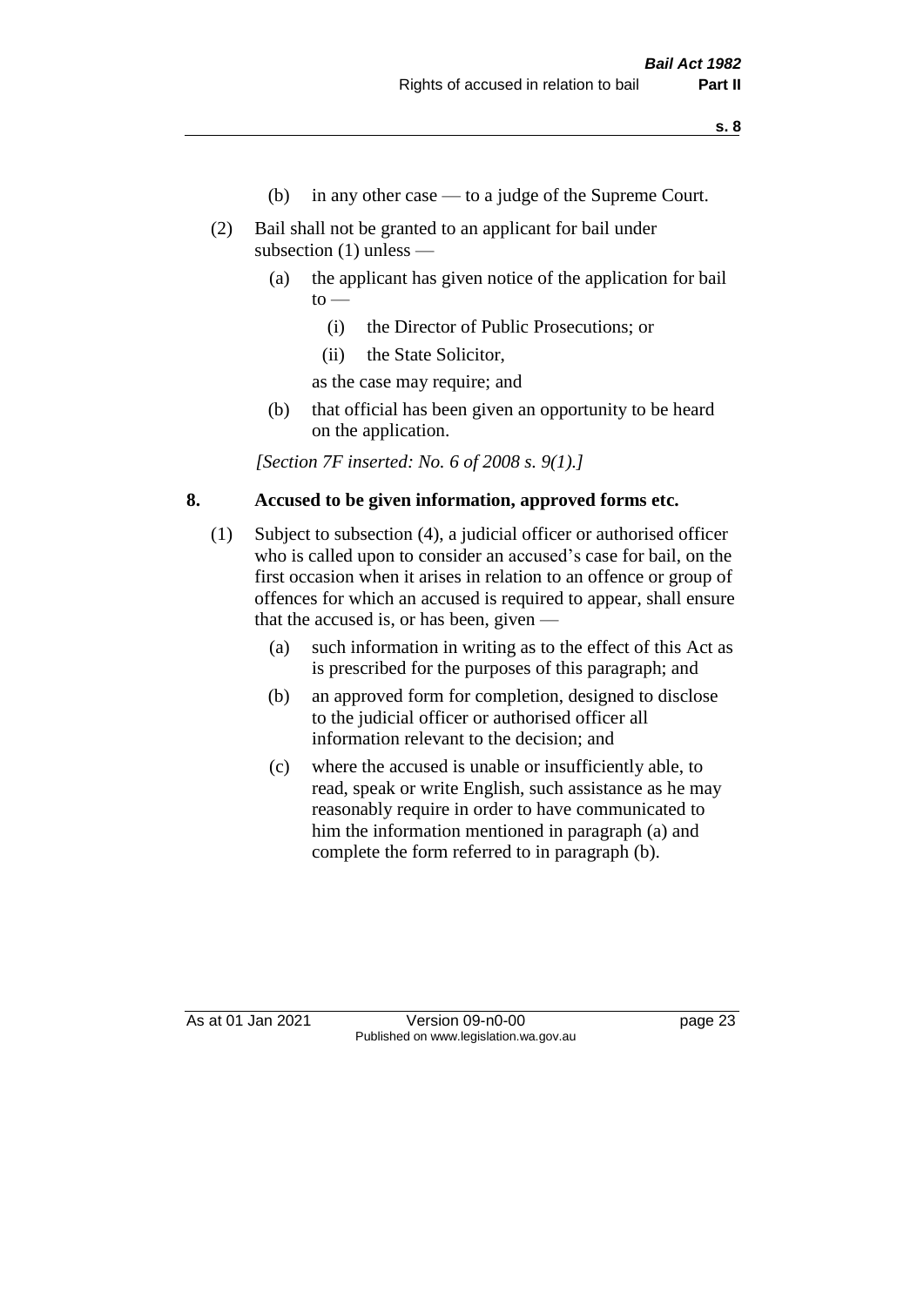(b) in any other case — to a judge of the Supreme Court.

(2) Bail shall not be granted to an applicant for bail under subsection (1) unless —

(a) the applicant has given notice of the application for bail to —

(i) the Director of Public Prosecutions; or

(ii) the State Solicitor,

as the case may require; and

(b) that official has been given an opportunity to be heard on the application.

*[Section 7F inserted: No. 6 of 2008 s. 9(1).]*

## 8. Accused to be given information, approved forms etc.

(1) Subject to subsection (4), a judicial officer or authorised officer who is called upon to consider an accused's case for bail, on the first occasion when it arises in relation to an offence or group of offences for which an accused is required to appear, shall ensure that the accused is, or has been, given —

(a) such information in writing as to the effect of this Act as is prescribed for the purposes of this paragraph; and

(b) an approved form for completion, designed to disclose to the judicial officer or authorised officer all information relevant to the decision; and

(c) where the accused is unable or insufficiently able, to read, speak or write English, such assistance as he may reasonably require in order to have communicated to him the information mentioned in paragraph (a) and complete the form referred to in paragraph (b).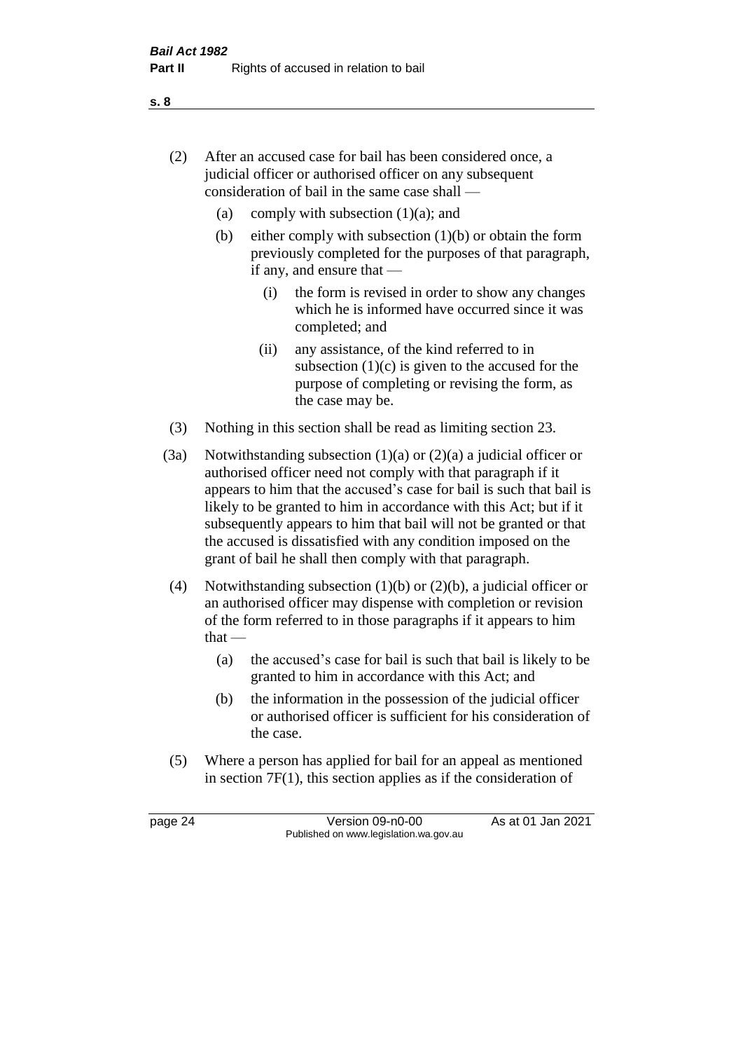(2) After an accused case for bail has been considered once, a judicial officer or authorised officer on any subsequent consideration of bail in the same case shall —

  (a) comply with subsection (1)(a); and

  (b) either comply with subsection (1)(b) or obtain the form previously completed for the purposes of that paragraph, if any, and ensure that —

    (i) the form is revised in order to show any changes which he is informed have occurred since it was completed; and

    (ii) any assistance, of the kind referred to in subsection (1)(c) is given to the accused for the purpose of completing or revising the form, as the case may be.

(3) Nothing in this section shall be read as limiting section 23.

(3a) Notwithstanding subsection (1)(a) or (2)(a) a judicial officer or authorised officer need not comply with that paragraph if it appears to him that the accused's case for bail is such that bail is likely to be granted to him in accordance with this Act; but if it subsequently appears to him that bail will not be granted or that the accused is dissatisfied with any condition imposed on the grant of bail he shall then comply with that paragraph.

(4) Notwithstanding subsection (1)(b) or (2)(b), a judicial officer or an authorised officer may dispense with completion or revision of the form referred to in those paragraphs if it appears to him that —

  (a) the accused's case for bail is such that bail is likely to be granted to him in accordance with this Act; and

  (b) the information in the possession of the judicial officer or authorised officer is sufficient for his consideration of the case.

(5) Where a person has applied for bail for an appeal as mentioned in section 7F(1), this section applies as if the consideration of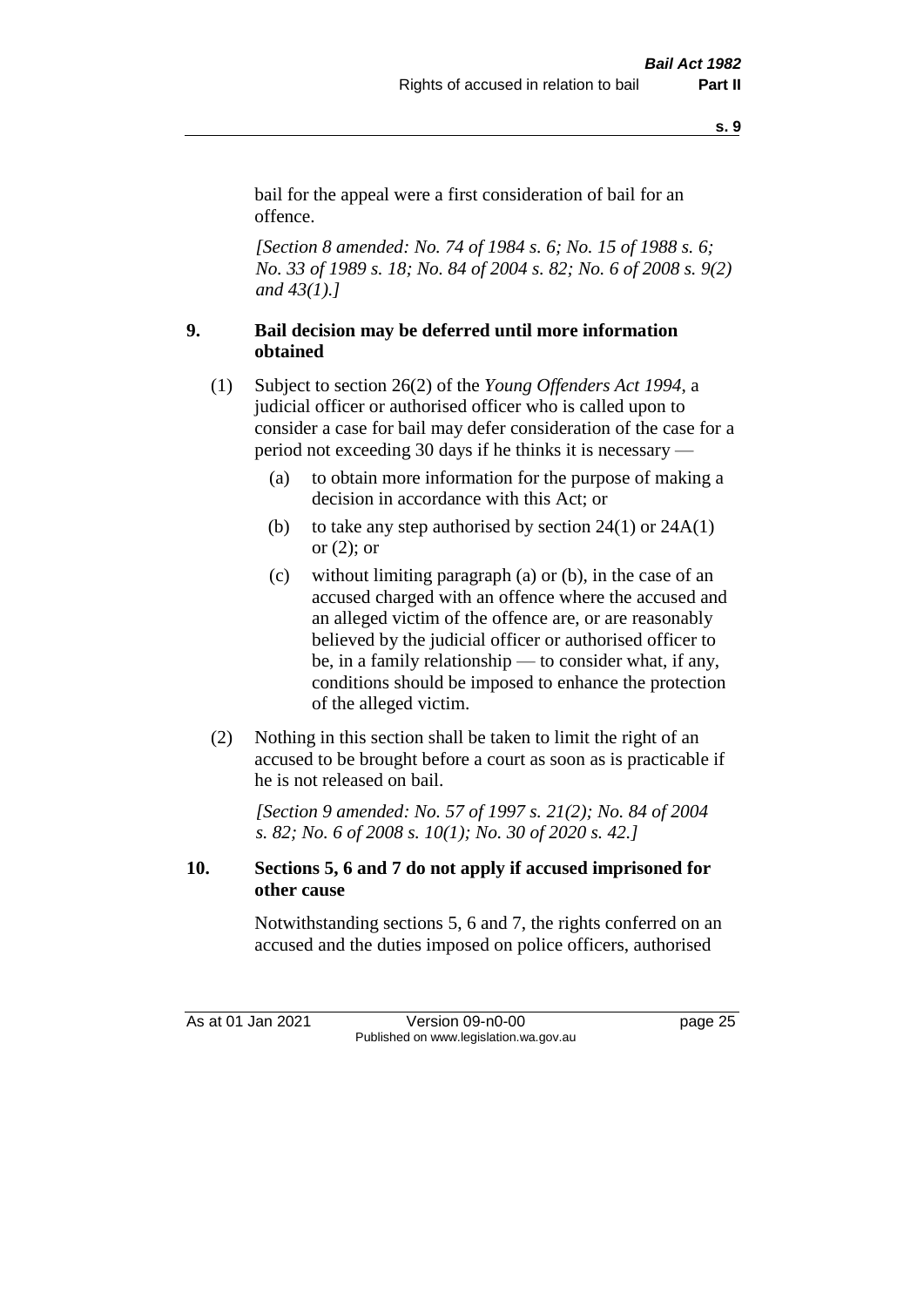bail for the appeal were a first consideration of bail for an offence.

*[Section 8 amended: No. 74 of 1984 s. 6; No. 15 of 1988 s. 6; No. 33 of 1989 s. 18; No. 84 of 2004 s. 82; No. 6 of 2008 s. 9(2) and 43(1).]*

### 9. Bail decision may be deferred until more information obtained

(1) Subject to section 26(2) of the *Young Offenders Act 1994*, a judicial officer or authorised officer who is called upon to consider a case for bail may defer consideration of the case for a period not exceeding 30 days if he thinks it is necessary —

- (a) to obtain more information for the purpose of making a decision in accordance with this Act; or
- (b) to take any step authorised by section 24(1) or 24A(1) or (2); or
- (c) without limiting paragraph (a) or (b), in the case of an accused charged with an offence where the accused and an alleged victim of the offence are, or are reasonably believed by the judicial officer or authorised officer to be, in a family relationship — to consider what, if any, conditions should be imposed to enhance the protection of the alleged victim.

(2) Nothing in this section shall be taken to limit the right of an accused to be brought before a court as soon as is practicable if he is not released on bail.

*[Section 9 amended: No. 57 of 1997 s. 21(2); No. 84 of 2004 s. 82; No. 6 of 2008 s. 10(1); No. 30 of 2020 s. 42.]*

### 10. Sections 5, 6 and 7 do not apply if accused imprisoned for other cause

Notwithstanding sections 5, 6 and 7, the rights conferred on an accused and the duties imposed on police officers, authorised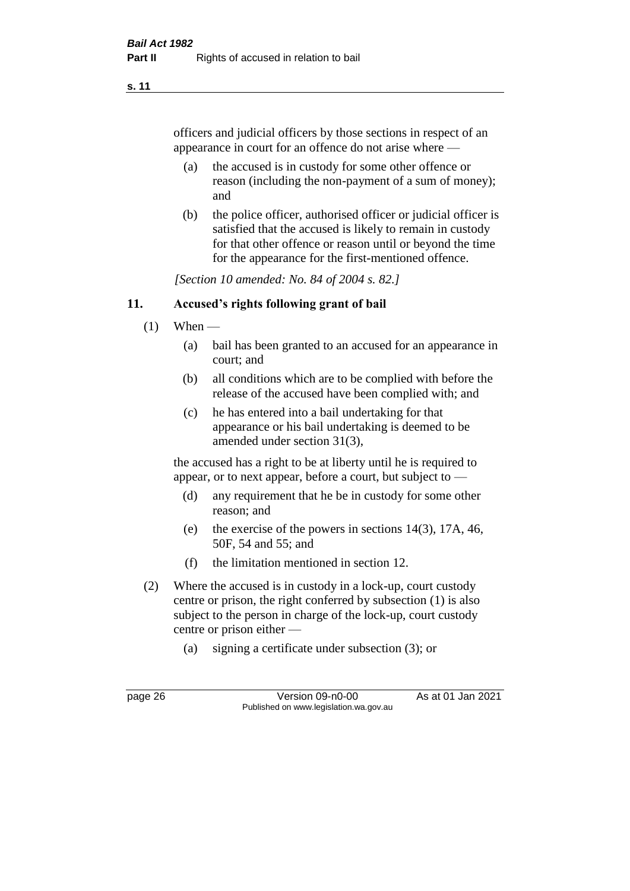officers and judicial officers by those sections in respect of an appearance in court for an offence do not arise where —

(a) the accused is in custody for some other offence or reason (including the non-payment of a sum of money); and

(b) the police officer, authorised officer or judicial officer is satisfied that the accused is likely to remain in custody for that other offence or reason until or beyond the time for the appearance for the first-mentioned offence.

*[Section 10 amended: No. 84 of 2004 s. 82.]*

## 11. Accused's rights following grant of bail

(1) When —

(a) bail has been granted to an accused for an appearance in court; and

(b) all conditions which are to be complied with before the release of the accused have been complied with; and

(c) he has entered into a bail undertaking for that appearance or his bail undertaking is deemed to be amended under section 31(3),

the accused has a right to be at liberty until he is required to appear, or to next appear, before a court, but subject to —

(d) any requirement that he be in custody for some other reason; and

(e) the exercise of the powers in sections 14(3), 17A, 46, 50F, 54 and 55; and

(f) the limitation mentioned in section 12.

(2) Where the accused is in custody in a lock-up, court custody centre or prison, the right conferred by subsection (1) is also subject to the person in charge of the lock-up, court custody centre or prison either —

(a) signing a certificate under subsection (3); or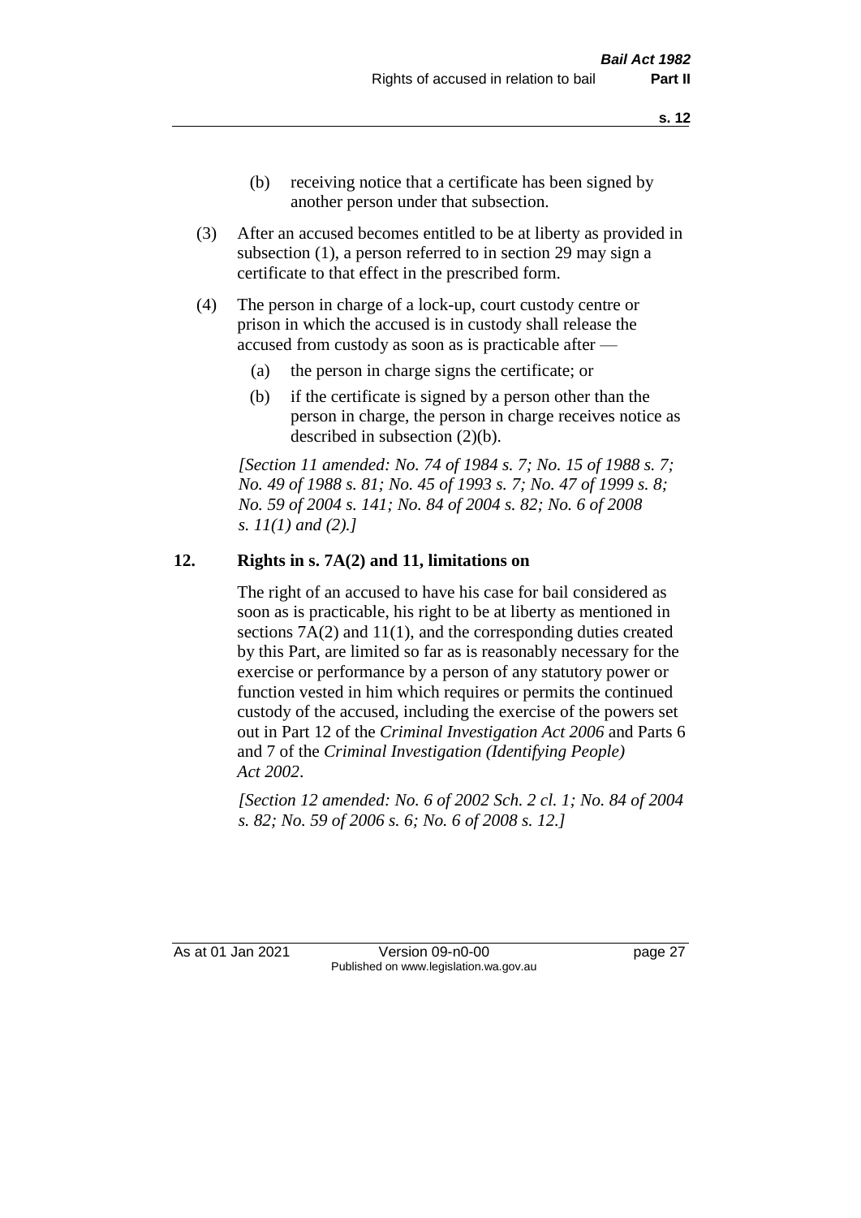(b) receiving notice that a certificate has been signed by another person under that subsection.

(3) After an accused becomes entitled to be at liberty as provided in subsection (1), a person referred to in section 29 may sign a certificate to that effect in the prescribed form.

(4) The person in charge of a lock-up, court custody centre or prison in which the accused is in custody shall release the accused from custody as soon as is practicable after —

(a) the person in charge signs the certificate; or

(b) if the certificate is signed by a person other than the person in charge, the person in charge receives notice as described in subsection (2)(b).

*[Section 11 amended: No. 74 of 1984 s. 7; No. 15 of 1988 s. 7; No. 49 of 1988 s. 81; No. 45 of 1993 s. 7; No. 47 of 1999 s. 8; No. 59 of 2004 s. 141; No. 84 of 2004 s. 82; No. 6 of 2008 s. 11(1) and (2).]*

## 12. Rights in s. 7A(2) and 11, limitations on

The right of an accused to have his case for bail considered as soon as is practicable, his right to be at liberty as mentioned in sections 7A(2) and 11(1), and the corresponding duties created by this Part, are limited so far as is reasonably necessary for the exercise or performance by a person of any statutory power or function vested in him which requires or permits the continued custody of the accused, including the exercise of the powers set out in Part 12 of the *Criminal Investigation Act 2006* and Parts 6 and 7 of the *Criminal Investigation (Identifying People) Act 2002*.

*[Section 12 amended: No. 6 of 2002 Sch. 2 cl. 1; No. 84 of 2004 s. 82; No. 59 of 2006 s. 6; No. 6 of 2008 s. 12.]*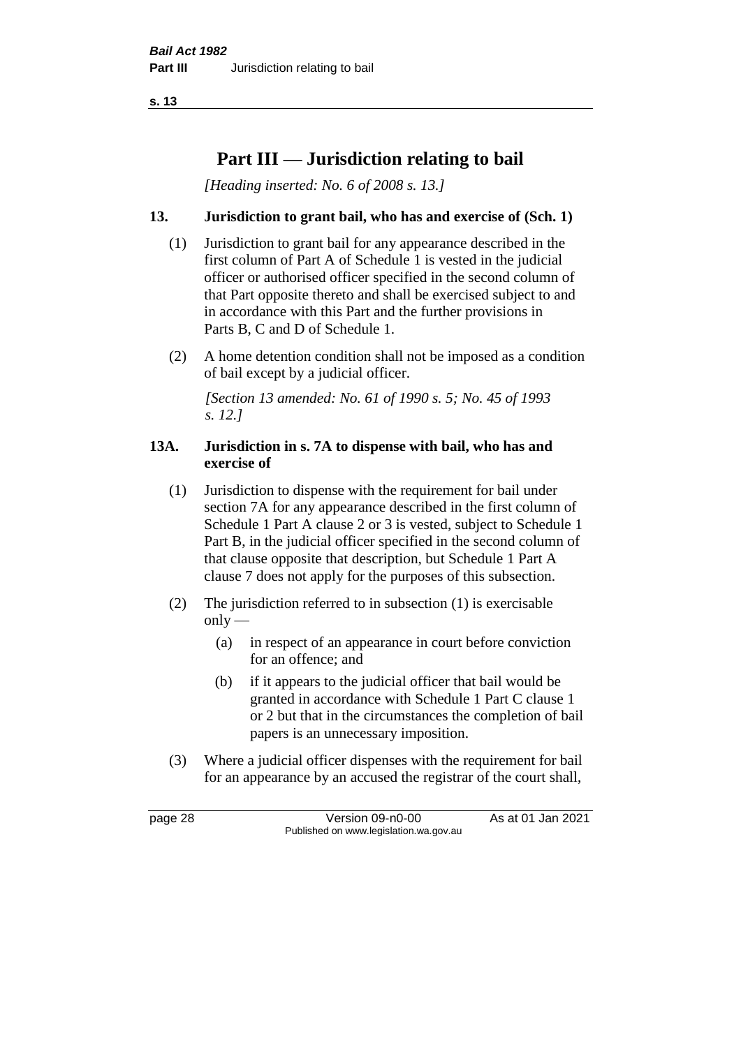# Part III — Jurisdiction relating to bail

*[Heading inserted: No. 6 of 2008 s. 13.]*

## 13. Jurisdiction to grant bail, who has and exercise of (Sch. 1)

(1) Jurisdiction to grant bail for any appearance described in the first column of Part A of Schedule 1 is vested in the judicial officer or authorised officer specified in the second column of that Part opposite thereto and shall be exercised subject to and in accordance with this Part and the further provisions in Parts B, C and D of Schedule 1.

(2) A home detention condition shall not be imposed as a condition of bail except by a judicial officer.

*[Section 13 amended: No. 61 of 1990 s. 5; No. 45 of 1993 s. 12.]*

## 13A. Jurisdiction in s. 7A to dispense with bail, who has and exercise of

(1) Jurisdiction to dispense with the requirement for bail under section 7A for any appearance described in the first column of Schedule 1 Part A clause 2 or 3 is vested, subject to Schedule 1 Part B, in the judicial officer specified in the second column of that clause opposite that description, but Schedule 1 Part A clause 7 does not apply for the purposes of this subsection.

(2) The jurisdiction referred to in subsection (1) is exercisable only —

(a) in respect of an appearance in court before conviction for an offence; and

(b) if it appears to the judicial officer that bail would be granted in accordance with Schedule 1 Part C clause 1 or 2 but that in the circumstances the completion of bail papers is an unnecessary imposition.

(3) Where a judicial officer dispenses with the requirement for bail for an appearance by an accused the registrar of the court shall,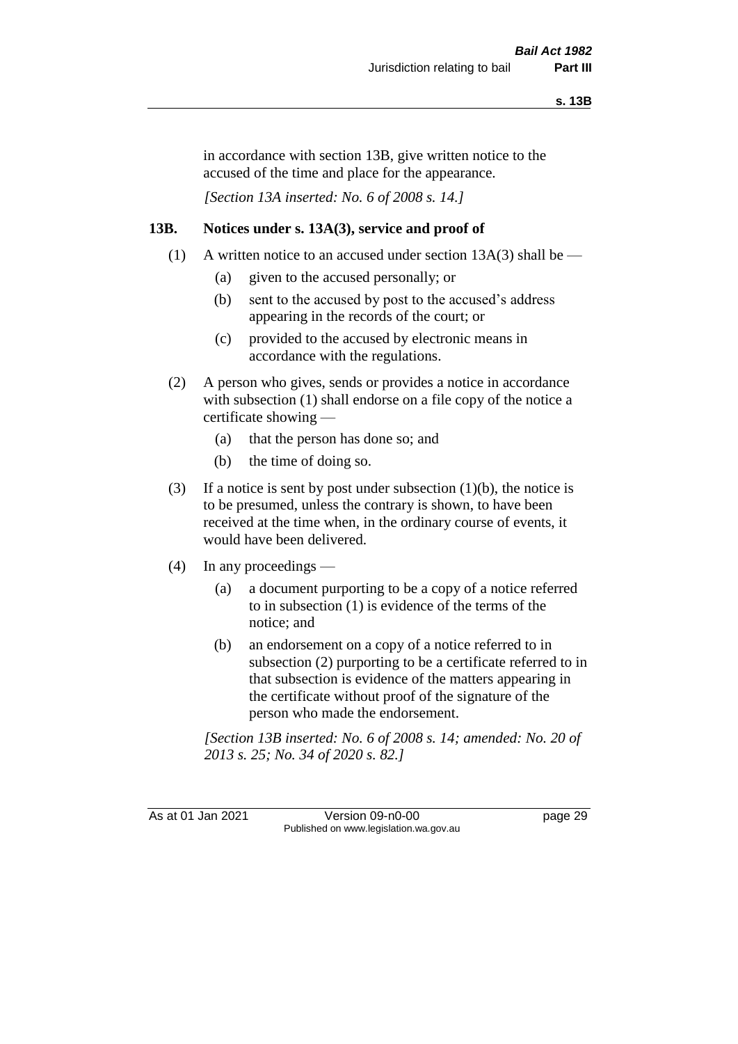in accordance with section 13B, give written notice to the accused of the time and place for the appearance.

*[Section 13A inserted: No. 6 of 2008 s. 14.]*

### 13B. Notices under s. 13A(3), service and proof of

(1) A written notice to an accused under section 13A(3) shall be —

(a) given to the accused personally; or

(b) sent to the accused by post to the accused's address appearing in the records of the court; or

(c) provided to the accused by electronic means in accordance with the regulations.

(2) A person who gives, sends or provides a notice in accordance with subsection (1) shall endorse on a file copy of the notice a certificate showing —

(a) that the person has done so; and

(b) the time of doing so.

(3) If a notice is sent by post under subsection (1)(b), the notice is to be presumed, unless the contrary is shown, to have been received at the time when, in the ordinary course of events, it would have been delivered.

(4) In any proceedings —

(a) a document purporting to be a copy of a notice referred to in subsection (1) is evidence of the terms of the notice; and

(b) an endorsement on a copy of a notice referred to in subsection (2) purporting to be a certificate referred to in that subsection is evidence of the matters appearing in the certificate without proof of the signature of the person who made the endorsement.

*[Section 13B inserted: No. 6 of 2008 s. 14; amended: No. 20 of 2013 s. 25; No. 34 of 2020 s. 82.]*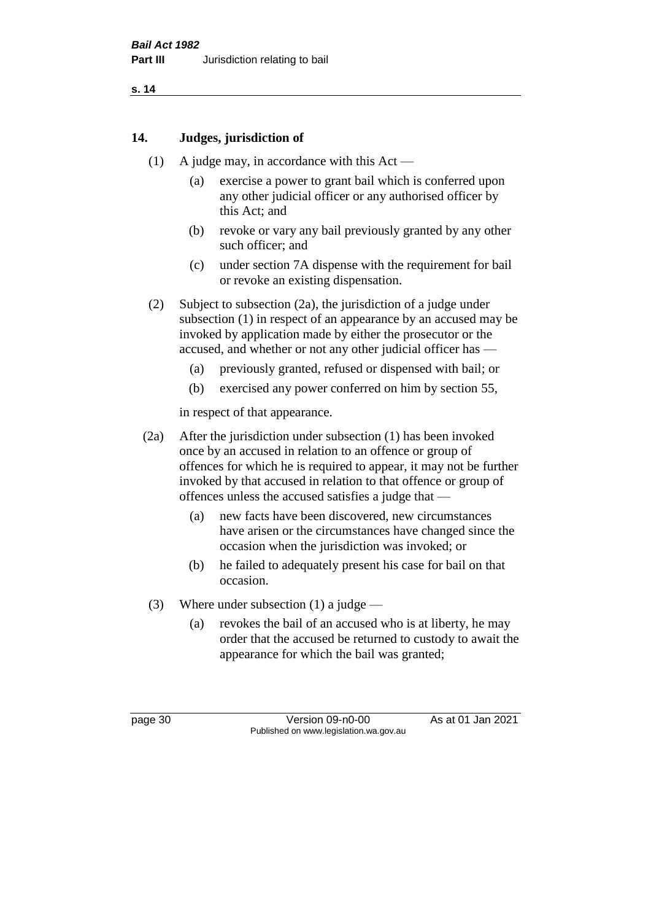## 14. Judges, jurisdiction of

(1) A judge may, in accordance with this Act —

- (a) exercise a power to grant bail which is conferred upon any other judicial officer or any authorised officer by this Act; and
- (b) revoke or vary any bail previously granted by any other such officer; and
- (c) under section 7A dispense with the requirement for bail or revoke an existing dispensation.

(2) Subject to subsection (2a), the jurisdiction of a judge under subsection (1) in respect of an appearance by an accused may be invoked by application made by either the prosecutor or the accused, and whether or not any other judicial officer has —

- (a) previously granted, refused or dispensed with bail; or
- (b) exercised any power conferred on him by section 55,

in respect of that appearance.

(2a) After the jurisdiction under subsection (1) has been invoked once by an accused in relation to an offence or group of offences for which he is required to appear, it may not be further invoked by that accused in relation to that offence or group of offences unless the accused satisfies a judge that —

- (a) new facts have been discovered, new circumstances have arisen or the circumstances have changed since the occasion when the jurisdiction was invoked; or
- (b) he failed to adequately present his case for bail on that occasion.

(3) Where under subsection (1) a judge —

- (a) revokes the bail of an accused who is at liberty, he may order that the accused be returned to custody to await the appearance for which the bail was granted;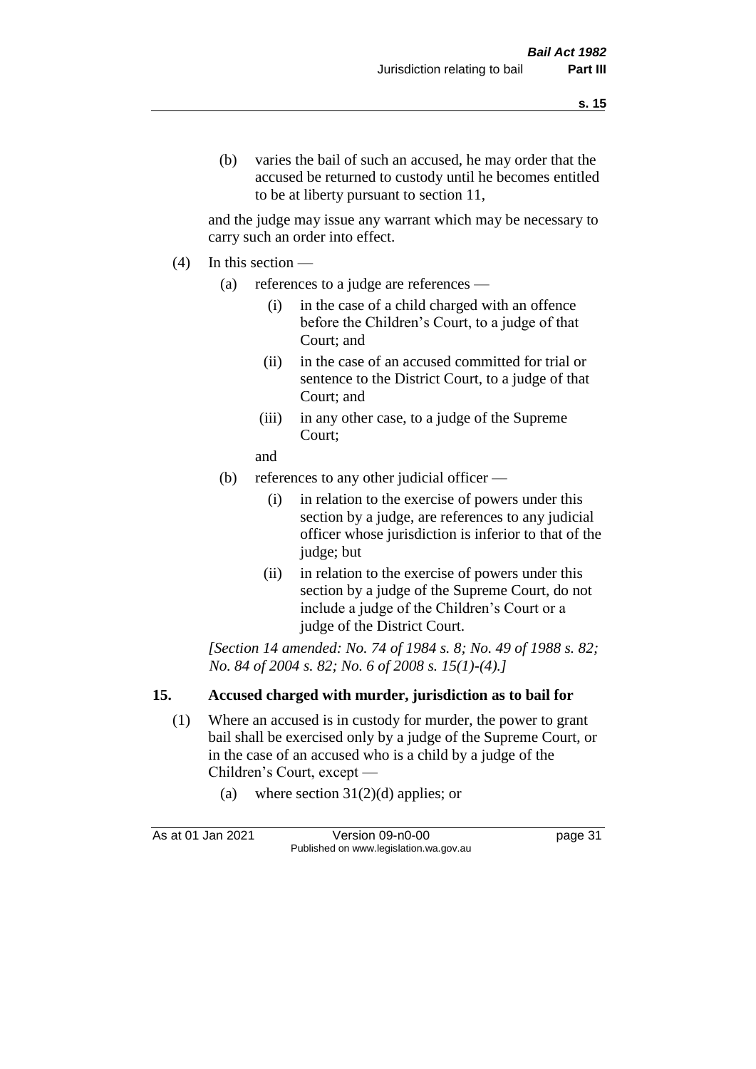(b) varies the bail of such an accused, he may order that the accused be returned to custody until he becomes entitled to be at liberty pursuant to section 11,

and the judge may issue any warrant which may be necessary to carry such an order into effect.

(4) In this section —

(a) references to a judge are references —

(i) in the case of a child charged with an offence before the Children's Court, to a judge of that Court; and

(ii) in the case of an accused committed for trial or sentence to the District Court, to a judge of that Court; and

(iii) in any other case, to a judge of the Supreme Court;

and

(b) references to any other judicial officer —

(i) in relation to the exercise of powers under this section by a judge, are references to any judicial officer whose jurisdiction is inferior to that of the judge; but

(ii) in relation to the exercise of powers under this section by a judge of the Supreme Court, do not include a judge of the Children's Court or a judge of the District Court.

*[Section 14 amended: No. 74 of 1984 s. 8; No. 49 of 1988 s. 82; No. 84 of 2004 s. 82; No. 6 of 2008 s. 15(1)-(4).]*

## 15. Accused charged with murder, jurisdiction as to bail for

(1) Where an accused is in custody for murder, the power to grant bail shall be exercised only by a judge of the Supreme Court, or in the case of an accused who is a child by a judge of the Children's Court, except —

(a) where section 31(2)(d) applies; or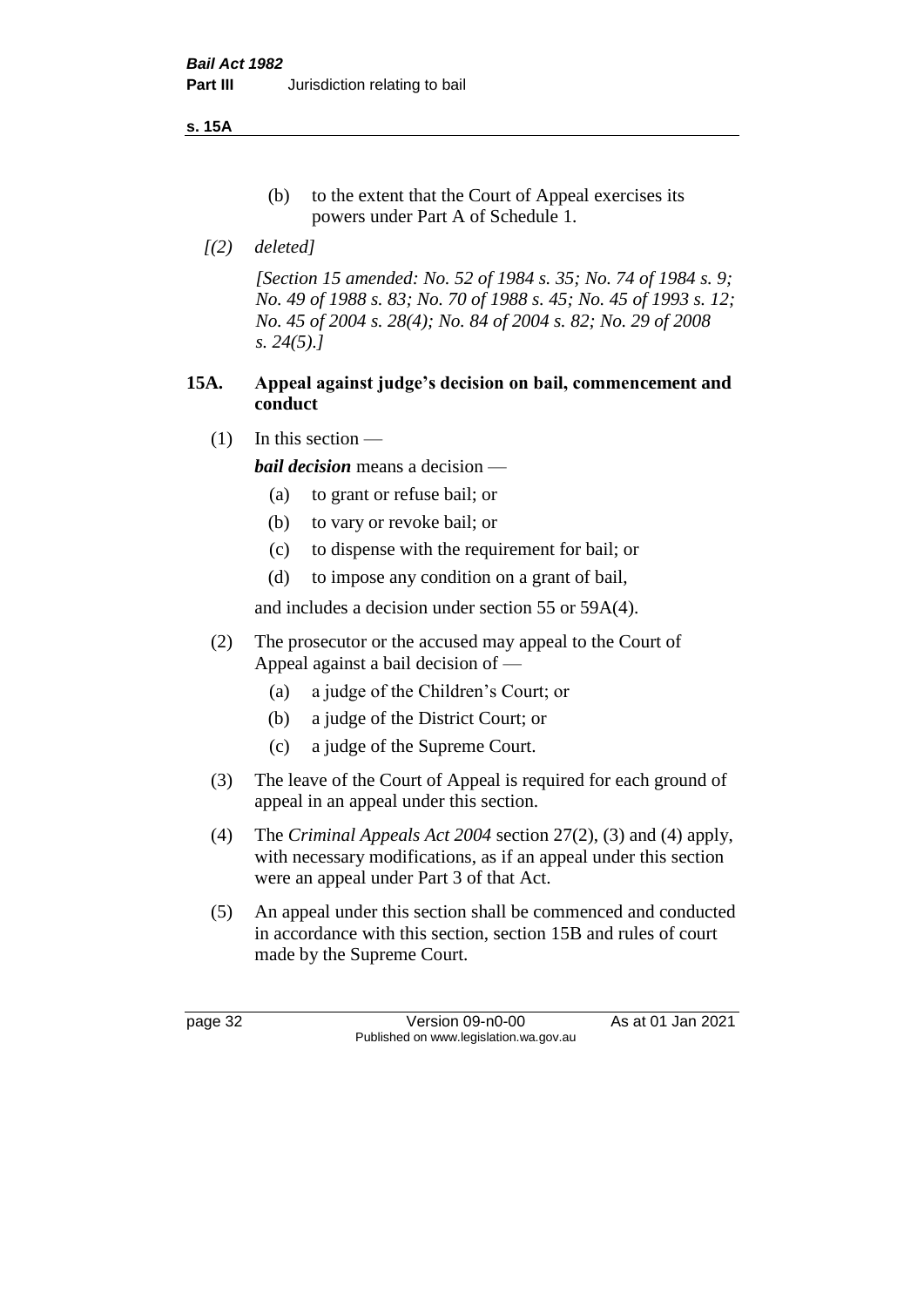(b) to the extent that the Court of Appeal exercises its powers under Part A of Schedule 1.

*[(2) deleted]*

*[Section 15 amended: No. 52 of 1984 s. 35; No. 74 of 1984 s. 9; No. 49 of 1988 s. 83; No. 70 of 1988 s. 45; No. 45 of 1993 s. 12; No. 45 of 2004 s. 28(4); No. 84 of 2004 s. 82; No. 29 of 2008 s. 24(5).]*

## 15A. Appeal against judge's decision on bail, commencement and conduct

(1) In this section —

***bail decision*** means a decision —

(a) to grant or refuse bail; or

(b) to vary or revoke bail; or

(c) to dispense with the requirement for bail; or

(d) to impose any condition on a grant of bail,

and includes a decision under section 55 or 59A(4).

(2) The prosecutor or the accused may appeal to the Court of Appeal against a bail decision of —

(a) a judge of the Children's Court; or

(b) a judge of the District Court; or

(c) a judge of the Supreme Court.

(3) The leave of the Court of Appeal is required for each ground of appeal in an appeal under this section.

(4) The *Criminal Appeals Act 2004* section 27(2), (3) and (4) apply, with necessary modifications, as if an appeal under this section were an appeal under Part 3 of that Act.

(5) An appeal under this section shall be commenced and conducted in accordance with this section, section 15B and rules of court made by the Supreme Court.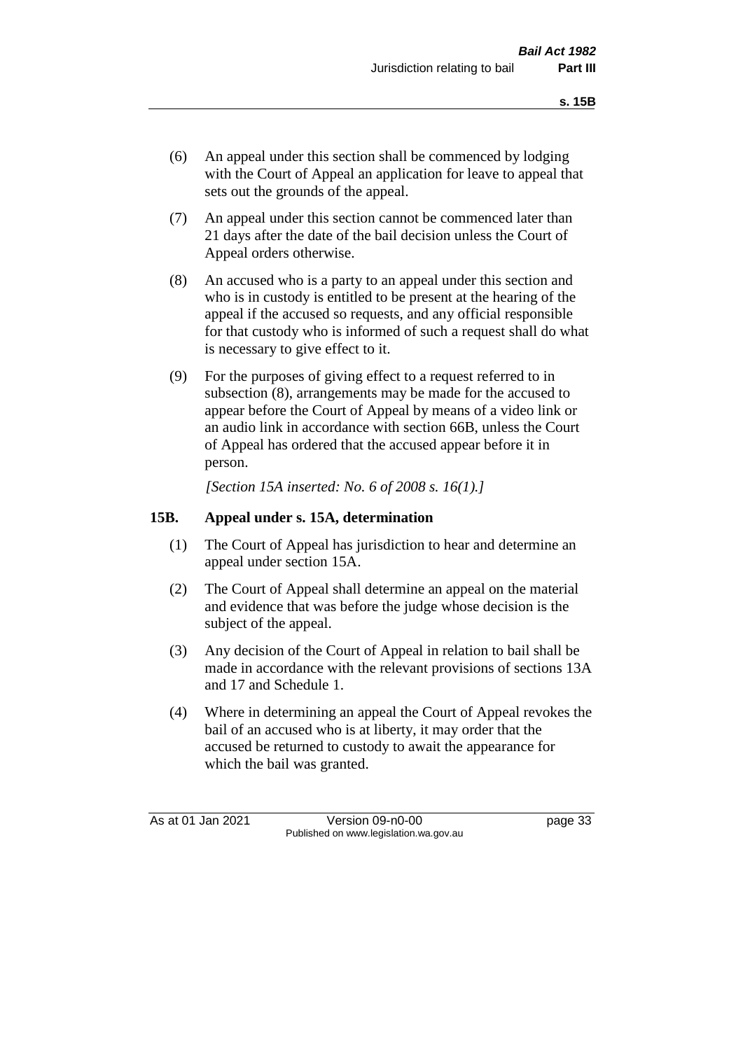(6) An appeal under this section shall be commenced by lodging with the Court of Appeal an application for leave to appeal that sets out the grounds of the appeal.

(7) An appeal under this section cannot be commenced later than 21 days after the date of the bail decision unless the Court of Appeal orders otherwise.

(8) An accused who is a party to an appeal under this section and who is in custody is entitled to be present at the hearing of the appeal if the accused so requests, and any official responsible for that custody who is informed of such a request shall do what is necessary to give effect to it.

(9) For the purposes of giving effect to a request referred to in subsection (8), arrangements may be made for the accused to appear before the Court of Appeal by means of a video link or an audio link in accordance with section 66B, unless the Court of Appeal has ordered that the accused appear before it in person.

*[Section 15A inserted: No. 6 of 2008 s. 16(1).]*

## 15B. Appeal under s. 15A, determination

(1) The Court of Appeal has jurisdiction to hear and determine an appeal under section 15A.

(2) The Court of Appeal shall determine an appeal on the material and evidence that was before the judge whose decision is the subject of the appeal.

(3) Any decision of the Court of Appeal in relation to bail shall be made in accordance with the relevant provisions of sections 13A and 17 and Schedule 1.

(4) Where in determining an appeal the Court of Appeal revokes the bail of an accused who is at liberty, it may order that the accused be returned to custody to await the appearance for which the bail was granted.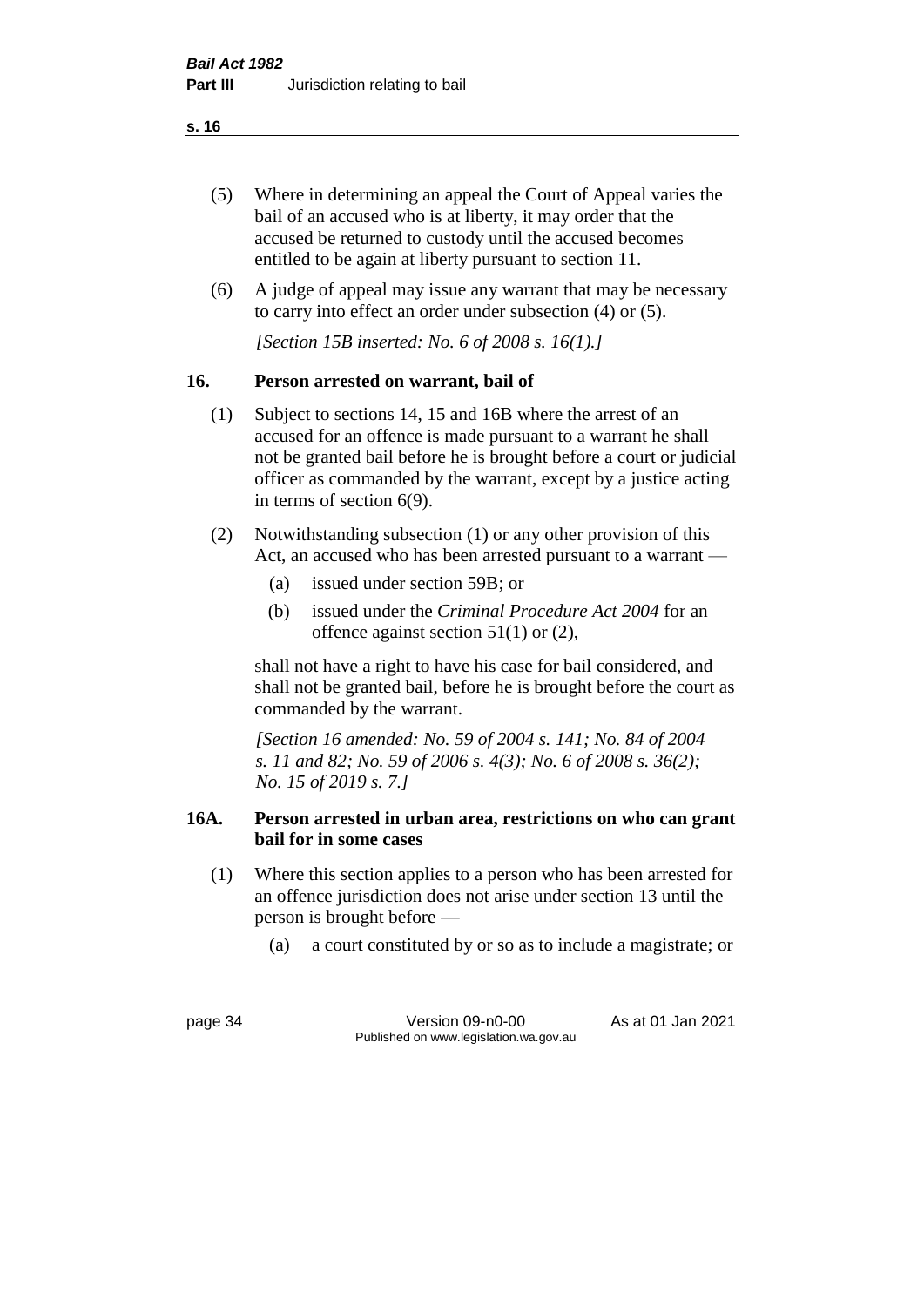(5) Where in determining an appeal the Court of Appeal varies the bail of an accused who is at liberty, it may order that the accused be returned to custody until the accused becomes entitled to be again at liberty pursuant to section 11.

(6) A judge of appeal may issue any warrant that may be necessary to carry into effect an order under subsection (4) or (5).

*[Section 15B inserted: No. 6 of 2008 s. 16(1).]*

## 16. Person arrested on warrant, bail of

(1) Subject to sections 14, 15 and 16B where the arrest of an accused for an offence is made pursuant to a warrant he shall not be granted bail before he is brought before a court or judicial officer as commanded by the warrant, except by a justice acting in terms of section 6(9).

(2) Notwithstanding subsection (1) or any other provision of this Act, an accused who has been arrested pursuant to a warrant —

(a) issued under section 59B; or

(b) issued under the *Criminal Procedure Act 2004* for an offence against section 51(1) or (2),

shall not have a right to have his case for bail considered, and shall not be granted bail, before he is brought before the court as commanded by the warrant.

*[Section 16 amended: No. 59 of 2004 s. 141; No. 84 of 2004 s. 11 and 82; No. 59 of 2006 s. 4(3); No. 6 of 2008 s. 36(2); No. 15 of 2019 s. 7.]*

## 16A. Person arrested in urban area, restrictions on who can grant bail for in some cases

(1) Where this section applies to a person who has been arrested for an offence jurisdiction does not arise under section 13 until the person is brought before —

(a) a court constituted by or so as to include a magistrate; or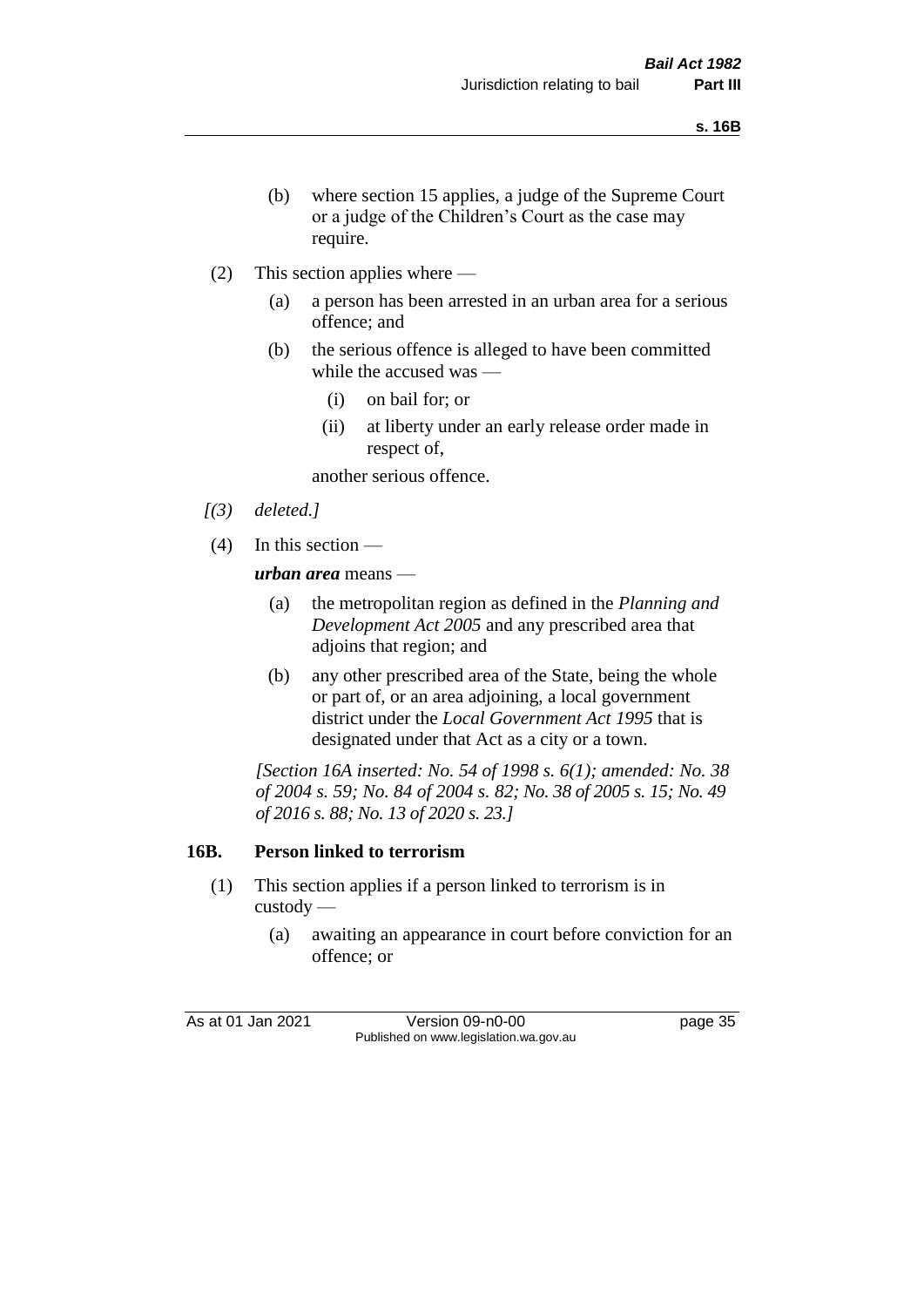(b) where section 15 applies, a judge of the Supreme Court or a judge of the Children's Court as the case may require.

(2) This section applies where —

(a) a person has been arrested in an urban area for a serious offence; and

(b) the serious offence is alleged to have been committed while the accused was —

(i) on bail for; or

(ii) at liberty under an early release order made in respect of,

another serious offence.

*[(3) deleted.]*

(4) In this section —

***urban area*** means —

(a) the metropolitan region as defined in the *Planning and Development Act 2005* and any prescribed area that adjoins that region; and

(b) any other prescribed area of the State, being the whole or part of, or an area adjoining, a local government district under the *Local Government Act 1995* that is designated under that Act as a city or a town.

*[Section 16A inserted: No. 54 of 1998 s. 6(1); amended: No. 38 of 2004 s. 59; No. 84 of 2004 s. 82; No. 38 of 2005 s. 15; No. 49 of 2016 s. 88; No. 13 of 2020 s. 23.]*

## 16B. Person linked to terrorism

(1) This section applies if a person linked to terrorism is in custody —

(a) awaiting an appearance in court before conviction for an offence; or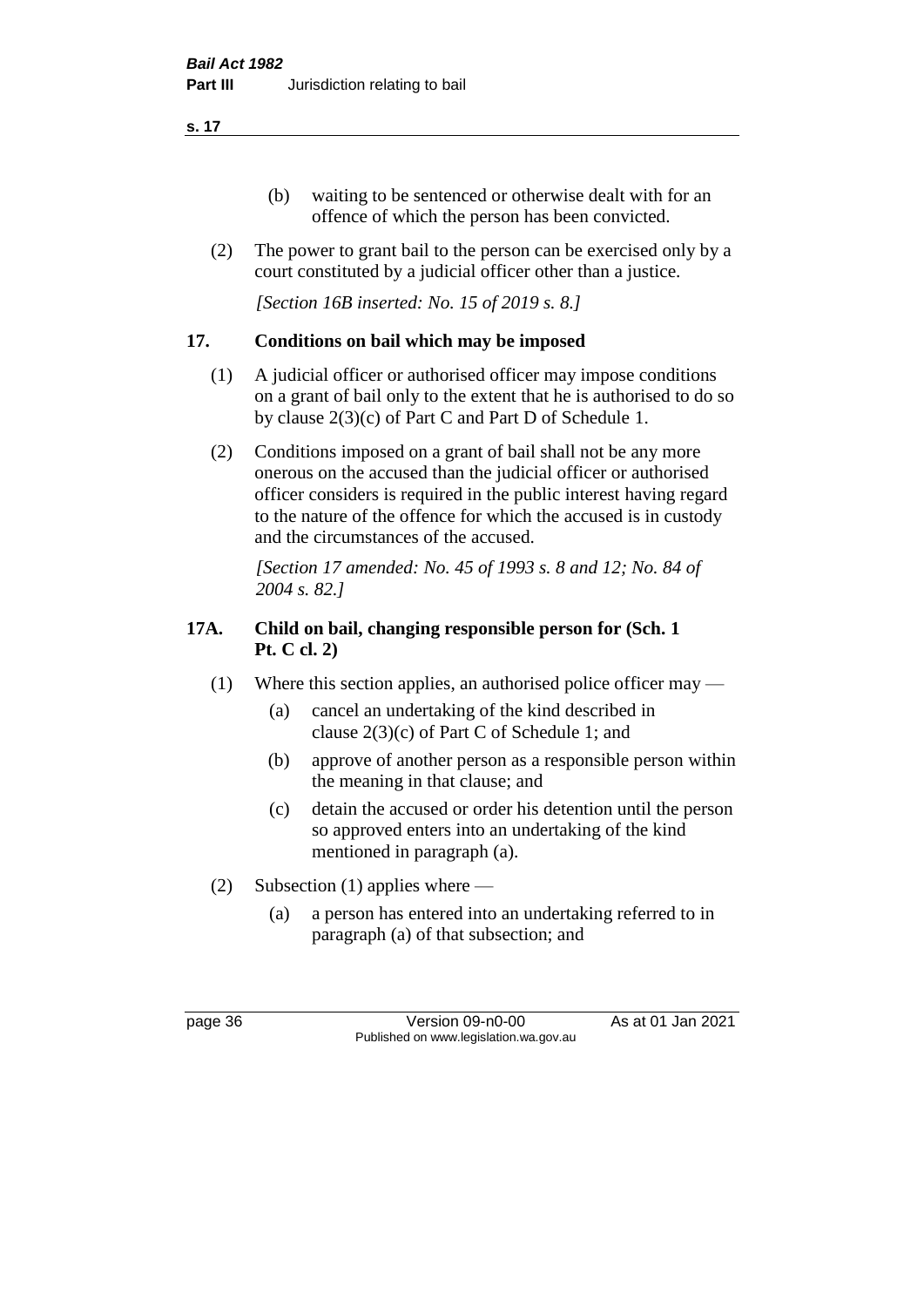(b) waiting to be sentenced or otherwise dealt with for an offence of which the person has been convicted.

(2) The power to grant bail to the person can be exercised only by a court constituted by a judicial officer other than a justice.

*[Section 16B inserted: No. 15 of 2019 s. 8.]*

## 17. Conditions on bail which may be imposed

(1) A judicial officer or authorised officer may impose conditions on a grant of bail only to the extent that he is authorised to do so by clause 2(3)(c) of Part C and Part D of Schedule 1.

(2) Conditions imposed on a grant of bail shall not be any more onerous on the accused than the judicial officer or authorised officer considers is required in the public interest having regard to the nature of the offence for which the accused is in custody and the circumstances of the accused.

*[Section 17 amended: No. 45 of 1993 s. 8 and 12; No. 84 of 2004 s. 82.]*

## 17A. Child on bail, changing responsible person for (Sch. 1 Pt. C cl. 2)

(1) Where this section applies, an authorised police officer may —

(a) cancel an undertaking of the kind described in clause 2(3)(c) of Part C of Schedule 1; and

(b) approve of another person as a responsible person within the meaning in that clause; and

(c) detain the accused or order his detention until the person so approved enters into an undertaking of the kind mentioned in paragraph (a).

(2) Subsection (1) applies where —

(a) a person has entered into an undertaking referred to in paragraph (a) of that subsection; and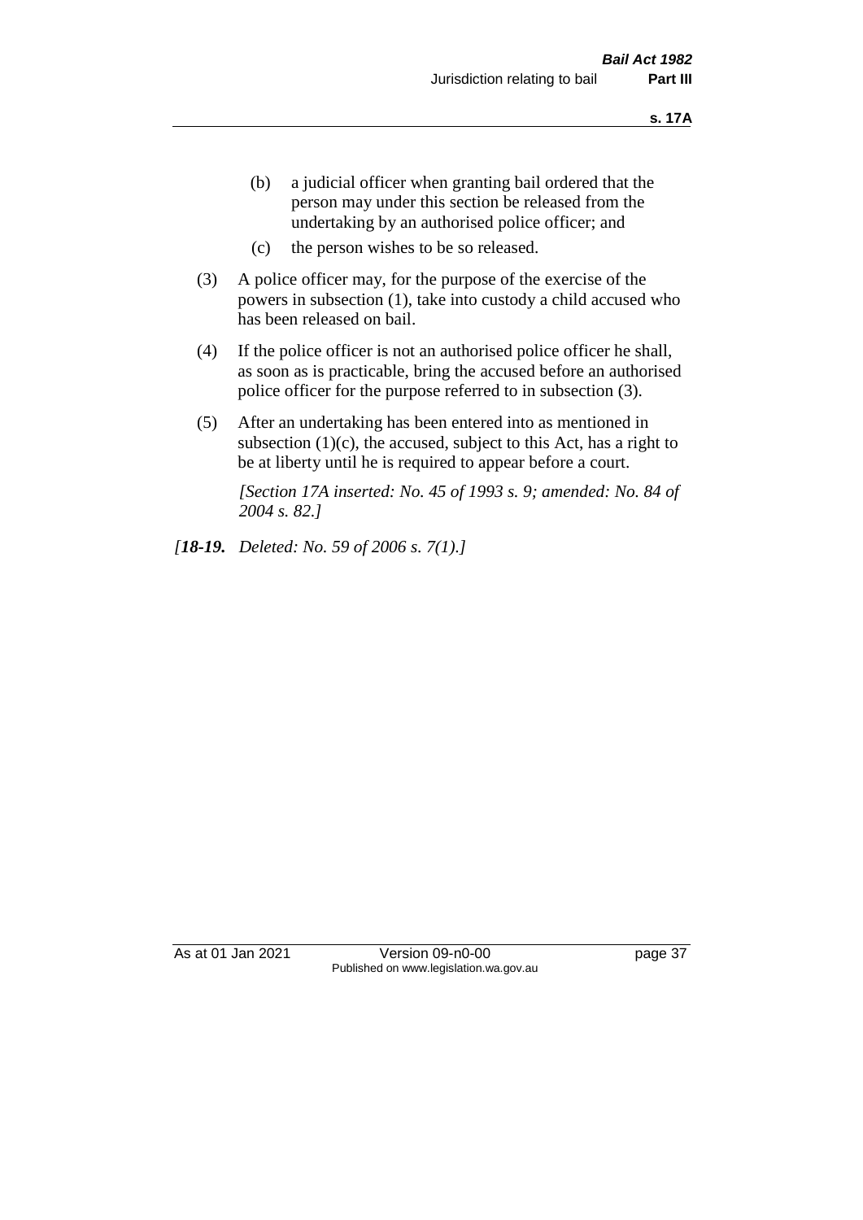(b) a judicial officer when granting bail ordered that the person may under this section be released from the undertaking by an authorised police officer; and

(c) the person wishes to be so released.

(3) A police officer may, for the purpose of the exercise of the powers in subsection (1), take into custody a child accused who has been released on bail.

(4) If the police officer is not an authorised police officer he shall, as soon as is practicable, bring the accused before an authorised police officer for the purpose referred to in subsection (3).

(5) After an undertaking has been entered into as mentioned in subsection (1)(c), the accused, subject to this Act, has a right to be at liberty until he is required to appear before a court.

*[Section 17A inserted: No. 45 of 1993 s. 9; amended: No. 84 of 2004 s. 82.]*

*[**18-19.** Deleted: No. 59 of 2006 s. 7(1).]*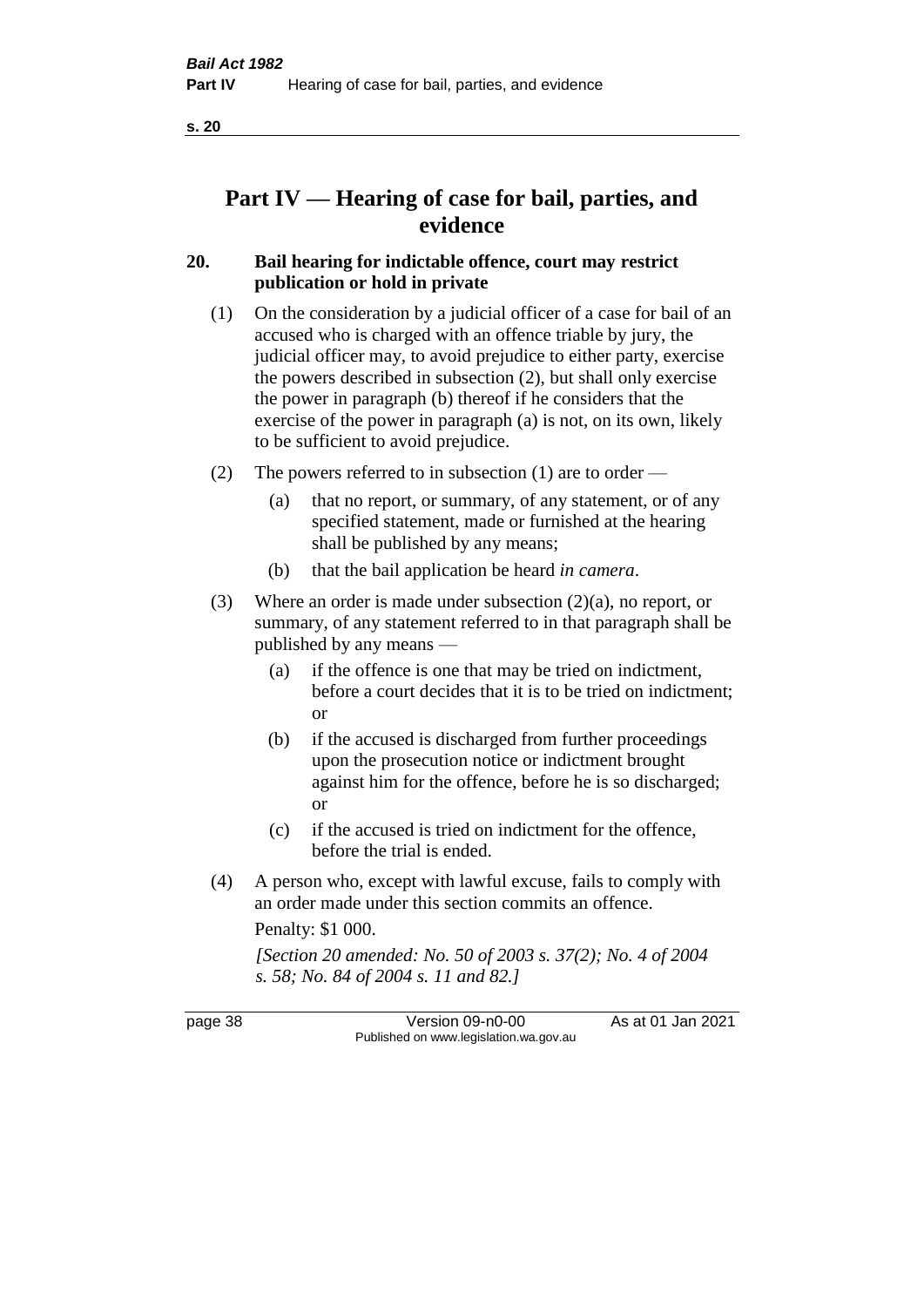# Part IV — Hearing of case for bail, parties, and evidence

## 20. Bail hearing for indictable offence, court may restrict publication or hold in private

(1) On the consideration by a judicial officer of a case for bail of an accused who is charged with an offence triable by jury, the judicial officer may, to avoid prejudice to either party, exercise the powers described in subsection (2), but shall only exercise the power in paragraph (b) thereof if he considers that the exercise of the power in paragraph (a) is not, on its own, likely to be sufficient to avoid prejudice.

(2) The powers referred to in subsection (1) are to order —

- (a) that no report, or summary, of any statement, or of any specified statement, made or furnished at the hearing shall be published by any means;
- (b) that the bail application be heard *in camera*.

(3) Where an order is made under subsection (2)(a), no report, or summary, of any statement referred to in that paragraph shall be published by any means —

- (a) if the offence is one that may be tried on indictment, before a court decides that it is to be tried on indictment; or
- (b) if the accused is discharged from further proceedings upon the prosecution notice or indictment brought against him for the offence, before he is so discharged; or
- (c) if the accused is tried on indictment for the offence, before the trial is ended.

(4) A person who, except with lawful excuse, fails to comply with an order made under this section commits an offence.

Penalty: $1 000.

*[Section 20 amended: No. 50 of 2003 s. 37(2); No. 4 of 2004 s. 58; No. 84 of 2004 s. 11 and 82.]*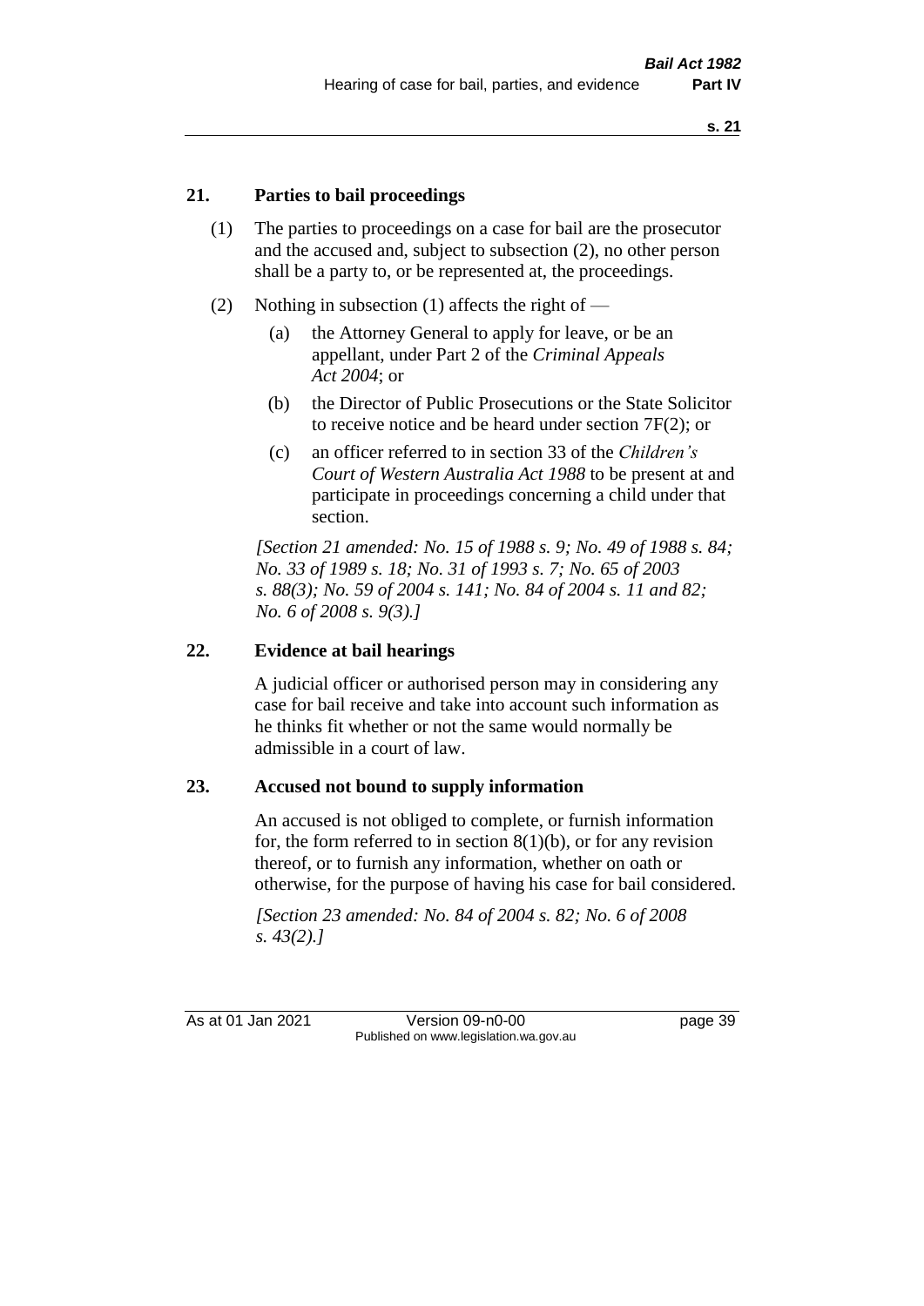## 21. Parties to bail proceedings

(1) The parties to proceedings on a case for bail are the prosecutor and the accused and, subject to subsection (2), no other person shall be a party to, or be represented at, the proceedings.

(2) Nothing in subsection (1) affects the right of —

- (a) the Attorney General to apply for leave, or be an appellant, under Part 2 of the *Criminal Appeals Act 2004*; or
- (b) the Director of Public Prosecutions or the State Solicitor to receive notice and be heard under section 7F(2); or
- (c) an officer referred to in section 33 of the *Children's Court of Western Australia Act 1988* to be present at and participate in proceedings concerning a child under that section.

*[Section 21 amended: No. 15 of 1988 s. 9; No. 49 of 1988 s. 84; No. 33 of 1989 s. 18; No. 31 of 1993 s. 7; No. 65 of 2003 s. 88(3); No. 59 of 2004 s. 141; No. 84 of 2004 s. 11 and 82; No. 6 of 2008 s. 9(3).]*

## 22. Evidence at bail hearings

A judicial officer or authorised person may in considering any case for bail receive and take into account such information as he thinks fit whether or not the same would normally be admissible in a court of law.

## 23. Accused not bound to supply information

An accused is not obliged to complete, or furnish information for, the form referred to in section 8(1)(b), or for any revision thereof, or to furnish any information, whether on oath or otherwise, for the purpose of having his case for bail considered.

*[Section 23 amended: No. 84 of 2004 s. 82; No. 6 of 2008 s. 43(2).]*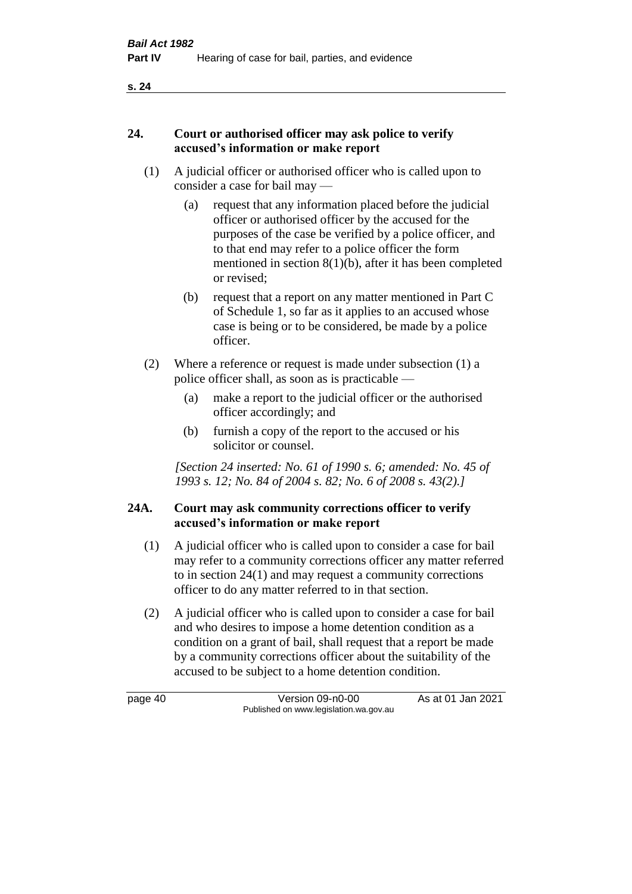## 24. Court or authorised officer may ask police to verify accused's information or make report

(1) A judicial officer or authorised officer who is called upon to consider a case for bail may —

(a) request that any information placed before the judicial officer or authorised officer by the accused for the purposes of the case be verified by a police officer, and to that end may refer to a police officer the form mentioned in section 8(1)(b), after it has been completed or revised;

(b) request that a report on any matter mentioned in Part C of Schedule 1, so far as it applies to an accused whose case is being or to be considered, be made by a police officer.

(2) Where a reference or request is made under subsection (1) a police officer shall, as soon as is practicable —

(a) make a report to the judicial officer or the authorised officer accordingly; and

(b) furnish a copy of the report to the accused or his solicitor or counsel.

*[Section 24 inserted: No. 61 of 1990 s. 6; amended: No. 45 of 1993 s. 12; No. 84 of 2004 s. 82; No. 6 of 2008 s. 43(2).]*

## 24A. Court may ask community corrections officer to verify accused's information or make report

(1) A judicial officer who is called upon to consider a case for bail may refer to a community corrections officer any matter referred to in section 24(1) and may request a community corrections officer to do any matter referred to in that section.

(2) A judicial officer who is called upon to consider a case for bail and who desires to impose a home detention condition as a condition on a grant of bail, shall request that a report be made by a community corrections officer about the suitability of the accused to be subject to a home detention condition.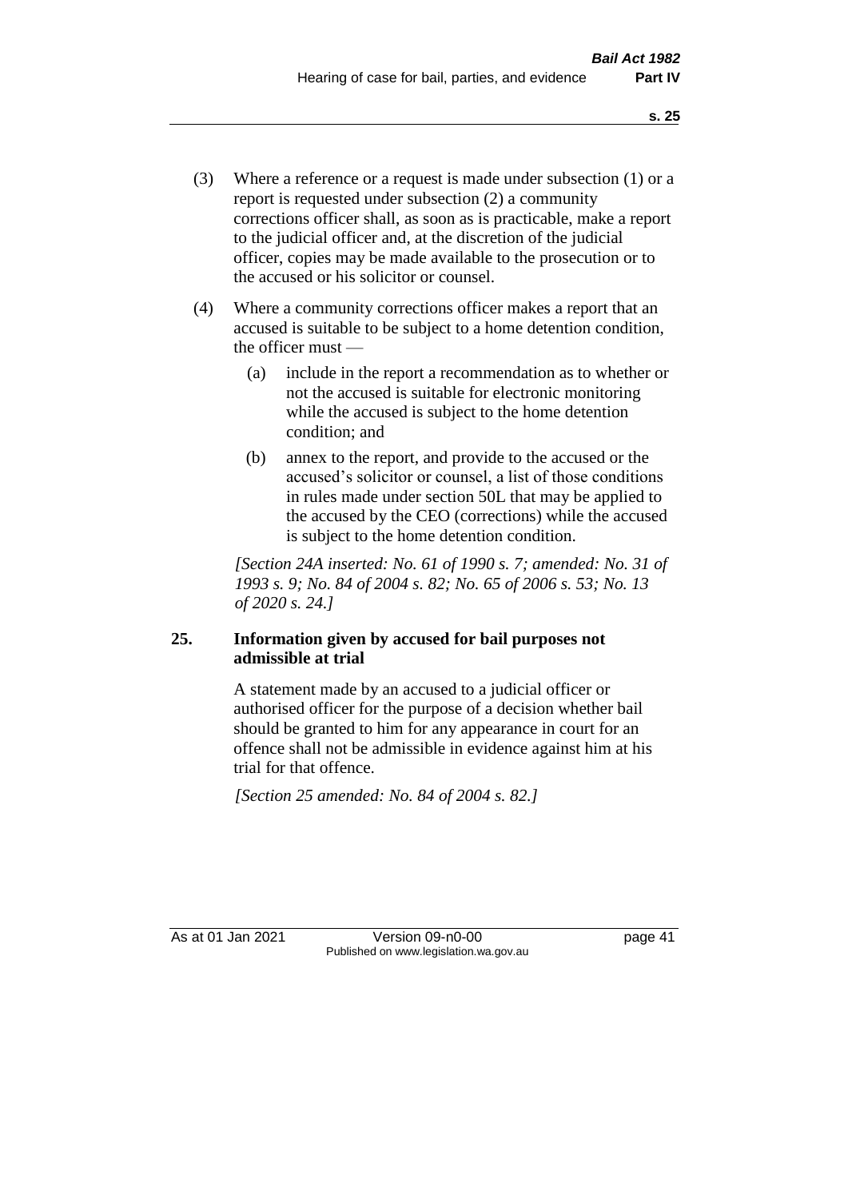(3) Where a reference or a request is made under subsection (1) or a report is requested under subsection (2) a community corrections officer shall, as soon as is practicable, make a report to the judicial officer and, at the discretion of the judicial officer, copies may be made available to the prosecution or to the accused or his solicitor or counsel.

(4) Where a community corrections officer makes a report that an accused is suitable to be subject to a home detention condition, the officer must —

(a) include in the report a recommendation as to whether or not the accused is suitable for electronic monitoring while the accused is subject to the home detention condition; and

(b) annex to the report, and provide to the accused or the accused's solicitor or counsel, a list of those conditions in rules made under section 50L that may be applied to the accused by the CEO (corrections) while the accused is subject to the home detention condition.

*[Section 24A inserted: No. 61 of 1990 s. 7; amended: No. 31 of 1993 s. 9; No. 84 of 2004 s. 82; No. 65 of 2006 s. 53; No. 13 of 2020 s. 24.]*

## 25. Information given by accused for bail purposes not admissible at trial

A statement made by an accused to a judicial officer or authorised officer for the purpose of a decision whether bail should be granted to him for any appearance in court for an offence shall not be admissible in evidence against him at his trial for that offence.

*[Section 25 amended: No. 84 of 2004 s. 82.]*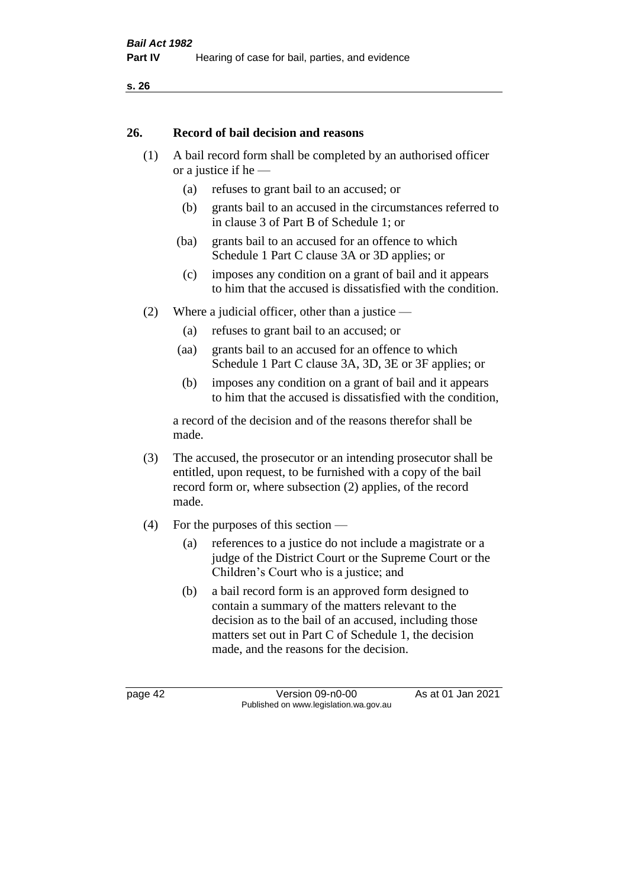## 26. Record of bail decision and reasons

(1) A bail record form shall be completed by an authorised officer or a justice if he —

(a) refuses to grant bail to an accused; or

(b) grants bail to an accused in the circumstances referred to in clause 3 of Part B of Schedule 1; or

(ba) grants bail to an accused for an offence to which Schedule 1 Part C clause 3A or 3D applies; or

(c) imposes any condition on a grant of bail and it appears to him that the accused is dissatisfied with the condition.

(2) Where a judicial officer, other than a justice —

(a) refuses to grant bail to an accused; or

(aa) grants bail to an accused for an offence to which Schedule 1 Part C clause 3A, 3D, 3E or 3F applies; or

(b) imposes any condition on a grant of bail and it appears to him that the accused is dissatisfied with the condition,

a record of the decision and of the reasons therefor shall be made.

(3) The accused, the prosecutor or an intending prosecutor shall be entitled, upon request, to be furnished with a copy of the bail record form or, where subsection (2) applies, of the record made.

(4) For the purposes of this section —

(a) references to a justice do not include a magistrate or a judge of the District Court or the Supreme Court or the Children's Court who is a justice; and

(b) a bail record form is an approved form designed to contain a summary of the matters relevant to the decision as to the bail of an accused, including those matters set out in Part C of Schedule 1, the decision made, and the reasons for the decision.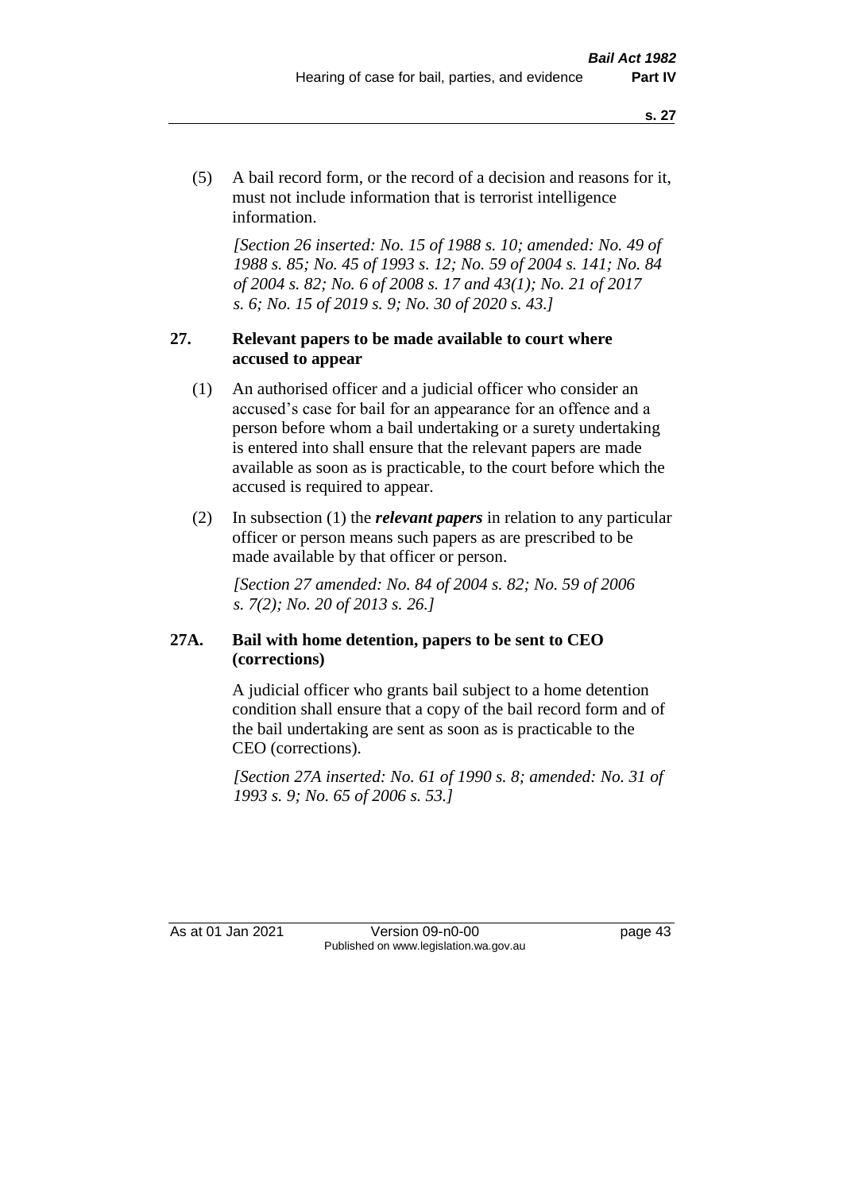(5) A bail record form, or the record of a decision and reasons for it, must not include information that is terrorist intelligence information.

*[Section 26 inserted: No. 15 of 1988 s. 10; amended: No. 49 of 1988 s. 85; No. 45 of 1993 s. 12; No. 59 of 2004 s. 141; No. 84 of 2004 s. 82; No. 6 of 2008 s. 17 and 43(1); No. 21 of 2017 s. 6; No. 15 of 2019 s. 9; No. 30 of 2020 s. 43.]*

### 27. Relevant papers to be made available to court where accused to appear

(1) An authorised officer and a judicial officer who consider an accused's case for bail for an appearance for an offence and a person before whom a bail undertaking or a surety undertaking is entered into shall ensure that the relevant papers are made available as soon as is practicable, to the court before which the accused is required to appear.

(2) In subsection (1) the ***relevant papers*** in relation to any particular officer or person means such papers as are prescribed to be made available by that officer or person.

*[Section 27 amended: No. 84 of 2004 s. 82; No. 59 of 2006 s. 7(2); No. 20 of 2013 s. 26.]*

### 27A. Bail with home detention, papers to be sent to CEO (corrections)

A judicial officer who grants bail subject to a home detention condition shall ensure that a copy of the bail record form and of the bail undertaking are sent as soon as is practicable to the CEO (corrections).

*[Section 27A inserted: No. 61 of 1990 s. 8; amended: No. 31 of 1993 s. 9; No. 65 of 2006 s. 53.]*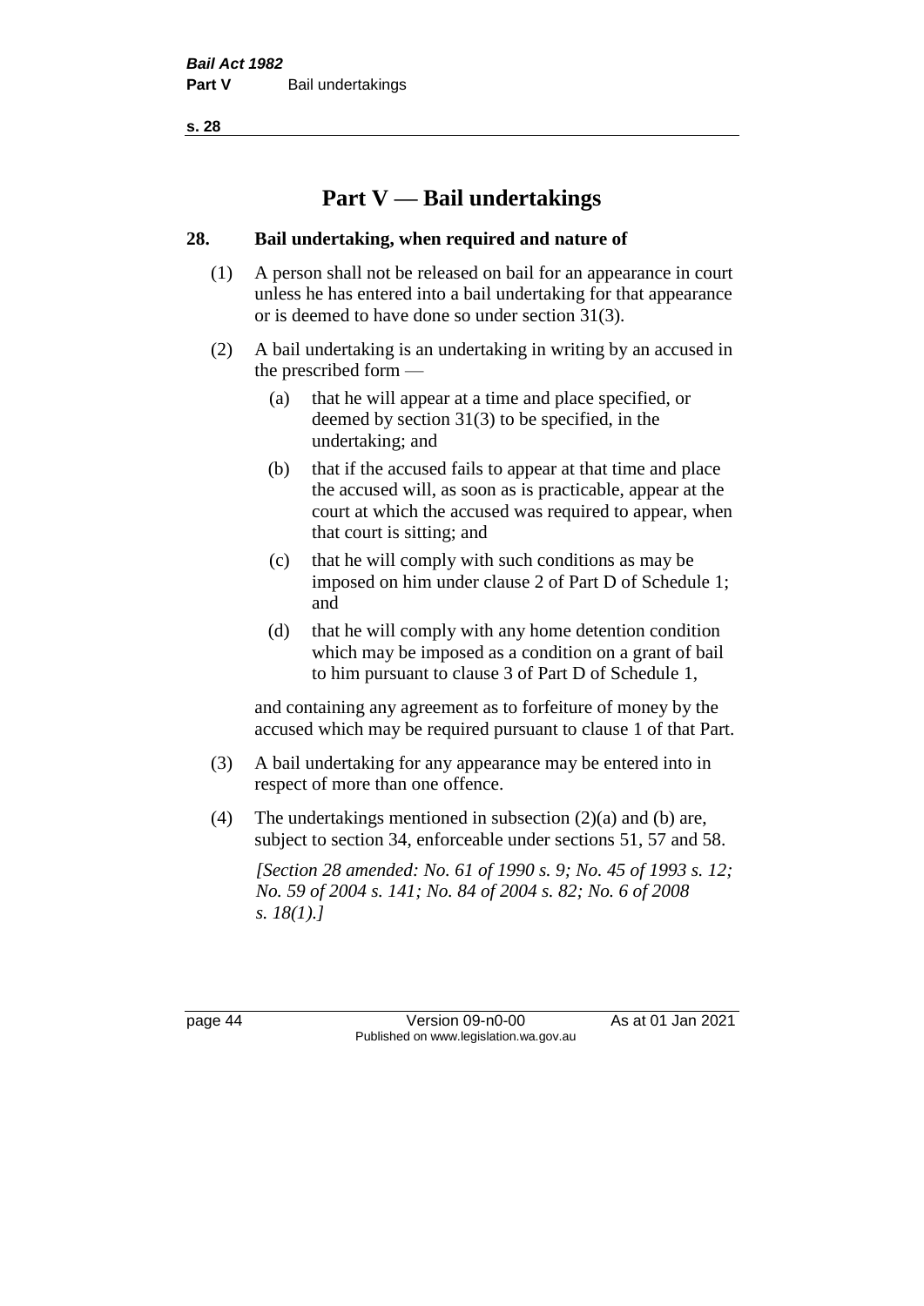# Part V — Bail undertakings

## 28. Bail undertaking, when required and nature of

(1) A person shall not be released on bail for an appearance in court unless he has entered into a bail undertaking for that appearance or is deemed to have done so under section 31(3).

(2) A bail undertaking is an undertaking in writing by an accused in the prescribed form —

- (a) that he will appear at a time and place specified, or deemed by section 31(3) to be specified, in the undertaking; and
- (b) that if the accused fails to appear at that time and place the accused will, as soon as is practicable, appear at the court at which the accused was required to appear, when that court is sitting; and
- (c) that he will comply with such conditions as may be imposed on him under clause 2 of Part D of Schedule 1; and
- (d) that he will comply with any home detention condition which may be imposed as a condition on a grant of bail to him pursuant to clause 3 of Part D of Schedule 1,

and containing any agreement as to forfeiture of money by the accused which may be required pursuant to clause 1 of that Part.

(3) A bail undertaking for any appearance may be entered into in respect of more than one offence.

(4) The undertakings mentioned in subsection (2)(a) and (b) are, subject to section 34, enforceable under sections 51, 57 and 58.

*[Section 28 amended: No. 61 of 1990 s. 9; No. 45 of 1993 s. 12; No. 59 of 2004 s. 141; No. 84 of 2004 s. 82; No. 6 of 2008 s. 18(1).]*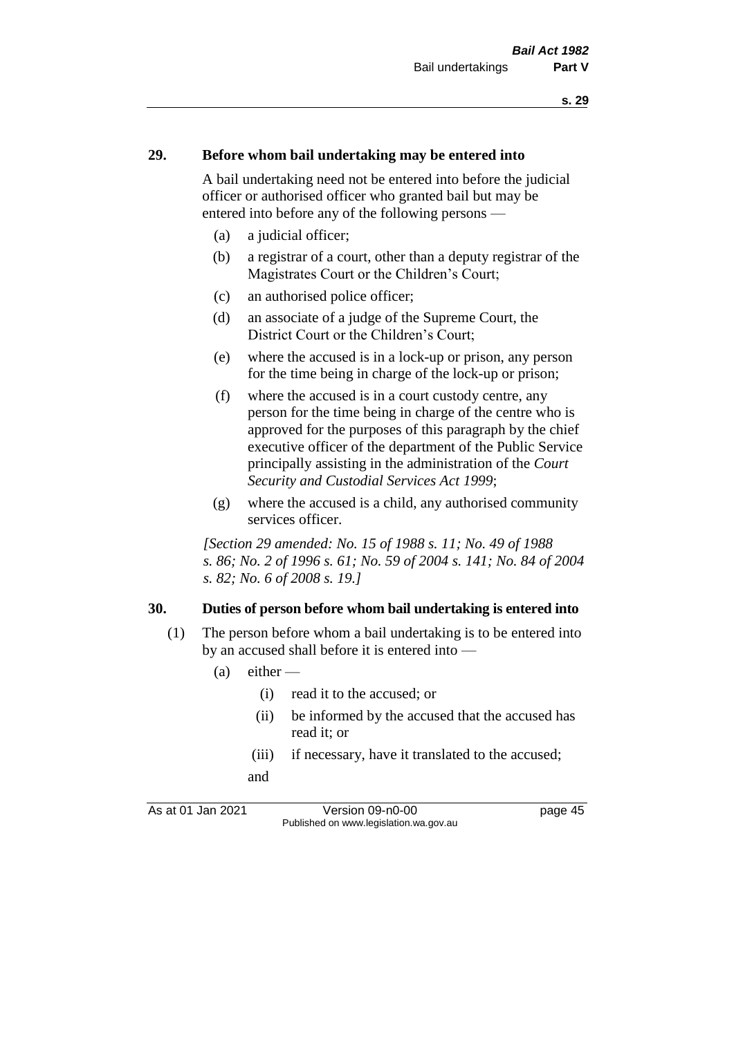## 29. Before whom bail undertaking may be entered into

A bail undertaking need not be entered into before the judicial officer or authorised officer who granted bail but may be entered into before any of the following persons —

- (a) a judicial officer;
- (b) a registrar of a court, other than a deputy registrar of the Magistrates Court or the Children's Court;
- (c) an authorised police officer;
- (d) an associate of a judge of the Supreme Court, the District Court or the Children's Court;
- (e) where the accused is in a lock-up or prison, any person for the time being in charge of the lock-up or prison;
- (f) where the accused is in a court custody centre, any person for the time being in charge of the centre who is approved for the purposes of this paragraph by the chief executive officer of the department of the Public Service principally assisting in the administration of the *Court Security and Custodial Services Act 1999*;
- (g) where the accused is a child, any authorised community services officer.

*[Section 29 amended: No. 15 of 1988 s. 11; No. 49 of 1988 s. 86; No. 2 of 1996 s. 61; No. 59 of 2004 s. 141; No. 84 of 2004 s. 82; No. 6 of 2008 s. 19.]*

## 30. Duties of person before whom bail undertaking is entered into

(1) The person before whom a bail undertaking is to be entered into by an accused shall before it is entered into —

- (a) either —
  - (i) read it to the accused; or
  - (ii) be informed by the accused that the accused has read it; or
  - (iii) if necessary, have it translated to the accused;

  and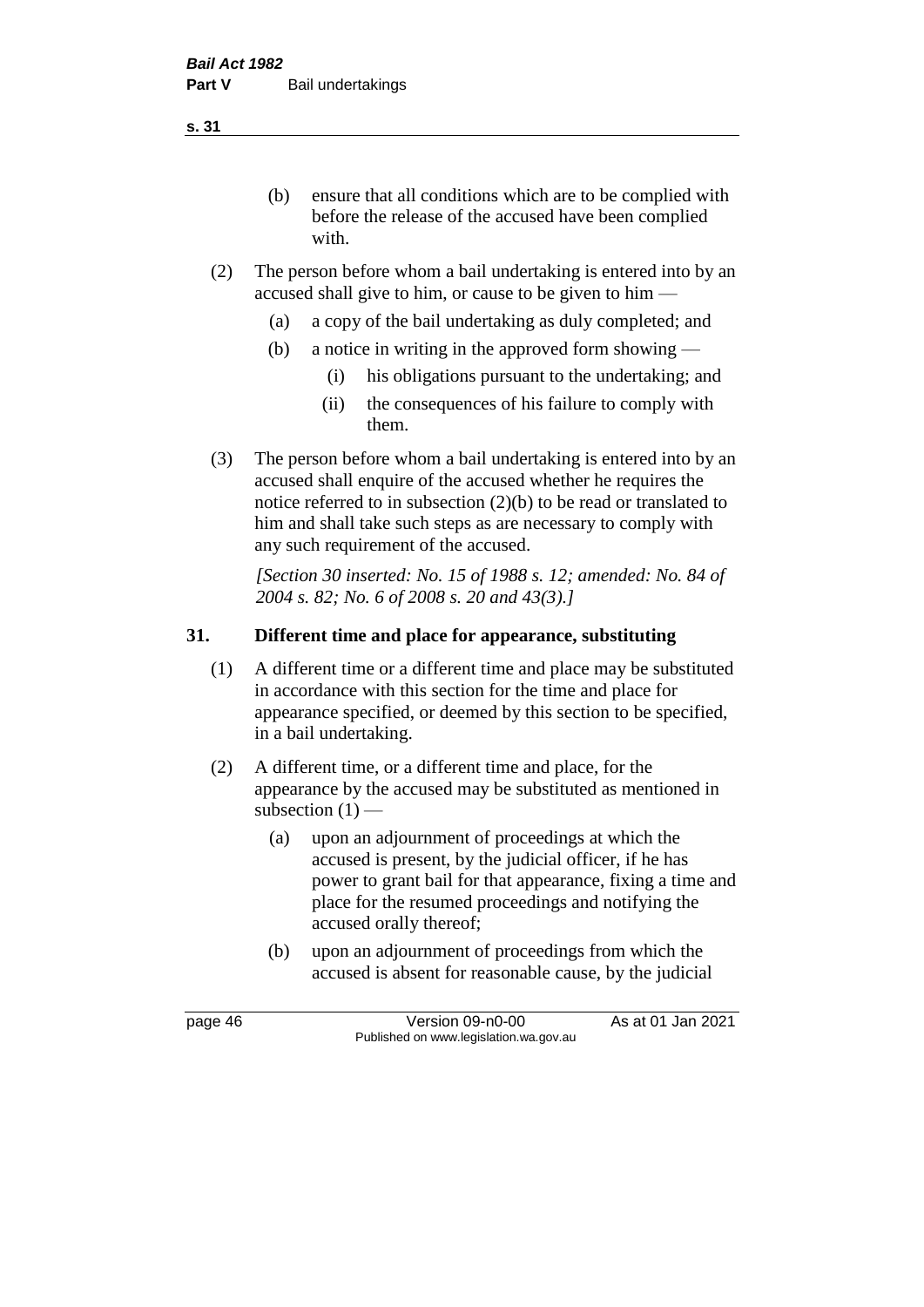(b) ensure that all conditions which are to be complied with before the release of the accused have been complied with.

(2) The person before whom a bail undertaking is entered into by an accused shall give to him, or cause to be given to him —

(a) a copy of the bail undertaking as duly completed; and

(b) a notice in writing in the approved form showing —

(i) his obligations pursuant to the undertaking; and

(ii) the consequences of his failure to comply with them.

(3) The person before whom a bail undertaking is entered into by an accused shall enquire of the accused whether he requires the notice referred to in subsection (2)(b) to be read or translated to him and shall take such steps as are necessary to comply with any such requirement of the accused.

*[Section 30 inserted: No. 15 of 1988 s. 12; amended: No. 84 of 2004 s. 82; No. 6 of 2008 s. 20 and 43(3).]*

## 31. Different time and place for appearance, substituting

(1) A different time or a different time and place may be substituted in accordance with this section for the time and place for appearance specified, or deemed by this section to be specified, in a bail undertaking.

(2) A different time, or a different time and place, for the appearance by the accused may be substituted as mentioned in subsection (1) —

(a) upon an adjournment of proceedings at which the accused is present, by the judicial officer, if he has power to grant bail for that appearance, fixing a time and place for the resumed proceedings and notifying the accused orally thereof;

(b) upon an adjournment of proceedings from which the accused is absent for reasonable cause, by the judicial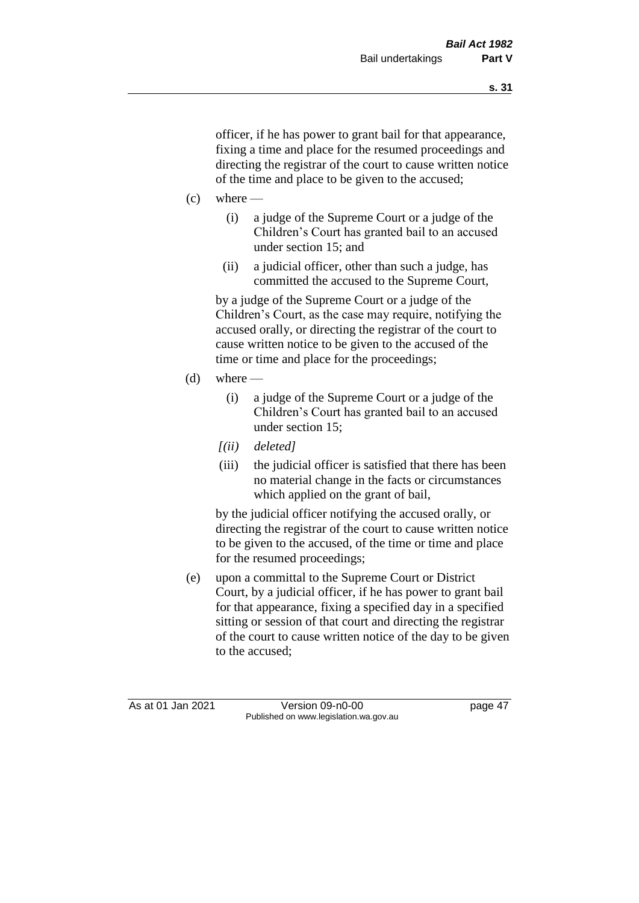officer, if he has power to grant bail for that appearance, fixing a time and place for the resumed proceedings and directing the registrar of the court to cause written notice of the time and place to be given to the accused;

(c) where —

  (i) a judge of the Supreme Court or a judge of the Children's Court has granted bail to an accused under section 15; and

  (ii) a judicial officer, other than such a judge, has committed the accused to the Supreme Court,

  by a judge of the Supreme Court or a judge of the Children's Court, as the case may require, notifying the accused orally, or directing the registrar of the court to cause written notice to be given to the accused of the time or time and place for the proceedings;

(d) where —

  (i) a judge of the Supreme Court or a judge of the Children's Court has granted bail to an accused under section 15;

  *[(ii) deleted]*

  (iii) the judicial officer is satisfied that there has been no material change in the facts or circumstances which applied on the grant of bail,

  by the judicial officer notifying the accused orally, or directing the registrar of the court to cause written notice to be given to the accused, of the time or time and place for the resumed proceedings;

(e) upon a committal to the Supreme Court or District Court, by a judicial officer, if he has power to grant bail for that appearance, fixing a specified day in a specified sitting or session of that court and directing the registrar of the court to cause written notice of the day to be given to the accused;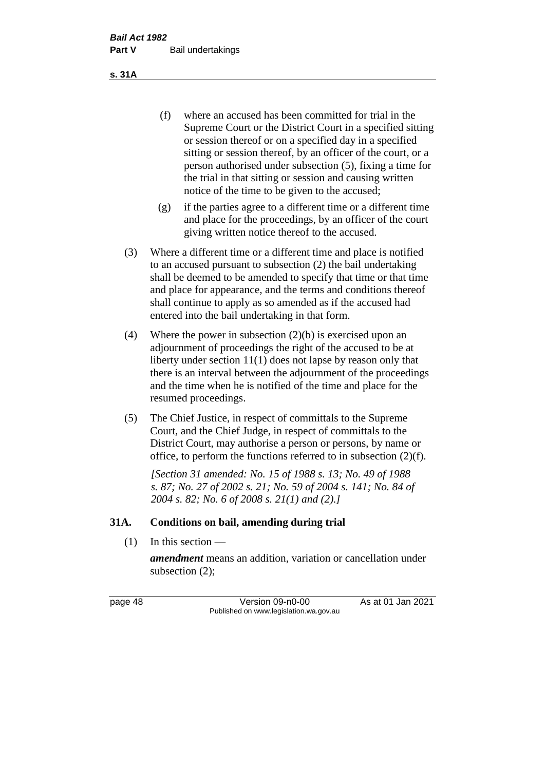(f) where an accused has been committed for trial in the Supreme Court or the District Court in a specified sitting or session thereof or on a specified day in a specified sitting or session thereof, by an officer of the court, or a person authorised under subsection (5), fixing a time for the trial in that sitting or session and causing written notice of the time to be given to the accused;

(g) if the parties agree to a different time or a different time and place for the proceedings, by an officer of the court giving written notice thereof to the accused.

(3) Where a different time or a different time and place is notified to an accused pursuant to subsection (2) the bail undertaking shall be deemed to be amended to specify that time or that time and place for appearance, and the terms and conditions thereof shall continue to apply as so amended as if the accused had entered into the bail undertaking in that form.

(4) Where the power in subsection (2)(b) is exercised upon an adjournment of proceedings the right of the accused to be at liberty under section 11(1) does not lapse by reason only that there is an interval between the adjournment of the proceedings and the time when he is notified of the time and place for the resumed proceedings.

(5) The Chief Justice, in respect of committals to the Supreme Court, and the Chief Judge, in respect of committals to the District Court, may authorise a person or persons, by name or office, to perform the functions referred to in subsection (2)(f).

*[Section 31 amended: No. 15 of 1988 s. 13; No. 49 of 1988 s. 87; No. 27 of 2002 s. 21; No. 59 of 2004 s. 141; No. 84 of 2004 s. 82; No. 6 of 2008 s. 21(1) and (2).]*

## 31A. Conditions on bail, amending during trial

(1) In this section —

***amendment*** means an addition, variation or cancellation under subsection (2);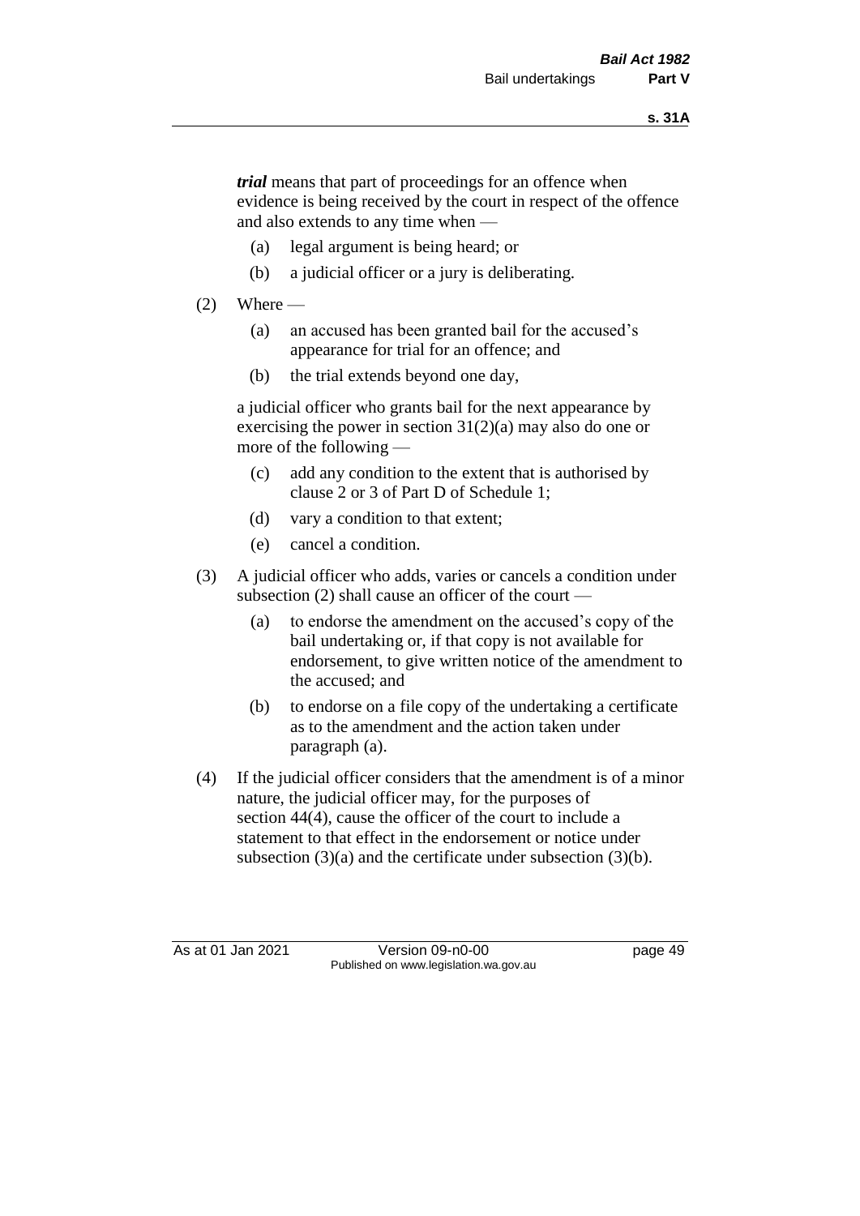***trial*** means that part of proceedings for an offence when evidence is being received by the court in respect of the offence and also extends to any time when —

(a) legal argument is being heard; or

(b) a judicial officer or a jury is deliberating.

(2) Where —

(a) an accused has been granted bail for the accused's appearance for trial for an offence; and

(b) the trial extends beyond one day,

a judicial officer who grants bail for the next appearance by exercising the power in section 31(2)(a) may also do one or more of the following —

(c) add any condition to the extent that is authorised by clause 2 or 3 of Part D of Schedule 1;

(d) vary a condition to that extent;

(e) cancel a condition.

(3) A judicial officer who adds, varies or cancels a condition under subsection (2) shall cause an officer of the court —

(a) to endorse the amendment on the accused's copy of the bail undertaking or, if that copy is not available for endorsement, to give written notice of the amendment to the accused; and

(b) to endorse on a file copy of the undertaking a certificate as to the amendment and the action taken under paragraph (a).

(4) If the judicial officer considers that the amendment is of a minor nature, the judicial officer may, for the purposes of section 44(4), cause the officer of the court to include a statement to that effect in the endorsement or notice under subsection (3)(a) and the certificate under subsection (3)(b).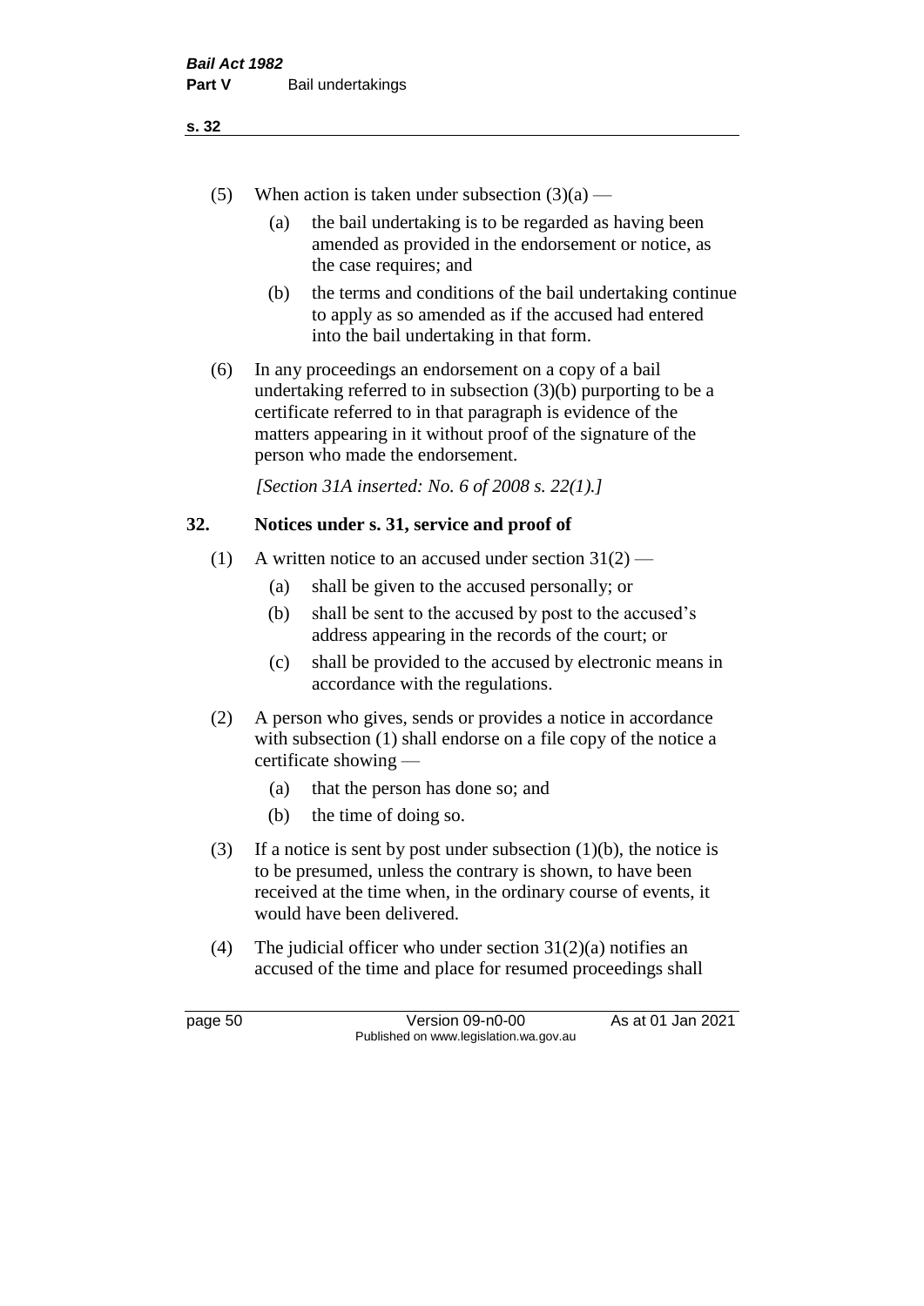(5) When action is taken under subsection (3)(a) —

 (a) the bail undertaking is to be regarded as having been amended as provided in the endorsement or notice, as the case requires; and

 (b) the terms and conditions of the bail undertaking continue to apply as so amended as if the accused had entered into the bail undertaking in that form.

(6) In any proceedings an endorsement on a copy of a bail undertaking referred to in subsection (3)(b) purporting to be a certificate referred to in that paragraph is evidence of the matters appearing in it without proof of the signature of the person who made the endorsement.

*[Section 31A inserted: No. 6 of 2008 s. 22(1).]*

## 32. Notices under s. 31, service and proof of

(1) A written notice to an accused under section 31(2) —

 (a) shall be given to the accused personally; or

 (b) shall be sent to the accused by post to the accused's address appearing in the records of the court; or

 (c) shall be provided to the accused by electronic means in accordance with the regulations.

(2) A person who gives, sends or provides a notice in accordance with subsection (1) shall endorse on a file copy of the notice a certificate showing —

 (a) that the person has done so; and

 (b) the time of doing so.

(3) If a notice is sent by post under subsection (1)(b), the notice is to be presumed, unless the contrary is shown, to have been received at the time when, in the ordinary course of events, it would have been delivered.

(4) The judicial officer who under section 31(2)(a) notifies an accused of the time and place for resumed proceedings shall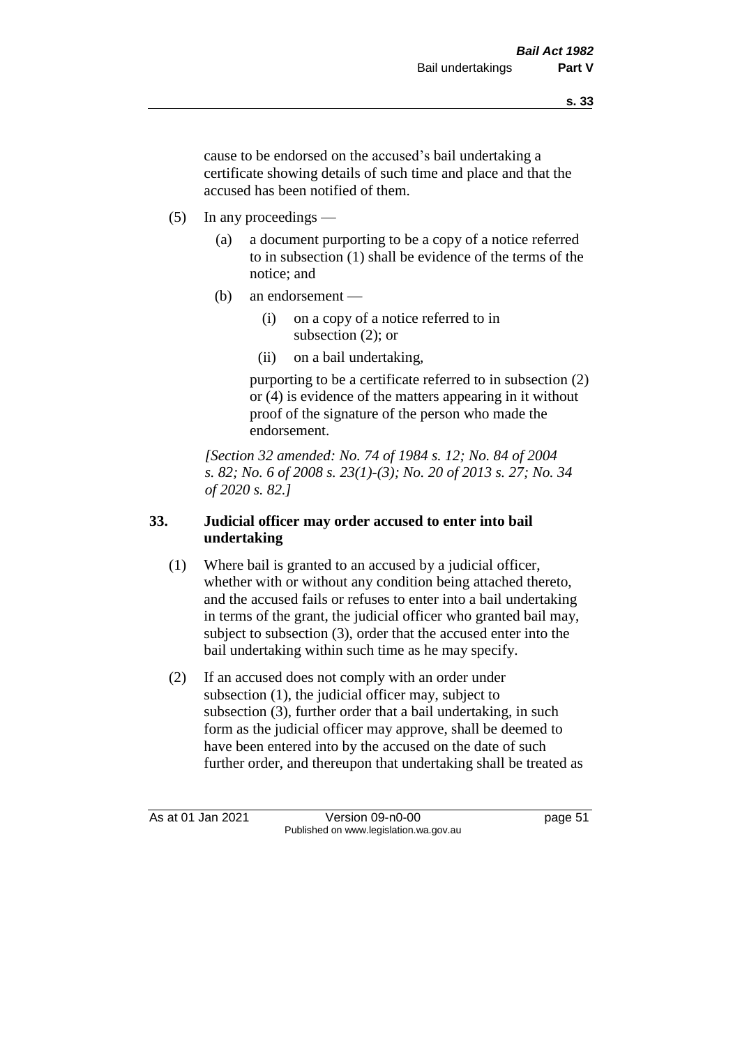cause to be endorsed on the accused's bail undertaking a certificate showing details of such time and place and that the accused has been notified of them.

(5) In any proceedings —

(a) a document purporting to be a copy of a notice referred to in subsection (1) shall be evidence of the terms of the notice; and

(b) an endorsement —

(i) on a copy of a notice referred to in subsection (2); or

(ii) on a bail undertaking,

purporting to be a certificate referred to in subsection (2) or (4) is evidence of the matters appearing in it without proof of the signature of the person who made the endorsement.

*[Section 32 amended: No. 74 of 1984 s. 12; No. 84 of 2004 s. 82; No. 6 of 2008 s. 23(1)-(3); No. 20 of 2013 s. 27; No. 34 of 2020 s. 82.]*

### 33. Judicial officer may order accused to enter into bail undertaking

(1) Where bail is granted to an accused by a judicial officer, whether with or without any condition being attached thereto, and the accused fails or refuses to enter into a bail undertaking in terms of the grant, the judicial officer who granted bail may, subject to subsection (3), order that the accused enter into the bail undertaking within such time as he may specify.

(2) If an accused does not comply with an order under subsection (1), the judicial officer may, subject to subsection (3), further order that a bail undertaking, in such form as the judicial officer may approve, shall be deemed to have been entered into by the accused on the date of such further order, and thereupon that undertaking shall be treated as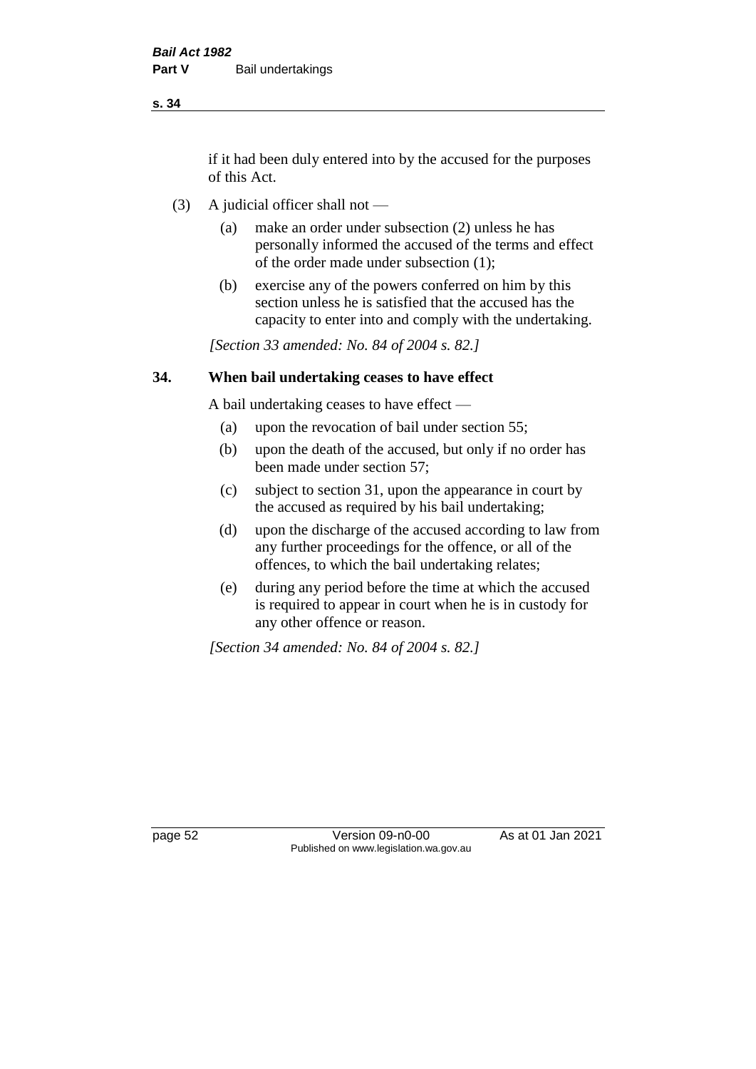if it had been duly entered into by the accused for the purposes of this Act.

(3) A judicial officer shall not —

(a) make an order under subsection (2) unless he has personally informed the accused of the terms and effect of the order made under subsection (1);

(b) exercise any of the powers conferred on him by this section unless he is satisfied that the accused has the capacity to enter into and comply with the undertaking.

*[Section 33 amended: No. 84 of 2004 s. 82.]*

## 34. When bail undertaking ceases to have effect

A bail undertaking ceases to have effect —

(a) upon the revocation of bail under section 55;

(b) upon the death of the accused, but only if no order has been made under section 57;

(c) subject to section 31, upon the appearance in court by the accused as required by his bail undertaking;

(d) upon the discharge of the accused according to law from any further proceedings for the offence, or all of the offences, to which the bail undertaking relates;

(e) during any period before the time at which the accused is required to appear in court when he is in custody for any other offence or reason.

*[Section 34 amended: No. 84 of 2004 s. 82.]*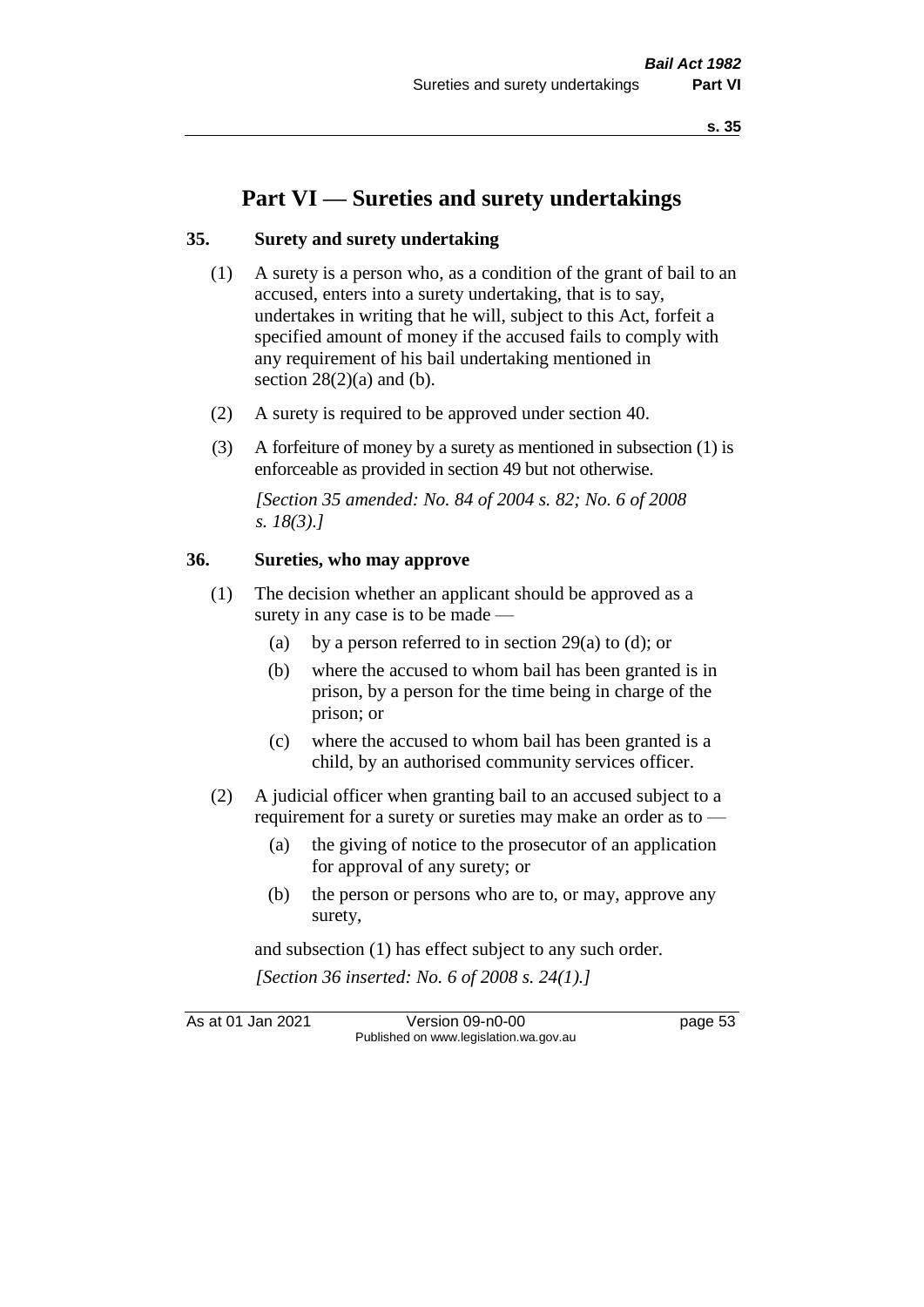# Part VI — Sureties and surety undertakings

## 35. Surety and surety undertaking

(1) A surety is a person who, as a condition of the grant of bail to an accused, enters into a surety undertaking, that is to say, undertakes in writing that he will, subject to this Act, forfeit a specified amount of money if the accused fails to comply with any requirement of his bail undertaking mentioned in section 28(2)(a) and (b).

(2) A surety is required to be approved under section 40.

(3) A forfeiture of money by a surety as mentioned in subsection (1) is enforceable as provided in section 49 but not otherwise.

*[Section 35 amended: No. 84 of 2004 s. 82; No. 6 of 2008 s. 18(3).]*

## 36. Sureties, who may approve

(1) The decision whether an applicant should be approved as a surety in any case is to be made —

- (a) by a person referred to in section 29(a) to (d); or
- (b) where the accused to whom bail has been granted is in prison, by a person for the time being in charge of the prison; or
- (c) where the accused to whom bail has been granted is a child, by an authorised community services officer.

(2) A judicial officer when granting bail to an accused subject to a requirement for a surety or sureties may make an order as to —

- (a) the giving of notice to the prosecutor of an application for approval of any surety; or
- (b) the person or persons who are to, or may, approve any surety,

and subsection (1) has effect subject to any such order.

*[Section 36 inserted: No. 6 of 2008 s. 24(1).]*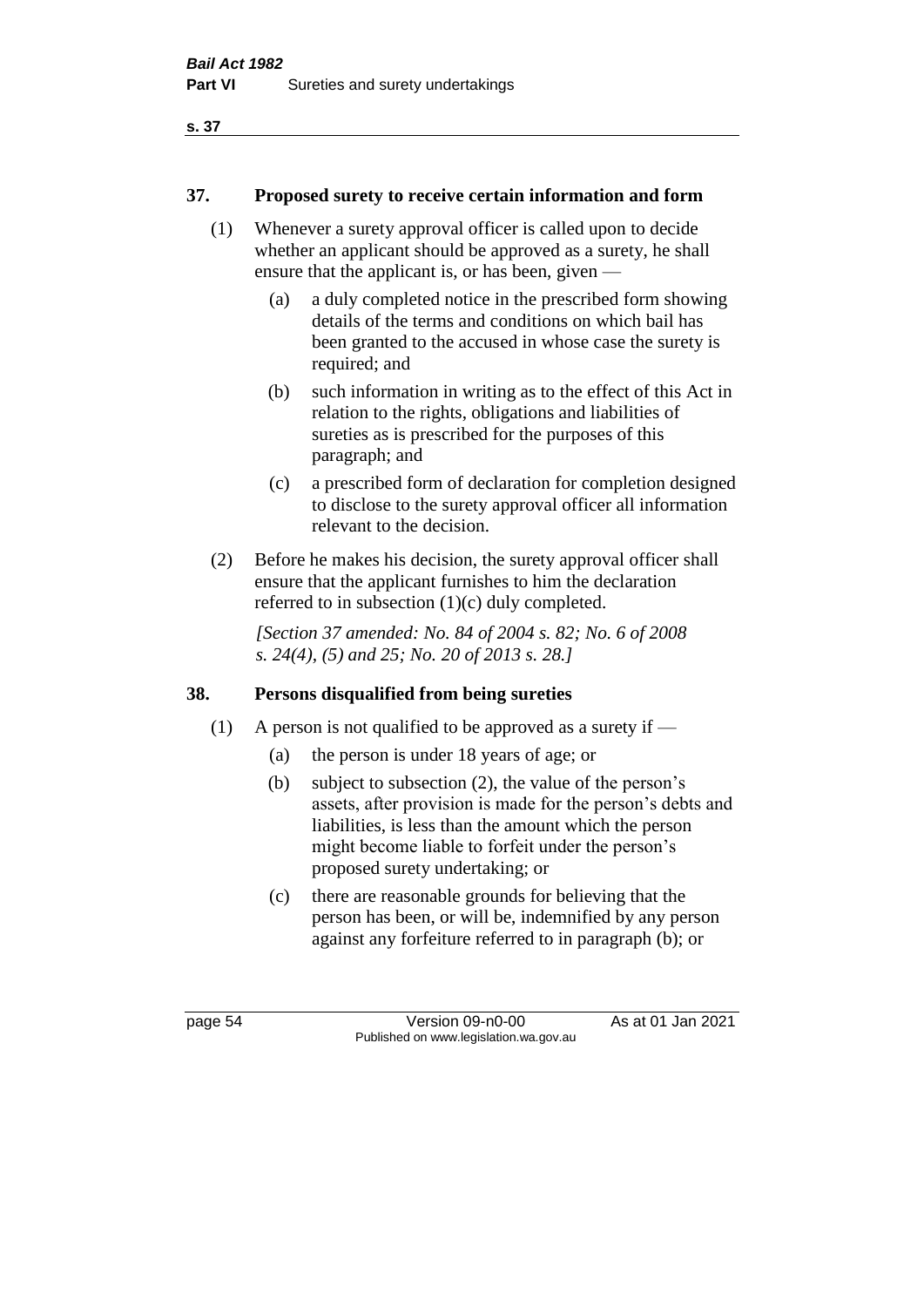## 37. Proposed surety to receive certain information and form

(1) Whenever a surety approval officer is called upon to decide whether an applicant should be approved as a surety, he shall ensure that the applicant is, or has been, given —

(a) a duly completed notice in the prescribed form showing details of the terms and conditions on which bail has been granted to the accused in whose case the surety is required; and

(b) such information in writing as to the effect of this Act in relation to the rights, obligations and liabilities of sureties as is prescribed for the purposes of this paragraph; and

(c) a prescribed form of declaration for completion designed to disclose to the surety approval officer all information relevant to the decision.

(2) Before he makes his decision, the surety approval officer shall ensure that the applicant furnishes to him the declaration referred to in subsection (1)(c) duly completed.

*[Section 37 amended: No. 84 of 2004 s. 82; No. 6 of 2008 s. 24(4), (5) and 25; No. 20 of 2013 s. 28.]*

## 38. Persons disqualified from being sureties

(1) A person is not qualified to be approved as a surety if —

(a) the person is under 18 years of age; or

(b) subject to subsection (2), the value of the person's assets, after provision is made for the person's debts and liabilities, is less than the amount which the person might become liable to forfeit under the person's proposed surety undertaking; or

(c) there are reasonable grounds for believing that the person has been, or will be, indemnified by any person against any forfeiture referred to in paragraph (b); or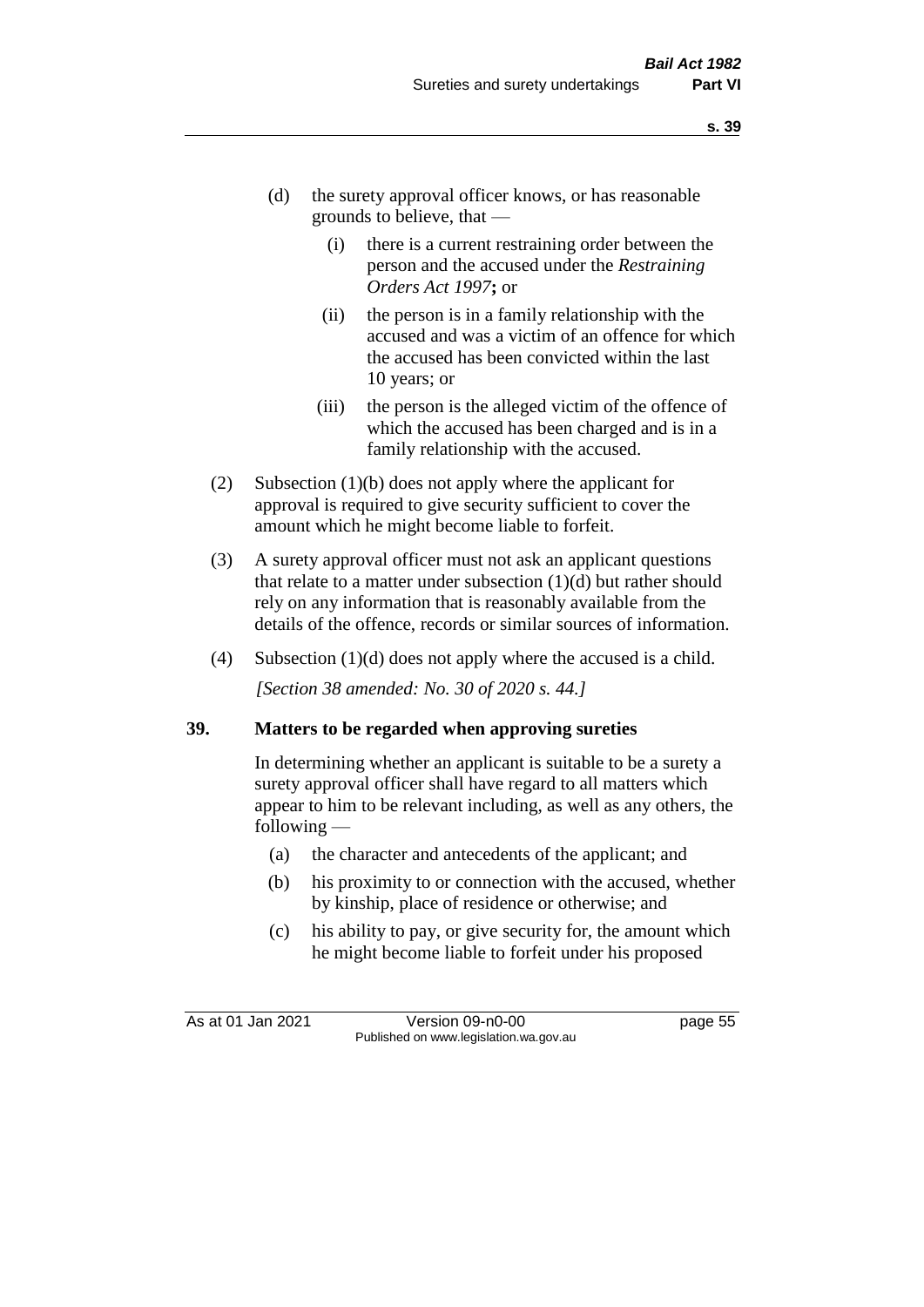(d) the surety approval officer knows, or has reasonable grounds to believe, that —

   (i) there is a current restraining order between the person and the accused under the *Restraining Orders Act 1997*; or

   (ii) the person is in a family relationship with the accused and was a victim of an offence for which the accused has been convicted within the last 10 years; or

   (iii) the person is the alleged victim of the offence of which the accused has been charged and is in a family relationship with the accused.

(2) Subsection (1)(b) does not apply where the applicant for approval is required to give security sufficient to cover the amount which he might become liable to forfeit.

(3) A surety approval officer must not ask an applicant questions that relate to a matter under subsection (1)(d) but rather should rely on any information that is reasonably available from the details of the offence, records or similar sources of information.

(4) Subsection (1)(d) does not apply where the accused is a child.

*[Section 38 amended: No. 30 of 2020 s. 44.]*

**39. Matters to be regarded when approving sureties**

In determining whether an applicant is suitable to be a surety a surety approval officer shall have regard to all matters which appear to him to be relevant including, as well as any others, the following —

(a) the character and antecedents of the applicant; and

(b) his proximity to or connection with the accused, whether by kinship, place of residence or otherwise; and

(c) his ability to pay, or give security for, the amount which he might become liable to forfeit under his proposed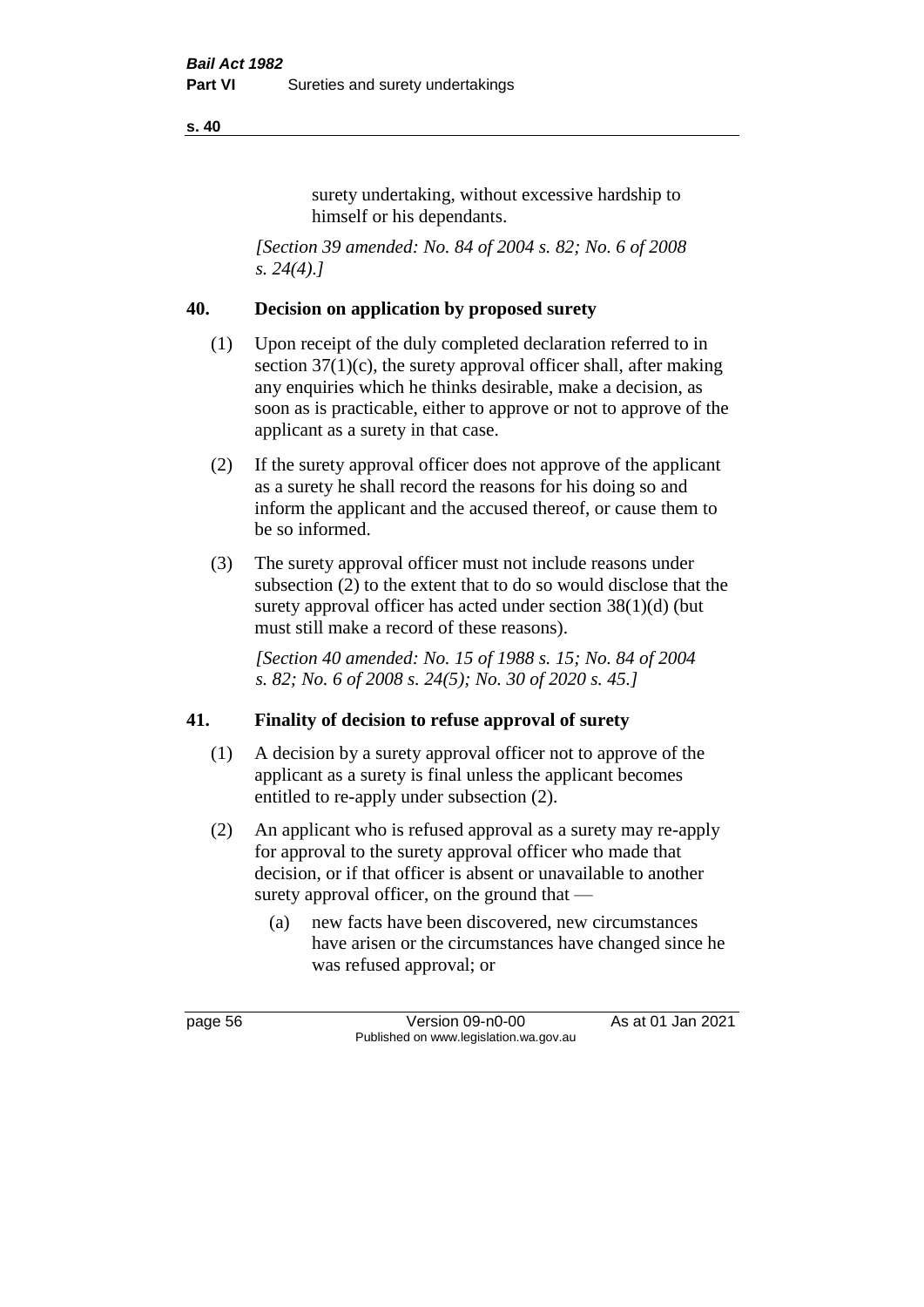surety undertaking, without excessive hardship to himself or his dependants.

*[Section 39 amended: No. 84 of 2004 s. 82; No. 6 of 2008 s. 24(4).]*

## 40. Decision on application by proposed surety

(1) Upon receipt of the duly completed declaration referred to in section 37(1)(c), the surety approval officer shall, after making any enquiries which he thinks desirable, make a decision, as soon as is practicable, either to approve or not to approve of the applicant as a surety in that case.

(2) If the surety approval officer does not approve of the applicant as a surety he shall record the reasons for his doing so and inform the applicant and the accused thereof, or cause them to be so informed.

(3) The surety approval officer must not include reasons under subsection (2) to the extent that to do so would disclose that the surety approval officer has acted under section 38(1)(d) (but must still make a record of these reasons).

*[Section 40 amended: No. 15 of 1988 s. 15; No. 84 of 2004 s. 82; No. 6 of 2008 s. 24(5); No. 30 of 2020 s. 45.]*

## 41. Finality of decision to refuse approval of surety

(1) A decision by a surety approval officer not to approve of the applicant as a surety is final unless the applicant becomes entitled to re-apply under subsection (2).

(2) An applicant who is refused approval as a surety may re-apply for approval to the surety approval officer who made that decision, or if that officer is absent or unavailable to another surety approval officer, on the ground that —

- (a) new facts have been discovered, new circumstances have arisen or the circumstances have changed since he was refused approval; or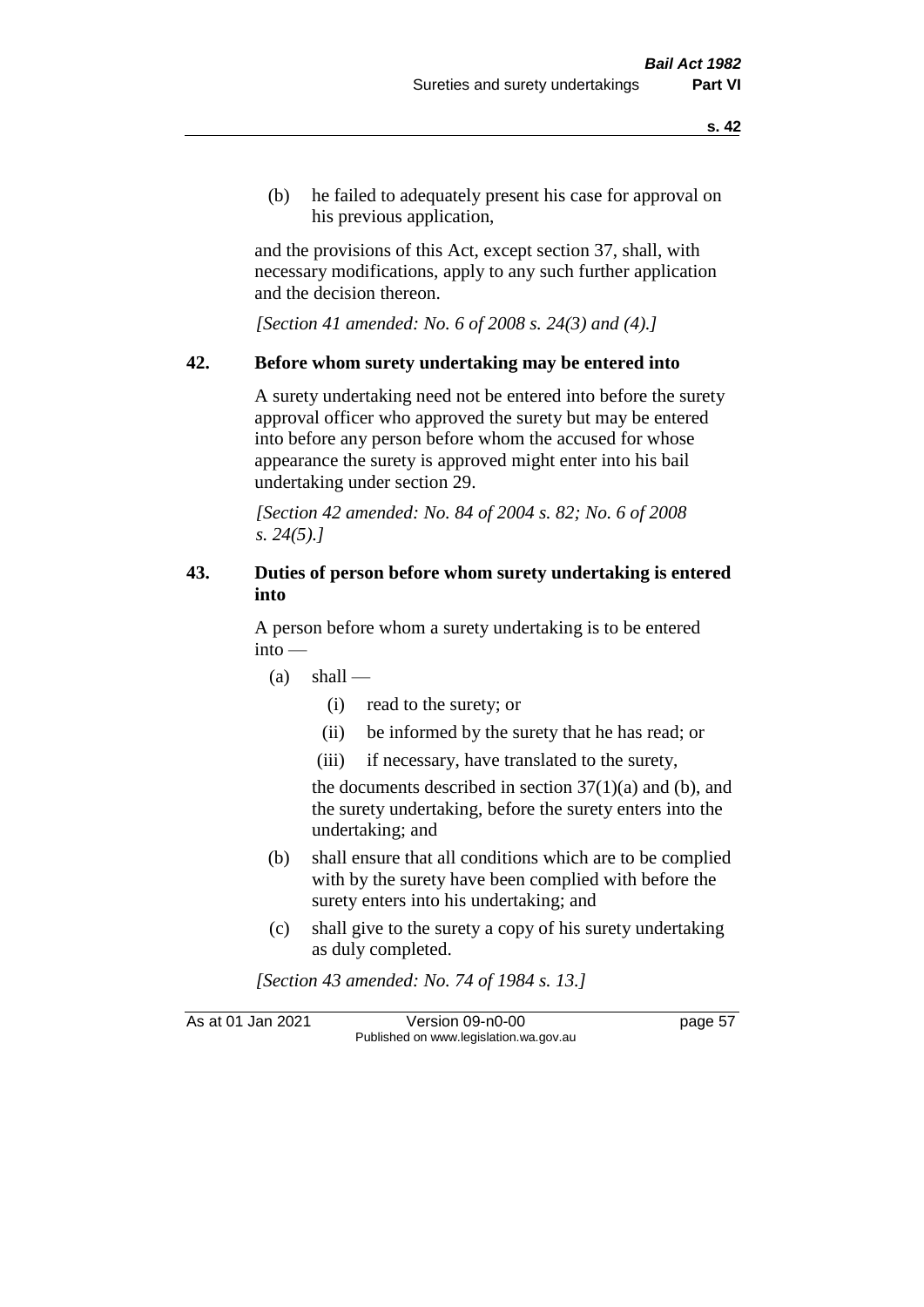(b) he failed to adequately present his case for approval on his previous application,

and the provisions of this Act, except section 37, shall, with necessary modifications, apply to any such further application and the decision thereon.

*[Section 41 amended: No. 6 of 2008 s. 24(3) and (4).]*

## 42. Before whom surety undertaking may be entered into

A surety undertaking need not be entered into before the surety approval officer who approved the surety but may be entered into before any person before whom the accused for whose appearance the surety is approved might enter into his bail undertaking under section 29.

*[Section 42 amended: No. 84 of 2004 s. 82; No. 6 of 2008 s. 24(5).]*

## 43. Duties of person before whom surety undertaking is entered into

A person before whom a surety undertaking is to be entered into —

- (a) shall —
  - (i) read to the surety; or
  - (ii) be informed by the surety that he has read; or
  - (iii) if necessary, have translated to the surety,

  the documents described in section 37(1)(a) and (b), and the surety undertaking, before the surety enters into the undertaking; and
- (b) shall ensure that all conditions which are to be complied with by the surety have been complied with before the surety enters into his undertaking; and
- (c) shall give to the surety a copy of his surety undertaking as duly completed.

*[Section 43 amended: No. 74 of 1984 s. 13.]*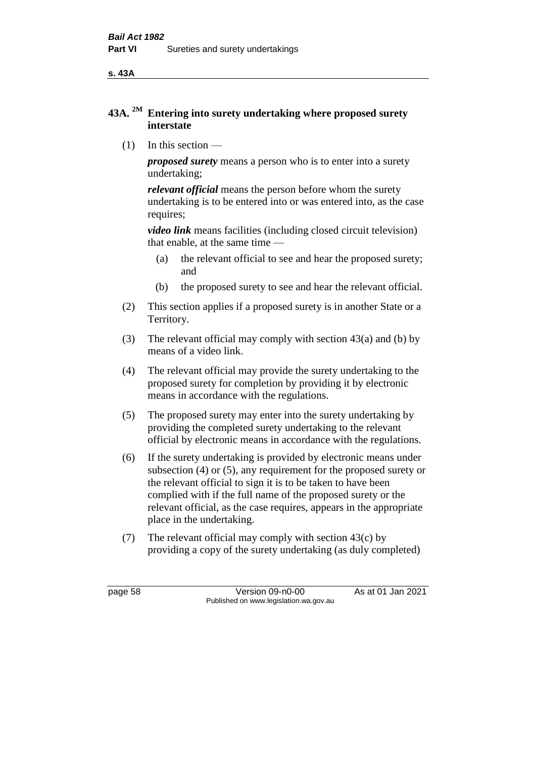## 43A. [2M] Entering into surety undertaking where proposed surety interstate

(1) In this section —

***proposed surety*** means a person who is to enter into a surety undertaking;

***relevant official*** means the person before whom the surety undertaking is to be entered into or was entered into, as the case requires;

***video link*** means facilities (including closed circuit television) that enable, at the same time —

   (a) the relevant official to see and hear the proposed surety; and

   (b) the proposed surety to see and hear the relevant official.

(2) This section applies if a proposed surety is in another State or a Territory.

(3) The relevant official may comply with section 43(a) and (b) by means of a video link.

(4) The relevant official may provide the surety undertaking to the proposed surety for completion by providing it by electronic means in accordance with the regulations.

(5) The proposed surety may enter into the surety undertaking by providing the completed surety undertaking to the relevant official by electronic means in accordance with the regulations.

(6) If the surety undertaking is provided by electronic means under subsection (4) or (5), any requirement for the proposed surety or the relevant official to sign it is to be taken to have been complied with if the full name of the proposed surety or the relevant official, as the case requires, appears in the appropriate place in the undertaking.

(7) The relevant official may comply with section 43(c) by providing a copy of the surety undertaking (as duly completed)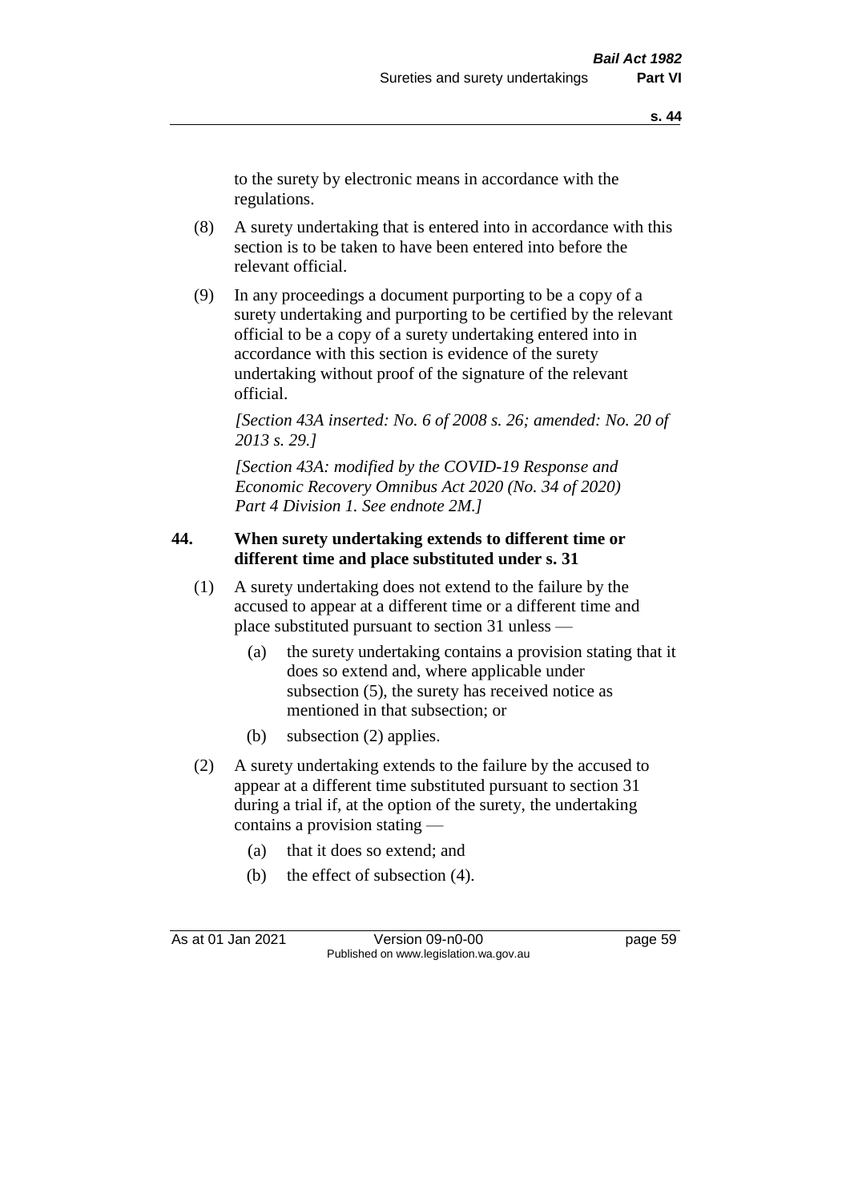to the surety by electronic means in accordance with the regulations.

(8) A surety undertaking that is entered into in accordance with this section is to be taken to have been entered into before the relevant official.

(9) In any proceedings a document purporting to be a copy of a surety undertaking and purporting to be certified by the relevant official to be a copy of a surety undertaking entered into in accordance with this section is evidence of the surety undertaking without proof of the signature of the relevant official.

*[Section 43A inserted: No. 6 of 2008 s. 26; amended: No. 20 of 2013 s. 29.]*

*[Section 43A: modified by the COVID-19 Response and Economic Recovery Omnibus Act 2020 (No. 34 of 2020) Part 4 Division 1. See endnote 2M.]*

**44. When surety undertaking extends to different time or different time and place substituted under s. 31**

(1) A surety undertaking does not extend to the failure by the accused to appear at a different time or a different time and place substituted pursuant to section 31 unless —

(a) the surety undertaking contains a provision stating that it does so extend and, where applicable under subsection (5), the surety has received notice as mentioned in that subsection; or

(b) subsection (2) applies.

(2) A surety undertaking extends to the failure by the accused to appear at a different time substituted pursuant to section 31 during a trial if, at the option of the surety, the undertaking contains a provision stating —

(a) that it does so extend; and

(b) the effect of subsection (4).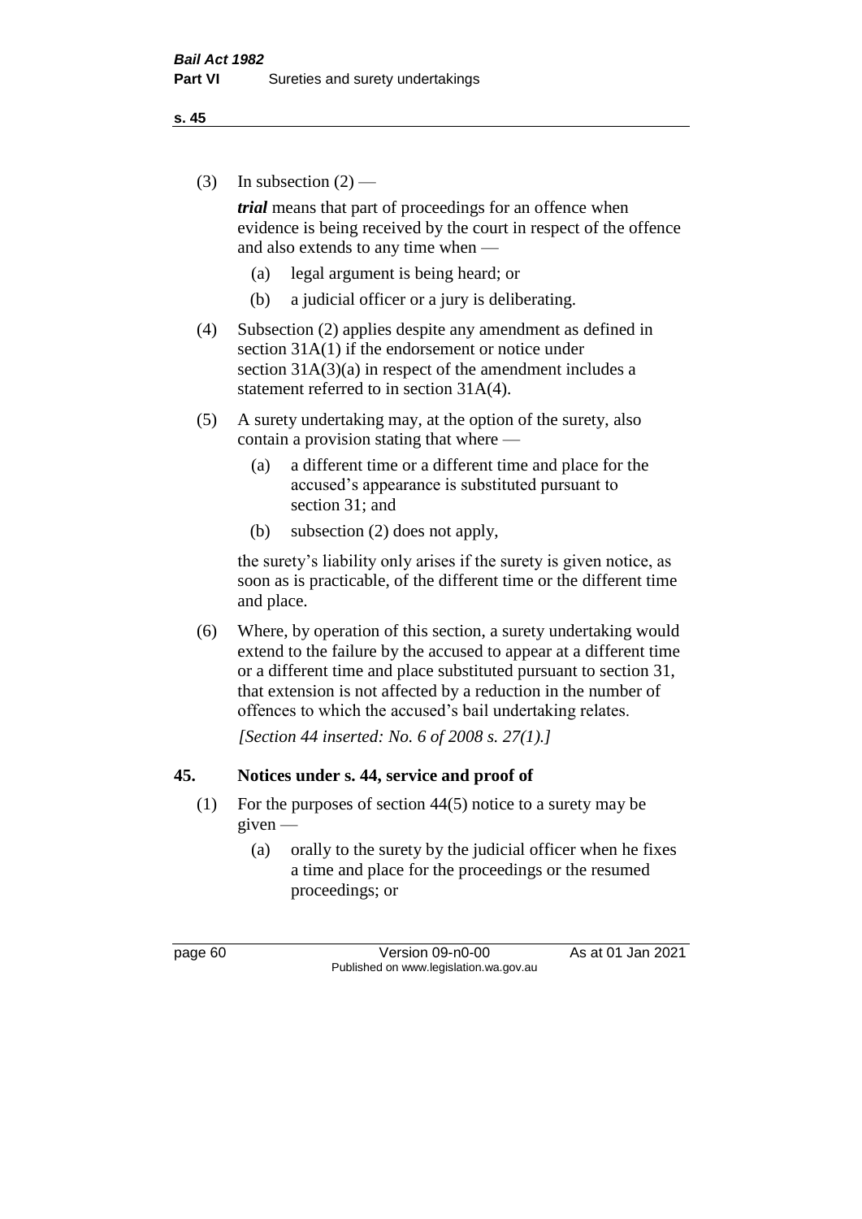(3) In subsection (2) —

***trial*** means that part of proceedings for an offence when evidence is being received by the court in respect of the offence and also extends to any time when —

(a) legal argument is being heard; or

(b) a judicial officer or a jury is deliberating.

(4) Subsection (2) applies despite any amendment as defined in section 31A(1) if the endorsement or notice under section 31A(3)(a) in respect of the amendment includes a statement referred to in section 31A(4).

(5) A surety undertaking may, at the option of the surety, also contain a provision stating that where —

(a) a different time or a different time and place for the accused's appearance is substituted pursuant to section 31; and

(b) subsection (2) does not apply,

the surety's liability only arises if the surety is given notice, as soon as is practicable, of the different time or the different time and place.

(6) Where, by operation of this section, a surety undertaking would extend to the failure by the accused to appear at a different time or a different time and place substituted pursuant to section 31, that extension is not affected by a reduction in the number of offences to which the accused's bail undertaking relates.

*[Section 44 inserted: No. 6 of 2008 s. 27(1).]*

## 45. Notices under s. 44, service and proof of

(1) For the purposes of section 44(5) notice to a surety may be given —

(a) orally to the surety by the judicial officer when he fixes a time and place for the proceedings or the resumed proceedings; or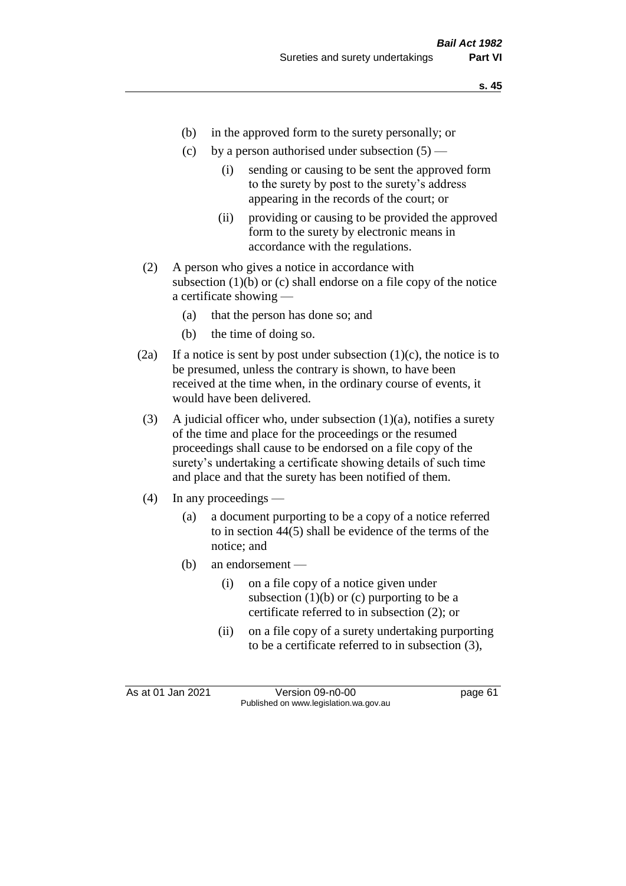(b) in the approved form to the surety personally; or

(c) by a person authorised under subsection (5) —

(i) sending or causing to be sent the approved form to the surety by post to the surety's address appearing in the records of the court; or

(ii) providing or causing to be provided the approved form to the surety by electronic means in accordance with the regulations.

(2) A person who gives a notice in accordance with subsection (1)(b) or (c) shall endorse on a file copy of the notice a certificate showing —

(a) that the person has done so; and

(b) the time of doing so.

(2a) If a notice is sent by post under subsection (1)(c), the notice is to be presumed, unless the contrary is shown, to have been received at the time when, in the ordinary course of events, it would have been delivered.

(3) A judicial officer who, under subsection (1)(a), notifies a surety of the time and place for the proceedings or the resumed proceedings shall cause to be endorsed on a file copy of the surety's undertaking a certificate showing details of such time and place and that the surety has been notified of them.

(4) In any proceedings —

(a) a document purporting to be a copy of a notice referred to in section 44(5) shall be evidence of the terms of the notice; and

(b) an endorsement —

(i) on a file copy of a notice given under subsection (1)(b) or (c) purporting to be a certificate referred to in subsection (2); or

(ii) on a file copy of a surety undertaking purporting to be a certificate referred to in subsection (3),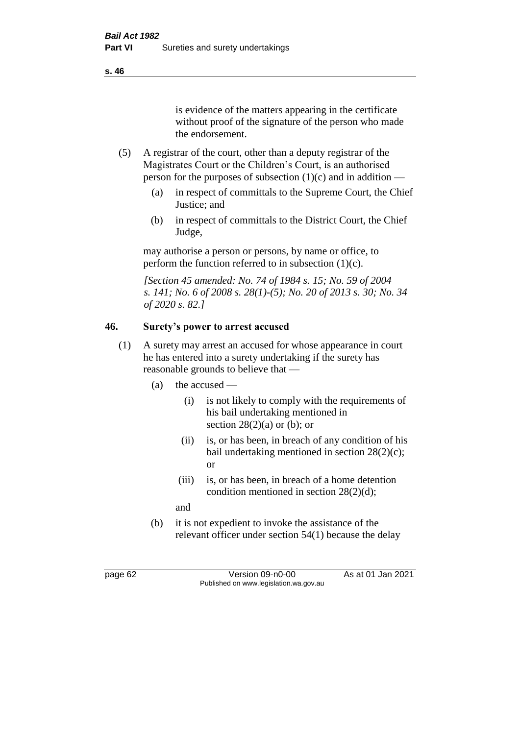is evidence of the matters appearing in the certificate without proof of the signature of the person who made the endorsement.

(5) A registrar of the court, other than a deputy registrar of the Magistrates Court or the Children's Court, is an authorised person for the purposes of subsection (1)(c) and in addition —

(a) in respect of committals to the Supreme Court, the Chief Justice; and

(b) in respect of committals to the District Court, the Chief Judge,

may authorise a person or persons, by name or office, to perform the function referred to in subsection (1)(c).

*[Section 45 amended: No. 74 of 1984 s. 15; No. 59 of 2004 s. 141; No. 6 of 2008 s. 28(1)-(5); No. 20 of 2013 s. 30; No. 34 of 2020 s. 82.]*

## 46. Surety's power to arrest accused

(1) A surety may arrest an accused for whose appearance in court he has entered into a surety undertaking if the surety has reasonable grounds to believe that —

(a) the accused —

(i) is not likely to comply with the requirements of his bail undertaking mentioned in section 28(2)(a) or (b); or

(ii) is, or has been, in breach of any condition of his bail undertaking mentioned in section 28(2)(c); or

(iii) is, or has been, in breach of a home detention condition mentioned in section 28(2)(d);

and

(b) it is not expedient to invoke the assistance of the relevant officer under section 54(1) because the delay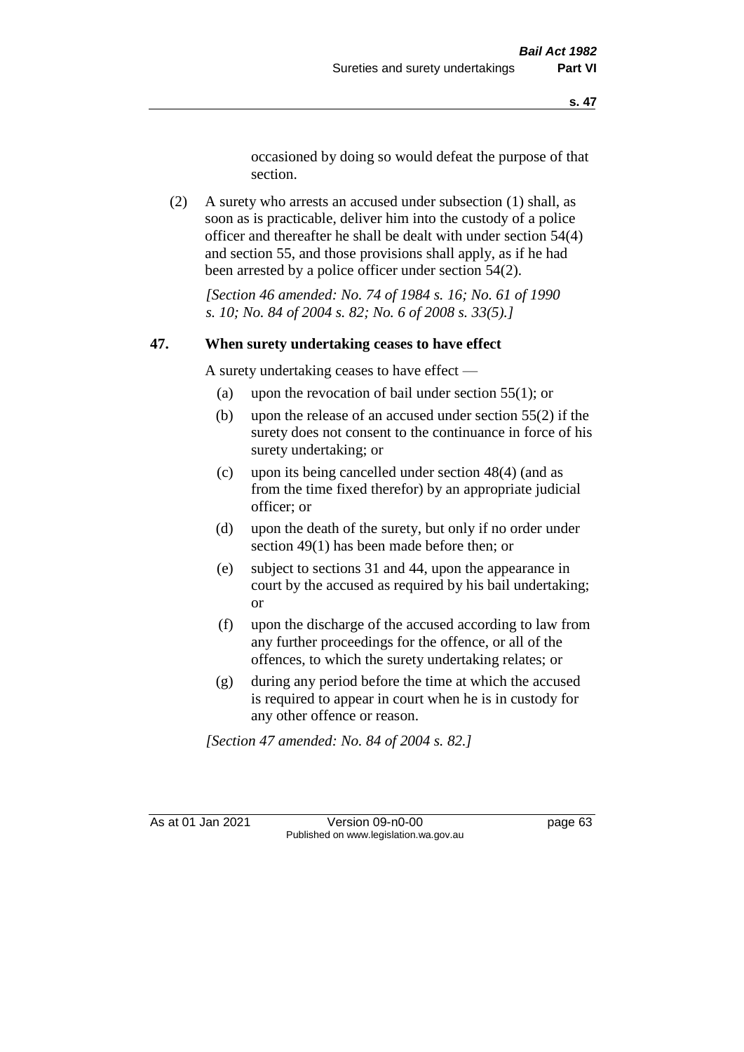occasioned by doing so would defeat the purpose of that section.

(2) A surety who arrests an accused under subsection (1) shall, as soon as is practicable, deliver him into the custody of a police officer and thereafter he shall be dealt with under section 54(4) and section 55, and those provisions shall apply, as if he had been arrested by a police officer under section 54(2).

*[Section 46 amended: No. 74 of 1984 s. 16; No. 61 of 1990 s. 10; No. 84 of 2004 s. 82; No. 6 of 2008 s. 33(5).]*

### 47. When surety undertaking ceases to have effect

A surety undertaking ceases to have effect —

(a) upon the revocation of bail under section 55(1); or

(b) upon the release of an accused under section 55(2) if the surety does not consent to the continuance in force of his surety undertaking; or

(c) upon its being cancelled under section 48(4) (and as from the time fixed therefor) by an appropriate judicial officer; or

(d) upon the death of the surety, but only if no order under section 49(1) has been made before then; or

(e) subject to sections 31 and 44, upon the appearance in court by the accused as required by his bail undertaking; or

(f) upon the discharge of the accused according to law from any further proceedings for the offence, or all of the offences, to which the surety undertaking relates; or

(g) during any period before the time at which the accused is required to appear in court when he is in custody for any other offence or reason.

*[Section 47 amended: No. 84 of 2004 s. 82.]*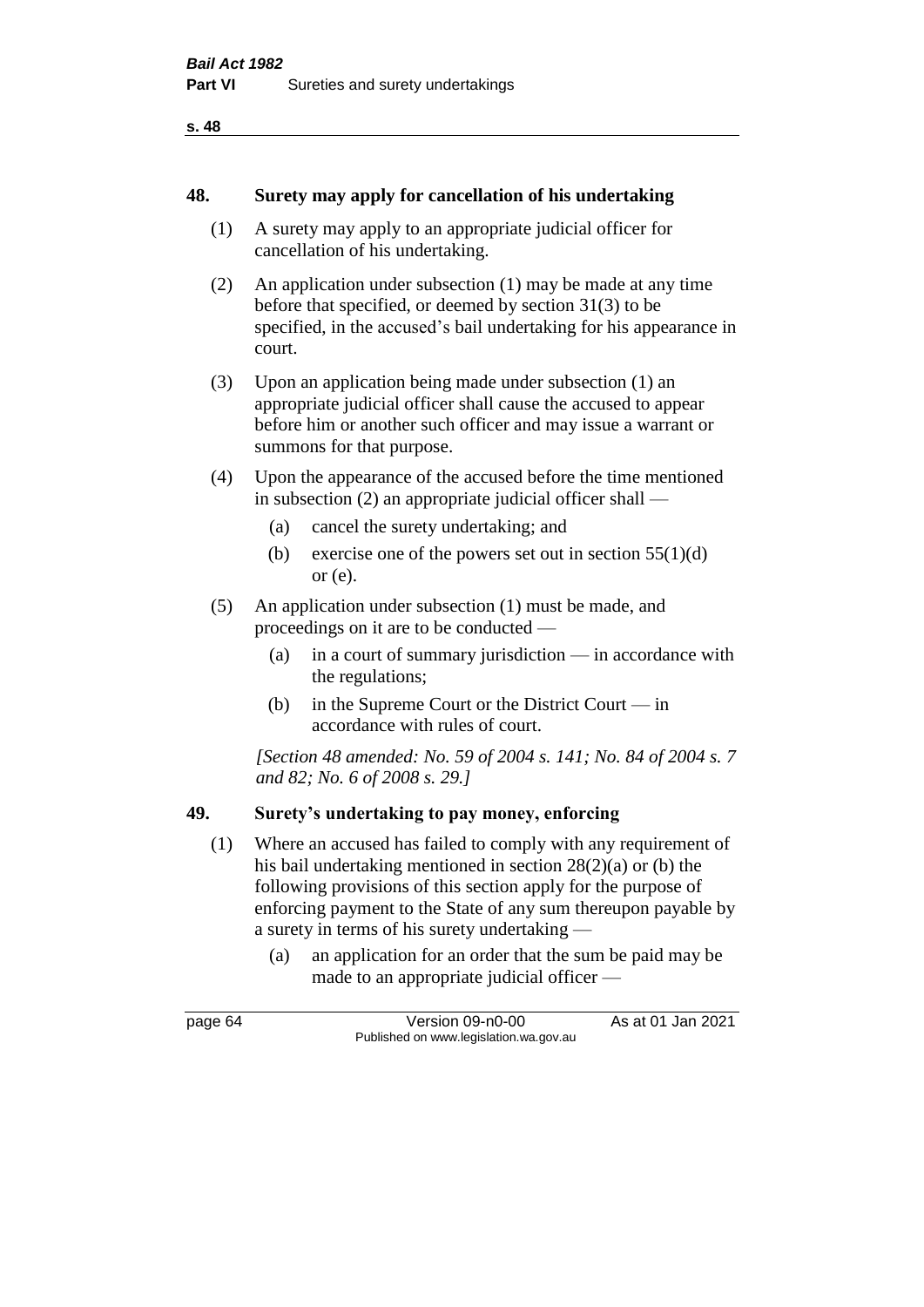## 48. Surety may apply for cancellation of his undertaking

(1) A surety may apply to an appropriate judicial officer for cancellation of his undertaking.

(2) An application under subsection (1) may be made at any time before that specified, or deemed by section 31(3) to be specified, in the accused's bail undertaking for his appearance in court.

(3) Upon an application being made under subsection (1) an appropriate judicial officer shall cause the accused to appear before him or another such officer and may issue a warrant or summons for that purpose.

(4) Upon the appearance of the accused before the time mentioned in subsection (2) an appropriate judicial officer shall —

- (a) cancel the surety undertaking; and
- (b) exercise one of the powers set out in section 55(1)(d) or (e).

(5) An application under subsection (1) must be made, and proceedings on it are to be conducted —

- (a) in a court of summary jurisdiction — in accordance with the regulations;
- (b) in the Supreme Court or the District Court — in accordance with rules of court.

*[Section 48 amended: No. 59 of 2004 s. 141; No. 84 of 2004 s. 7 and 82; No. 6 of 2008 s. 29.]*

## 49. Surety's undertaking to pay money, enforcing

(1) Where an accused has failed to comply with any requirement of his bail undertaking mentioned in section 28(2)(a) or (b) the following provisions of this section apply for the purpose of enforcing payment to the State of any sum thereupon payable by a surety in terms of his surety undertaking —

- (a) an application for an order that the sum be paid may be made to an appropriate judicial officer —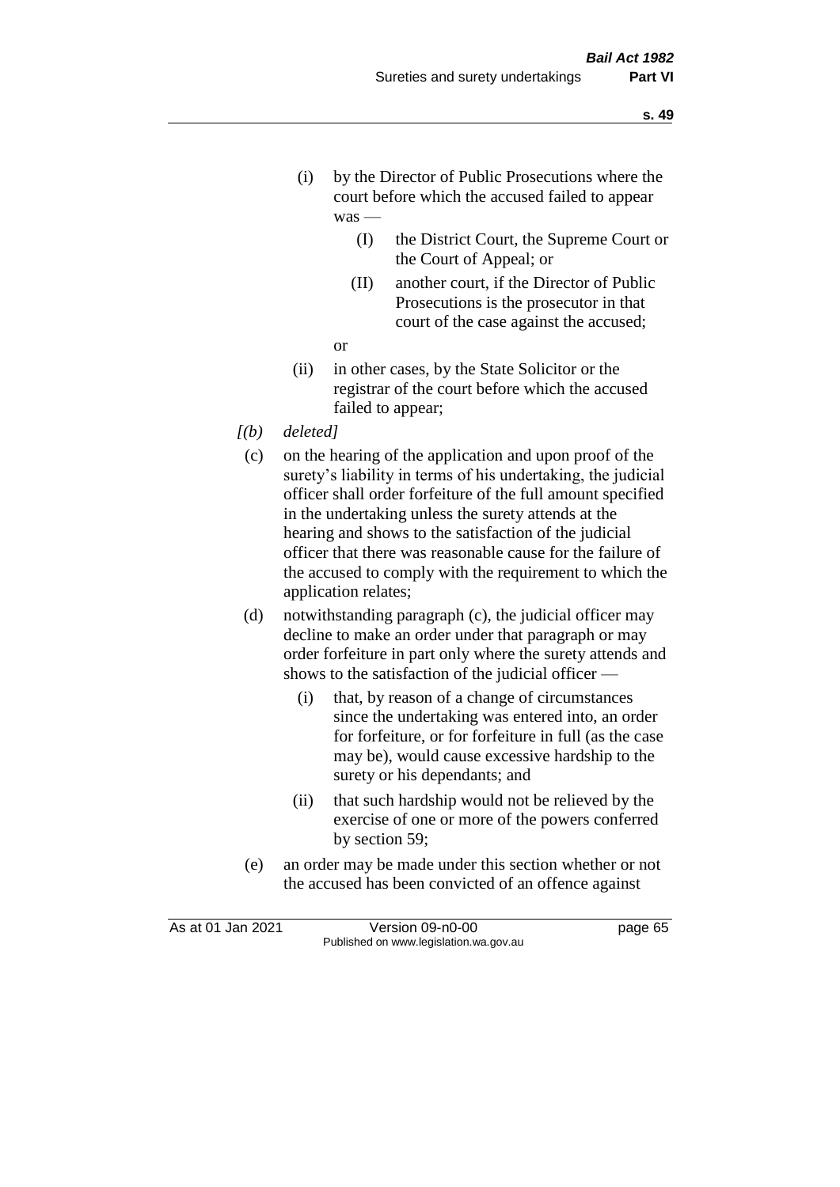(i) by the Director of Public Prosecutions where the court before which the accused failed to appear was —

(I) the District Court, the Supreme Court or the Court of Appeal; or

(II) another court, if the Director of Public Prosecutions is the prosecutor in that court of the case against the accused;

or

(ii) in other cases, by the State Solicitor or the registrar of the court before which the accused failed to appear;

*[(b) deleted]*

(c) on the hearing of the application and upon proof of the surety's liability in terms of his undertaking, the judicial officer shall order forfeiture of the full amount specified in the undertaking unless the surety attends at the hearing and shows to the satisfaction of the judicial officer that there was reasonable cause for the failure of the accused to comply with the requirement to which the application relates;

(d) notwithstanding paragraph (c), the judicial officer may decline to make an order under that paragraph or may order forfeiture in part only where the surety attends and shows to the satisfaction of the judicial officer —

(i) that, by reason of a change of circumstances since the undertaking was entered into, an order for forfeiture, or for forfeiture in full (as the case may be), would cause excessive hardship to the surety or his dependants; and

(ii) that such hardship would not be relieved by the exercise of one or more of the powers conferred by section 59;

(e) an order may be made under this section whether or not the accused has been convicted of an offence against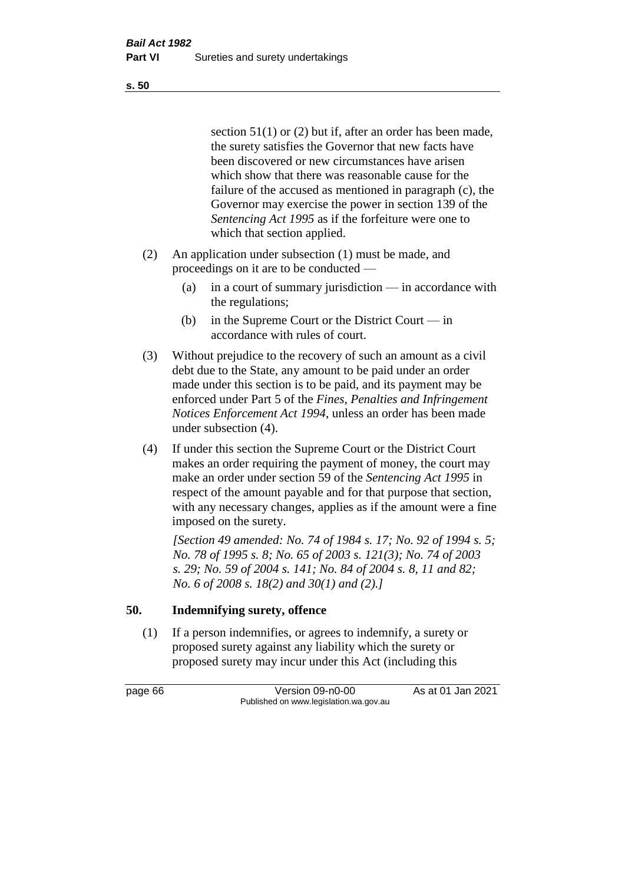section 51(1) or (2) but if, after an order has been made, the surety satisfies the Governor that new facts have been discovered or new circumstances have arisen which show that there was reasonable cause for the failure of the accused as mentioned in paragraph (c), the Governor may exercise the power in section 139 of the *Sentencing Act 1995* as if the forfeiture were one to which that section applied.

(2) An application under subsection (1) must be made, and proceedings on it are to be conducted —

(a) in a court of summary jurisdiction — in accordance with the regulations;

(b) in the Supreme Court or the District Court — in accordance with rules of court.

(3) Without prejudice to the recovery of such an amount as a civil debt due to the State, any amount to be paid under an order made under this section is to be paid, and its payment may be enforced under Part 5 of the *Fines, Penalties and Infringement Notices Enforcement Act 1994*, unless an order has been made under subsection (4).

(4) If under this section the Supreme Court or the District Court makes an order requiring the payment of money, the court may make an order under section 59 of the *Sentencing Act 1995* in respect of the amount payable and for that purpose that section, with any necessary changes, applies as if the amount were a fine imposed on the surety.

*[Section 49 amended: No. 74 of 1984 s. 17; No. 92 of 1994 s. 5; No. 78 of 1995 s. 8; No. 65 of 2003 s. 121(3); No. 74 of 2003 s. 29; No. 59 of 2004 s. 141; No. 84 of 2004 s. 8, 11 and 82; No. 6 of 2008 s. 18(2) and 30(1) and (2).]*

## 50. Indemnifying surety, offence

(1) If a person indemnifies, or agrees to indemnify, a surety or proposed surety against any liability which the surety or proposed surety may incur under this Act (including this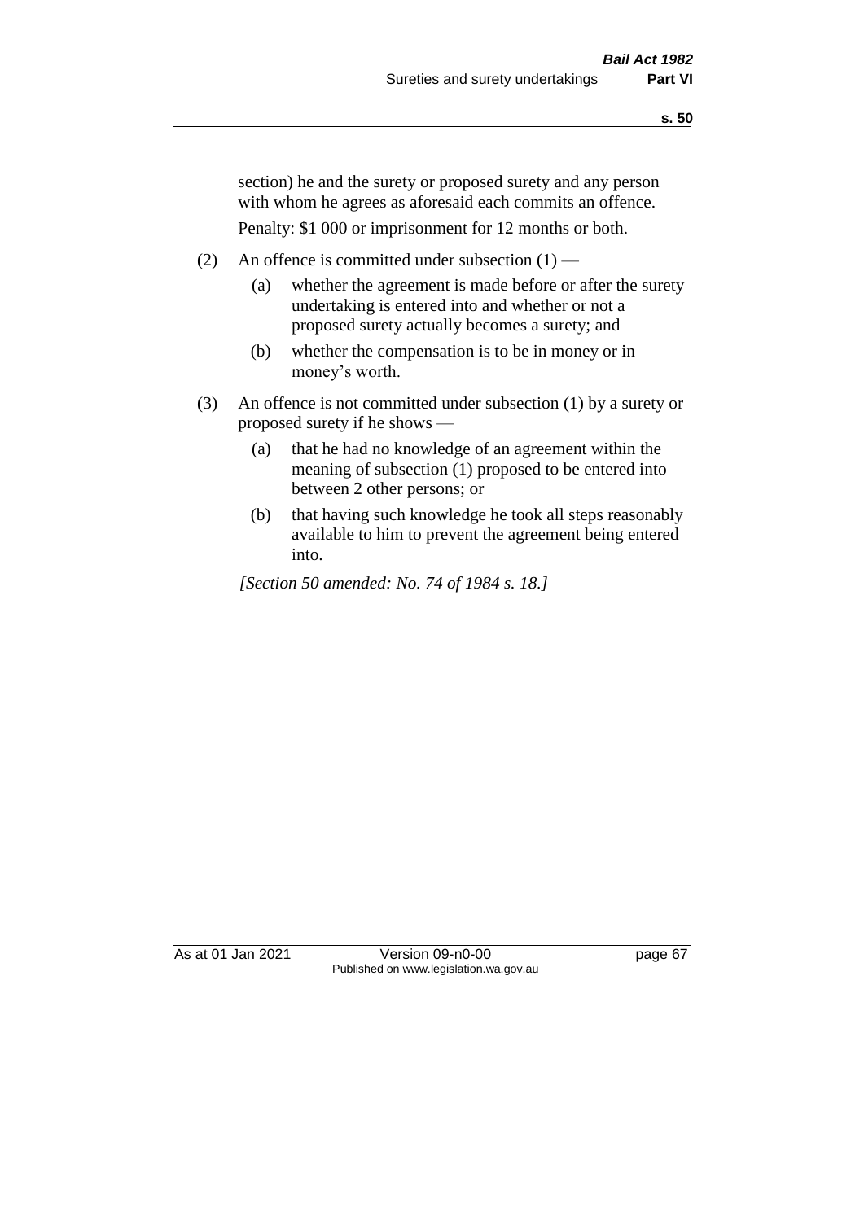section) he and the surety or proposed surety and any person with whom he agrees as aforesaid each commits an offence.

Penalty: $1 000 or imprisonment for 12 months or both.

(2) An offence is committed under subsection (1) —

(a) whether the agreement is made before or after the surety undertaking is entered into and whether or not a proposed surety actually becomes a surety; and

(b) whether the compensation is to be in money or in money's worth.

(3) An offence is not committed under subsection (1) by a surety or proposed surety if he shows —

(a) that he had no knowledge of an agreement within the meaning of subsection (1) proposed to be entered into between 2 other persons; or

(b) that having such knowledge he took all steps reasonably available to him to prevent the agreement being entered into.

*[Section 50 amended: No. 74 of 1984 s. 18.]*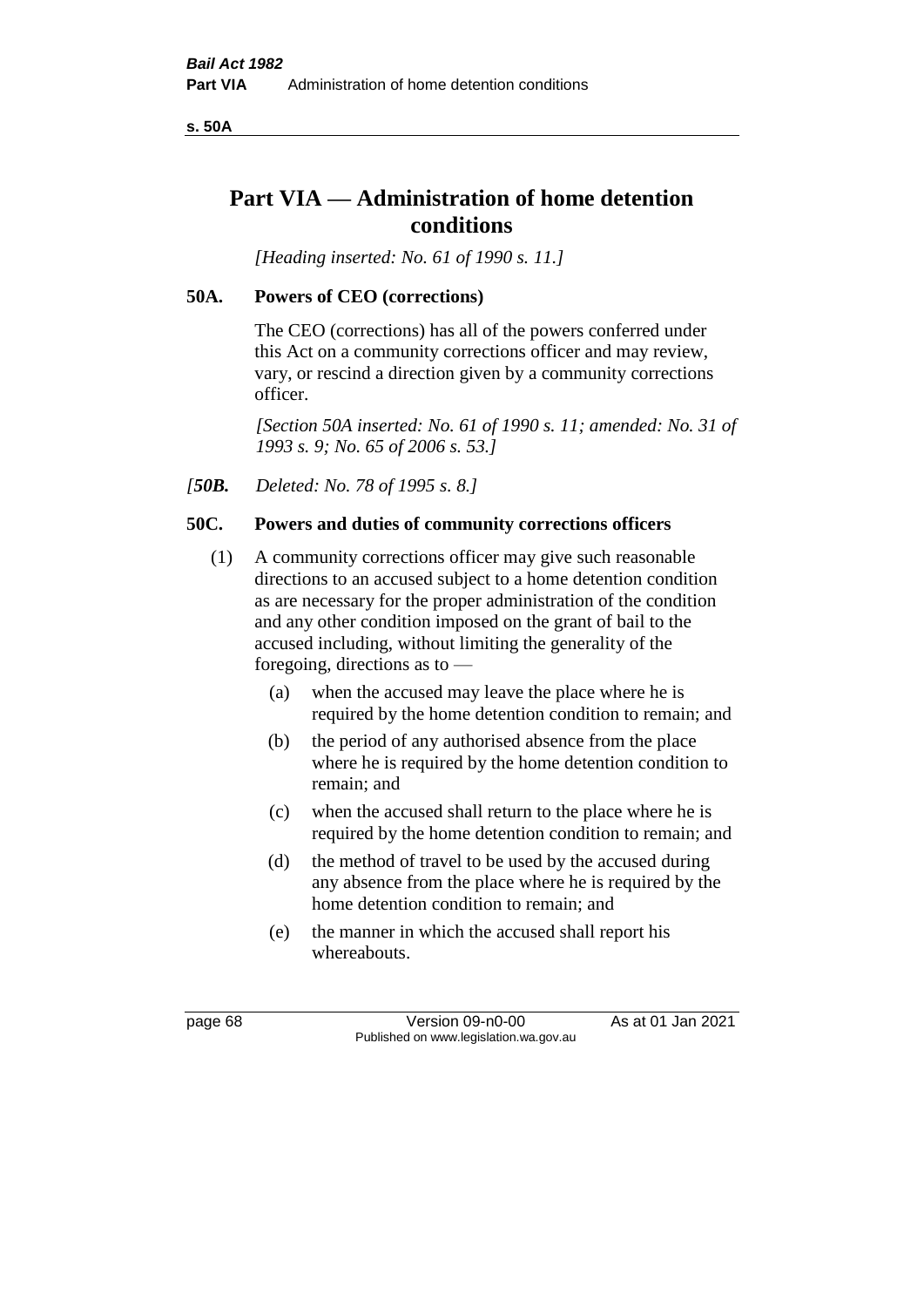# Part VIA — Administration of home detention conditions

*[Heading inserted: No. 61 of 1990 s. 11.]*

## 50A. Powers of CEO (corrections)

The CEO (corrections) has all of the powers conferred under this Act on a community corrections officer and may review, vary, or rescind a direction given by a community corrections officer.

*[Section 50A inserted: No. 61 of 1990 s. 11; amended: No. 31 of 1993 s. 9; No. 65 of 2006 s. 53.]*

*[**50B.** Deleted: No. 78 of 1995 s. 8.]*

## 50C. Powers and duties of community corrections officers

(1) A community corrections officer may give such reasonable directions to an accused subject to a home detention condition as are necessary for the proper administration of the condition and any other condition imposed on the grant of bail to the accused including, without limiting the generality of the foregoing, directions as to —

- (a) when the accused may leave the place where he is required by the home detention condition to remain; and
- (b) the period of any authorised absence from the place where he is required by the home detention condition to remain; and
- (c) when the accused shall return to the place where he is required by the home detention condition to remain; and
- (d) the method of travel to be used by the accused during any absence from the place where he is required by the home detention condition to remain; and
- (e) the manner in which the accused shall report his whereabouts.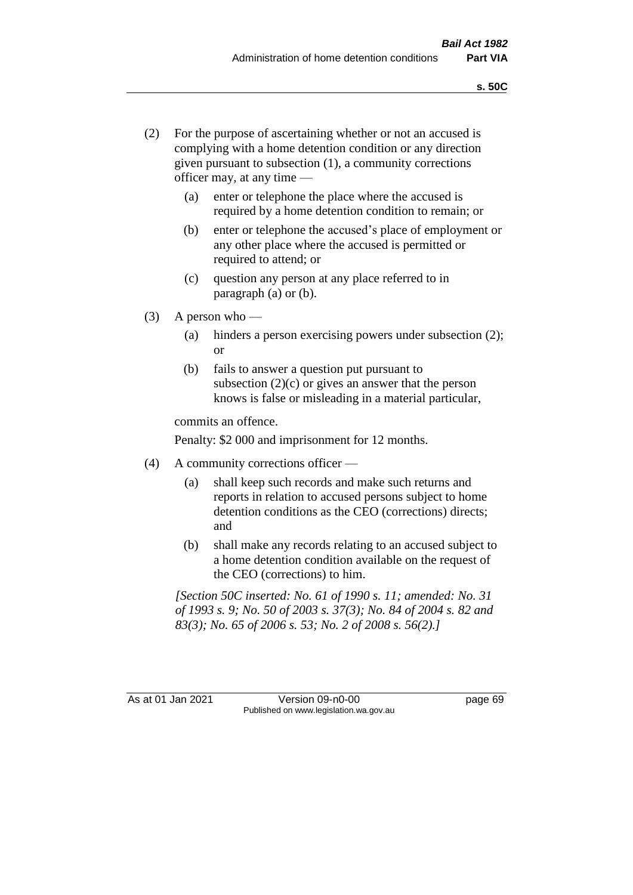(2) For the purpose of ascertaining whether or not an accused is complying with a home detention condition or any direction given pursuant to subsection (1), a community corrections officer may, at any time —

(a) enter or telephone the place where the accused is required by a home detention condition to remain; or

(b) enter or telephone the accused's place of employment or any other place where the accused is permitted or required to attend; or

(c) question any person at any place referred to in paragraph (a) or (b).

(3) A person who —

(a) hinders a person exercising powers under subsection (2); or

(b) fails to answer a question put pursuant to subsection (2)(c) or gives an answer that the person knows is false or misleading in a material particular,

commits an offence.

Penalty: $2 000 and imprisonment for 12 months.

(4) A community corrections officer —

(a) shall keep such records and make such returns and reports in relation to accused persons subject to home detention conditions as the CEO (corrections) directs; and

(b) shall make any records relating to an accused subject to a home detention condition available on the request of the CEO (corrections) to him.

*[Section 50C inserted: No. 61 of 1990 s. 11; amended: No. 31 of 1993 s. 9; No. 50 of 2003 s. 37(3); No. 84 of 2004 s. 82 and 83(3); No. 65 of 2006 s. 53; No. 2 of 2008 s. 56(2).]*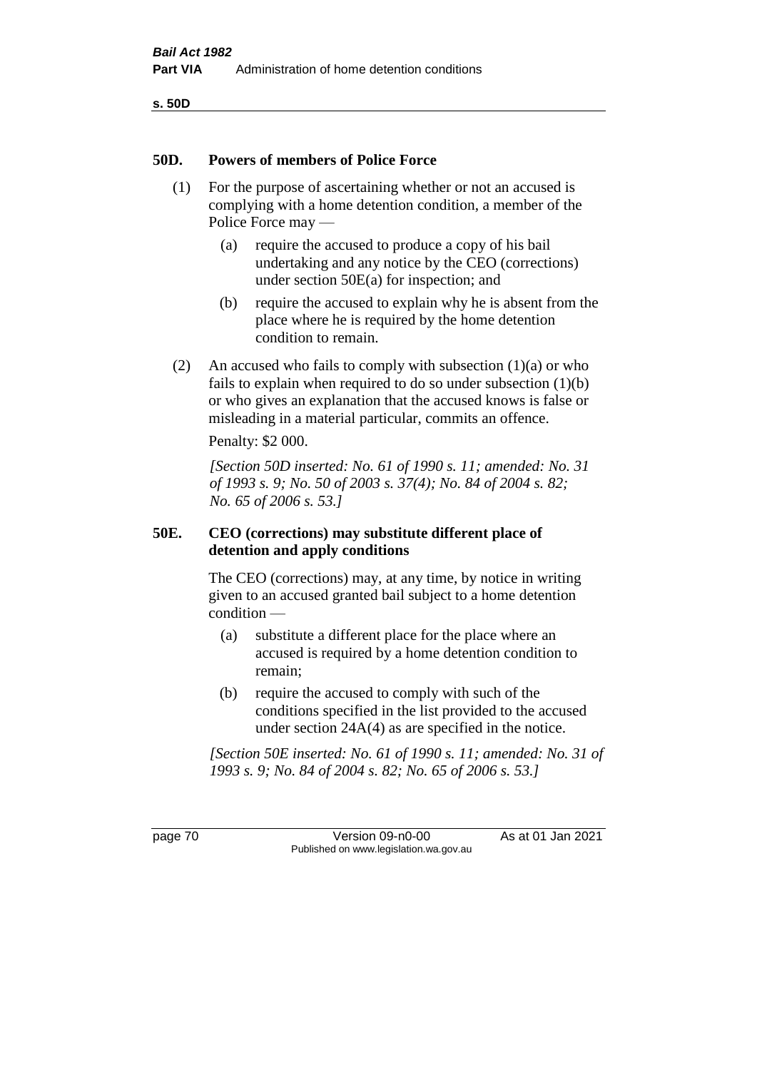## 50D. Powers of members of Police Force

(1) For the purpose of ascertaining whether or not an accused is complying with a home detention condition, a member of the Police Force may —

   (a) require the accused to produce a copy of his bail undertaking and any notice by the CEO (corrections) under section 50E(a) for inspection; and

   (b) require the accused to explain why he is absent from the place where he is required by the home detention condition to remain.

(2) An accused who fails to comply with subsection (1)(a) or who fails to explain when required to do so under subsection (1)(b) or who gives an explanation that the accused knows is false or misleading in a material particular, commits an offence.

Penalty: $2 000.

*[Section 50D inserted: No. 61 of 1990 s. 11; amended: No. 31 of 1993 s. 9; No. 50 of 2003 s. 37(4); No. 84 of 2004 s. 82; No. 65 of 2006 s. 53.]*

## 50E. CEO (corrections) may substitute different place of detention and apply conditions

The CEO (corrections) may, at any time, by notice in writing given to an accused granted bail subject to a home detention condition —

   (a) substitute a different place for the place where an accused is required by a home detention condition to remain;

   (b) require the accused to comply with such of the conditions specified in the list provided to the accused under section 24A(4) as are specified in the notice.

*[Section 50E inserted: No. 61 of 1990 s. 11; amended: No. 31 of 1993 s. 9; No. 84 of 2004 s. 82; No. 65 of 2006 s. 53.]*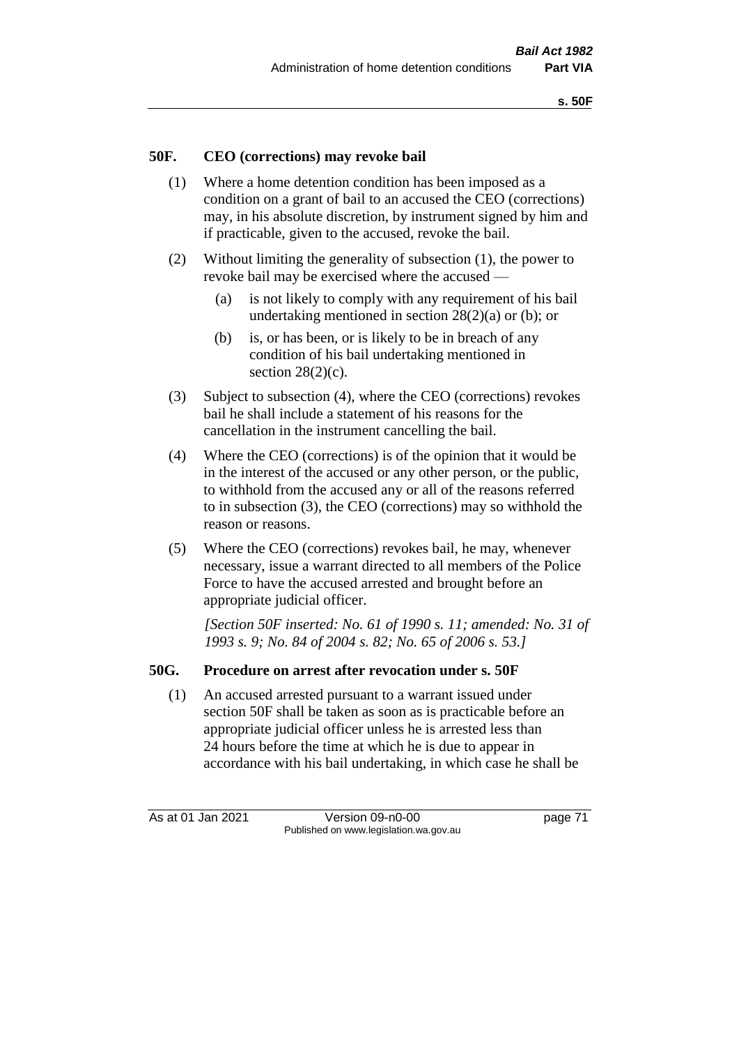## 50F. CEO (corrections) may revoke bail

(1) Where a home detention condition has been imposed as a condition on a grant of bail to an accused the CEO (corrections) may, in his absolute discretion, by instrument signed by him and if practicable, given to the accused, revoke the bail.

(2) Without limiting the generality of subsection (1), the power to revoke bail may be exercised where the accused —

(a) is not likely to comply with any requirement of his bail undertaking mentioned in section 28(2)(a) or (b); or

(b) is, or has been, or is likely to be in breach of any condition of his bail undertaking mentioned in section 28(2)(c).

(3) Subject to subsection (4), where the CEO (corrections) revokes bail he shall include a statement of his reasons for the cancellation in the instrument cancelling the bail.

(4) Where the CEO (corrections) is of the opinion that it would be in the interest of the accused or any other person, or the public, to withhold from the accused any or all of the reasons referred to in subsection (3), the CEO (corrections) may so withhold the reason or reasons.

(5) Where the CEO (corrections) revokes bail, he may, whenever necessary, issue a warrant directed to all members of the Police Force to have the accused arrested and brought before an appropriate judicial officer.

*[Section 50F inserted: No. 61 of 1990 s. 11; amended: No. 31 of 1993 s. 9; No. 84 of 2004 s. 82; No. 65 of 2006 s. 53.]*

## 50G. Procedure on arrest after revocation under s. 50F

(1) An accused arrested pursuant to a warrant issued under section 50F shall be taken as soon as is practicable before an appropriate judicial officer unless he is arrested less than 24 hours before the time at which he is due to appear in accordance with his bail undertaking, in which case he shall be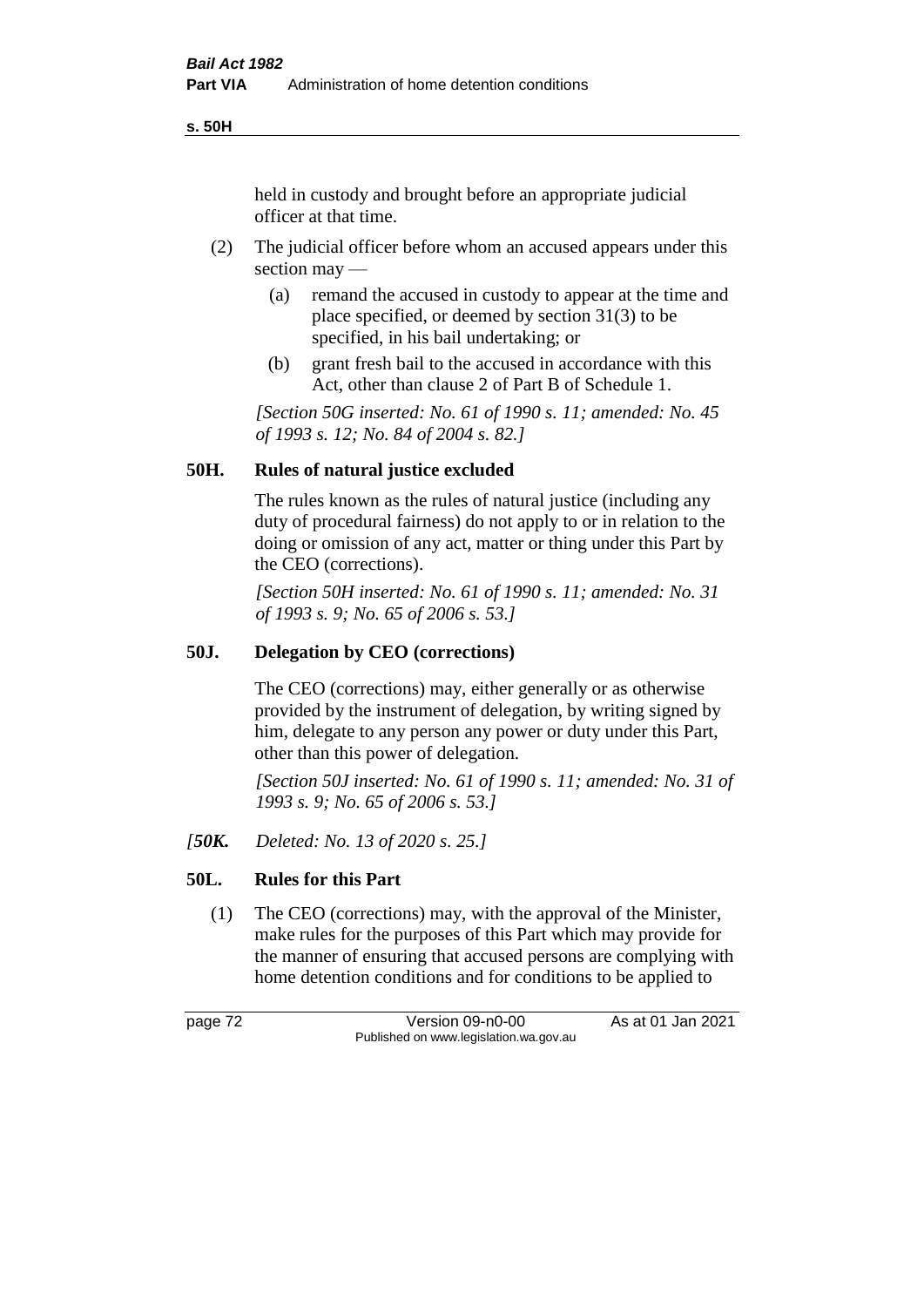held in custody and brought before an appropriate judicial officer at that time.

(2) The judicial officer before whom an accused appears under this section may —

(a) remand the accused in custody to appear at the time and place specified, or deemed by section 31(3) to be specified, in his bail undertaking; or

(b) grant fresh bail to the accused in accordance with this Act, other than clause 2 of Part B of Schedule 1.

*[Section 50G inserted: No. 61 of 1990 s. 11; amended: No. 45 of 1993 s. 12; No. 84 of 2004 s. 82.]*

## 50H. Rules of natural justice excluded

The rules known as the rules of natural justice (including any duty of procedural fairness) do not apply to or in relation to the doing or omission of any act, matter or thing under this Part by the CEO (corrections).

*[Section 50H inserted: No. 61 of 1990 s. 11; amended: No. 31 of 1993 s. 9; No. 65 of 2006 s. 53.]*

## 50J. Delegation by CEO (corrections)

The CEO (corrections) may, either generally or as otherwise provided by the instrument of delegation, by writing signed by him, delegate to any person any power or duty under this Part, other than this power of delegation.

*[Section 50J inserted: No. 61 of 1990 s. 11; amended: No. 31 of 1993 s. 9; No. 65 of 2006 s. 53.]*

*[**50K.** Deleted: No. 13 of 2020 s. 25.]*

## 50L. Rules for this Part

(1) The CEO (corrections) may, with the approval of the Minister, make rules for the purposes of this Part which may provide for the manner of ensuring that accused persons are complying with home detention conditions and for conditions to be applied to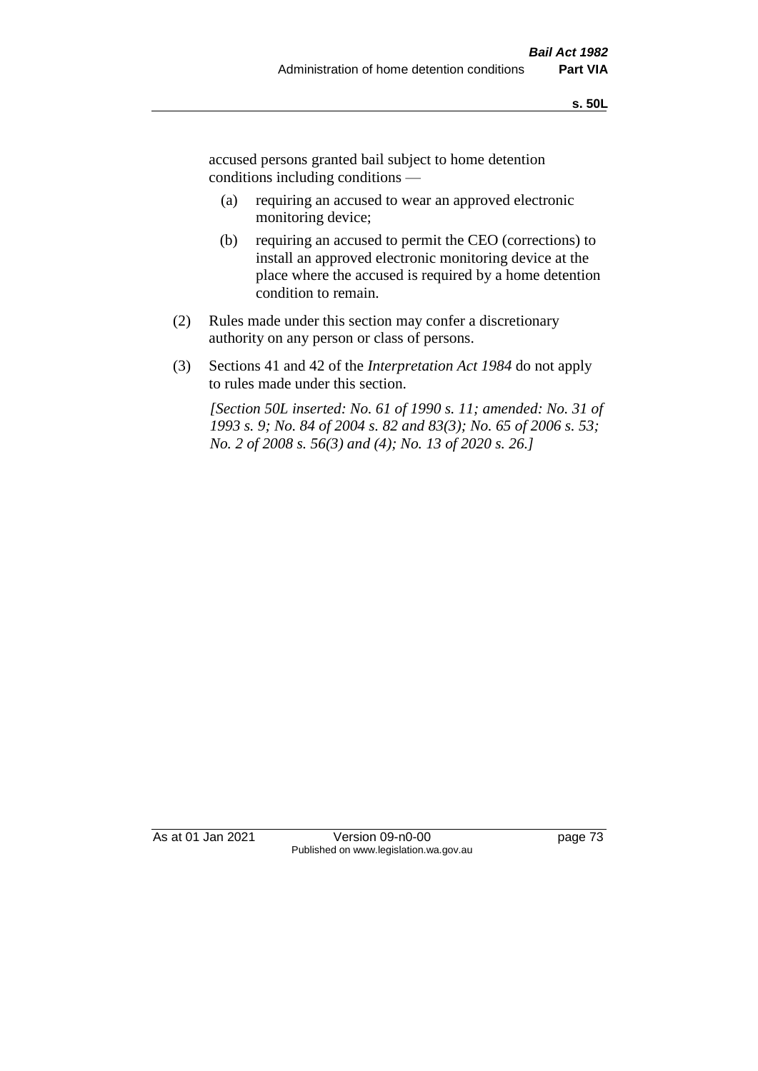accused persons granted bail subject to home detention conditions including conditions —

(a) requiring an accused to wear an approved electronic monitoring device;

(b) requiring an accused to permit the CEO (corrections) to install an approved electronic monitoring device at the place where the accused is required by a home detention condition to remain.

(2) Rules made under this section may confer a discretionary authority on any person or class of persons.

(3) Sections 41 and 42 of the *Interpretation Act 1984* do not apply to rules made under this section.

*[Section 50L inserted: No. 61 of 1990 s. 11; amended: No. 31 of 1993 s. 9; No. 84 of 2004 s. 82 and 83(3); No. 65 of 2006 s. 53; No. 2 of 2008 s. 56(3) and (4); No. 13 of 2020 s. 26.]*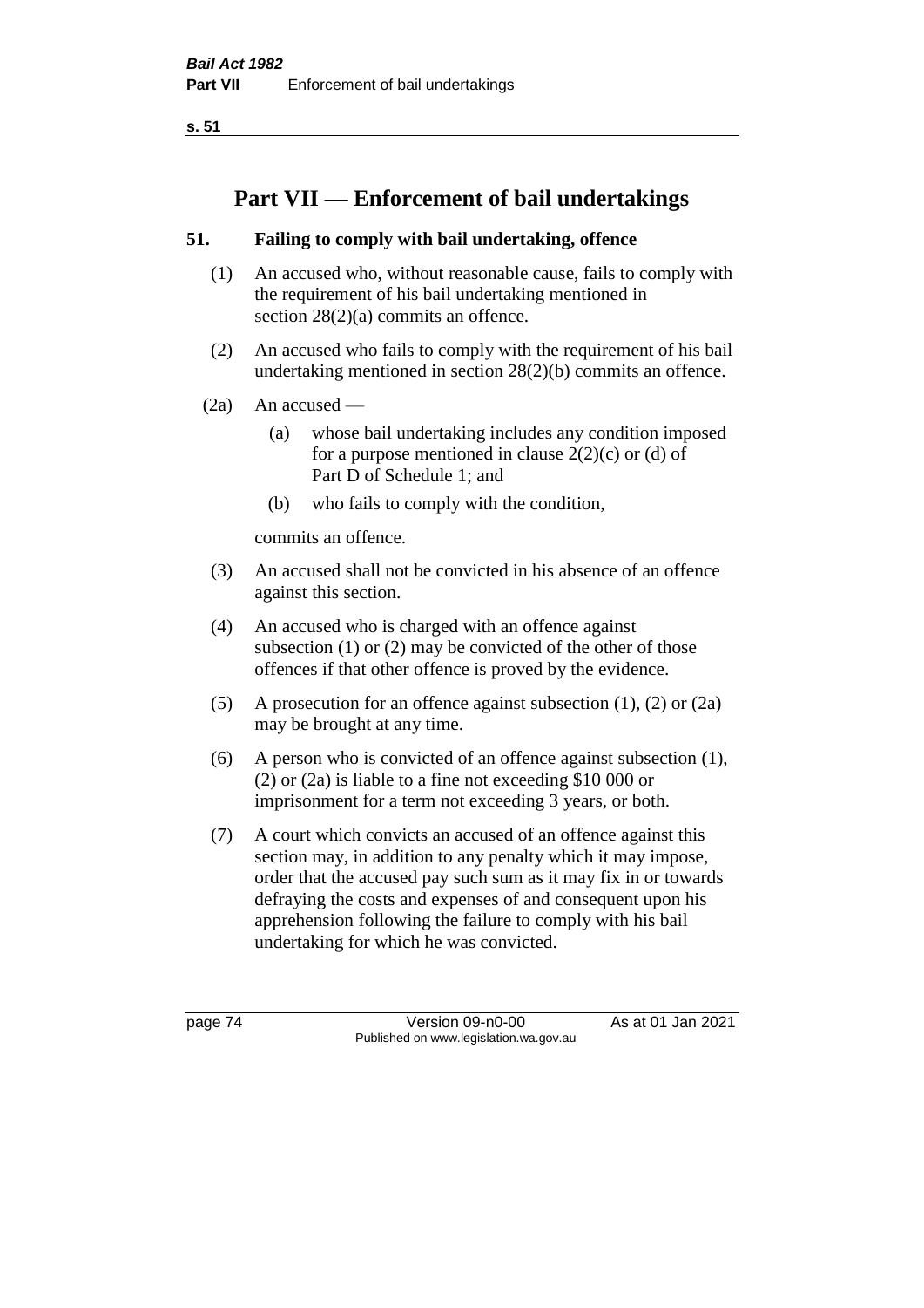# Part VII — Enforcement of bail undertakings

## 51. Failing to comply with bail undertaking, offence

(1) An accused who, without reasonable cause, fails to comply with the requirement of his bail undertaking mentioned in section 28(2)(a) commits an offence.

(2) An accused who fails to comply with the requirement of his bail undertaking mentioned in section 28(2)(b) commits an offence.

(2a) An accused —

(a) whose bail undertaking includes any condition imposed for a purpose mentioned in clause 2(2)(c) or (d) of Part D of Schedule 1; and

(b) who fails to comply with the condition,

commits an offence.

(3) An accused shall not be convicted in his absence of an offence against this section.

(4) An accused who is charged with an offence against subsection (1) or (2) may be convicted of the other of those offences if that other offence is proved by the evidence.

(5) A prosecution for an offence against subsection (1), (2) or (2a) may be brought at any time.

(6) A person who is convicted of an offence against subsection (1), (2) or (2a) is liable to a fine not exceeding $10 000 or imprisonment for a term not exceeding 3 years, or both.

(7) A court which convicts an accused of an offence against this section may, in addition to any penalty which it may impose, order that the accused pay such sum as it may fix in or towards defraying the costs and expenses of and consequent upon his apprehension following the failure to comply with his bail undertaking for which he was convicted.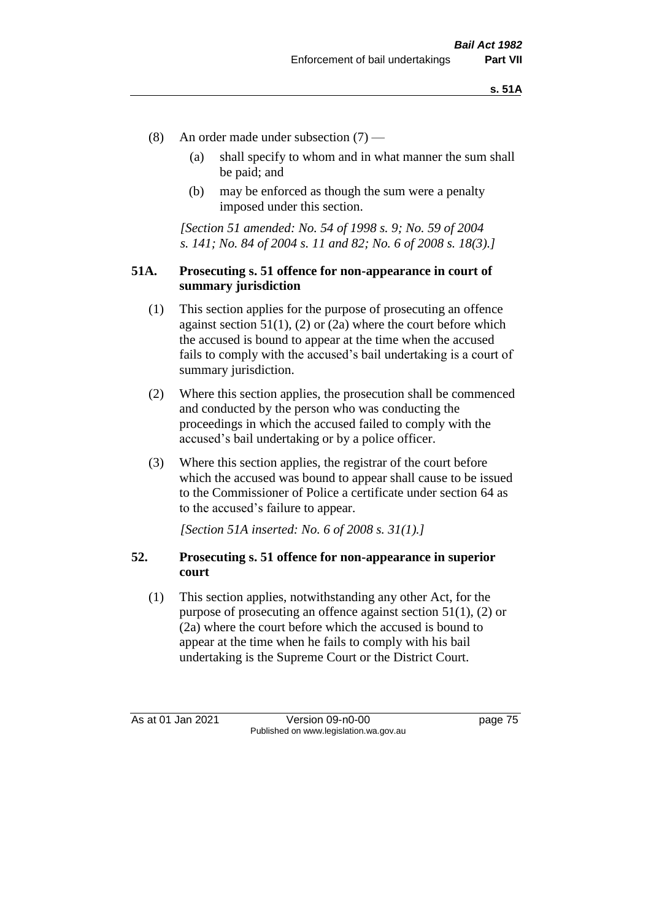(8) An order made under subsection (7) —

  (a) shall specify to whom and in what manner the sum shall be paid; and

  (b) may be enforced as though the sum were a penalty imposed under this section.

*[Section 51 amended: No. 54 of 1998 s. 9; No. 59 of 2004 s. 141; No. 84 of 2004 s. 11 and 82; No. 6 of 2008 s. 18(3).]*

### 51A. Prosecuting s. 51 offence for non-appearance in court of summary jurisdiction

(1) This section applies for the purpose of prosecuting an offence against section 51(1), (2) or (2a) where the court before which the accused is bound to appear at the time when the accused fails to comply with the accused's bail undertaking is a court of summary jurisdiction.

(2) Where this section applies, the prosecution shall be commenced and conducted by the person who was conducting the proceedings in which the accused failed to comply with the accused's bail undertaking or by a police officer.

(3) Where this section applies, the registrar of the court before which the accused was bound to appear shall cause to be issued to the Commissioner of Police a certificate under section 64 as to the accused's failure to appear.

*[Section 51A inserted: No. 6 of 2008 s. 31(1).]*

### 52. Prosecuting s. 51 offence for non-appearance in superior court

(1) This section applies, notwithstanding any other Act, for the purpose of prosecuting an offence against section 51(1), (2) or (2a) where the court before which the accused is bound to appear at the time when he fails to comply with his bail undertaking is the Supreme Court or the District Court.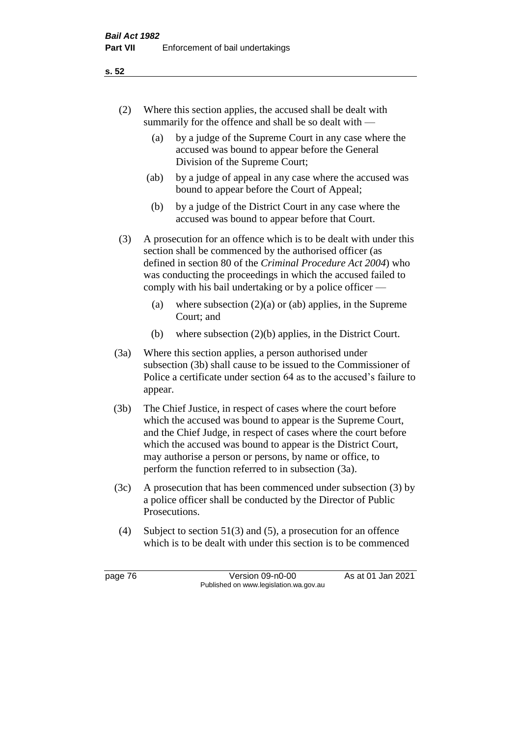(2) Where this section applies, the accused shall be dealt with summarily for the offence and shall be so dealt with —

- (a) by a judge of the Supreme Court in any case where the accused was bound to appear before the General Division of the Supreme Court;
- (ab) by a judge of appeal in any case where the accused was bound to appear before the Court of Appeal;
- (b) by a judge of the District Court in any case where the accused was bound to appear before that Court.

(3) A prosecution for an offence which is to be dealt with under this section shall be commenced by the authorised officer (as defined in section 80 of the *Criminal Procedure Act 2004*) who was conducting the proceedings in which the accused failed to comply with his bail undertaking or by a police officer —

- (a) where subsection (2)(a) or (ab) applies, in the Supreme Court; and
- (b) where subsection (2)(b) applies, in the District Court.

(3a) Where this section applies, a person authorised under subsection (3b) shall cause to be issued to the Commissioner of Police a certificate under section 64 as to the accused's failure to appear.

(3b) The Chief Justice, in respect of cases where the court before which the accused was bound to appear is the Supreme Court, and the Chief Judge, in respect of cases where the court before which the accused was bound to appear is the District Court, may authorise a person or persons, by name or office, to perform the function referred to in subsection (3a).

(3c) A prosecution that has been commenced under subsection (3) by a police officer shall be conducted by the Director of Public Prosecutions.

(4) Subject to section 51(3) and (5), a prosecution for an offence which is to be dealt with under this section is to be commenced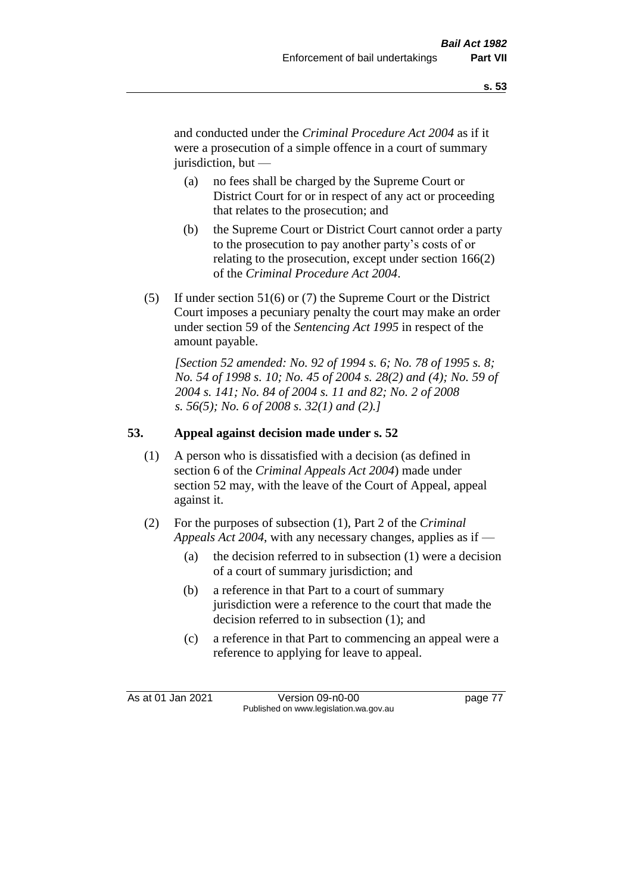and conducted under the *Criminal Procedure Act 2004* as if it were a prosecution of a simple offence in a court of summary jurisdiction, but —

(a) no fees shall be charged by the Supreme Court or District Court for or in respect of any act or proceeding that relates to the prosecution; and

(b) the Supreme Court or District Court cannot order a party to the prosecution to pay another party's costs of or relating to the prosecution, except under section 166(2) of the *Criminal Procedure Act 2004*.

(5) If under section 51(6) or (7) the Supreme Court or the District Court imposes a pecuniary penalty the court may make an order under section 59 of the *Sentencing Act 1995* in respect of the amount payable.

*[Section 52 amended: No. 92 of 1994 s. 6; No. 78 of 1995 s. 8; No. 54 of 1998 s. 10; No. 45 of 2004 s. 28(2) and (4); No. 59 of 2004 s. 141; No. 84 of 2004 s. 11 and 82; No. 2 of 2008 s. 56(5); No. 6 of 2008 s. 32(1) and (2).]*

## 53. Appeal against decision made under s. 52

(1) A person who is dissatisfied with a decision (as defined in section 6 of the *Criminal Appeals Act 2004*) made under section 52 may, with the leave of the Court of Appeal, appeal against it.

(2) For the purposes of subsection (1), Part 2 of the *Criminal Appeals Act 2004*, with any necessary changes, applies as if —

(a) the decision referred to in subsection (1) were a decision of a court of summary jurisdiction; and

(b) a reference in that Part to a court of summary jurisdiction were a reference to the court that made the decision referred to in subsection (1); and

(c) a reference in that Part to commencing an appeal were a reference to applying for leave to appeal.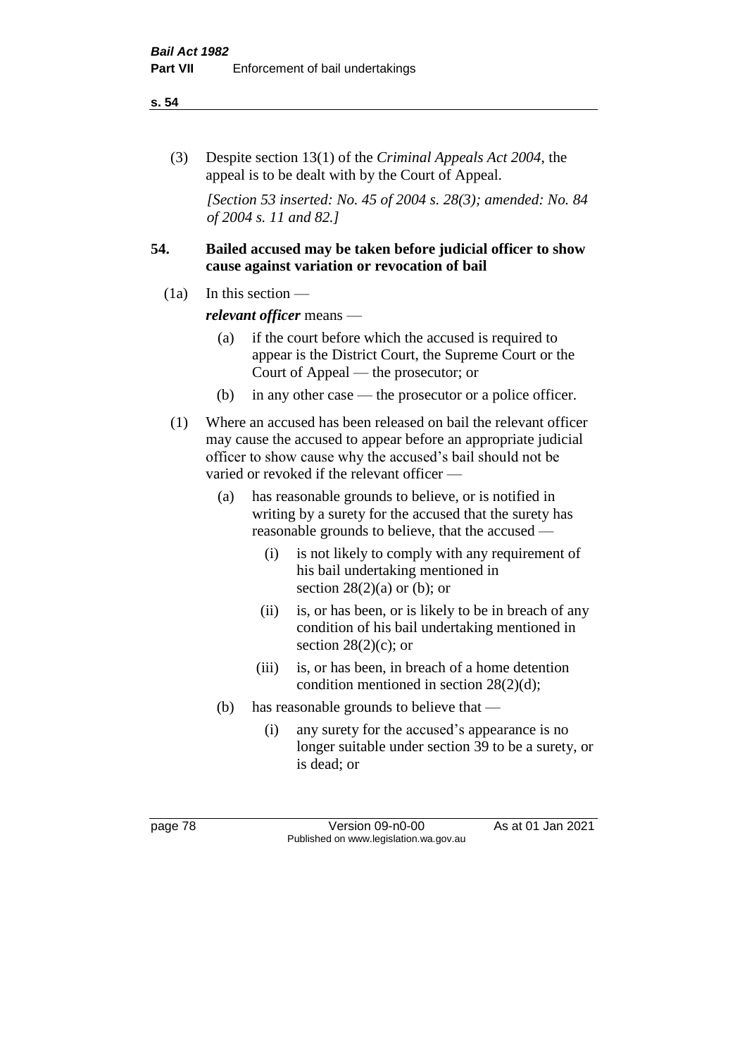(3) Despite section 13(1) of the *Criminal Appeals Act 2004*, the appeal is to be dealt with by the Court of Appeal.

*[Section 53 inserted: No. 45 of 2004 s. 28(3); amended: No. 84 of 2004 s. 11 and 82.]*

## 54. Bailed accused may be taken before judicial officer to show cause against variation or revocation of bail

(1a) In this section —

***relevant officer*** means —

- (a) if the court before which the accused is required to appear is the District Court, the Supreme Court or the Court of Appeal — the prosecutor; or
- (b) in any other case — the prosecutor or a police officer.

(1) Where an accused has been released on bail the relevant officer may cause the accused to appear before an appropriate judicial officer to show cause why the accused's bail should not be varied or revoked if the relevant officer —

- (a) has reasonable grounds to believe, or is notified in writing by a surety for the accused that the surety has reasonable grounds to believe, that the accused —
  - (i) is not likely to comply with any requirement of his bail undertaking mentioned in section 28(2)(a) or (b); or
  - (ii) is, or has been, or is likely to be in breach of any condition of his bail undertaking mentioned in section 28(2)(c); or
  - (iii) is, or has been, in breach of a home detention condition mentioned in section 28(2)(d);
- (b) has reasonable grounds to believe that —
  - (i) any surety for the accused's appearance is no longer suitable under section 39 to be a surety, or is dead; or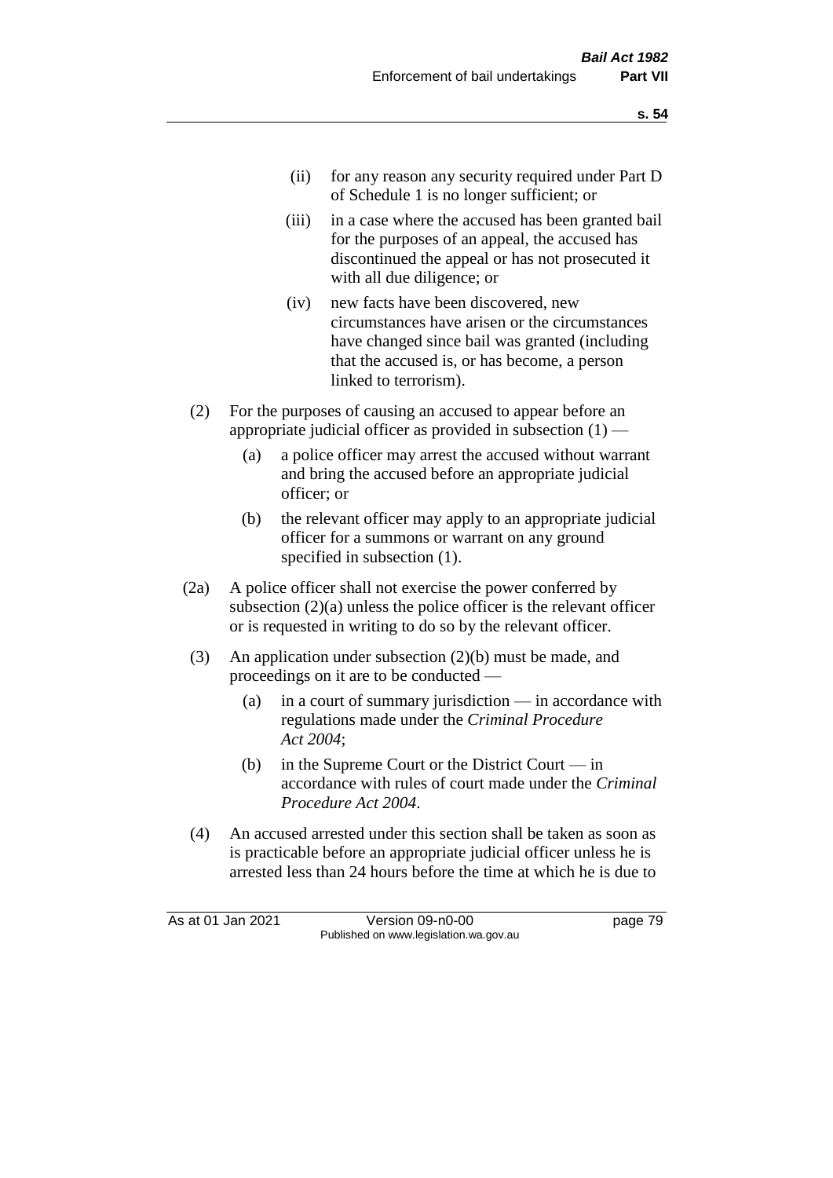(ii) for any reason any security required under Part D of Schedule 1 is no longer sufficient; or

(iii) in a case where the accused has been granted bail for the purposes of an appeal, the accused has discontinued the appeal or has not prosecuted it with all due diligence; or

(iv) new facts have been discovered, new circumstances have arisen or the circumstances have changed since bail was granted (including that the accused is, or has become, a person linked to terrorism).

(2) For the purposes of causing an accused to appear before an appropriate judicial officer as provided in subsection (1) —

(a) a police officer may arrest the accused without warrant and bring the accused before an appropriate judicial officer; or

(b) the relevant officer may apply to an appropriate judicial officer for a summons or warrant on any ground specified in subsection (1).

(2a) A police officer shall not exercise the power conferred by subsection (2)(a) unless the police officer is the relevant officer or is requested in writing to do so by the relevant officer.

(3) An application under subsection (2)(b) must be made, and proceedings on it are to be conducted —

(a) in a court of summary jurisdiction — in accordance with regulations made under the *Criminal Procedure Act 2004*;

(b) in the Supreme Court or the District Court — in accordance with rules of court made under the *Criminal Procedure Act 2004*.

(4) An accused arrested under this section shall be taken as soon as is practicable before an appropriate judicial officer unless he is arrested less than 24 hours before the time at which he is due to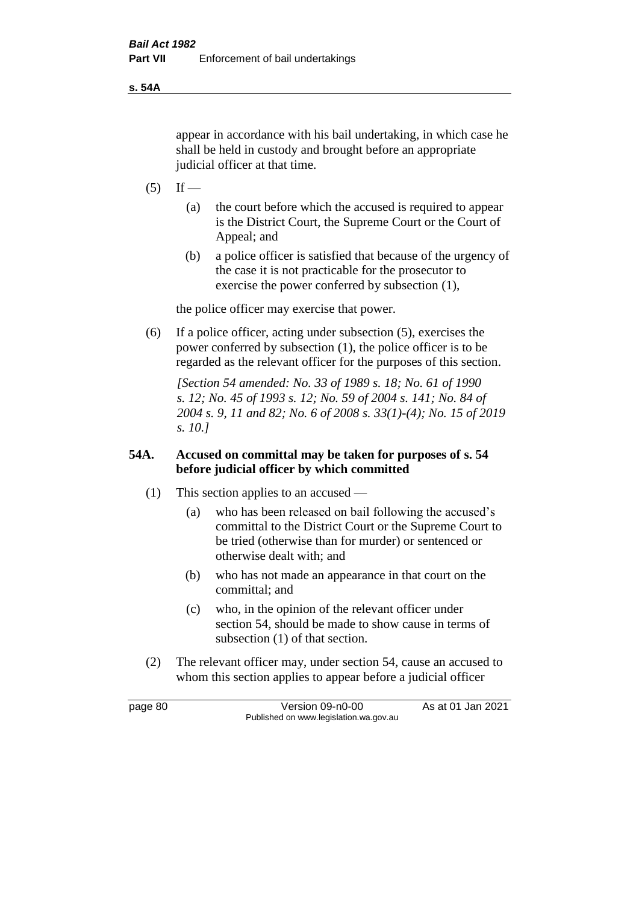appear in accordance with his bail undertaking, in which case he shall be held in custody and brought before an appropriate judicial officer at that time.

(5) If —

(a) the court before which the accused is required to appear is the District Court, the Supreme Court or the Court of Appeal; and

(b) a police officer is satisfied that because of the urgency of the case it is not practicable for the prosecutor to exercise the power conferred by subsection (1),

the police officer may exercise that power.

(6) If a police officer, acting under subsection (5), exercises the power conferred by subsection (1), the police officer is to be regarded as the relevant officer for the purposes of this section.

*[Section 54 amended: No. 33 of 1989 s. 18; No. 61 of 1990 s. 12; No. 45 of 1993 s. 12; No. 59 of 2004 s. 141; No. 84 of 2004 s. 9, 11 and 82; No. 6 of 2008 s. 33(1)-(4); No. 15 of 2019 s. 10.]*

### 54A. Accused on committal may be taken for purposes of s. 54 before judicial officer by which committed

(1) This section applies to an accused —

(a) who has been released on bail following the accused's committal to the District Court or the Supreme Court to be tried (otherwise than for murder) or sentenced or otherwise dealt with; and

(b) who has not made an appearance in that court on the committal; and

(c) who, in the opinion of the relevant officer under section 54, should be made to show cause in terms of subsection (1) of that section.

(2) The relevant officer may, under section 54, cause an accused to whom this section applies to appear before a judicial officer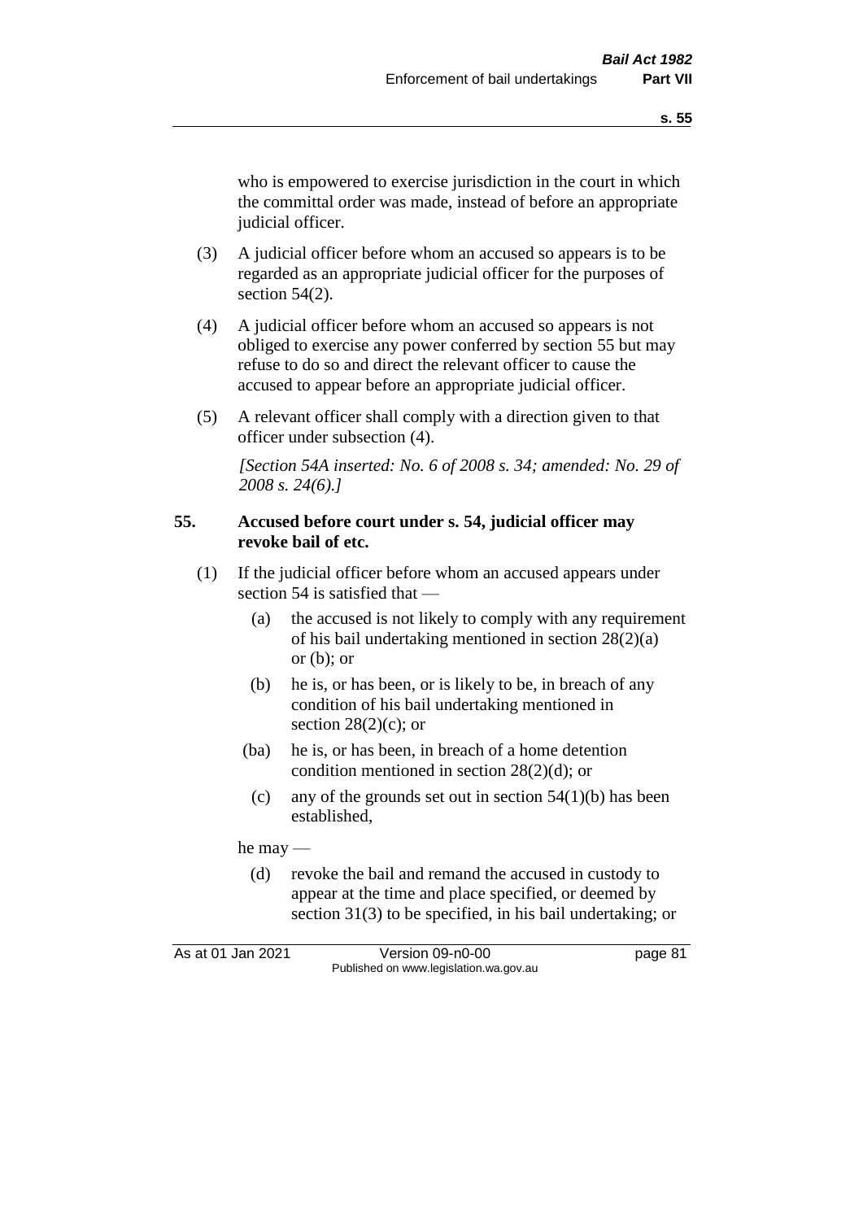who is empowered to exercise jurisdiction in the court in which the committal order was made, instead of before an appropriate judicial officer.

(3) A judicial officer before whom an accused so appears is to be regarded as an appropriate judicial officer for the purposes of section 54(2).

(4) A judicial officer before whom an accused so appears is not obliged to exercise any power conferred by section 55 but may refuse to do so and direct the relevant officer to cause the accused to appear before an appropriate judicial officer.

(5) A relevant officer shall comply with a direction given to that officer under subsection (4).

*[Section 54A inserted: No. 6 of 2008 s. 34; amended: No. 29 of 2008 s. 24(6).]*

**55. Accused before court under s. 54, judicial officer may revoke bail of etc.**

(1) If the judicial officer before whom an accused appears under section 54 is satisfied that —

- (a) the accused is not likely to comply with any requirement of his bail undertaking mentioned in section 28(2)(a) or (b); or
- (b) he is, or has been, or is likely to be, in breach of any condition of his bail undertaking mentioned in section 28(2)(c); or
- (ba) he is, or has been, in breach of a home detention condition mentioned in section 28(2)(d); or
- (c) any of the grounds set out in section 54(1)(b) has been established,

he may —

- (d) revoke the bail and remand the accused in custody to appear at the time and place specified, or deemed by section 31(3) to be specified, in his bail undertaking; or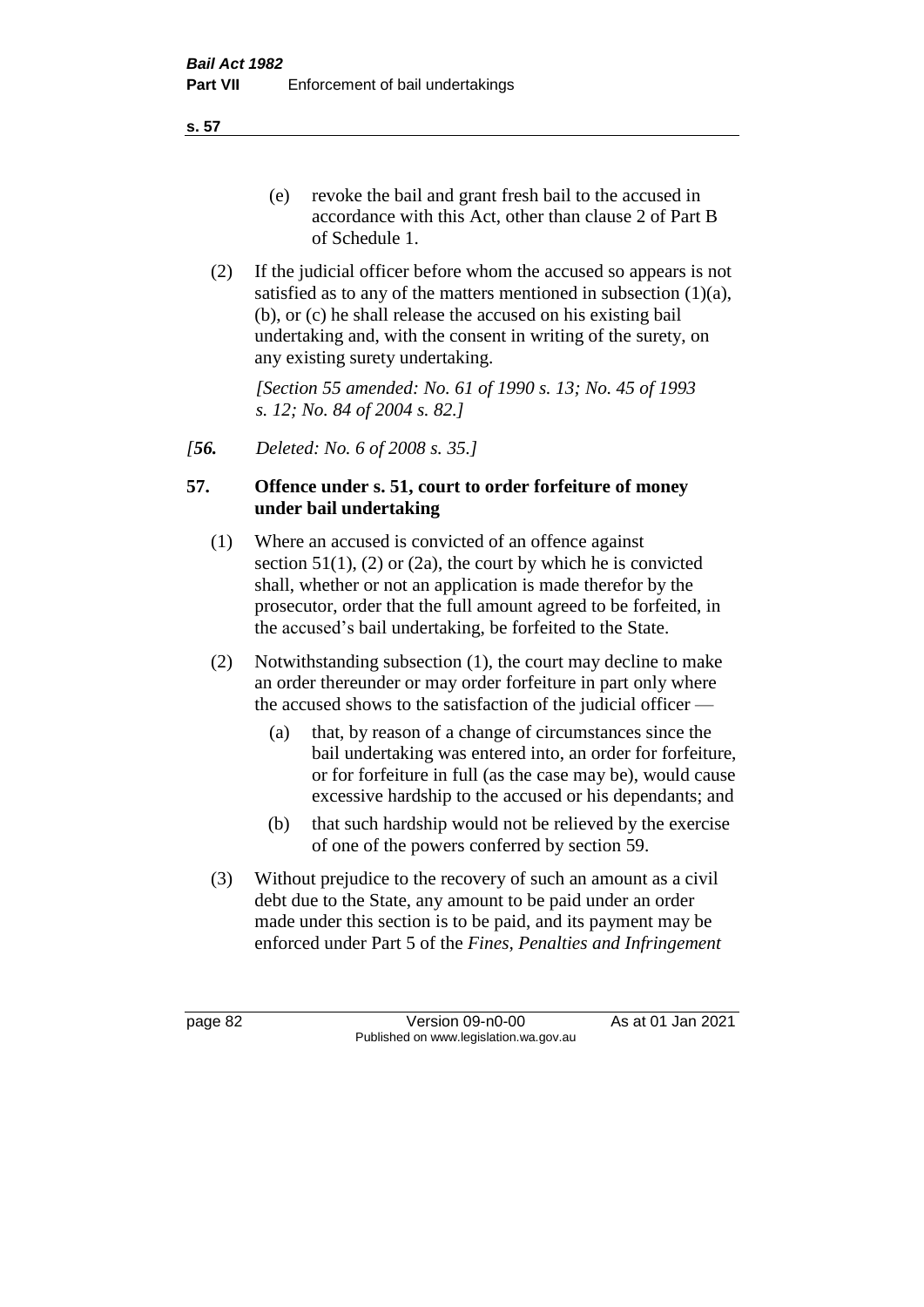(e) revoke the bail and grant fresh bail to the accused in accordance with this Act, other than clause 2 of Part B of Schedule 1.

(2) If the judicial officer before whom the accused so appears is not satisfied as to any of the matters mentioned in subsection (1)(a), (b), or (c) he shall release the accused on his existing bail undertaking and, with the consent in writing of the surety, on any existing surety undertaking.

*[Section 55 amended: No. 61 of 1990 s. 13; No. 45 of 1993 s. 12; No. 84 of 2004 s. 82.]*

*[**56.** Deleted: No. 6 of 2008 s. 35.]*

### 57. Offence under s. 51, court to order forfeiture of money under bail undertaking

(1) Where an accused is convicted of an offence against section 51(1), (2) or (2a), the court by which he is convicted shall, whether or not an application is made therefor by the prosecutor, order that the full amount agreed to be forfeited, in the accused's bail undertaking, be forfeited to the State.

(2) Notwithstanding subsection (1), the court may decline to make an order thereunder or may order forfeiture in part only where the accused shows to the satisfaction of the judicial officer —

(a) that, by reason of a change of circumstances since the bail undertaking was entered into, an order for forfeiture, or for forfeiture in full (as the case may be), would cause excessive hardship to the accused or his dependants; and

(b) that such hardship would not be relieved by the exercise of one of the powers conferred by section 59.

(3) Without prejudice to the recovery of such an amount as a civil debt due to the State, any amount to be paid under an order made under this section is to be paid, and its payment may be enforced under Part 5 of the *Fines, Penalties and Infringement*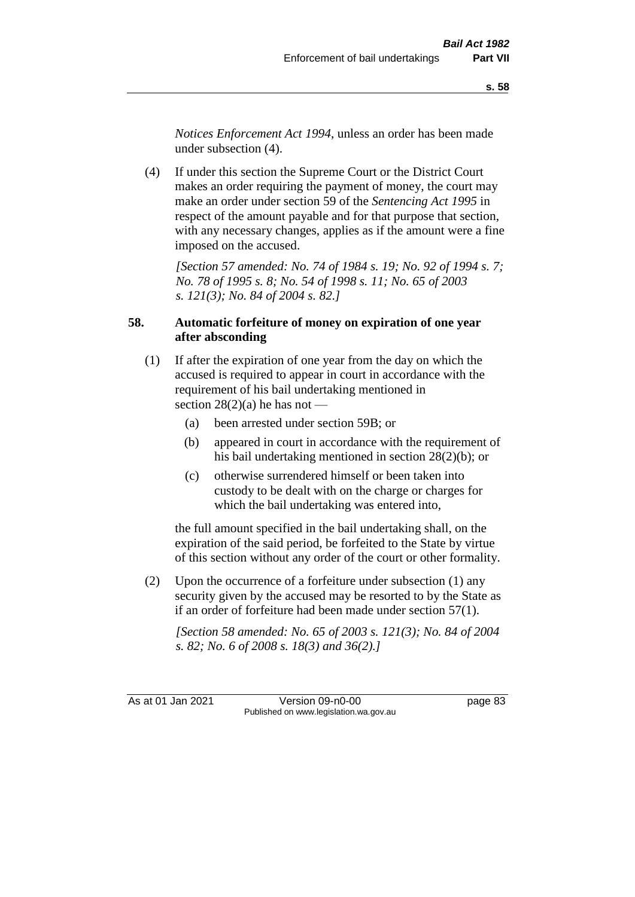*Notices Enforcement Act 1994*, unless an order has been made under subsection (4).

(4) If under this section the Supreme Court or the District Court makes an order requiring the payment of money, the court may make an order under section 59 of the *Sentencing Act 1995* in respect of the amount payable and for that purpose that section, with any necessary changes, applies as if the amount were a fine imposed on the accused.

*[Section 57 amended: No. 74 of 1984 s. 19; No. 92 of 1994 s. 7; No. 78 of 1995 s. 8; No. 54 of 1998 s. 11; No. 65 of 2003 s. 121(3); No. 84 of 2004 s. 82.]*

### 58. Automatic forfeiture of money on expiration of one year after absconding

(1) If after the expiration of one year from the day on which the accused is required to appear in court in accordance with the requirement of his bail undertaking mentioned in section 28(2)(a) he has not —

- (a) been arrested under section 59B; or
- (b) appeared in court in accordance with the requirement of his bail undertaking mentioned in section 28(2)(b); or
- (c) otherwise surrendered himself or been taken into custody to be dealt with on the charge or charges for which the bail undertaking was entered into,

the full amount specified in the bail undertaking shall, on the expiration of the said period, be forfeited to the State by virtue of this section without any order of the court or other formality.

(2) Upon the occurrence of a forfeiture under subsection (1) any security given by the accused may be resorted to by the State as if an order of forfeiture had been made under section 57(1).

*[Section 58 amended: No. 65 of 2003 s. 121(3); No. 84 of 2004 s. 82; No. 6 of 2008 s. 18(3) and 36(2).]*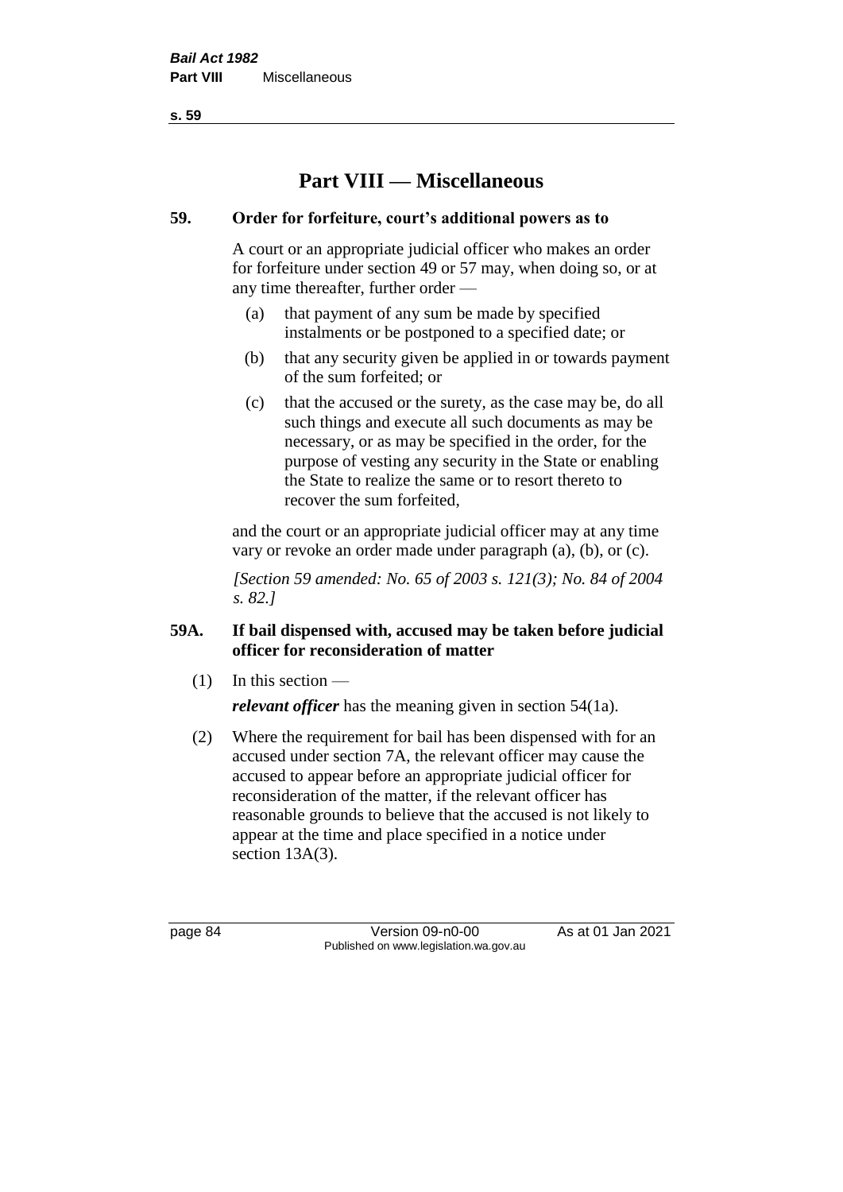# Part VIII — Miscellaneous

## 59. Order for forfeiture, court's additional powers as to

A court or an appropriate judicial officer who makes an order for forfeiture under section 49 or 57 may, when doing so, or at any time thereafter, further order —

- (a) that payment of any sum be made by specified instalments or be postponed to a specified date; or
- (b) that any security given be applied in or towards payment of the sum forfeited; or
- (c) that the accused or the surety, as the case may be, do all such things and execute all such documents as may be necessary, or as may be specified in the order, for the purpose of vesting any security in the State or enabling the State to realize the same or to resort thereto to recover the sum forfeited,

and the court or an appropriate judicial officer may at any time vary or revoke an order made under paragraph (a), (b), or (c).

*[Section 59 amended: No. 65 of 2003 s. 121(3); No. 84 of 2004 s. 82.]*

## 59A. If bail dispensed with, accused may be taken before judicial officer for reconsideration of matter

(1) In this section —

***relevant officer*** has the meaning given in section 54(1a).

(2) Where the requirement for bail has been dispensed with for an accused under section 7A, the relevant officer may cause the accused to appear before an appropriate judicial officer for reconsideration of the matter, if the relevant officer has reasonable grounds to believe that the accused is not likely to appear at the time and place specified in a notice under section 13A(3).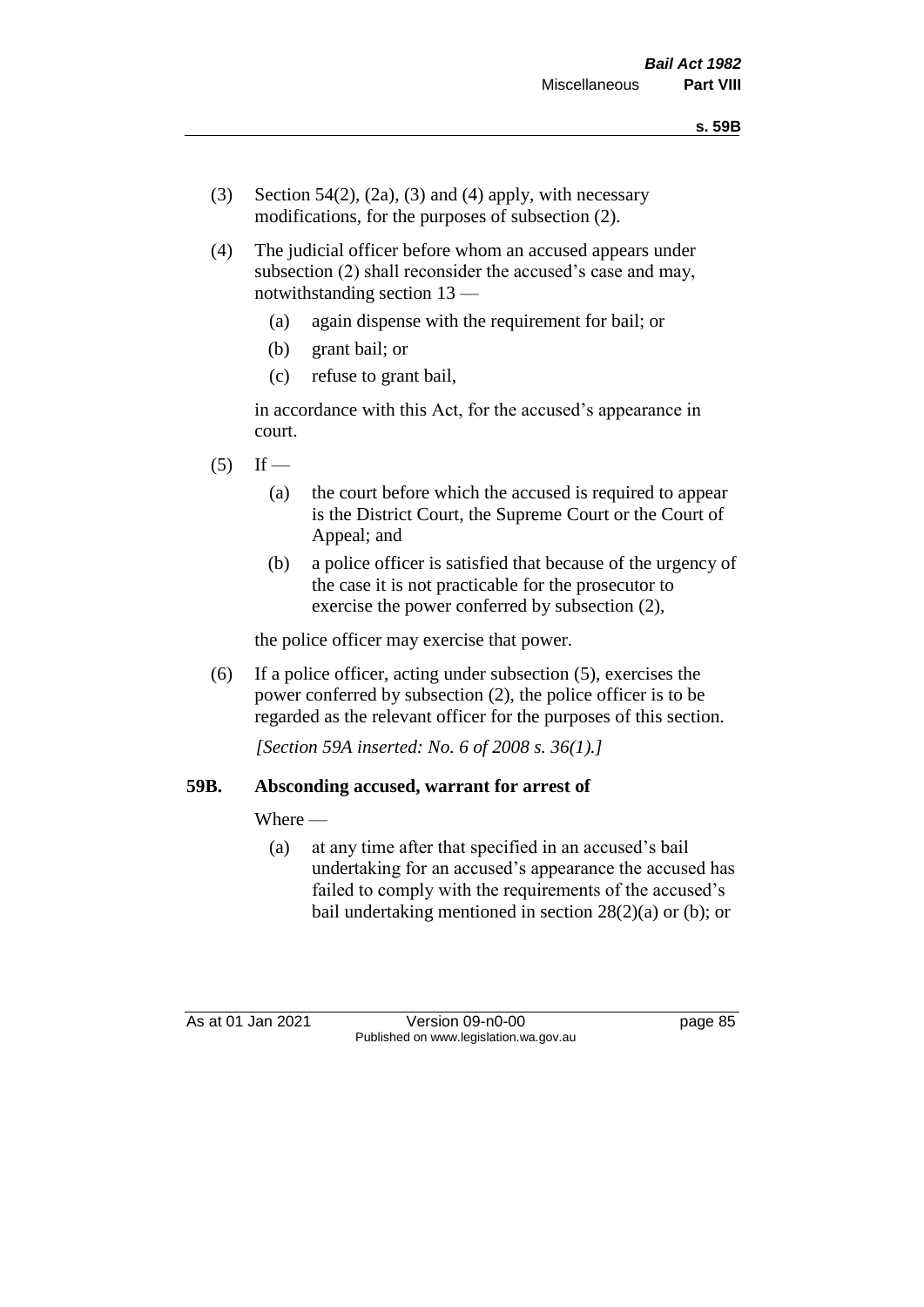(3) Section 54(2), (2a), (3) and (4) apply, with necessary modifications, for the purposes of subsection (2).

(4) The judicial officer before whom an accused appears under subsection (2) shall reconsider the accused's case and may, notwithstanding section 13 —

  (a) again dispense with the requirement for bail; or

  (b) grant bail; or

  (c) refuse to grant bail,

  in accordance with this Act, for the accused's appearance in court.

(5) If —

  (a) the court before which the accused is required to appear is the District Court, the Supreme Court or the Court of Appeal; and

  (b) a police officer is satisfied that because of the urgency of the case it is not practicable for the prosecutor to exercise the power conferred by subsection (2),

  the police officer may exercise that power.

(6) If a police officer, acting under subsection (5), exercises the power conferred by subsection (2), the police officer is to be regarded as the relevant officer for the purposes of this section.

*[Section 59A inserted: No. 6 of 2008 s. 36(1).]*

**59B. Absconding accused, warrant for arrest of**

Where —

  (a) at any time after that specified in an accused's bail undertaking for an accused's appearance the accused has failed to comply with the requirements of the accused's bail undertaking mentioned in section 28(2)(a) or (b); or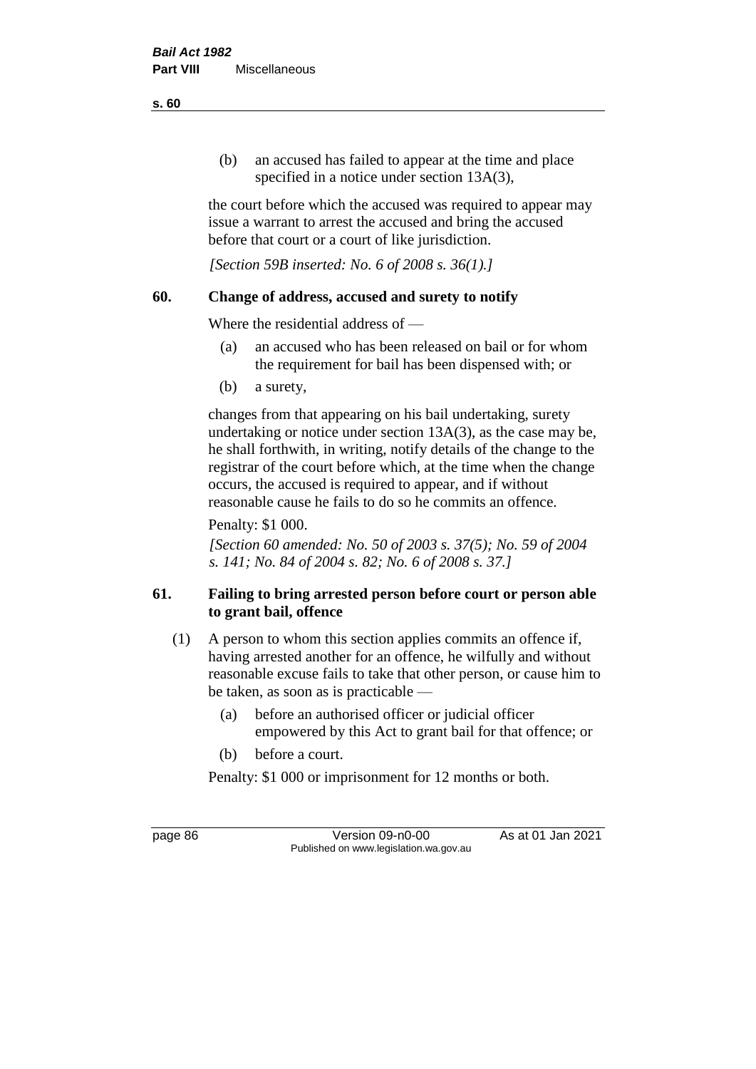(b) an accused has failed to appear at the time and place specified in a notice under section 13A(3),

the court before which the accused was required to appear may issue a warrant to arrest the accused and bring the accused before that court or a court of like jurisdiction.

*[Section 59B inserted: No. 6 of 2008 s. 36(1).]*

## 60. Change of address, accused and surety to notify

Where the residential address of —

(a) an accused who has been released on bail or for whom the requirement for bail has been dispensed with; or

(b) a surety,

changes from that appearing on his bail undertaking, surety undertaking or notice under section 13A(3), as the case may be, he shall forthwith, in writing, notify details of the change to the registrar of the court before which, at the time when the change occurs, the accused is required to appear, and if without reasonable cause he fails to do so he commits an offence.

Penalty: $1 000.

*[Section 60 amended: No. 50 of 2003 s. 37(5); No. 59 of 2004 s. 141; No. 84 of 2004 s. 82; No. 6 of 2008 s. 37.]*

## 61. Failing to bring arrested person before court or person able to grant bail, offence

(1) A person to whom this section applies commits an offence if, having arrested another for an offence, he wilfully and without reasonable excuse fails to take that other person, or cause him to be taken, as soon as is practicable —

(a) before an authorised officer or judicial officer empowered by this Act to grant bail for that offence; or

(b) before a court.

Penalty: $1 000 or imprisonment for 12 months or both.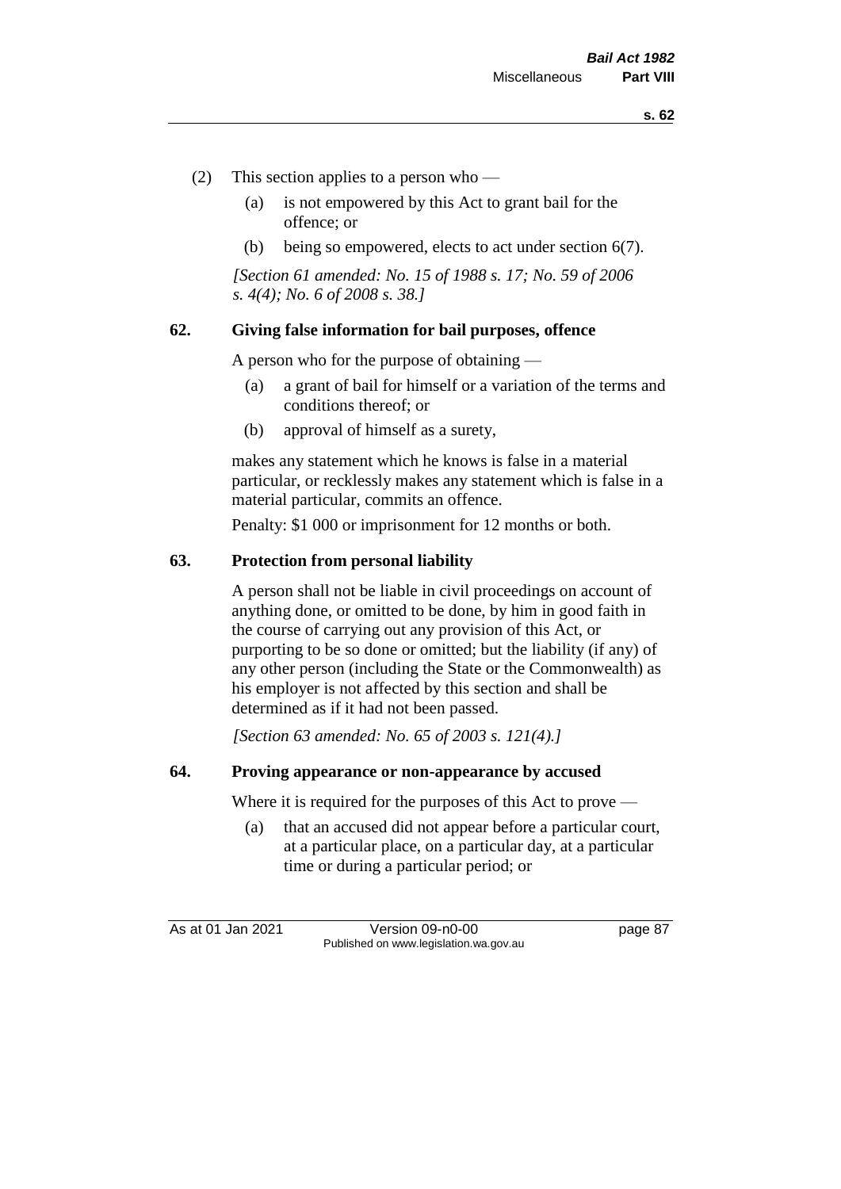(2) This section applies to a person who —

(a) is not empowered by this Act to grant bail for the offence; or

(b) being so empowered, elects to act under section 6(7).

*[Section 61 amended: No. 15 of 1988 s. 17; No. 59 of 2006 s. 4(4); No. 6 of 2008 s. 38.]*

## 62. Giving false information for bail purposes, offence

A person who for the purpose of obtaining —

(a) a grant of bail for himself or a variation of the terms and conditions thereof; or

(b) approval of himself as a surety,

makes any statement which he knows is false in a material particular, or recklessly makes any statement which is false in a material particular, commits an offence.

Penalty: $1 000 or imprisonment for 12 months or both.

## 63. Protection from personal liability

A person shall not be liable in civil proceedings on account of anything done, or omitted to be done, by him in good faith in the course of carrying out any provision of this Act, or purporting to be so done or omitted; but the liability (if any) of any other person (including the State or the Commonwealth) as his employer is not affected by this section and shall be determined as if it had not been passed.

*[Section 63 amended: No. 65 of 2003 s. 121(4).]*

## 64. Proving appearance or non-appearance by accused

Where it is required for the purposes of this Act to prove —

(a) that an accused did not appear before a particular court, at a particular place, on a particular day, at a particular time or during a particular period; or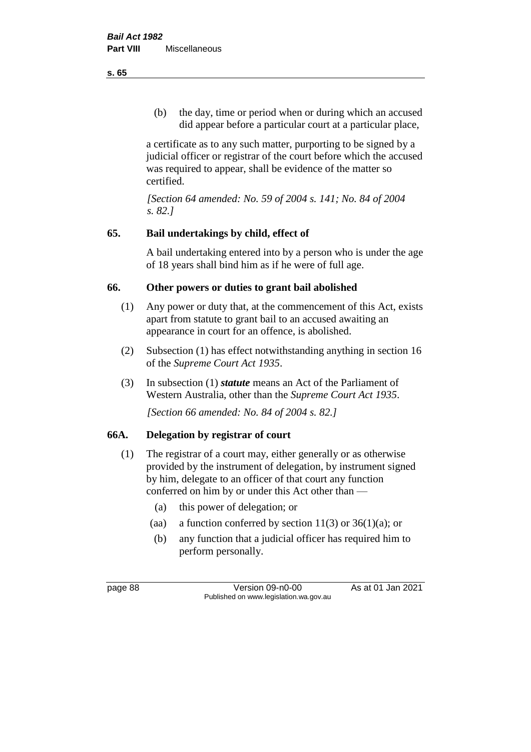(b) the day, time or period when or during which an accused did appear before a particular court at a particular place,

a certificate as to any such matter, purporting to be signed by a judicial officer or registrar of the court before which the accused was required to appear, shall be evidence of the matter so certified.

*[Section 64 amended: No. 59 of 2004 s. 141; No. 84 of 2004 s. 82.]*

## 65. Bail undertakings by child, effect of

A bail undertaking entered into by a person who is under the age of 18 years shall bind him as if he were of full age.

## 66. Other powers or duties to grant bail abolished

(1) Any power or duty that, at the commencement of this Act, exists apart from statute to grant bail to an accused awaiting an appearance in court for an offence, is abolished.

(2) Subsection (1) has effect notwithstanding anything in section 16 of the *Supreme Court Act 1935*.

(3) In subsection (1) ***statute*** means an Act of the Parliament of Western Australia, other than the *Supreme Court Act 1935*.

*[Section 66 amended: No. 84 of 2004 s. 82.]*

## 66A. Delegation by registrar of court

(1) The registrar of a court may, either generally or as otherwise provided by the instrument of delegation, by instrument signed by him, delegate to an officer of that court any function conferred on him by or under this Act other than —

- (a) this power of delegation; or
- (aa) a function conferred by section 11(3) or 36(1)(a); or
- (b) any function that a judicial officer has required him to perform personally.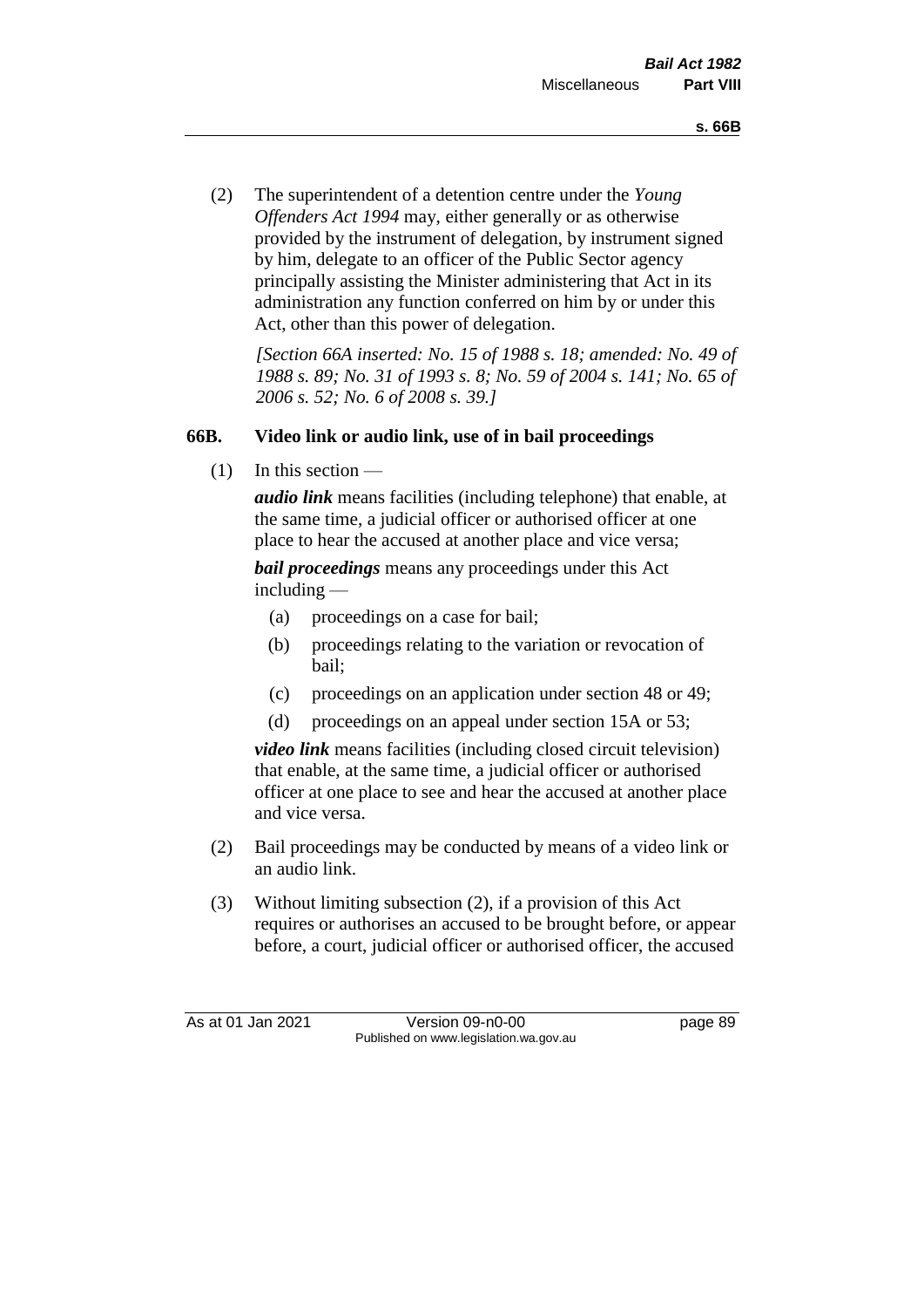(2) The superintendent of a detention centre under the *Young Offenders Act 1994* may, either generally or as otherwise provided by the instrument of delegation, by instrument signed by him, delegate to an officer of the Public Sector agency principally assisting the Minister administering that Act in its administration any function conferred on him by or under this Act, other than this power of delegation.

*[Section 66A inserted: No. 15 of 1988 s. 18; amended: No. 49 of 1988 s. 89; No. 31 of 1993 s. 8; No. 59 of 2004 s. 141; No. 65 of 2006 s. 52; No. 6 of 2008 s. 39.]*

### 66B. Video link or audio link, use of in bail proceedings

(1) In this section —

***audio link*** means facilities (including telephone) that enable, at the same time, a judicial officer or authorised officer at one place to hear the accused at another place and vice versa;

***bail proceedings*** means any proceedings under this Act including —

- (a) proceedings on a case for bail;
- (b) proceedings relating to the variation or revocation of bail;
- (c) proceedings on an application under section 48 or 49;
- (d) proceedings on an appeal under section 15A or 53;

***video link*** means facilities (including closed circuit television) that enable, at the same time, a judicial officer or authorised officer at one place to see and hear the accused at another place and vice versa.

(2) Bail proceedings may be conducted by means of a video link or an audio link.

(3) Without limiting subsection (2), if a provision of this Act requires or authorises an accused to be brought before, or appear before, a court, judicial officer or authorised officer, the accused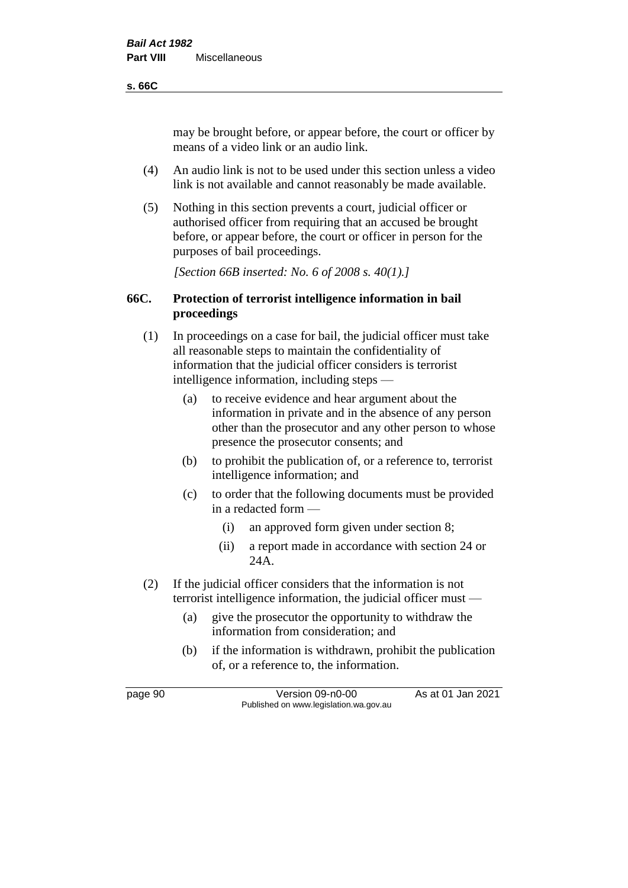may be brought before, or appear before, the court or officer by means of a video link or an audio link.

(4) An audio link is not to be used under this section unless a video link is not available and cannot reasonably be made available.

(5) Nothing in this section prevents a court, judicial officer or authorised officer from requiring that an accused be brought before, or appear before, the court or officer in person for the purposes of bail proceedings.

*[Section 66B inserted: No. 6 of 2008 s. 40(1).]*

## 66C. Protection of terrorist intelligence information in bail proceedings

(1) In proceedings on a case for bail, the judicial officer must take all reasonable steps to maintain the confidentiality of information that the judicial officer considers is terrorist intelligence information, including steps —

- (a) to receive evidence and hear argument about the information in private and in the absence of any person other than the prosecutor and any other person to whose presence the prosecutor consents; and
- (b) to prohibit the publication of, or a reference to, terrorist intelligence information; and
- (c) to order that the following documents must be provided in a redacted form —
  - (i) an approved form given under section 8;
  - (ii) a report made in accordance with section 24 or 24A.

(2) If the judicial officer considers that the information is not terrorist intelligence information, the judicial officer must —

- (a) give the prosecutor the opportunity to withdraw the information from consideration; and
- (b) if the information is withdrawn, prohibit the publication of, or a reference to, the information.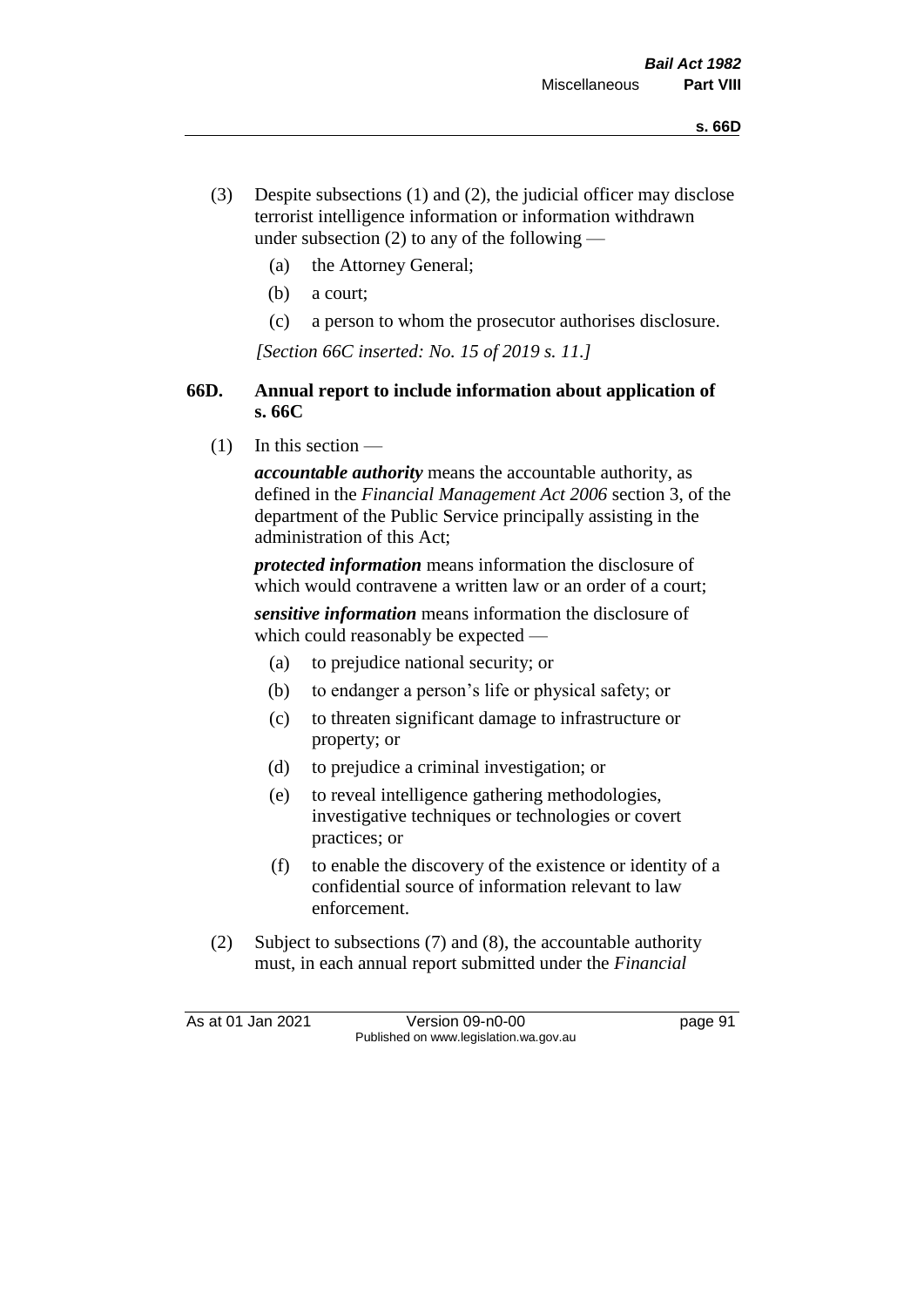(3) Despite subsections (1) and (2), the judicial officer may disclose terrorist intelligence information or information withdrawn under subsection (2) to any of the following —

- (a) the Attorney General;
- (b) a court;
- (c) a person to whom the prosecutor authorises disclosure.

*[Section 66C inserted: No. 15 of 2019 s. 11.]*

### 66D. Annual report to include information about application of s. 66C

(1) In this section —

***accountable authority*** means the accountable authority, as defined in the *Financial Management Act 2006* section 3, of the department of the Public Service principally assisting in the administration of this Act;

***protected information*** means information the disclosure of which would contravene a written law or an order of a court;

***sensitive information*** means information the disclosure of which could reasonably be expected —

- (a) to prejudice national security; or
- (b) to endanger a person's life or physical safety; or
- (c) to threaten significant damage to infrastructure or property; or
- (d) to prejudice a criminal investigation; or
- (e) to reveal intelligence gathering methodologies, investigative techniques or technologies or covert practices; or
- (f) to enable the discovery of the existence or identity of a confidential source of information relevant to law enforcement.

(2) Subject to subsections (7) and (8), the accountable authority must, in each annual report submitted under the *Financial*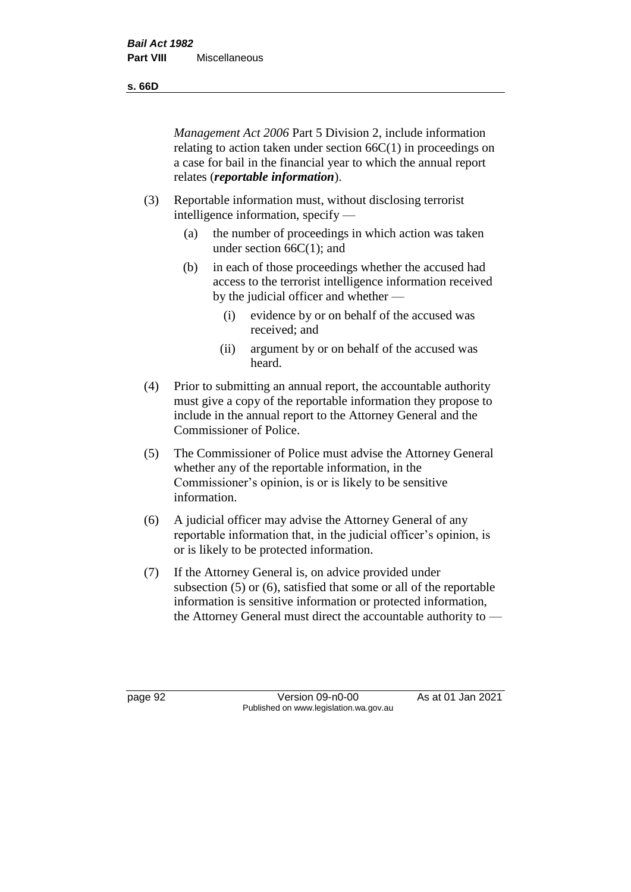*Management Act 2006* Part 5 Division 2, include information relating to action taken under section 66C(1) in proceedings on a case for bail in the financial year to which the annual report relates (***reportable information***).

(3) Reportable information must, without disclosing terrorist intelligence information, specify —

(a) the number of proceedings in which action was taken under section 66C(1); and

(b) in each of those proceedings whether the accused had access to the terrorist intelligence information received by the judicial officer and whether —

(i) evidence by or on behalf of the accused was received; and

(ii) argument by or on behalf of the accused was heard.

(4) Prior to submitting an annual report, the accountable authority must give a copy of the reportable information they propose to include in the annual report to the Attorney General and the Commissioner of Police.

(5) The Commissioner of Police must advise the Attorney General whether any of the reportable information, in the Commissioner's opinion, is or is likely to be sensitive information.

(6) A judicial officer may advise the Attorney General of any reportable information that, in the judicial officer's opinion, is or is likely to be protected information.

(7) If the Attorney General is, on advice provided under subsection (5) or (6), satisfied that some or all of the reportable information is sensitive information or protected information, the Attorney General must direct the accountable authority to —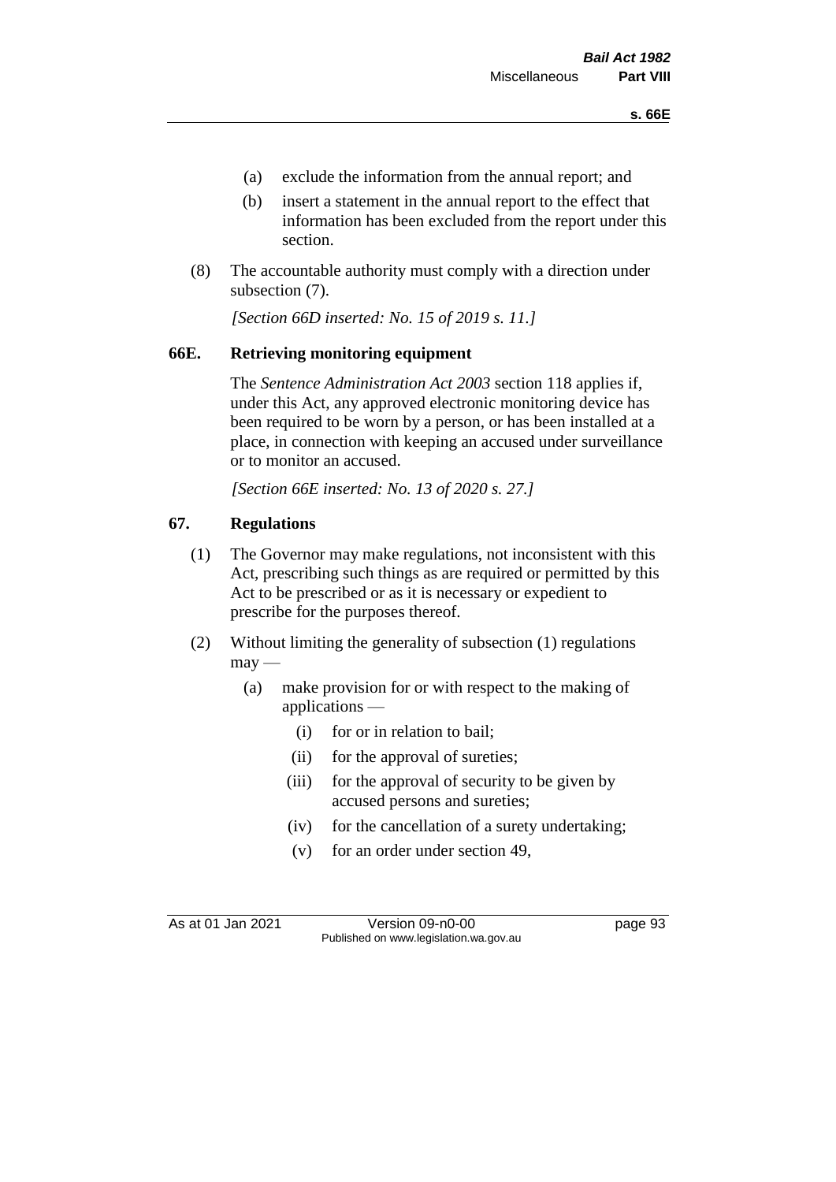(a) exclude the information from the annual report; and

(b) insert a statement in the annual report to the effect that information has been excluded from the report under this section.

(8) The accountable authority must comply with a direction under subsection (7).

*[Section 66D inserted: No. 15 of 2019 s. 11.]*

### 66E. Retrieving monitoring equipment

The *Sentence Administration Act 2003* section 118 applies if, under this Act, any approved electronic monitoring device has been required to be worn by a person, or has been installed at a place, in connection with keeping an accused under surveillance or to monitor an accused.

*[Section 66E inserted: No. 13 of 2020 s. 27.]*

### 67. Regulations

(1) The Governor may make regulations, not inconsistent with this Act, prescribing such things as are required or permitted by this Act to be prescribed or as it is necessary or expedient to prescribe for the purposes thereof.

(2) Without limiting the generality of subsection (1) regulations may —

(a) make provision for or with respect to the making of applications —

(i) for or in relation to bail;

(ii) for the approval of sureties;

(iii) for the approval of security to be given by accused persons and sureties;

(iv) for the cancellation of a surety undertaking;

(v) for an order under section 49,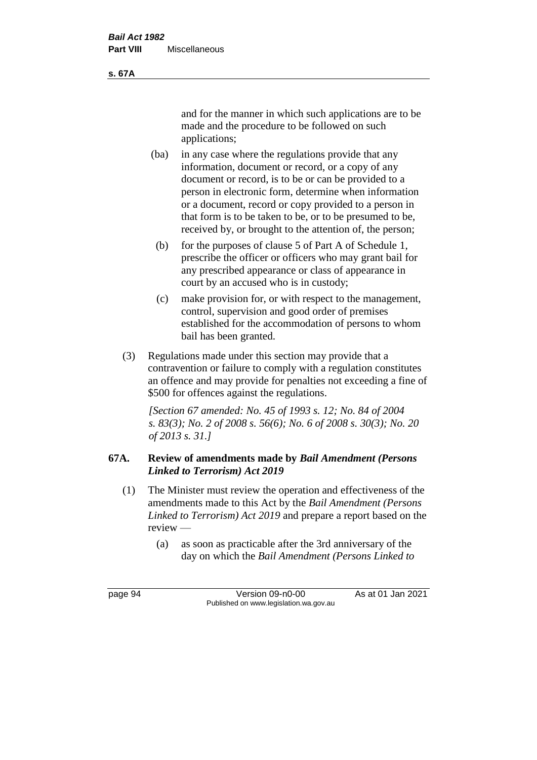and for the manner in which such applications are to be made and the procedure to be followed on such applications;

(ba) in any case where the regulations provide that any information, document or record, or a copy of any document or record, is to be or can be provided to a person in electronic form, determine when information or a document, record or copy provided to a person in that form is to be taken to be, or to be presumed to be, received by, or brought to the attention of, the person;

(b) for the purposes of clause 5 of Part A of Schedule 1, prescribe the officer or officers who may grant bail for any prescribed appearance or class of appearance in court by an accused who is in custody;

(c) make provision for, or with respect to the management, control, supervision and good order of premises established for the accommodation of persons to whom bail has been granted.

(3) Regulations made under this section may provide that a contravention or failure to comply with a regulation constitutes an offence and may provide for penalties not exceeding a fine of $500 for offences against the regulations.

*[Section 67 amended: No. 45 of 1993 s. 12; No. 84 of 2004 s. 83(3); No. 2 of 2008 s. 56(6); No. 6 of 2008 s. 30(3); No. 20 of 2013 s. 31.]*

### 67A. Review of amendments made by *Bail Amendment (Persons Linked to Terrorism) Act 2019*

(1) The Minister must review the operation and effectiveness of the amendments made to this Act by the *Bail Amendment (Persons Linked to Terrorism) Act 2019* and prepare a report based on the review —

(a) as soon as practicable after the 3rd anniversary of the day on which the *Bail Amendment (Persons Linked to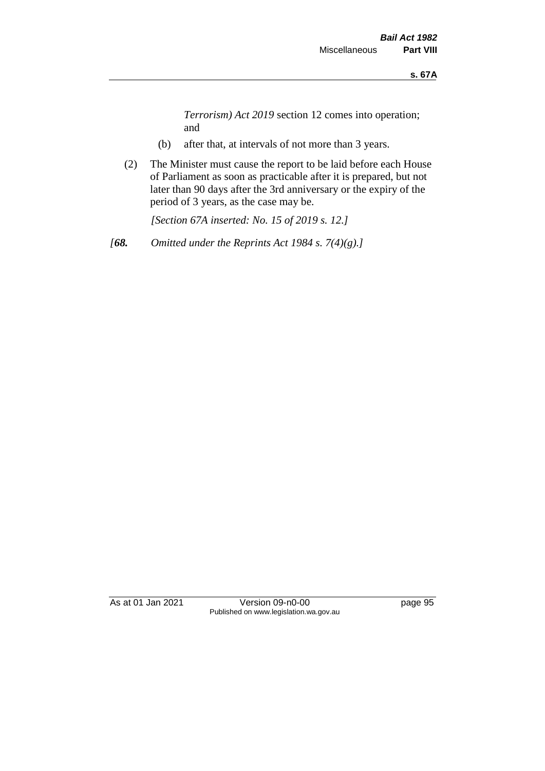*Terrorism) Act 2019* section 12 comes into operation; and

(b) after that, at intervals of not more than 3 years.

(2) The Minister must cause the report to be laid before each House of Parliament as soon as practicable after it is prepared, but not later than 90 days after the 3rd anniversary or the expiry of the period of 3 years, as the case may be.

*[Section 67A inserted: No. 15 of 2019 s. 12.]*

*[**68.** Omitted under the Reprints Act 1984 s. 7(4)(g).]*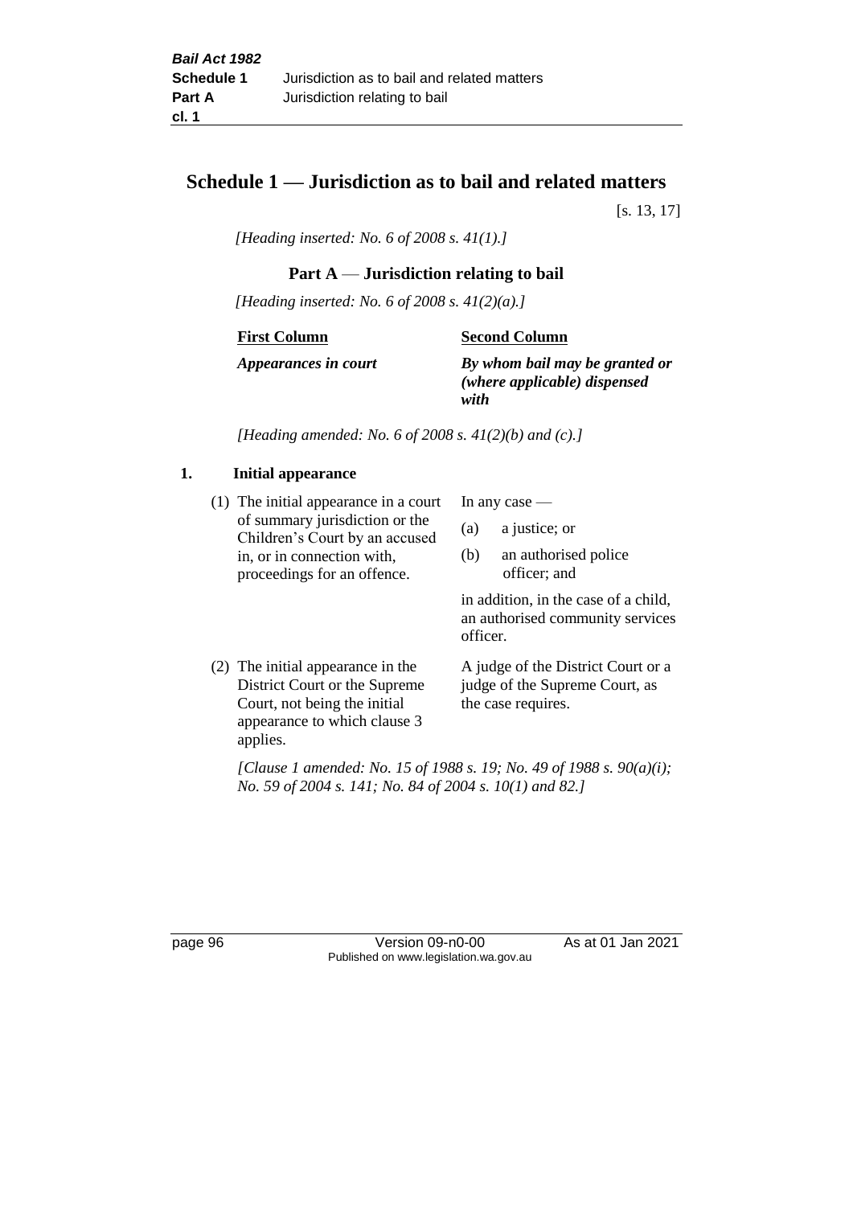# Schedule 1 — Jurisdiction as to bail and related matters

[s. 13, 17]

*[Heading inserted: No. 6 of 2008 s. 41(1).]*

## Part A — Jurisdiction relating to bail

*[Heading inserted: No. 6 of 2008 s. 41(2)(a).]*

| First Column | Second Column |
|---|---|
| ***Appearances in court*** | ***By whom bail may be granted or (where applicable) dispensed with*** |

*[Heading amended: No. 6 of 2008 s. 41(2)(b) and (c).]*

### 1. Initial appearance

| | |
|---|---|
| (1) The initial appearance in a court of summary jurisdiction or the Children's Court by an accused in, or in connection with, proceedings for an offence. | In any case — (a) a justice; or (b) an authorised police officer; and in addition, in the case of a child, an authorised community services officer. |
| (2) The initial appearance in the District Court or the Supreme Court, not being the initial appearance to which clause 3 applies. | A judge of the District Court or a judge of the Supreme Court, as the case requires. |

*[Clause 1 amended: No. 15 of 1988 s. 19; No. 49 of 1988 s. 90(a)(i); No. 59 of 2004 s. 141; No. 84 of 2004 s. 10(1) and 82.]*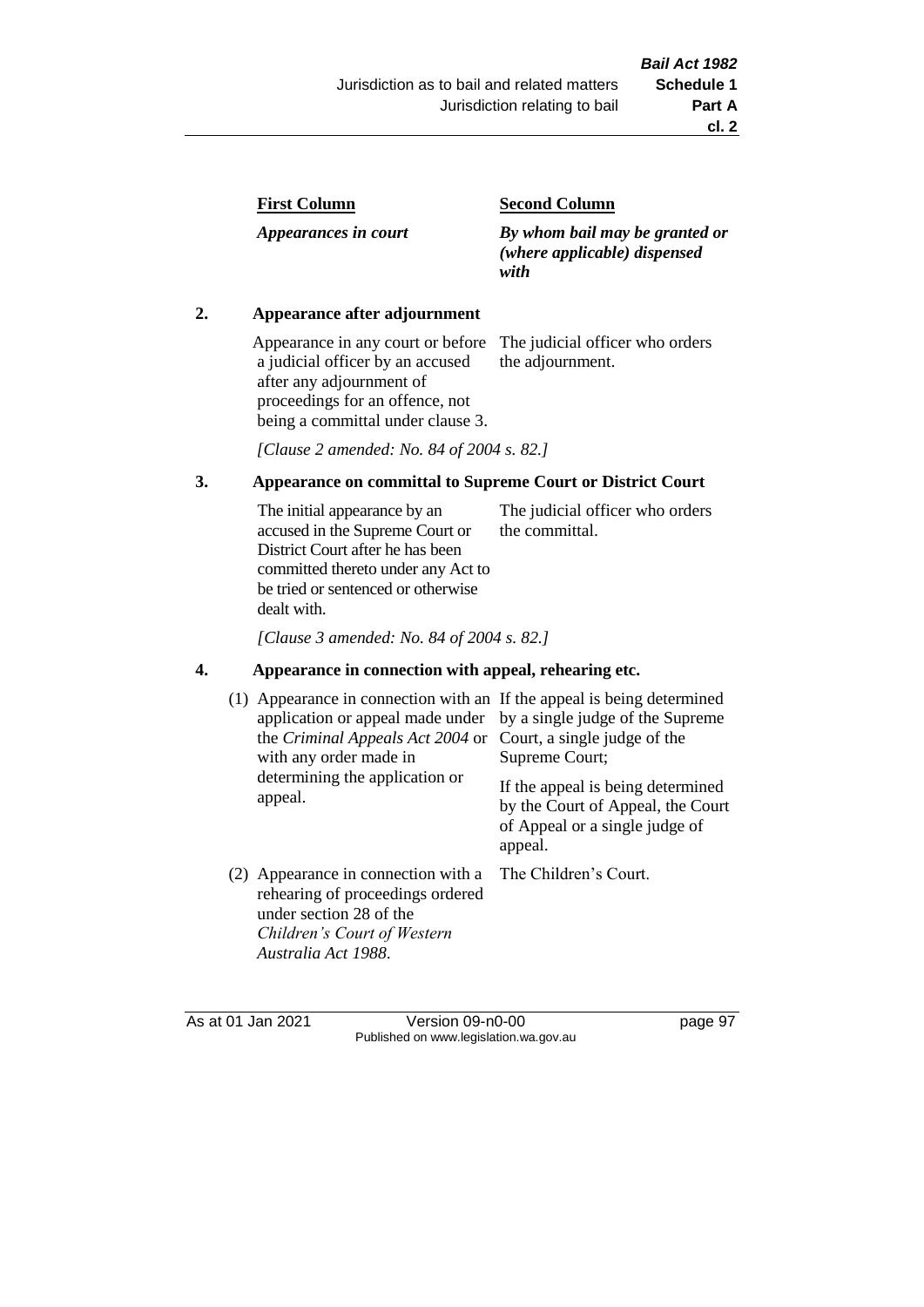| First Column | Second Column |
|---|---|
| *Appearances in court* | ***By whom bail may be granted or (where applicable) dispensed with*** |

### 2. Appearance after adjournment

| | |
|---|---|
| Appearance in any court or before a judicial officer by an accused after any adjournment of proceedings for an offence, not being a committal under clause 3. | The judicial officer who orders the adjournment. |

*[Clause 2 amended: No. 84 of 2004 s. 82.]*

### 3. Appearance on committal to Supreme Court or District Court

| | |
|---|---|
| The initial appearance by an accused in the Supreme Court or District Court after he has been committed thereto under any Act to be tried or sentenced or otherwise dealt with. | The judicial officer who orders the committal. |

*[Clause 3 amended: No. 84 of 2004 s. 82.]*

### 4. Appearance in connection with appeal, rehearing etc.

| | |
|---|---|
| (1) Appearance in connection with an application or appeal made under the *Criminal Appeals Act 2004* or with any order made in determining the application or appeal. | If the appeal is being determined by a single judge of the Supreme Court, a single judge of the Supreme Court; If the appeal is being determined by the Court of Appeal, the Court of Appeal or a single judge of appeal. |
| (2) Appearance in connection with a rehearing of proceedings ordered under section 28 of the *Children's Court of Western Australia Act 1988*. | The Children's Court. |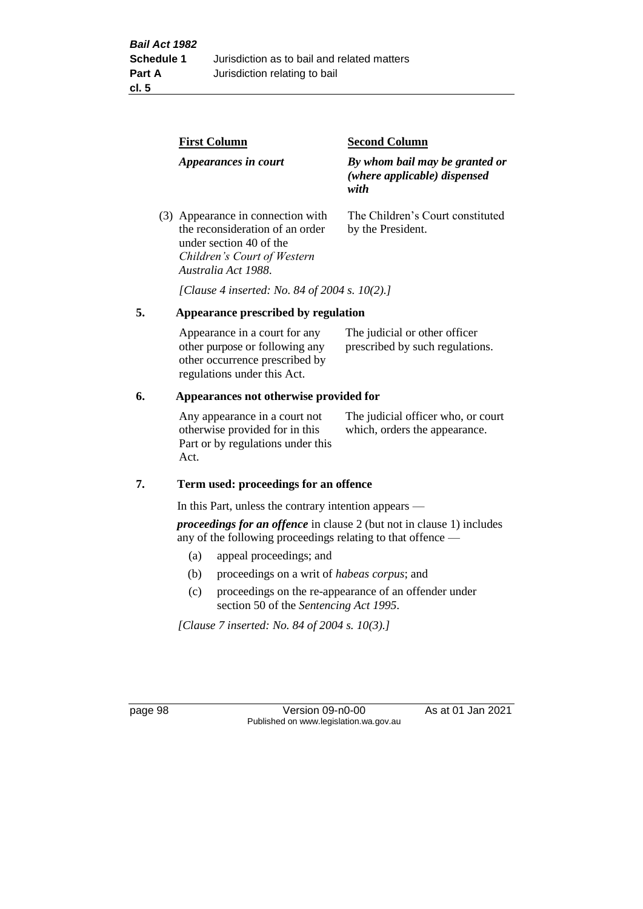| First Column | Second Column |
|---|---|
| *Appearances in court* | *By whom bail may be granted or (where applicable) dispensed with* |
| (3) Appearance in connection with the reconsideration of an order under section 40 of the *Children's Court of Western Australia Act 1988*. | The Children's Court constituted by the President. |

*[Clause 4 inserted: No. 84 of 2004 s. 10(2).]*

## 5. Appearance prescribed by regulation

| | |
|---|---|
| Appearance in a court for any other purpose or following any other occurrence prescribed by regulations under this Act. | The judicial or other officer prescribed by such regulations. |

## 6. Appearances not otherwise provided for

| | |
|---|---|
| Any appearance in a court not otherwise provided for in this Part or by regulations under this Act. | The judicial officer who, or court which, orders the appearance. |

## 7. Term used: proceedings for an offence

In this Part, unless the contrary intention appears —

***proceedings for an offence*** in clause 2 (but not in clause 1) includes any of the following proceedings relating to that offence —

(a) appeal proceedings; and

(b) proceedings on a writ of *habeas corpus*; and

(c) proceedings on the re-appearance of an offender under section 50 of the *Sentencing Act 1995*.

*[Clause 7 inserted: No. 84 of 2004 s. 10(3).]*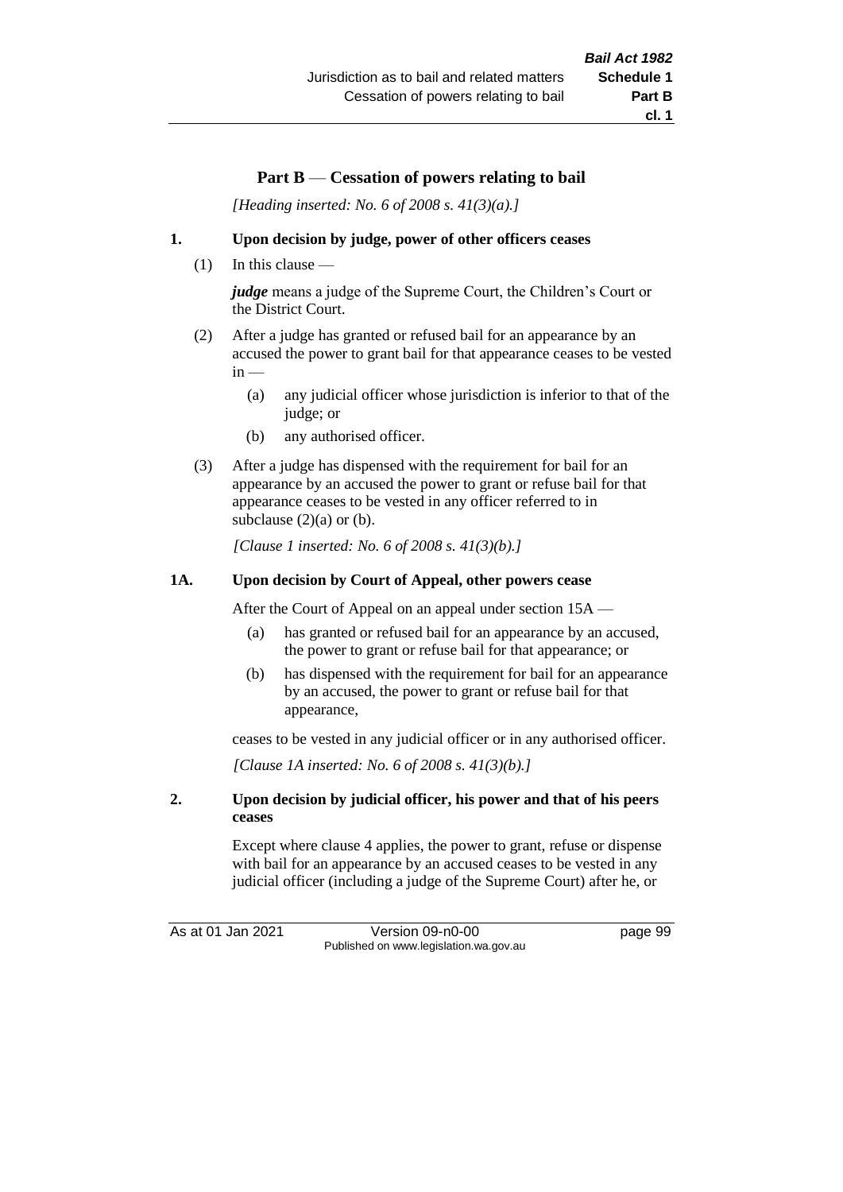## Part B — Cessation of powers relating to bail

*[Heading inserted: No. 6 of 2008 s. 41(3)(a).]*

### 1. Upon decision by judge, power of other officers ceases

(1) In this clause —

***judge*** means a judge of the Supreme Court, the Children's Court or the District Court.

(2) After a judge has granted or refused bail for an appearance by an accused the power to grant bail for that appearance ceases to be vested in —

- (a) any judicial officer whose jurisdiction is inferior to that of the judge; or
- (b) any authorised officer.

(3) After a judge has dispensed with the requirement for bail for an appearance by an accused the power to grant or refuse bail for that appearance ceases to be vested in any officer referred to in subclause (2)(a) or (b).

*[Clause 1 inserted: No. 6 of 2008 s. 41(3)(b).]*

### 1A. Upon decision by Court of Appeal, other powers cease

After the Court of Appeal on an appeal under section 15A —

- (a) has granted or refused bail for an appearance by an accused, the power to grant or refuse bail for that appearance; or
- (b) has dispensed with the requirement for bail for an appearance by an accused, the power to grant or refuse bail for that appearance,

ceases to be vested in any judicial officer or in any authorised officer.

*[Clause 1A inserted: No. 6 of 2008 s. 41(3)(b).]*

### 2. Upon decision by judicial officer, his power and that of his peers ceases

Except where clause 4 applies, the power to grant, refuse or dispense with bail for an appearance by an accused ceases to be vested in any judicial officer (including a judge of the Supreme Court) after he, or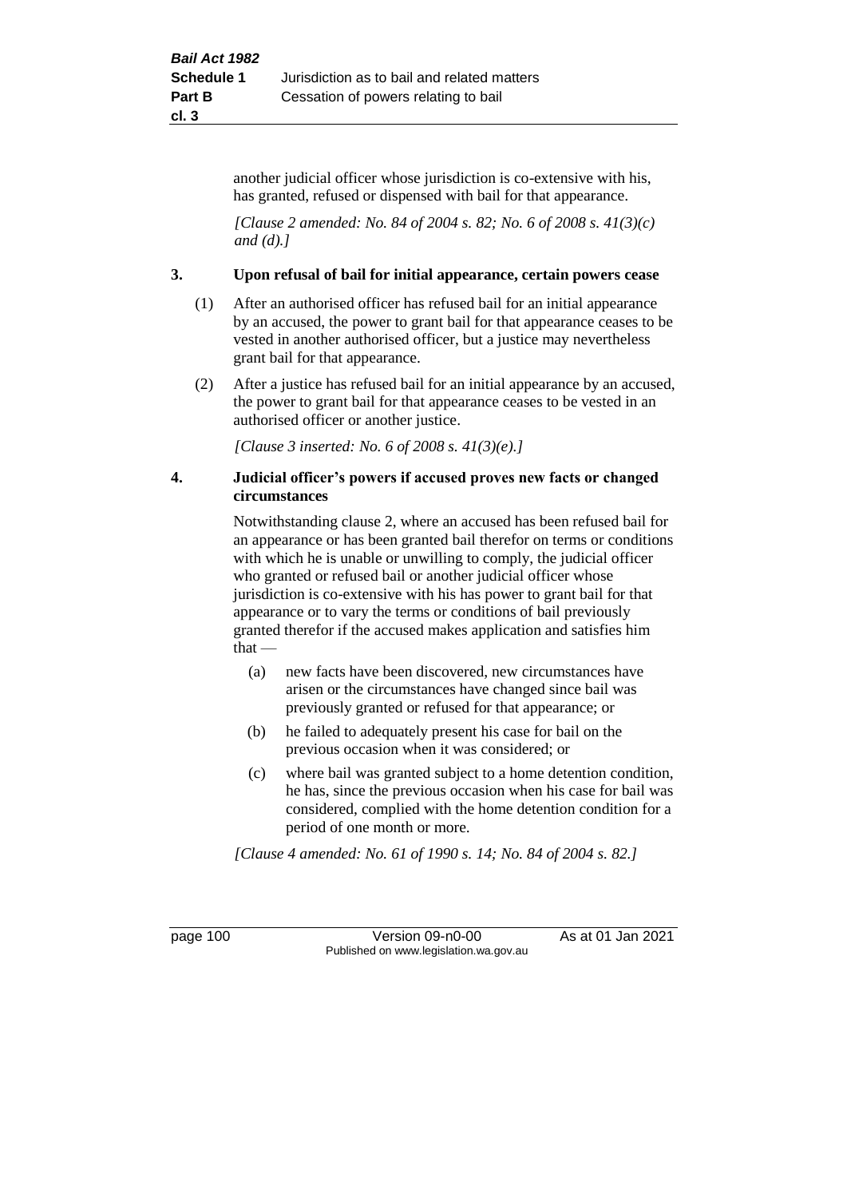another judicial officer whose jurisdiction is co-extensive with his, has granted, refused or dispensed with bail for that appearance.

*[Clause 2 amended: No. 84 of 2004 s. 82; No. 6 of 2008 s. 41(3)(c) and (d).]*

### 3. Upon refusal of bail for initial appearance, certain powers cease

(1) After an authorised officer has refused bail for an initial appearance by an accused, the power to grant bail for that appearance ceases to be vested in another authorised officer, but a justice may nevertheless grant bail for that appearance.

(2) After a justice has refused bail for an initial appearance by an accused, the power to grant bail for that appearance ceases to be vested in an authorised officer or another justice.

*[Clause 3 inserted: No. 6 of 2008 s. 41(3)(e).]*

### 4. Judicial officer's powers if accused proves new facts or changed circumstances

Notwithstanding clause 2, where an accused has been refused bail for an appearance or has been granted bail therefor on terms or conditions with which he is unable or unwilling to comply, the judicial officer who granted or refused bail or another judicial officer whose jurisdiction is co-extensive with his has power to grant bail for that appearance or to vary the terms or conditions of bail previously granted therefor if the accused makes application and satisfies him that —

(a) new facts have been discovered, new circumstances have arisen or the circumstances have changed since bail was previously granted or refused for that appearance; or

(b) he failed to adequately present his case for bail on the previous occasion when it was considered; or

(c) where bail was granted subject to a home detention condition, he has, since the previous occasion when his case for bail was considered, complied with the home detention condition for a period of one month or more.

*[Clause 4 amended: No. 61 of 1990 s. 14; No. 84 of 2004 s. 82.]*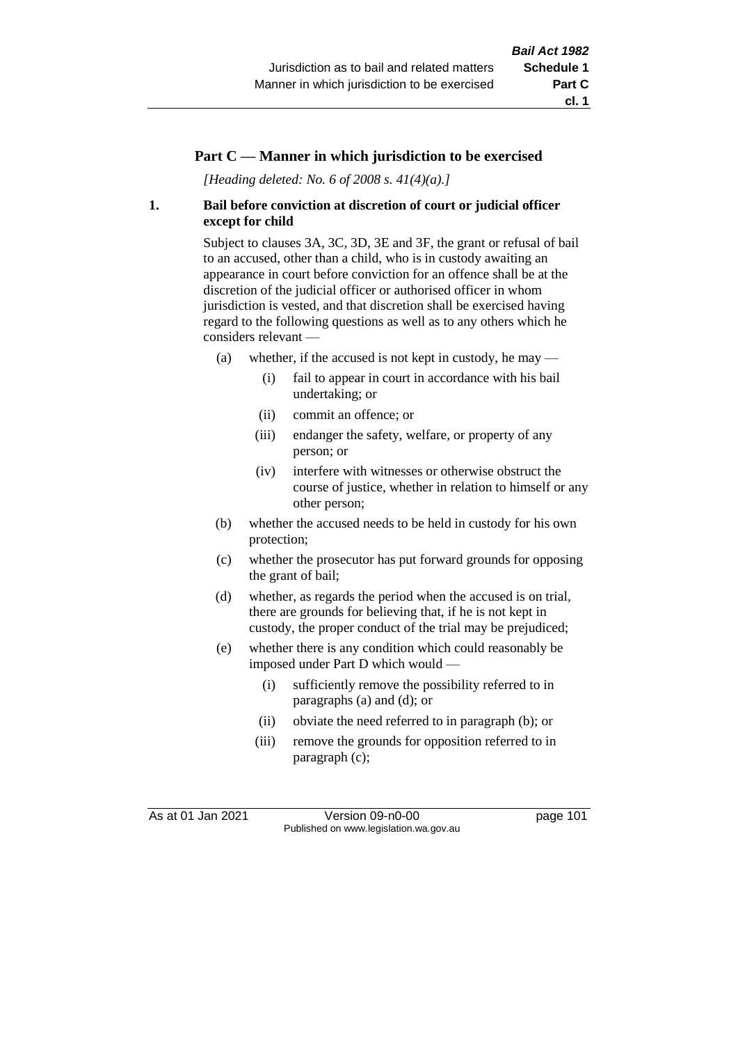## Part C — Manner in which jurisdiction to be exercised

*[Heading deleted: No. 6 of 2008 s. 41(4)(a).]*

### 1. Bail before conviction at discretion of court or judicial officer except for child

Subject to clauses 3A, 3C, 3D, 3E and 3F, the grant or refusal of bail to an accused, other than a child, who is in custody awaiting an appearance in court before conviction for an offence shall be at the discretion of the judicial officer or authorised officer in whom jurisdiction is vested, and that discretion shall be exercised having regard to the following questions as well as to any others which he considers relevant —

- (a) whether, if the accused is not kept in custody, he may —
  - (i) fail to appear in court in accordance with his bail undertaking; or
  - (ii) commit an offence; or
  - (iii) endanger the safety, welfare, or property of any person; or
  - (iv) interfere with witnesses or otherwise obstruct the course of justice, whether in relation to himself or any other person;
- (b) whether the accused needs to be held in custody for his own protection;
- (c) whether the prosecutor has put forward grounds for opposing the grant of bail;
- (d) whether, as regards the period when the accused is on trial, there are grounds for believing that, if he is not kept in custody, the proper conduct of the trial may be prejudiced;
- (e) whether there is any condition which could reasonably be imposed under Part D which would —
  - (i) sufficiently remove the possibility referred to in paragraphs (a) and (d); or
  - (ii) obviate the need referred to in paragraph (b); or
  - (iii) remove the grounds for opposition referred to in paragraph (c);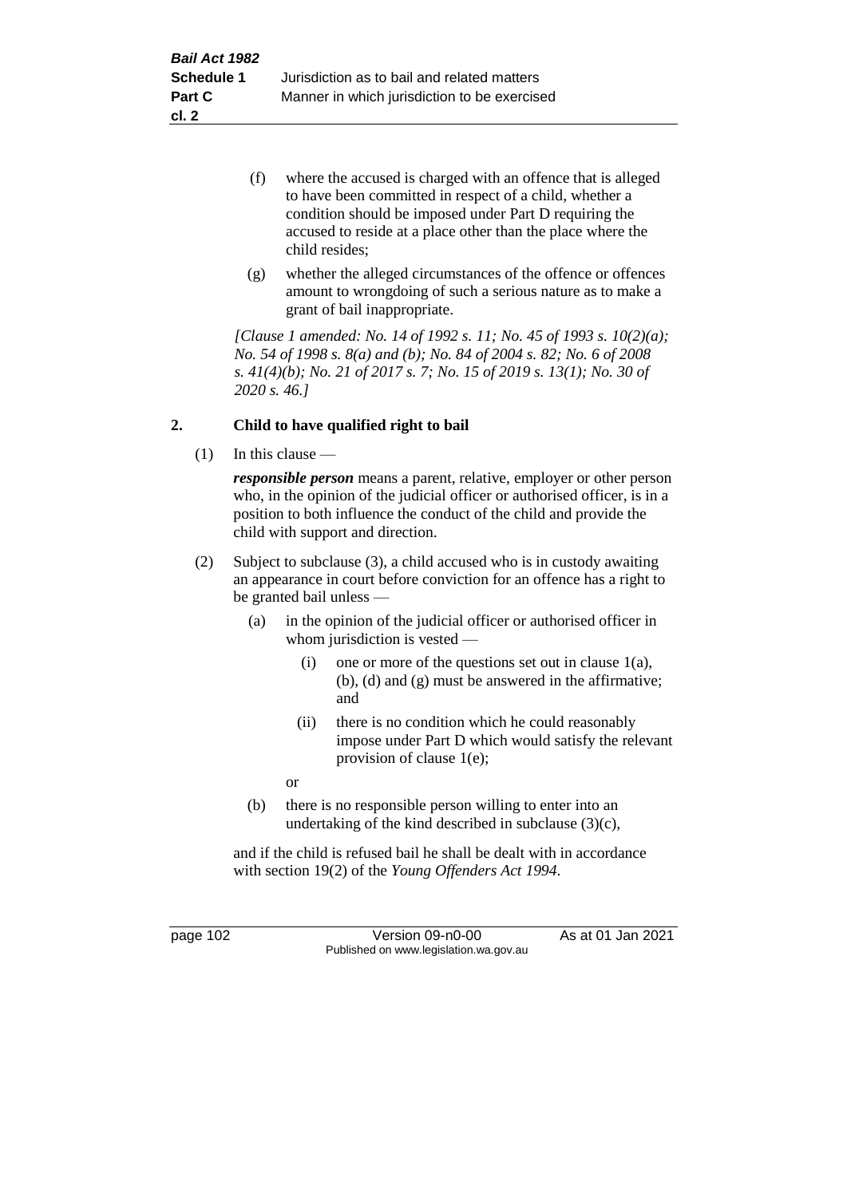(f) where the accused is charged with an offence that is alleged to have been committed in respect of a child, whether a condition should be imposed under Part D requiring the accused to reside at a place other than the place where the child resides;

(g) whether the alleged circumstances of the offence or offences amount to wrongdoing of such a serious nature as to make a grant of bail inappropriate.

*[Clause 1 amended: No. 14 of 1992 s. 11; No. 45 of 1993 s. 10(2)(a); No. 54 of 1998 s. 8(a) and (b); No. 84 of 2004 s. 82; No. 6 of 2008 s. 41(4)(b); No. 21 of 2017 s. 7; No. 15 of 2019 s. 13(1); No. 30 of 2020 s. 46.]*

## 2. Child to have qualified right to bail

(1) In this clause —

***responsible person*** means a parent, relative, employer or other person who, in the opinion of the judicial officer or authorised officer, is in a position to both influence the conduct of the child and provide the child with support and direction.

(2) Subject to subclause (3), a child accused who is in custody awaiting an appearance in court before conviction for an offence has a right to be granted bail unless —

(a) in the opinion of the judicial officer or authorised officer in whom jurisdiction is vested —

(i) one or more of the questions set out in clause 1(a), (b), (d) and (g) must be answered in the affirmative; and

(ii) there is no condition which he could reasonably impose under Part D which would satisfy the relevant provision of clause 1(e);

or

(b) there is no responsible person willing to enter into an undertaking of the kind described in subclause (3)(c),

and if the child is refused bail he shall be dealt with in accordance with section 19(2) of the *Young Offenders Act 1994*.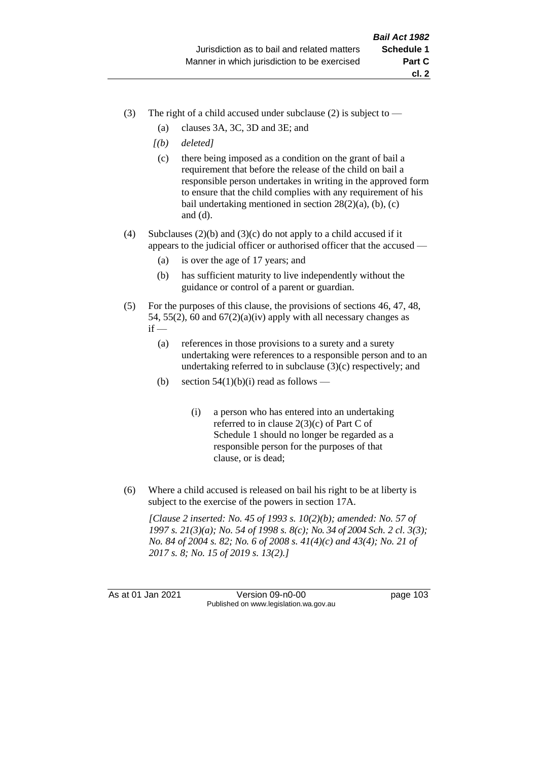(3) The right of a child accused under subclause (2) is subject to —

  (a) clauses 3A, 3C, 3D and 3E; and

  *[(b) deleted]*

  (c) there being imposed as a condition on the grant of bail a requirement that before the release of the child on bail a responsible person undertakes in writing in the approved form to ensure that the child complies with any requirement of his bail undertaking mentioned in section 28(2)(a), (b), (c) and (d).

(4) Subclauses (2)(b) and (3)(c) do not apply to a child accused if it appears to the judicial officer or authorised officer that the accused —

  (a) is over the age of 17 years; and

  (b) has sufficient maturity to live independently without the guidance or control of a parent or guardian.

(5) For the purposes of this clause, the provisions of sections 46, 47, 48, 54, 55(2), 60 and 67(2)(a)(iv) apply with all necessary changes as if —

  (a) references in those provisions to a surety and a surety undertaking were references to a responsible person and to an undertaking referred to in subclause (3)(c) respectively; and

  (b) section 54(1)(b)(i) read as follows —

    (i) a person who has entered into an undertaking referred to in clause 2(3)(c) of Part C of Schedule 1 should no longer be regarded as a responsible person for the purposes of that clause, or is dead;

(6) Where a child accused is released on bail his right to be at liberty is subject to the exercise of the powers in section 17A.

*[Clause 2 inserted: No. 45 of 1993 s. 10(2)(b); amended: No. 57 of 1997 s. 21(3)(a); No. 54 of 1998 s. 8(c); No. 34 of 2004 Sch. 2 cl. 3(3); No. 84 of 2004 s. 82; No. 6 of 2008 s. 41(4)(c) and 43(4); No. 21 of 2017 s. 8; No. 15 of 2019 s. 13(2).]*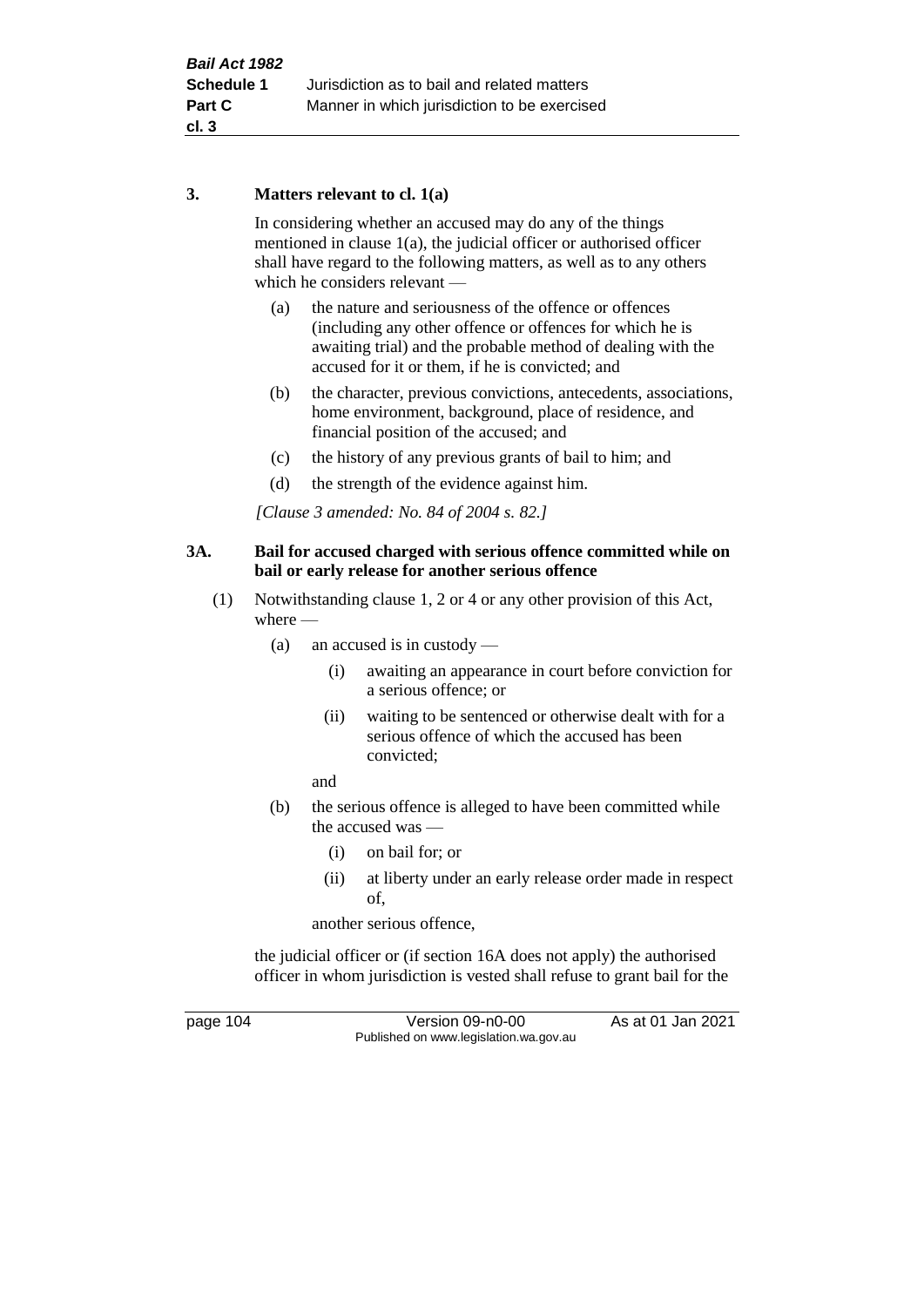### 3. Matters relevant to cl. 1(a)

In considering whether an accused may do any of the things mentioned in clause 1(a), the judicial officer or authorised officer shall have regard to the following matters, as well as to any others which he considers relevant —

(a) the nature and seriousness of the offence or offences (including any other offence or offences for which he is awaiting trial) and the probable method of dealing with the accused for it or them, if he is convicted; and

(b) the character, previous convictions, antecedents, associations, home environment, background, place of residence, and financial position of the accused; and

(c) the history of any previous grants of bail to him; and

(d) the strength of the evidence against him.

*[Clause 3 amended: No. 84 of 2004 s. 82.]*

### 3A. Bail for accused charged with serious offence committed while on bail or early release for another serious offence

(1) Notwithstanding clause 1, 2 or 4 or any other provision of this Act, where —

(a) an accused is in custody —

(i) awaiting an appearance in court before conviction for a serious offence; or

(ii) waiting to be sentenced or otherwise dealt with for a serious offence of which the accused has been convicted;

and

(b) the serious offence is alleged to have been committed while the accused was —

(i) on bail for; or

(ii) at liberty under an early release order made in respect of,

another serious offence,

the judicial officer or (if section 16A does not apply) the authorised officer in whom jurisdiction is vested shall refuse to grant bail for the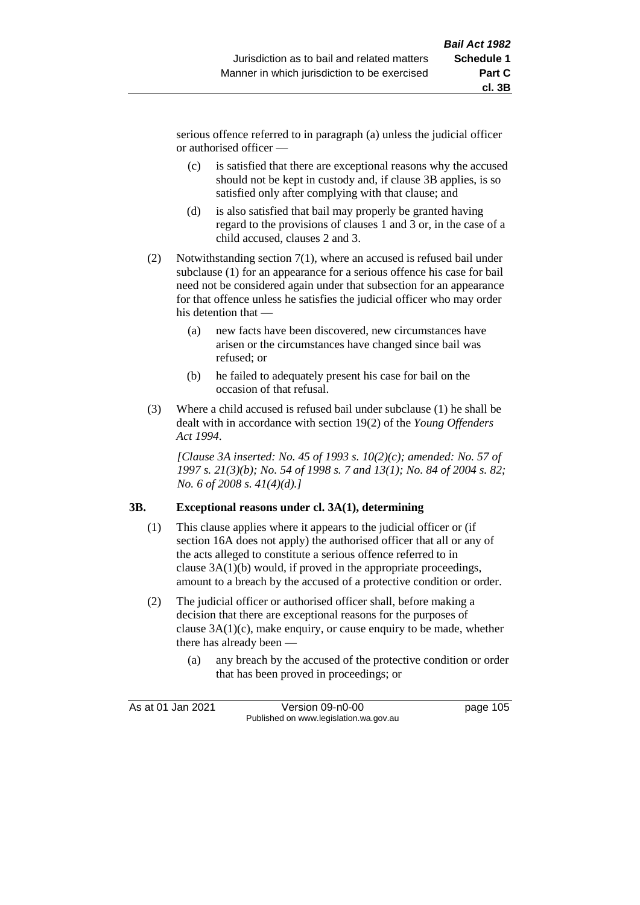serious offence referred to in paragraph (a) unless the judicial officer or authorised officer —

(c) is satisfied that there are exceptional reasons why the accused should not be kept in custody and, if clause 3B applies, is so satisfied only after complying with that clause; and

(d) is also satisfied that bail may properly be granted having regard to the provisions of clauses 1 and 3 or, in the case of a child accused, clauses 2 and 3.

(2) Notwithstanding section 7(1), where an accused is refused bail under subclause (1) for an appearance for a serious offence his case for bail need not be considered again under that subsection for an appearance for that offence unless he satisfies the judicial officer who may order his detention that —

(a) new facts have been discovered, new circumstances have arisen or the circumstances have changed since bail was refused; or

(b) he failed to adequately present his case for bail on the occasion of that refusal.

(3) Where a child accused is refused bail under subclause (1) he shall be dealt with in accordance with section 19(2) of the *Young Offenders Act 1994*.

*[Clause 3A inserted: No. 45 of 1993 s. 10(2)(c); amended: No. 57 of 1997 s. 21(3)(b); No. 54 of 1998 s. 7 and 13(1); No. 84 of 2004 s. 82; No. 6 of 2008 s. 41(4)(d).]*

**3B. Exceptional reasons under cl. 3A(1), determining**

(1) This clause applies where it appears to the judicial officer or (if section 16A does not apply) the authorised officer that all or any of the acts alleged to constitute a serious offence referred to in clause 3A(1)(b) would, if proved in the appropriate proceedings, amount to a breach by the accused of a protective condition or order.

(2) The judicial officer or authorised officer shall, before making a decision that there are exceptional reasons for the purposes of clause 3A(1)(c), make enquiry, or cause enquiry to be made, whether there has already been —

(a) any breach by the accused of the protective condition or order that has been proved in proceedings; or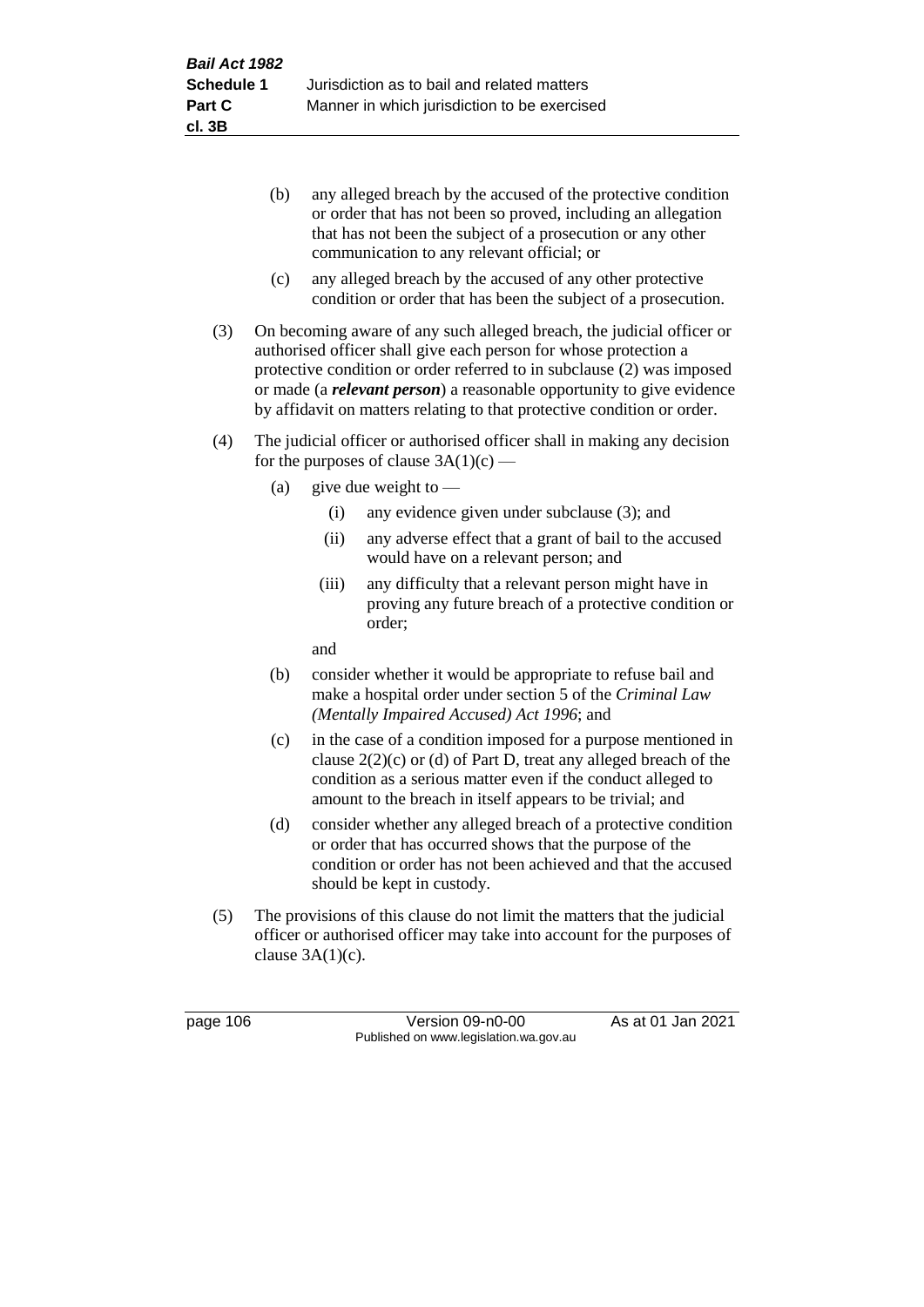(b) any alleged breach by the accused of the protective condition or order that has not been so proved, including an allegation that has not been the subject of a prosecution or any other communication to any relevant official; or

(c) any alleged breach by the accused of any other protective condition or order that has been the subject of a prosecution.

(3) On becoming aware of any such alleged breach, the judicial officer or authorised officer shall give each person for whose protection a protective condition or order referred to in subclause (2) was imposed or made (a ***relevant person***) a reasonable opportunity to give evidence by affidavit on matters relating to that protective condition or order.

(4) The judicial officer or authorised officer shall in making any decision for the purposes of clause 3A(1)(c) —

(a) give due weight to —

(i) any evidence given under subclause (3); and

(ii) any adverse effect that a grant of bail to the accused would have on a relevant person; and

(iii) any difficulty that a relevant person might have in proving any future breach of a protective condition or order;

and

(b) consider whether it would be appropriate to refuse bail and make a hospital order under section 5 of the *Criminal Law (Mentally Impaired Accused) Act 1996*; and

(c) in the case of a condition imposed for a purpose mentioned in clause 2(2)(c) or (d) of Part D, treat any alleged breach of the condition as a serious matter even if the conduct alleged to amount to the breach in itself appears to be trivial; and

(d) consider whether any alleged breach of a protective condition or order that has occurred shows that the purpose of the condition or order has not been achieved and that the accused should be kept in custody.

(5) The provisions of this clause do not limit the matters that the judicial officer or authorised officer may take into account for the purposes of clause 3A(1)(c).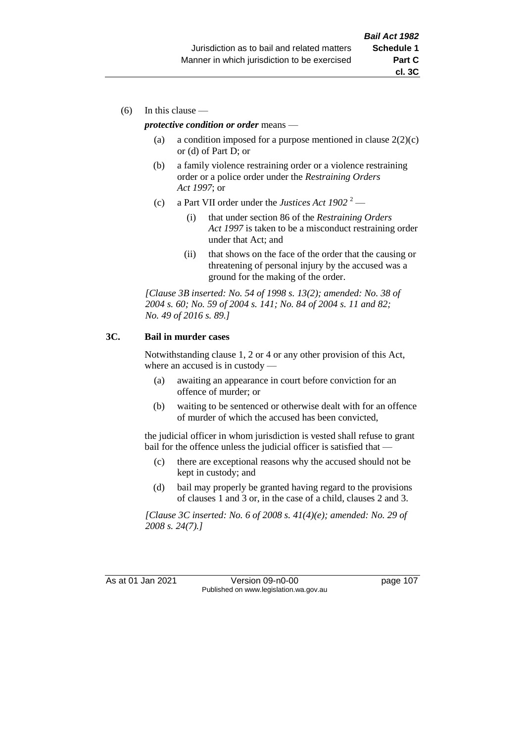(6) In this clause —

***protective condition or order*** means —

(a) a condition imposed for a purpose mentioned in clause 2(2)(c) or (d) of Part D; or

(b) a family violence restraining order or a violence restraining order or a police order under the *Restraining Orders Act 1997*; or

(c) a Part VII order under the *Justices Act 1902* [2] —

(i) that under section 86 of the *Restraining Orders Act 1997* is taken to be a misconduct restraining order under that Act; and

(ii) that shows on the face of the order that the causing or threatening of personal injury by the accused was a ground for the making of the order.

*[Clause 3B inserted: No. 54 of 1998 s. 13(2); amended: No. 38 of 2004 s. 60; No. 59 of 2004 s. 141; No. 84 of 2004 s. 11 and 82; No. 49 of 2016 s. 89.]*

**3C. Bail in murder cases**

Notwithstanding clause 1, 2 or 4 or any other provision of this Act, where an accused is in custody —

(a) awaiting an appearance in court before conviction for an offence of murder; or

(b) waiting to be sentenced or otherwise dealt with for an offence of murder of which the accused has been convicted,

the judicial officer in whom jurisdiction is vested shall refuse to grant bail for the offence unless the judicial officer is satisfied that —

(c) there are exceptional reasons why the accused should not be kept in custody; and

(d) bail may properly be granted having regard to the provisions of clauses 1 and 3 or, in the case of a child, clauses 2 and 3.

*[Clause 3C inserted: No. 6 of 2008 s. 41(4)(e); amended: No. 29 of 2008 s. 24(7).]*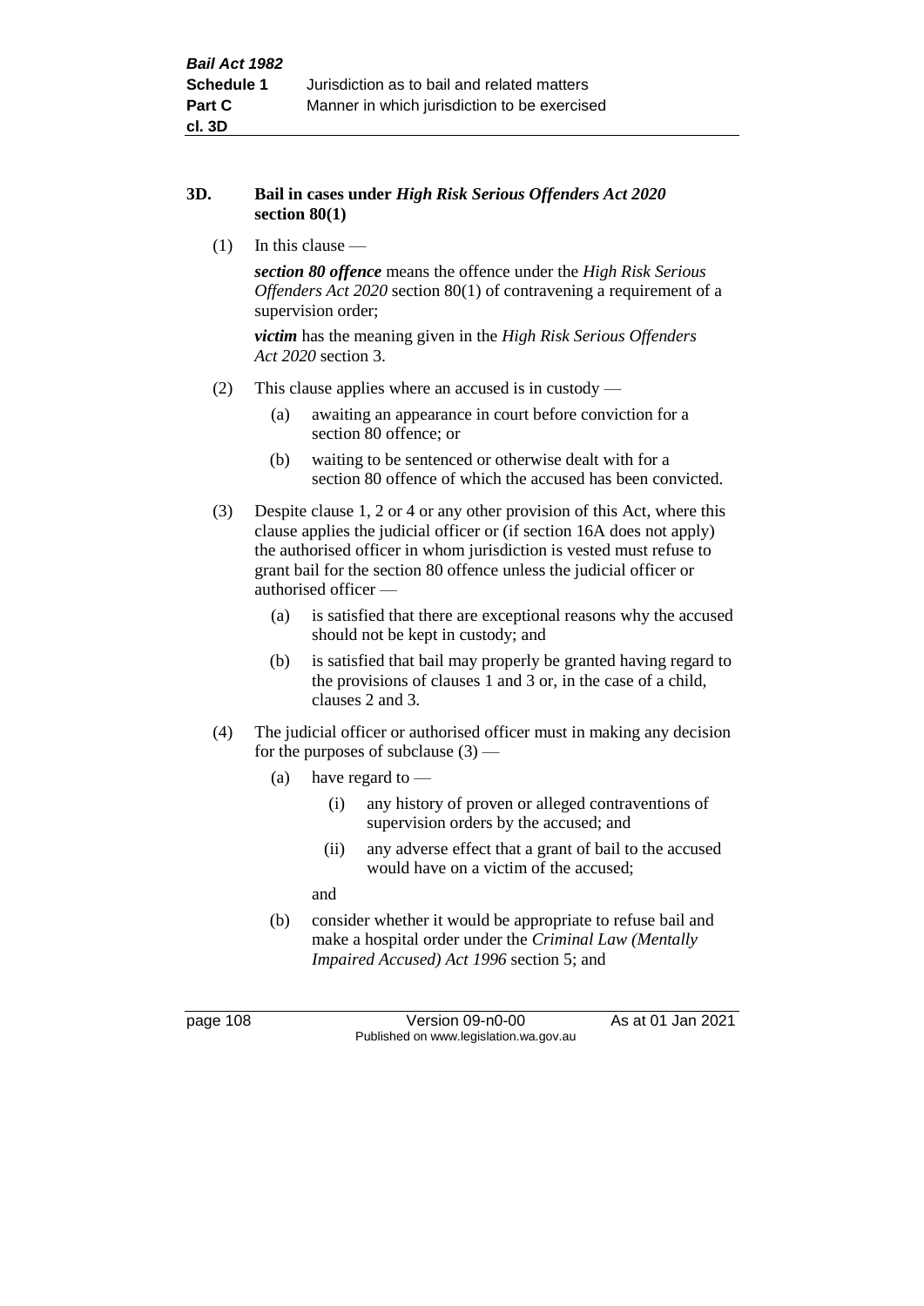### 3D. Bail in cases under *High Risk Serious Offenders Act 2020* section 80(1)

(1) In this clause —

***section 80 offence*** means the offence under the *High Risk Serious Offenders Act 2020* section 80(1) of contravening a requirement of a supervision order;

***victim*** has the meaning given in the *High Risk Serious Offenders Act 2020* section 3.

(2) This clause applies where an accused is in custody —

- (a) awaiting an appearance in court before conviction for a section 80 offence; or
- (b) waiting to be sentenced or otherwise dealt with for a section 80 offence of which the accused has been convicted.

(3) Despite clause 1, 2 or 4 or any other provision of this Act, where this clause applies the judicial officer or (if section 16A does not apply) the authorised officer in whom jurisdiction is vested must refuse to grant bail for the section 80 offence unless the judicial officer or authorised officer —

- (a) is satisfied that there are exceptional reasons why the accused should not be kept in custody; and
- (b) is satisfied that bail may properly be granted having regard to the provisions of clauses 1 and 3 or, in the case of a child, clauses 2 and 3.

(4) The judicial officer or authorised officer must in making any decision for the purposes of subclause (3) —

- (a) have regard to —
  - (i) any history of proven or alleged contraventions of supervision orders by the accused; and
  - (ii) any adverse effect that a grant of bail to the accused would have on a victim of the accused;

  and
- (b) consider whether it would be appropriate to refuse bail and make a hospital order under the *Criminal Law (Mentally Impaired Accused) Act 1996* section 5; and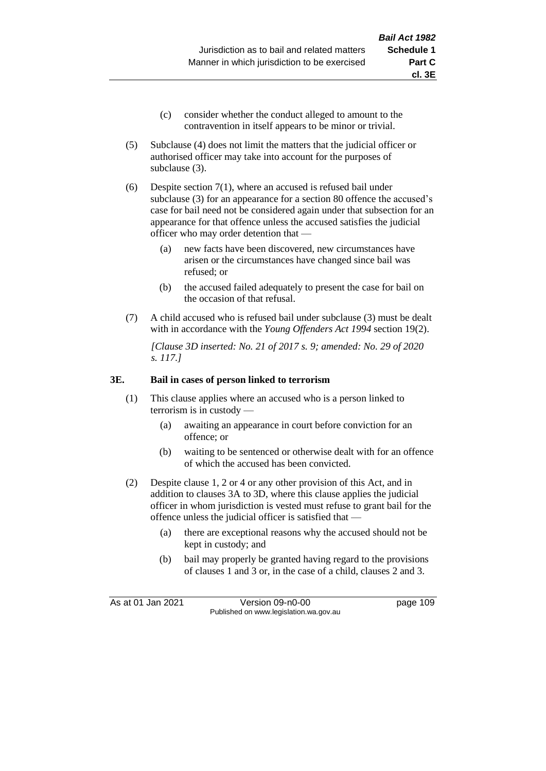(c) consider whether the conduct alleged to amount to the contravention in itself appears to be minor or trivial.

(5) Subclause (4) does not limit the matters that the judicial officer or authorised officer may take into account for the purposes of subclause (3).

(6) Despite section 7(1), where an accused is refused bail under subclause (3) for an appearance for a section 80 offence the accused's case for bail need not be considered again under that subsection for an appearance for that offence unless the accused satisfies the judicial officer who may order detention that —

(a) new facts have been discovered, new circumstances have arisen or the circumstances have changed since bail was refused; or

(b) the accused failed adequately to present the case for bail on the occasion of that refusal.

(7) A child accused who is refused bail under subclause (3) must be dealt with in accordance with the *Young Offenders Act 1994* section 19(2).

*[Clause 3D inserted: No. 21 of 2017 s. 9; amended: No. 29 of 2020 s. 117.]*

**3E. Bail in cases of person linked to terrorism**

(1) This clause applies where an accused who is a person linked to terrorism is in custody —

(a) awaiting an appearance in court before conviction for an offence; or

(b) waiting to be sentenced or otherwise dealt with for an offence of which the accused has been convicted.

(2) Despite clause 1, 2 or 4 or any other provision of this Act, and in addition to clauses 3A to 3D, where this clause applies the judicial officer in whom jurisdiction is vested must refuse to grant bail for the offence unless the judicial officer is satisfied that —

(a) there are exceptional reasons why the accused should not be kept in custody; and

(b) bail may properly be granted having regard to the provisions of clauses 1 and 3 or, in the case of a child, clauses 2 and 3.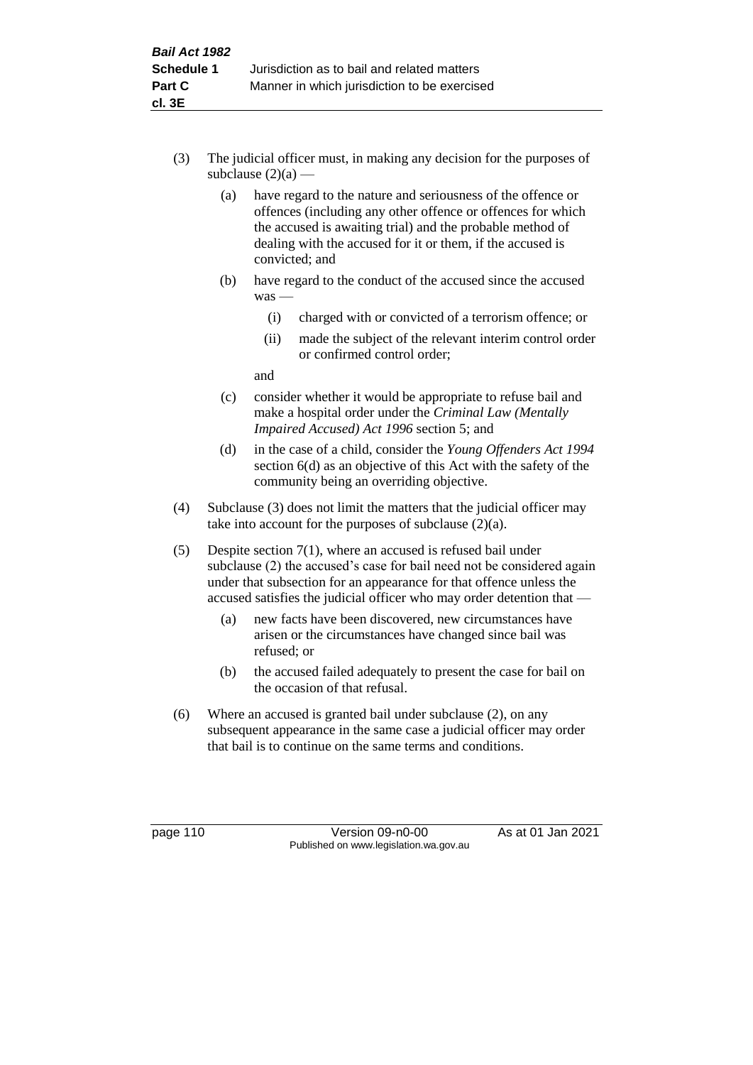(3) The judicial officer must, in making any decision for the purposes of subclause (2)(a) —

  (a) have regard to the nature and seriousness of the offence or offences (including any other offence or offences for which the accused is awaiting trial) and the probable method of dealing with the accused for it or them, if the accused is convicted; and

  (b) have regard to the conduct of the accused since the accused was —

    (i) charged with or convicted of a terrorism offence; or

    (ii) made the subject of the relevant interim control order or confirmed control order;

  and

  (c) consider whether it would be appropriate to refuse bail and make a hospital order under the *Criminal Law (Mentally Impaired Accused) Act 1996* section 5; and

  (d) in the case of a child, consider the *Young Offenders Act 1994* section 6(d) as an objective of this Act with the safety of the community being an overriding objective.

(4) Subclause (3) does not limit the matters that the judicial officer may take into account for the purposes of subclause (2)(a).

(5) Despite section 7(1), where an accused is refused bail under subclause (2) the accused's case for bail need not be considered again under that subsection for an appearance for that offence unless the accused satisfies the judicial officer who may order detention that —

  (a) new facts have been discovered, new circumstances have arisen or the circumstances have changed since bail was refused; or

  (b) the accused failed adequately to present the case for bail on the occasion of that refusal.

(6) Where an accused is granted bail under subclause (2), on any subsequent appearance in the same case a judicial officer may order that bail is to continue on the same terms and conditions.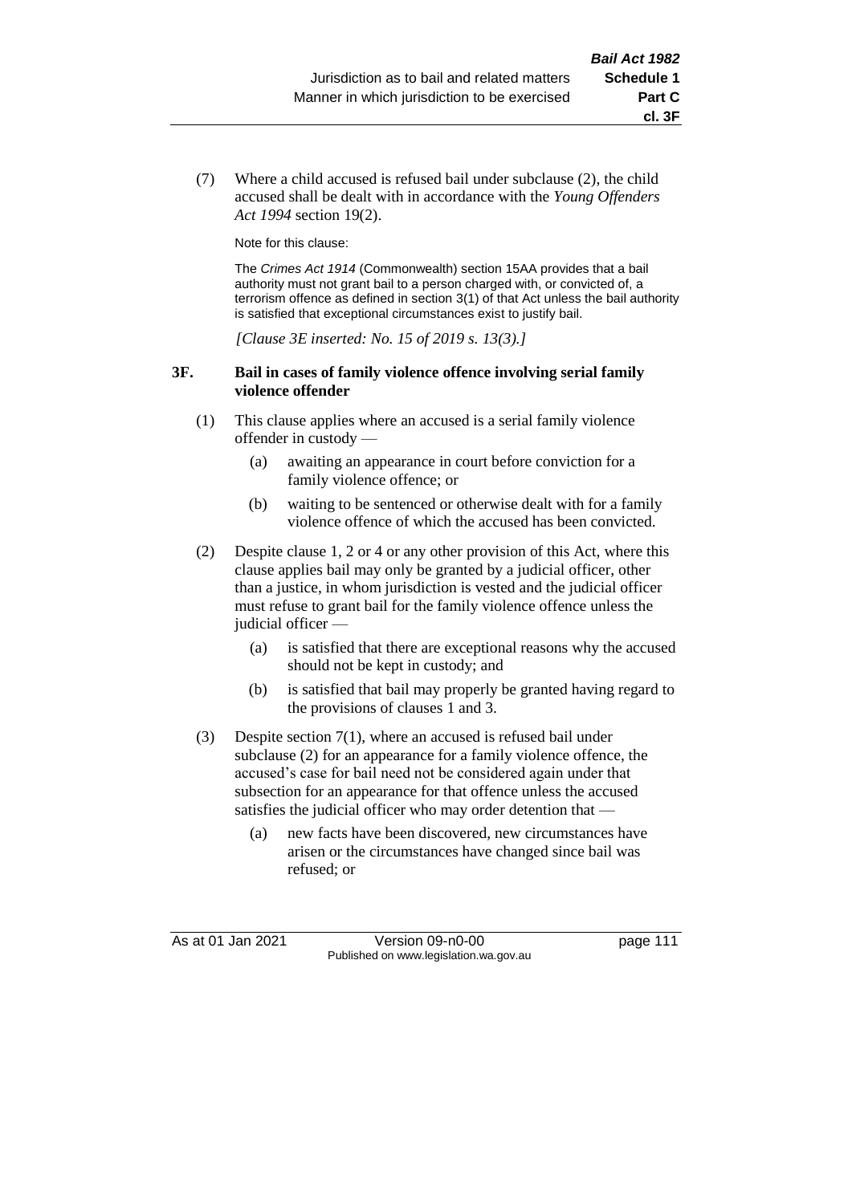(7) Where a child accused is refused bail under subclause (2), the child accused shall be dealt with in accordance with the *Young Offenders Act 1994* section 19(2).

Note for this clause:

The *Crimes Act 1914* (Commonwealth) section 15AA provides that a bail authority must not grant bail to a person charged with, or convicted of, a terrorism offence as defined in section 3(1) of that Act unless the bail authority is satisfied that exceptional circumstances exist to justify bail.

*[Clause 3E inserted: No. 15 of 2019 s. 13(3).]*

### 3F. Bail in cases of family violence offence involving serial family violence offender

(1) This clause applies where an accused is a serial family violence offender in custody —

  (a) awaiting an appearance in court before conviction for a family violence offence; or

  (b) waiting to be sentenced or otherwise dealt with for a family violence offence of which the accused has been convicted.

(2) Despite clause 1, 2 or 4 or any other provision of this Act, where this clause applies bail may only be granted by a judicial officer, other than a justice, in whom jurisdiction is vested and the judicial officer must refuse to grant bail for the family violence offence unless the judicial officer —

  (a) is satisfied that there are exceptional reasons why the accused should not be kept in custody; and

  (b) is satisfied that bail may properly be granted having regard to the provisions of clauses 1 and 3.

(3) Despite section 7(1), where an accused is refused bail under subclause (2) for an appearance for a family violence offence, the accused's case for bail need not be considered again under that subsection for an appearance for that offence unless the accused satisfies the judicial officer who may order detention that —

  (a) new facts have been discovered, new circumstances have arisen or the circumstances have changed since bail was refused; or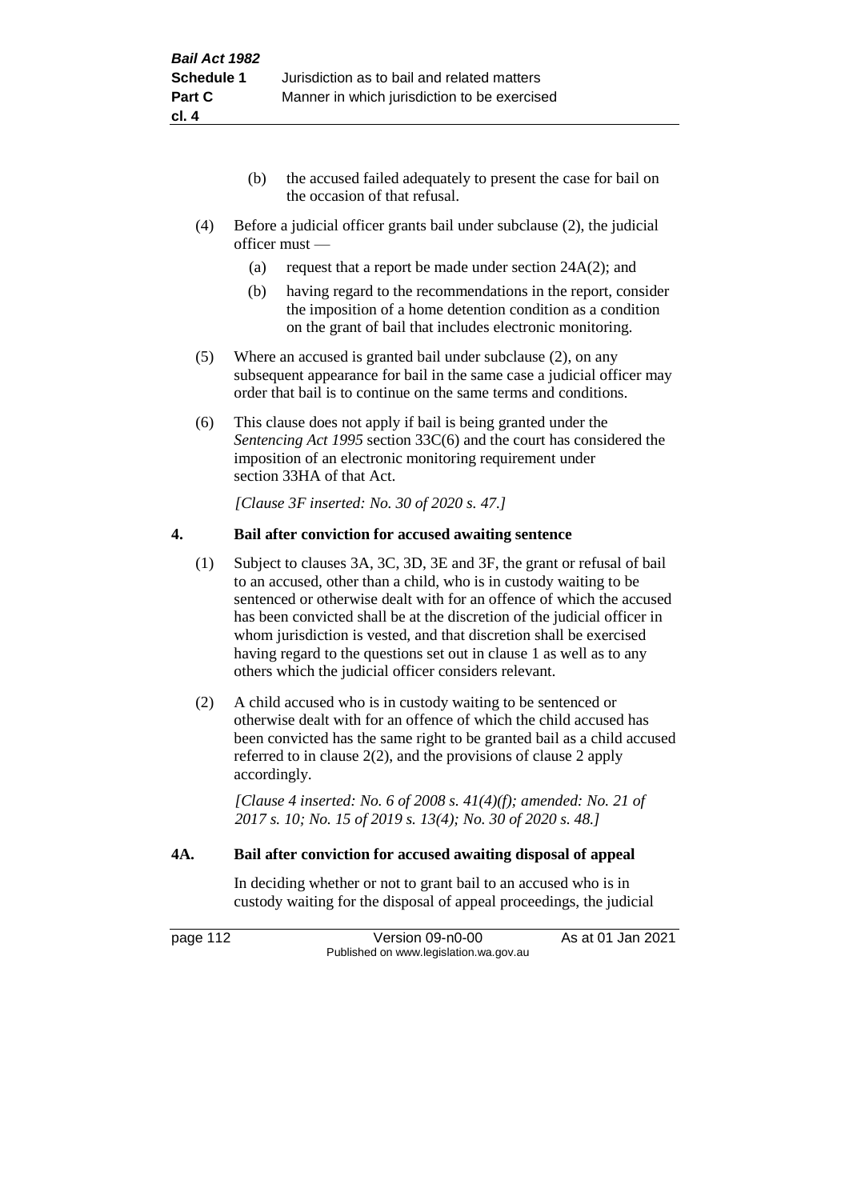(b) the accused failed adequately to present the case for bail on the occasion of that refusal.

(4) Before a judicial officer grants bail under subclause (2), the judicial officer must —

(a) request that a report be made under section 24A(2); and

(b) having regard to the recommendations in the report, consider the imposition of a home detention condition as a condition on the grant of bail that includes electronic monitoring.

(5) Where an accused is granted bail under subclause (2), on any subsequent appearance for bail in the same case a judicial officer may order that bail is to continue on the same terms and conditions.

(6) This clause does not apply if bail is being granted under the *Sentencing Act 1995* section 33C(6) and the court has considered the imposition of an electronic monitoring requirement under section 33HA of that Act.

*[Clause 3F inserted: No. 30 of 2020 s. 47.]*

**4. Bail after conviction for accused awaiting sentence**

(1) Subject to clauses 3A, 3C, 3D, 3E and 3F, the grant or refusal of bail to an accused, other than a child, who is in custody waiting to be sentenced or otherwise dealt with for an offence of which the accused has been convicted shall be at the discretion of the judicial officer in whom jurisdiction is vested, and that discretion shall be exercised having regard to the questions set out in clause 1 as well as to any others which the judicial officer considers relevant.

(2) A child accused who is in custody waiting to be sentenced or otherwise dealt with for an offence of which the child accused has been convicted has the same right to be granted bail as a child accused referred to in clause 2(2), and the provisions of clause 2 apply accordingly.

*[Clause 4 inserted: No. 6 of 2008 s. 41(4)(f); amended: No. 21 of 2017 s. 10; No. 15 of 2019 s. 13(4); No. 30 of 2020 s. 48.]*

**4A. Bail after conviction for accused awaiting disposal of appeal**

In deciding whether or not to grant bail to an accused who is in custody waiting for the disposal of appeal proceedings, the judicial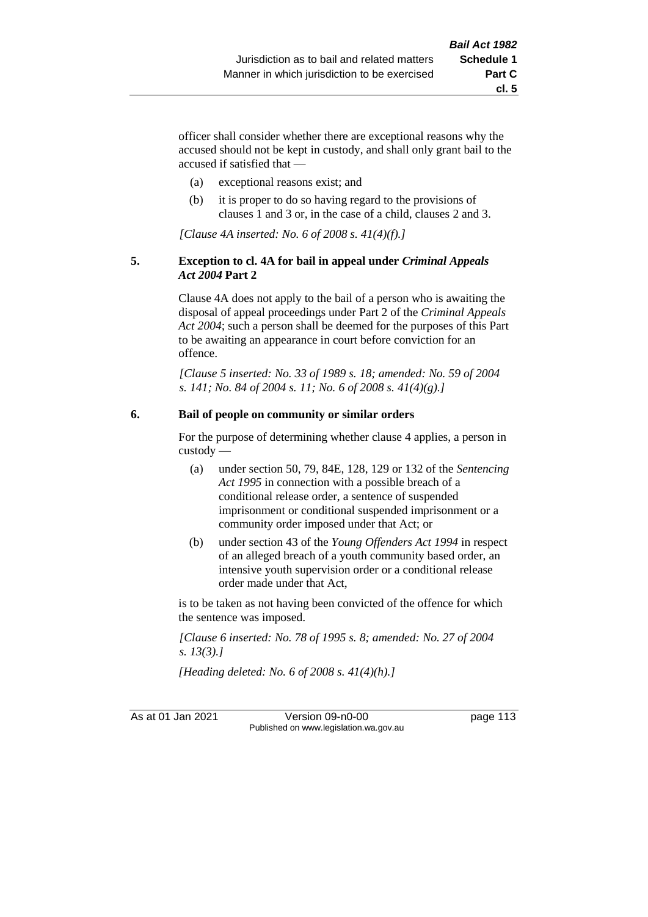officer shall consider whether there are exceptional reasons why the accused should not be kept in custody, and shall only grant bail to the accused if satisfied that —

(a) exceptional reasons exist; and

(b) it is proper to do so having regard to the provisions of clauses 1 and 3 or, in the case of a child, clauses 2 and 3.

*[Clause 4A inserted: No. 6 of 2008 s. 41(4)(f).]*

**5. Exception to cl. 4A for bail in appeal under *Criminal Appeals Act 2004* Part 2**

Clause 4A does not apply to the bail of a person who is awaiting the disposal of appeal proceedings under Part 2 of the *Criminal Appeals Act 2004*; such a person shall be deemed for the purposes of this Part to be awaiting an appearance in court before conviction for an offence.

*[Clause 5 inserted: No. 33 of 1989 s. 18; amended: No. 59 of 2004 s. 141; No. 84 of 2004 s. 11; No. 6 of 2008 s. 41(4)(g).]*

**6. Bail of people on community or similar orders**

For the purpose of determining whether clause 4 applies, a person in custody —

(a) under section 50, 79, 84E, 128, 129 or 132 of the *Sentencing Act 1995* in connection with a possible breach of a conditional release order, a sentence of suspended imprisonment or conditional suspended imprisonment or a community order imposed under that Act; or

(b) under section 43 of the *Young Offenders Act 1994* in respect of an alleged breach of a youth community based order, an intensive youth supervision order or a conditional release order made under that Act,

is to be taken as not having been convicted of the offence for which the sentence was imposed.

*[Clause 6 inserted: No. 78 of 1995 s. 8; amended: No. 27 of 2004 s. 13(3).]*

*[Heading deleted: No. 6 of 2008 s. 41(4)(h).]*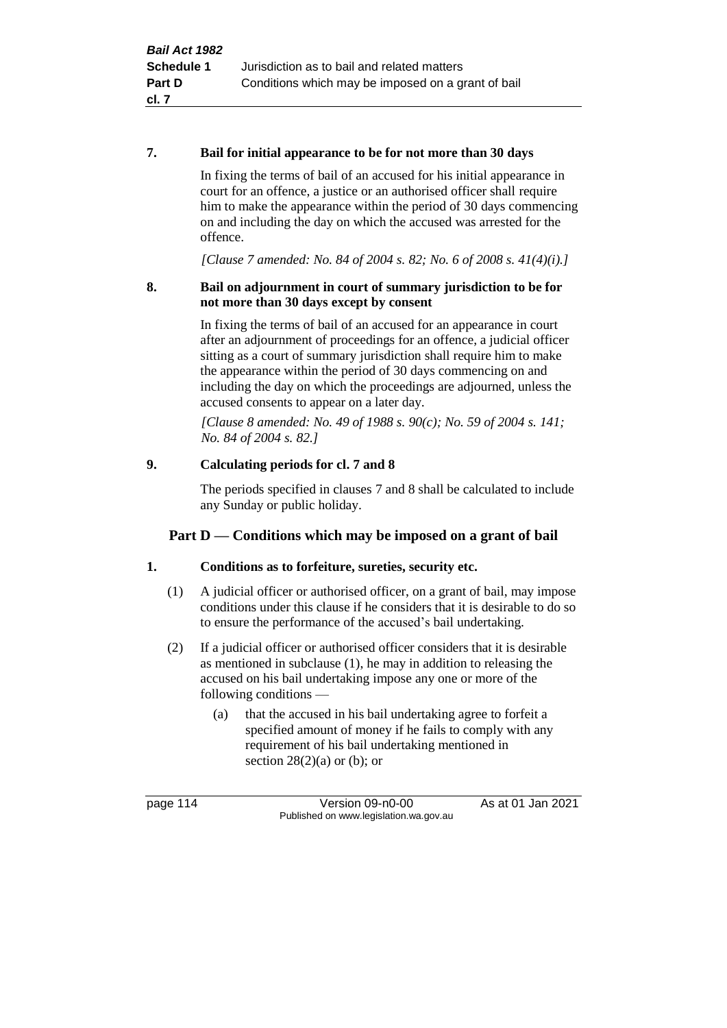**7. Bail for initial appearance to be for not more than 30 days**

In fixing the terms of bail of an accused for his initial appearance in court for an offence, a justice or an authorised officer shall require him to make the appearance within the period of 30 days commencing on and including the day on which the accused was arrested for the offence.

*[Clause 7 amended: No. 84 of 2004 s. 82; No. 6 of 2008 s. 41(4)(i).]*

**8. Bail on adjournment in court of summary jurisdiction to be for not more than 30 days except by consent**

In fixing the terms of bail of an accused for an appearance in court after an adjournment of proceedings for an offence, a judicial officer sitting as a court of summary jurisdiction shall require him to make the appearance within the period of 30 days commencing on and including the day on which the proceedings are adjourned, unless the accused consents to appear on a later day.

*[Clause 8 amended: No. 49 of 1988 s. 90(c); No. 59 of 2004 s. 141; No. 84 of 2004 s. 82.]*

**9. Calculating periods for cl. 7 and 8**

The periods specified in clauses 7 and 8 shall be calculated to include any Sunday or public holiday.

## Part D — Conditions which may be imposed on a grant of bail

**1. Conditions as to forfeiture, sureties, security etc.**

(1) A judicial officer or authorised officer, on a grant of bail, may impose conditions under this clause if he considers that it is desirable to do so to ensure the performance of the accused's bail undertaking.

(2) If a judicial officer or authorised officer considers that it is desirable as mentioned in subclause (1), he may in addition to releasing the accused on his bail undertaking impose any one or more of the following conditions —

(a) that the accused in his bail undertaking agree to forfeit a specified amount of money if he fails to comply with any requirement of his bail undertaking mentioned in section 28(2)(a) or (b); or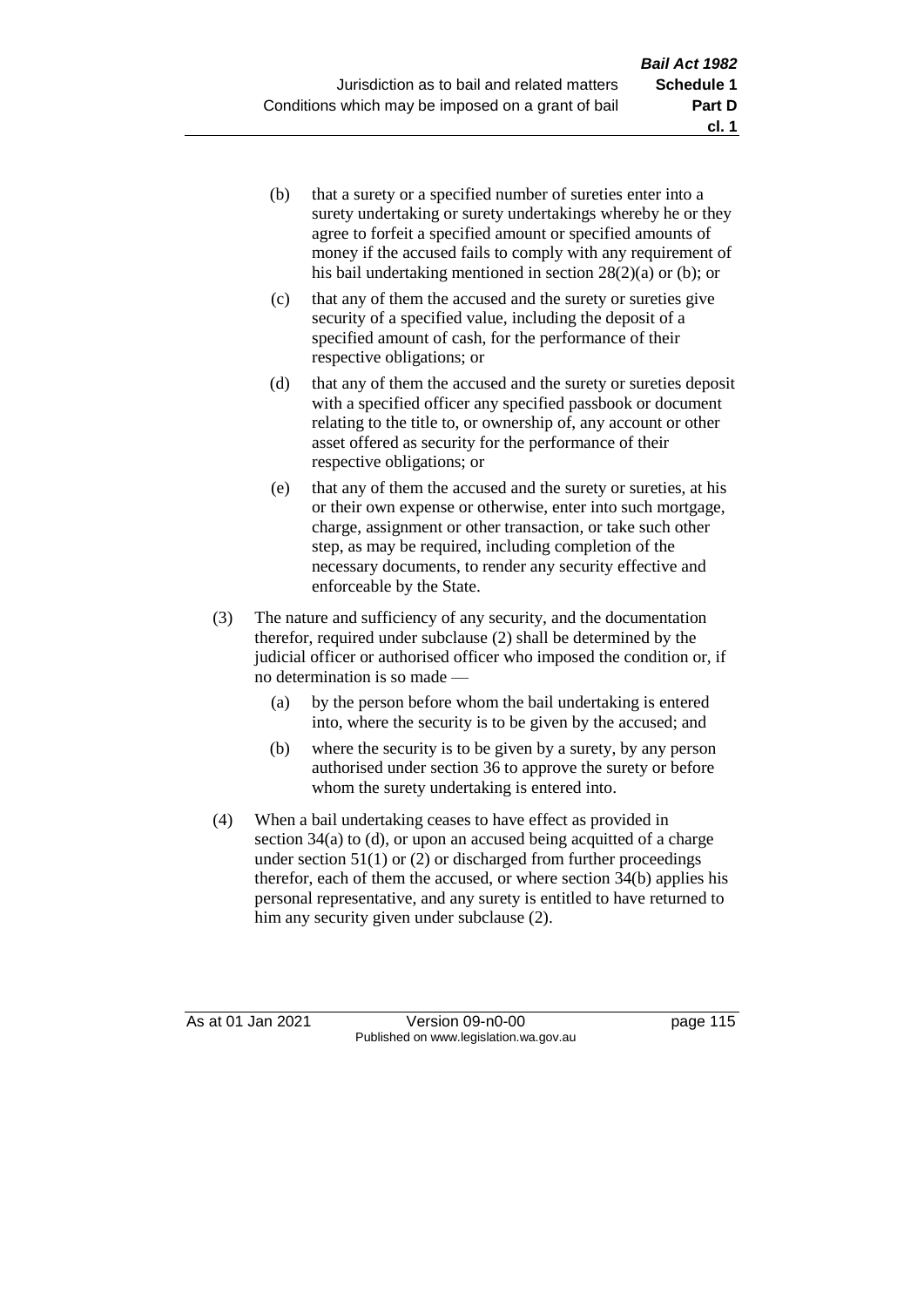(b) that a surety or a specified number of sureties enter into a surety undertaking or surety undertakings whereby he or they agree to forfeit a specified amount or specified amounts of money if the accused fails to comply with any requirement of his bail undertaking mentioned in section 28(2)(a) or (b); or

(c) that any of them the accused and the surety or sureties give security of a specified value, including the deposit of a specified amount of cash, for the performance of their respective obligations; or

(d) that any of them the accused and the surety or sureties deposit with a specified officer any specified passbook or document relating to the title to, or ownership of, any account or other asset offered as security for the performance of their respective obligations; or

(e) that any of them the accused and the surety or sureties, at his or their own expense or otherwise, enter into such mortgage, charge, assignment or other transaction, or take such other step, as may be required, including completion of the necessary documents, to render any security effective and enforceable by the State.

(3) The nature and sufficiency of any security, and the documentation therefor, required under subclause (2) shall be determined by the judicial officer or authorised officer who imposed the condition or, if no determination is so made —

(a) by the person before whom the bail undertaking is entered into, where the security is to be given by the accused; and

(b) where the security is to be given by a surety, by any person authorised under section 36 to approve the surety or before whom the surety undertaking is entered into.

(4) When a bail undertaking ceases to have effect as provided in section 34(a) to (d), or upon an accused being acquitted of a charge under section 51(1) or (2) or discharged from further proceedings therefor, each of them the accused, or where section 34(b) applies his personal representative, and any surety is entitled to have returned to him any security given under subclause (2).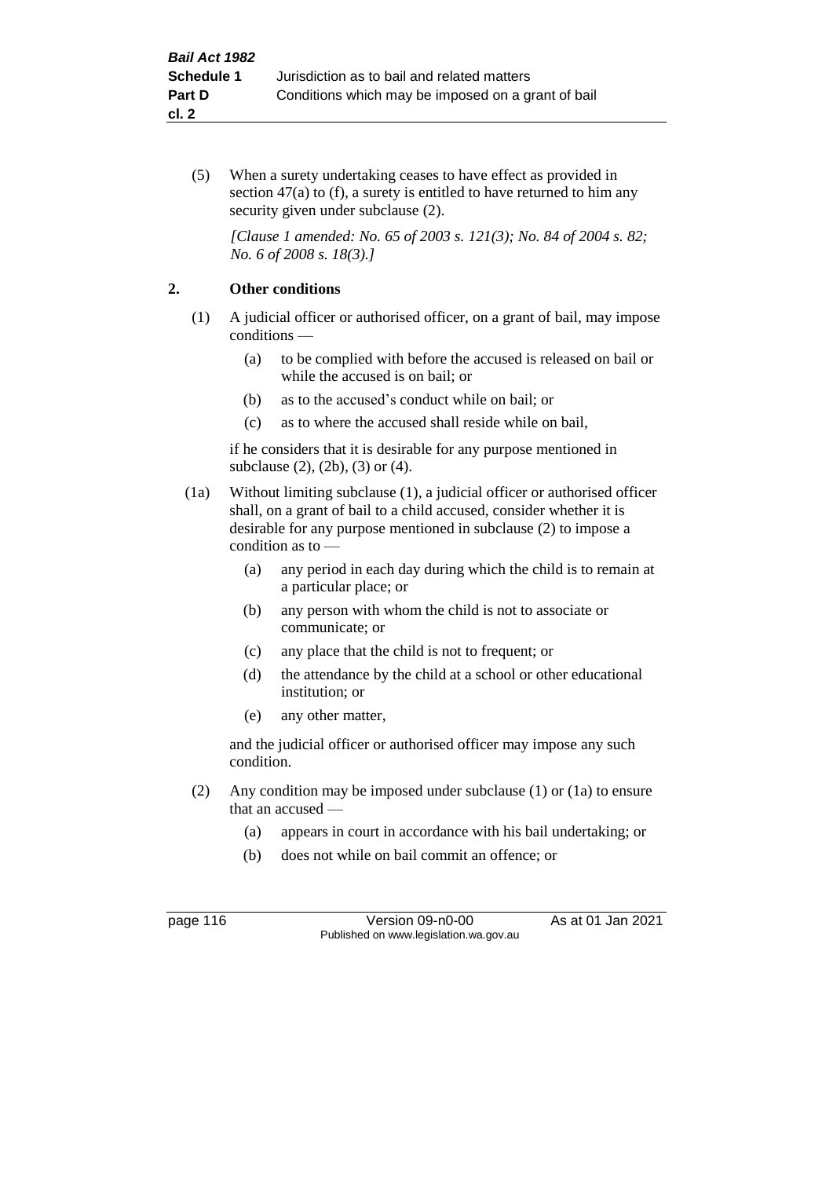(5) When a surety undertaking ceases to have effect as provided in section 47(a) to (f), a surety is entitled to have returned to him any security given under subclause (2).

*[Clause 1 amended: No. 65 of 2003 s. 121(3); No. 84 of 2004 s. 82; No. 6 of 2008 s. 18(3).]*

## 2. Other conditions

(1) A judicial officer or authorised officer, on a grant of bail, may impose conditions —

- (a) to be complied with before the accused is released on bail or while the accused is on bail; or
- (b) as to the accused's conduct while on bail; or
- (c) as to where the accused shall reside while on bail,

if he considers that it is desirable for any purpose mentioned in subclause (2), (2b), (3) or (4).

(1a) Without limiting subclause (1), a judicial officer or authorised officer shall, on a grant of bail to a child accused, consider whether it is desirable for any purpose mentioned in subclause (2) to impose a condition as to —

- (a) any period in each day during which the child is to remain at a particular place; or
- (b) any person with whom the child is not to associate or communicate; or
- (c) any place that the child is not to frequent; or
- (d) the attendance by the child at a school or other educational institution; or
- (e) any other matter,

and the judicial officer or authorised officer may impose any such condition.

(2) Any condition may be imposed under subclause (1) or (1a) to ensure that an accused —

- (a) appears in court in accordance with his bail undertaking; or
- (b) does not while on bail commit an offence; or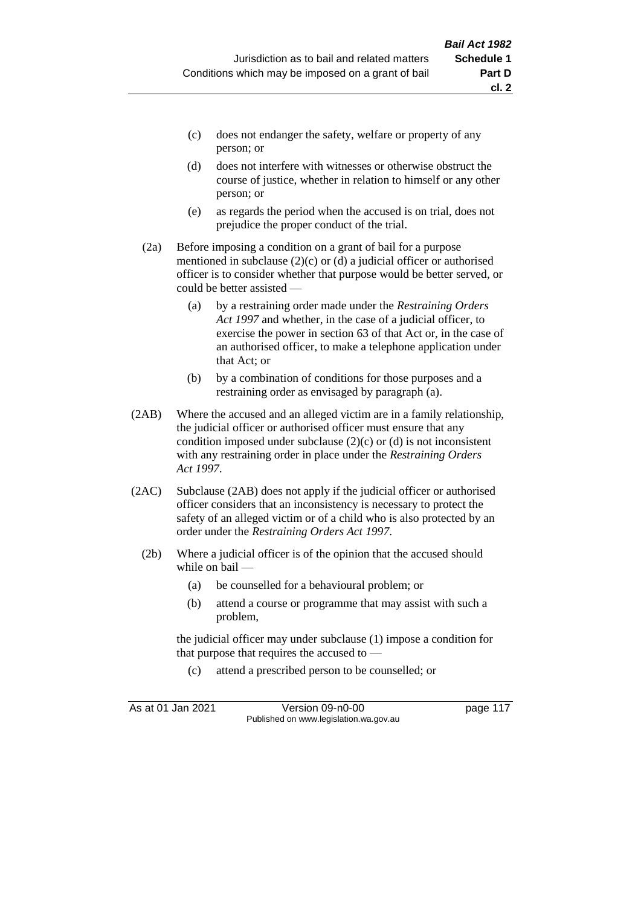(c) does not endanger the safety, welfare or property of any person; or

(d) does not interfere with witnesses or otherwise obstruct the course of justice, whether in relation to himself or any other person; or

(e) as regards the period when the accused is on trial, does not prejudice the proper conduct of the trial.

(2a) Before imposing a condition on a grant of bail for a purpose mentioned in subclause (2)(c) or (d) a judicial officer or authorised officer is to consider whether that purpose would be better served, or could be better assisted —

(a) by a restraining order made under the *Restraining Orders Act 1997* and whether, in the case of a judicial officer, to exercise the power in section 63 of that Act or, in the case of an authorised officer, to make a telephone application under that Act; or

(b) by a combination of conditions for those purposes and a restraining order as envisaged by paragraph (a).

(2AB) Where the accused and an alleged victim are in a family relationship, the judicial officer or authorised officer must ensure that any condition imposed under subclause (2)(c) or (d) is not inconsistent with any restraining order in place under the *Restraining Orders Act 1997*.

(2AC) Subclause (2AB) does not apply if the judicial officer or authorised officer considers that an inconsistency is necessary to protect the safety of an alleged victim or of a child who is also protected by an order under the *Restraining Orders Act 1997*.

(2b) Where a judicial officer is of the opinion that the accused should while on bail —

(a) be counselled for a behavioural problem; or

(b) attend a course or programme that may assist with such a problem,

the judicial officer may under subclause (1) impose a condition for that purpose that requires the accused to —

(c) attend a prescribed person to be counselled; or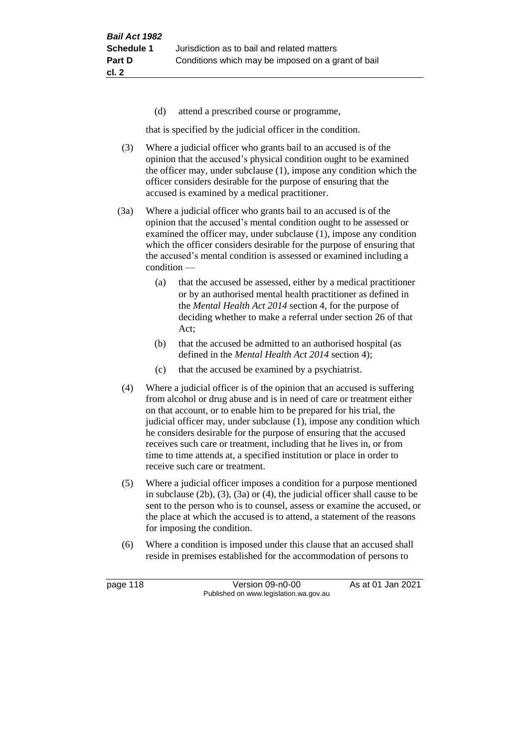(d) attend a prescribed course or programme,

that is specified by the judicial officer in the condition.

(3) Where a judicial officer who grants bail to an accused is of the opinion that the accused's physical condition ought to be examined the officer may, under subclause (1), impose any condition which the officer considers desirable for the purpose of ensuring that the accused is examined by a medical practitioner.

(3a) Where a judicial officer who grants bail to an accused is of the opinion that the accused's mental condition ought to be assessed or examined the officer may, under subclause (1), impose any condition which the officer considers desirable for the purpose of ensuring that the accused's mental condition is assessed or examined including a condition —

(a) that the accused be assessed, either by a medical practitioner or by an authorised mental health practitioner as defined in the *Mental Health Act 2014* section 4, for the purpose of deciding whether to make a referral under section 26 of that Act;

(b) that the accused be admitted to an authorised hospital (as defined in the *Mental Health Act 2014* section 4);

(c) that the accused be examined by a psychiatrist.

(4) Where a judicial officer is of the opinion that an accused is suffering from alcohol or drug abuse and is in need of care or treatment either on that account, or to enable him to be prepared for his trial, the judicial officer may, under subclause (1), impose any condition which he considers desirable for the purpose of ensuring that the accused receives such care or treatment, including that he lives in, or from time to time attends at, a specified institution or place in order to receive such care or treatment.

(5) Where a judicial officer imposes a condition for a purpose mentioned in subclause (2b), (3), (3a) or (4), the judicial officer shall cause to be sent to the person who is to counsel, assess or examine the accused, or the place at which the accused is to attend, a statement of the reasons for imposing the condition.

(6) Where a condition is imposed under this clause that an accused shall reside in premises established for the accommodation of persons to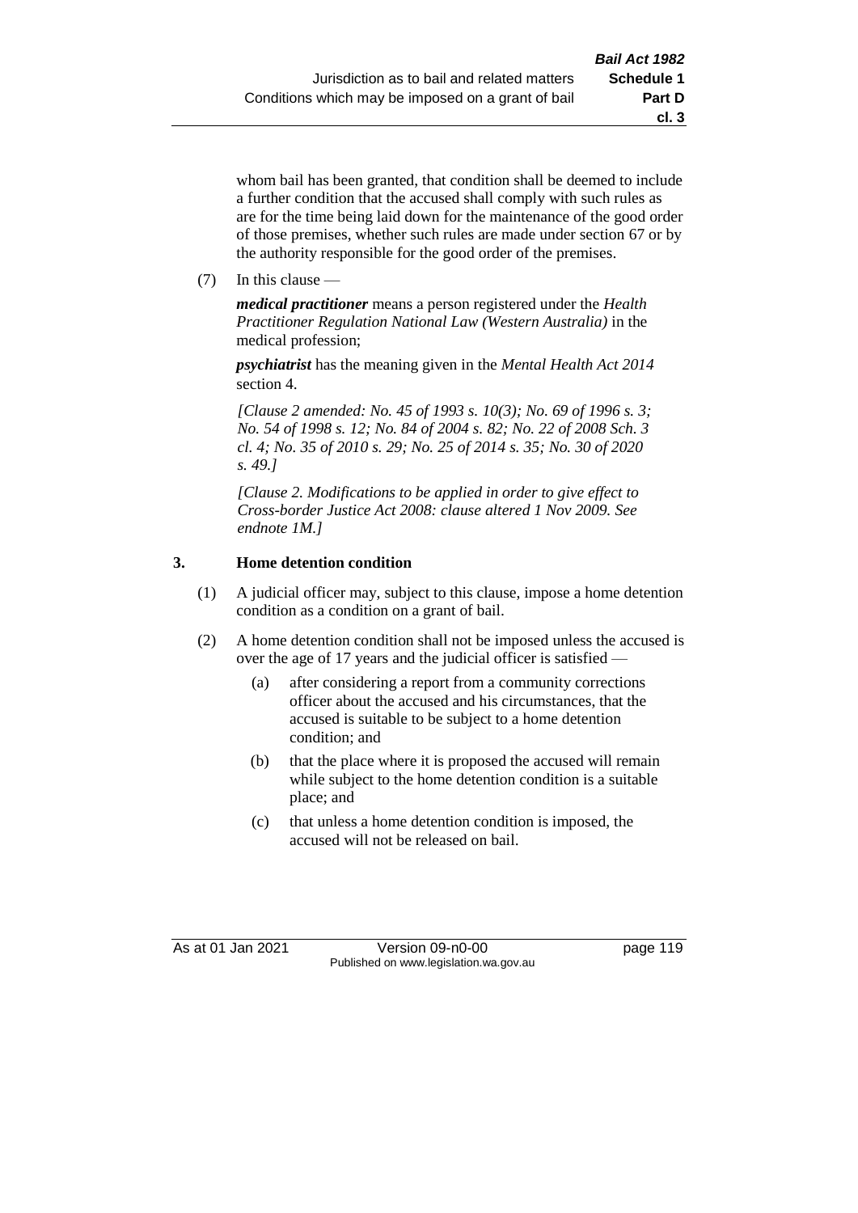whom bail has been granted, that condition shall be deemed to include a further condition that the accused shall comply with such rules as are for the time being laid down for the maintenance of the good order of those premises, whether such rules are made under section 67 or by the authority responsible for the good order of the premises.

(7) In this clause —

***medical practitioner*** means a person registered under the *Health Practitioner Regulation National Law (Western Australia)* in the medical profession;

***psychiatrist*** has the meaning given in the *Mental Health Act 2014* section 4.

*[Clause 2 amended: No. 45 of 1993 s. 10(3); No. 69 of 1996 s. 3; No. 54 of 1998 s. 12; No. 84 of 2004 s. 82; No. 22 of 2008 Sch. 3 cl. 4; No. 35 of 2010 s. 29; No. 25 of 2014 s. 35; No. 30 of 2020 s. 49.]*

*[Clause 2. Modifications to be applied in order to give effect to Cross-border Justice Act 2008: clause altered 1 Nov 2009. See endnote 1M.]*

### 3. Home detention condition

(1) A judicial officer may, subject to this clause, impose a home detention condition as a condition on a grant of bail.

(2) A home detention condition shall not be imposed unless the accused is over the age of 17 years and the judicial officer is satisfied —

- (a) after considering a report from a community corrections officer about the accused and his circumstances, that the accused is suitable to be subject to a home detention condition; and
- (b) that the place where it is proposed the accused will remain while subject to the home detention condition is a suitable place; and
- (c) that unless a home detention condition is imposed, the accused will not be released on bail.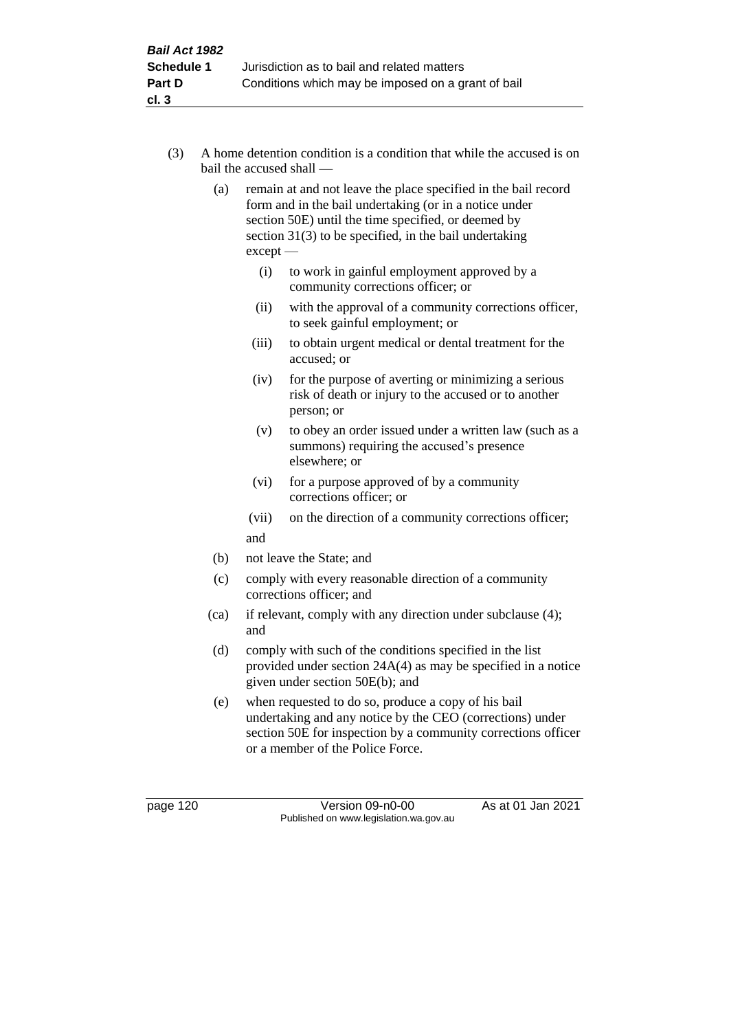(3) A home detention condition is a condition that while the accused is on bail the accused shall —

(a) remain at and not leave the place specified in the bail record form and in the bail undertaking (or in a notice under section 50E) until the time specified, or deemed by section 31(3) to be specified, in the bail undertaking except —

(i) to work in gainful employment approved by a community corrections officer; or

(ii) with the approval of a community corrections officer, to seek gainful employment; or

(iii) to obtain urgent medical or dental treatment for the accused; or

(iv) for the purpose of averting or minimizing a serious risk of death or injury to the accused or to another person; or

(v) to obey an order issued under a written law (such as a summons) requiring the accused's presence elsewhere; or

(vi) for a purpose approved of by a community corrections officer; or

(vii) on the direction of a community corrections officer;

and

(b) not leave the State; and

(c) comply with every reasonable direction of a community corrections officer; and

(ca) if relevant, comply with any direction under subclause (4); and

(d) comply with such of the conditions specified in the list provided under section 24A(4) as may be specified in a notice given under section 50E(b); and

(e) when requested to do so, produce a copy of his bail undertaking and any notice by the CEO (corrections) under section 50E for inspection by a community corrections officer or a member of the Police Force.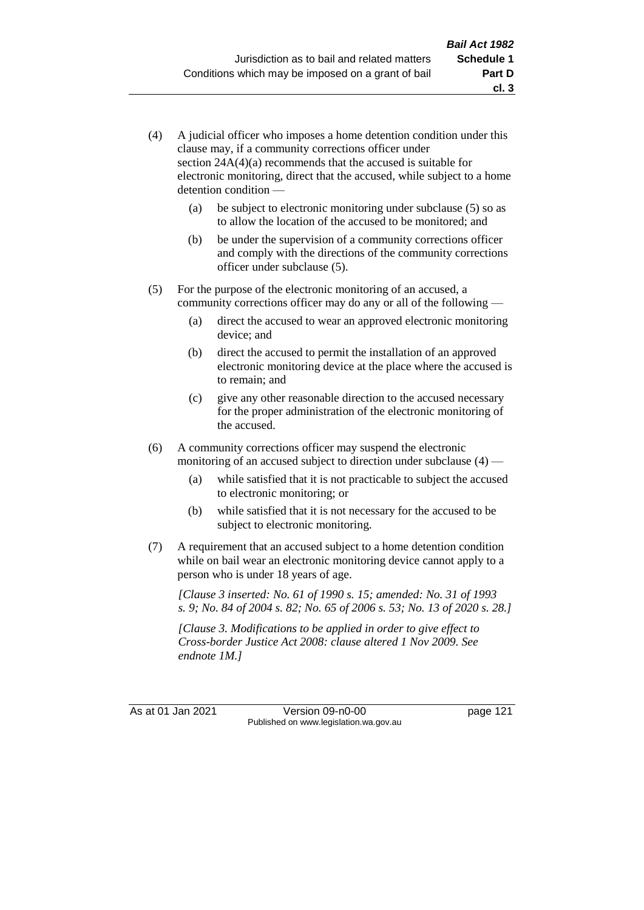(4) A judicial officer who imposes a home detention condition under this clause may, if a community corrections officer under section 24A(4)(a) recommends that the accused is suitable for electronic monitoring, direct that the accused, while subject to a home detention condition —

  (a) be subject to electronic monitoring under subclause (5) so as to allow the location of the accused to be monitored; and

  (b) be under the supervision of a community corrections officer and comply with the directions of the community corrections officer under subclause (5).

(5) For the purpose of the electronic monitoring of an accused, a community corrections officer may do any or all of the following —

  (a) direct the accused to wear an approved electronic monitoring device; and

  (b) direct the accused to permit the installation of an approved electronic monitoring device at the place where the accused is to remain; and

  (c) give any other reasonable direction to the accused necessary for the proper administration of the electronic monitoring of the accused.

(6) A community corrections officer may suspend the electronic monitoring of an accused subject to direction under subclause (4) —

  (a) while satisfied that it is not practicable to subject the accused to electronic monitoring; or

  (b) while satisfied that it is not necessary for the accused to be subject to electronic monitoring.

(7) A requirement that an accused subject to a home detention condition while on bail wear an electronic monitoring device cannot apply to a person who is under 18 years of age.

*[Clause 3 inserted: No. 61 of 1990 s. 15; amended: No. 31 of 1993 s. 9; No. 84 of 2004 s. 82; No. 65 of 2006 s. 53; No. 13 of 2020 s. 28.]*

*[Clause 3. Modifications to be applied in order to give effect to Cross-border Justice Act 2008: clause altered 1 Nov 2009. See endnote 1M.]*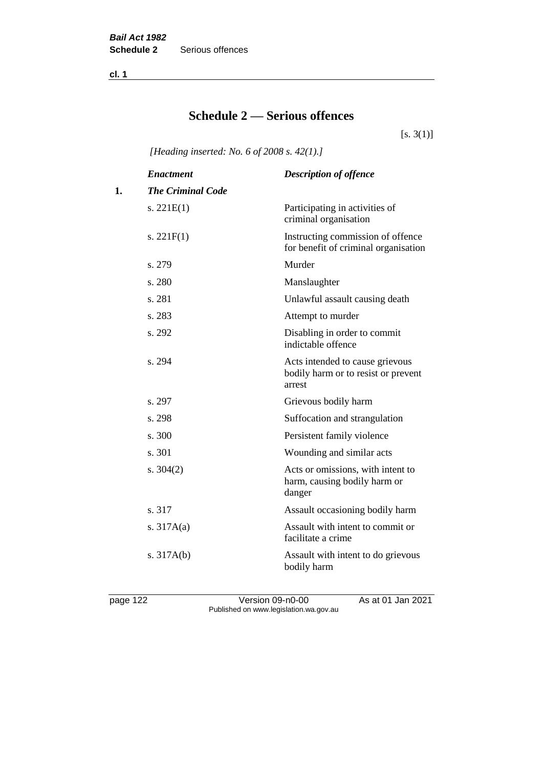# Schedule 2 — Serious offences

[s. 3(1)]

*[Heading inserted: No. 6 of 2008 s. 42(1).]*

| | *Enactment* | *Description of offence* |
|---|---|---|
| **1.** | ***The Criminal Code*** | |
| | s. 221E(1) | Participating in activities of criminal organisation |
| | s. 221F(1) | Instructing commission of offence for benefit of criminal organisation |
| | s. 279 | Murder |
| | s. 280 | Manslaughter |
| | s. 281 | Unlawful assault causing death |
| | s. 283 | Attempt to murder |
| | s. 292 | Disabling in order to commit indictable offence |
| | s. 294 | Acts intended to cause grievous bodily harm or to resist or prevent arrest |
| | s. 297 | Grievous bodily harm |
| | s. 298 | Suffocation and strangulation |
| | s. 300 | Persistent family violence |
| | s. 301 | Wounding and similar acts |
| | s. 304(2) | Acts or omissions, with intent to harm, causing bodily harm or danger |
| | s. 317 | Assault occasioning bodily harm |
| | s. 317A(a) | Assault with intent to commit or facilitate a crime |
| | s. 317A(b) | Assault with intent to do grievous bodily harm |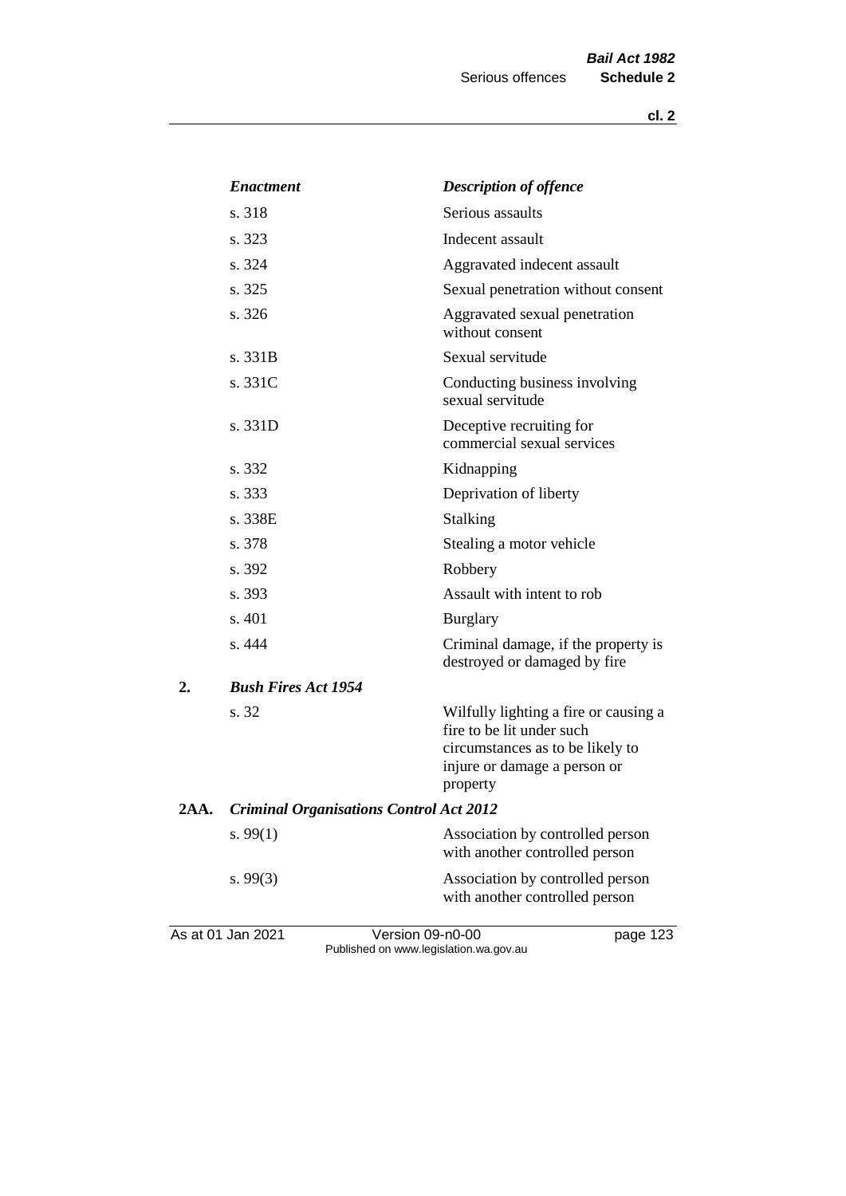| | *Enactment* | *Description of offence* |
|---|---|---|
| | s. 318 | Serious assaults |
| | s. 323 | Indecent assault |
| | s. 324 | Aggravated indecent assault |
| | s. 325 | Sexual penetration without consent |
| | s. 326 | Aggravated sexual penetration without consent |
| | s. 331B | Sexual servitude |
| | s. 331C | Conducting business involving sexual servitude |
| | s. 331D | Deceptive recruiting for commercial sexual services |
| | s. 332 | Kidnapping |
| | s. 333 | Deprivation of liberty |
| | s. 338E | Stalking |
| | s. 378 | Stealing a motor vehicle |
| | s. 392 | Robbery |
| | s. 393 | Assault with intent to rob |
| | s. 401 | Burglary |
| | s. 444 | Criminal damage, if the property is destroyed or damaged by fire |
| **2.** | ***Bush Fires Act 1954*** | |
| | s. 32 | Wilfully lighting a fire or causing a fire to be lit under such circumstances as to be likely to injure or damage a person or property |
| **2AA.** | ***Criminal Organisations Control Act 2012*** | |
| | s. 99(1) | Association by controlled person with another controlled person |
| | s. 99(3) | Association by controlled person with another controlled person |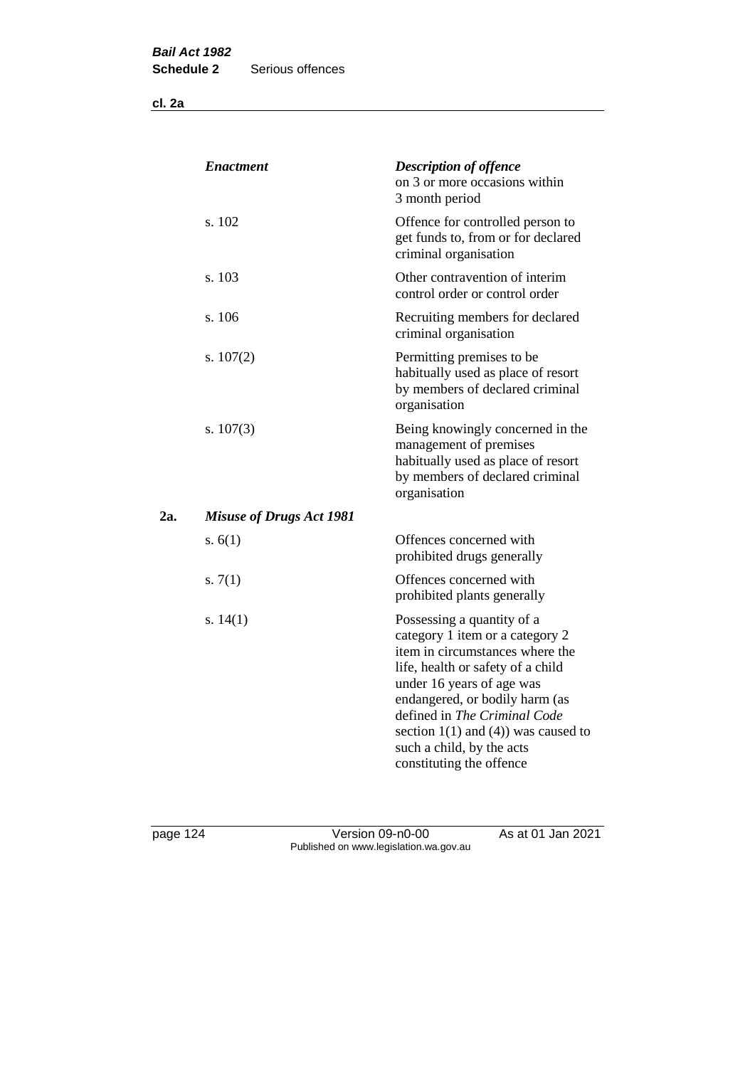| | *Enactment* | *Description of offence* |
|---|---|---|
| | | on 3 or more occasions within 3 month period |
| | s. 102 | Offence for controlled person to get funds to, from or for declared criminal organisation |
| | s. 103 | Other contravention of interim control order or control order |
| | s. 106 | Recruiting members for declared criminal organisation |
| | s. 107(2) | Permitting premises to be habitually used as place of resort by members of declared criminal organisation |
| | s. 107(3) | Being knowingly concerned in the management of premises habitually used as place of resort by members of declared criminal organisation |
| **2a.** | ***Misuse of Drugs Act 1981*** | |
| | s. 6(1) | Offences concerned with prohibited drugs generally |
| | s. 7(1) | Offences concerned with prohibited plants generally |
| | s. 14(1) | Possessing a quantity of a category 1 item or a category 2 item in circumstances where the life, health or safety of a child under 16 years of age was endangered, or bodily harm (as defined in *The Criminal Code* section 1(1) and (4)) was caused to such a child, by the acts constituting the offence |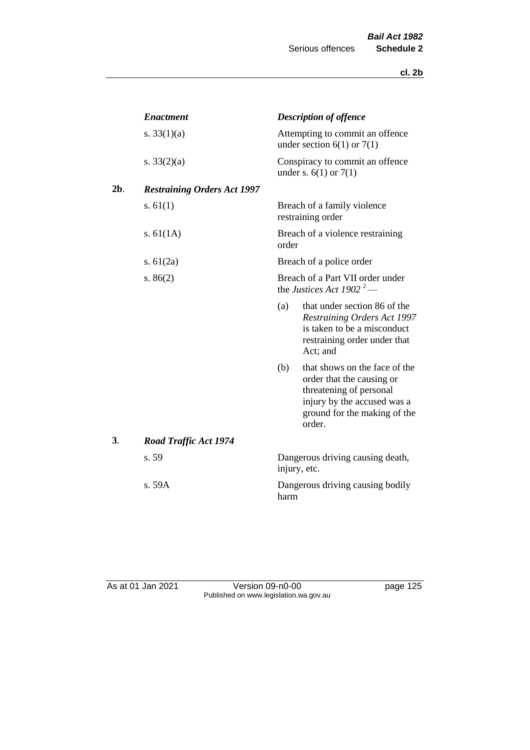| | *Enactment* | *Description of offence* |
|---|---|---|
| | s. 33(1)(a) | Attempting to commit an offence under section 6(1) or 7(1) |
| | s. 33(2)(a) | Conspiracy to commit an offence under s. 6(1) or 7(1) |
| **2b**. | ***Restraining Orders Act 1997*** | |
| | s. 61(1) | Breach of a family violence restraining order |
| | s. 61(1A) | Breach of a violence restraining order |
| | s. 61(2a) | Breach of a police order |
| | s. 86(2) | Breach of a Part VII order under the *Justices Act 1902* [2] —<br>(a) that under section 86 of the *Restraining Orders Act 1997* is taken to be a misconduct restraining order under that Act; and<br>(b) that shows on the face of the order that the causing or threatening of personal injury by the accused was a ground for the making of the order. |
| **3**. | ***Road Traffic Act 1974*** | |
| | s. 59 | Dangerous driving causing death, injury, etc. |
| | s. 59A | Dangerous driving causing bodily harm |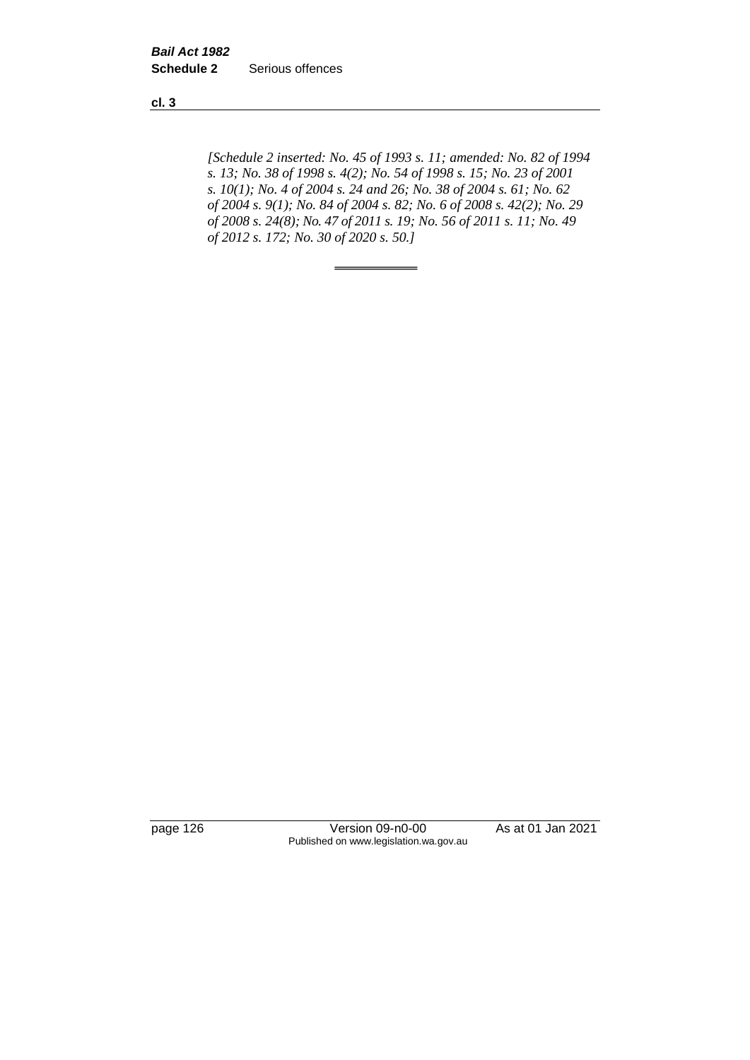*[Schedule 2 inserted: No. 45 of 1993 s. 11; amended: No. 82 of 1994 s. 13; No. 38 of 1998 s. 4(2); No. 54 of 1998 s. 15; No. 23 of 2001 s. 10(1); No. 4 of 2004 s. 24 and 26; No. 38 of 2004 s. 61; No. 62 of 2004 s. 9(1); No. 84 of 2004 s. 82; No. 6 of 2008 s. 42(2); No. 29 of 2008 s. 24(8); No. 47 of 2011 s. 19; No. 56 of 2011 s. 11; No. 49 of 2012 s. 172; No. 30 of 2020 s. 50.]*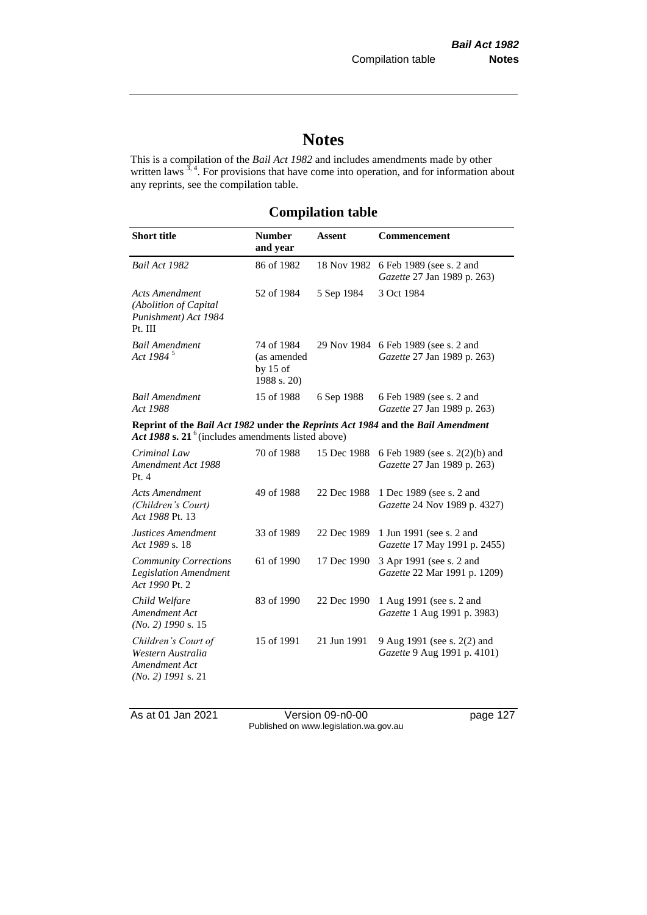# Notes

This is a compilation of the *Bail Act 1982* and includes amendments made by other written laws [3, 4]. For provisions that have come into operation, and for information about any reprints, see the compilation table.

## Compilation table

| Short title | Number and year | Assent | Commencement |
|---|---|---|---|
| *Bail Act 1982* | 86 of 1982 | 18 Nov 1982 | 6 Feb 1989 (see s. 2 and *Gazette* 27 Jan 1989 p. 263) |
| *Acts Amendment (Abolition of Capital Punishment) Act 1984* Pt. III | 52 of 1984 | 5 Sep 1984 | 3 Oct 1984 |
| *Bail Amendment Act 1984* [5] | 74 of 1984 (as amended by 15 of 1988 s. 20) | 29 Nov 1984 | 6 Feb 1989 (see s. 2 and *Gazette* 27 Jan 1989 p. 263) |
| *Bail Amendment Act 1988* | 15 of 1988 | 6 Sep 1988 | 6 Feb 1989 (see s. 2 and *Gazette* 27 Jan 1989 p. 263) |
| **Reprint of the *Bail Act 1982* under the *Reprints Act 1984* and the *Bail Amendment Act 1988* s. 21** [6] (includes amendments listed above) | | | |
| *Criminal Law Amendment Act 1988* Pt. 4 | 70 of 1988 | 15 Dec 1988 | 6 Feb 1989 (see s. 2(2)(b) and *Gazette* 27 Jan 1989 p. 263) |
| *Acts Amendment (Children's Court) Act 1988* Pt. 13 | 49 of 1988 | 22 Dec 1988 | 1 Dec 1989 (see s. 2 and *Gazette* 24 Nov 1989 p. 4327) |
| *Justices Amendment Act 1989* s. 18 | 33 of 1989 | 22 Dec 1989 | 1 Jun 1991 (see s. 2 and *Gazette* 17 May 1991 p. 2455) |
| *Community Corrections Legislation Amendment Act 1990* Pt. 2 | 61 of 1990 | 17 Dec 1990 | 3 Apr 1991 (see s. 2 and *Gazette* 22 Mar 1991 p. 1209) |
| *Child Welfare Amendment Act (No. 2) 1990* s. 15 | 83 of 1990 | 22 Dec 1990 | 1 Aug 1991 (see s. 2 and *Gazette* 1 Aug 1991 p. 3983) |
| *Children's Court of Western Australia Amendment Act (No. 2) 1991* s. 21 | 15 of 1991 | 21 Jun 1991 | 9 Aug 1991 (see s. 2(2) and *Gazette* 9 Aug 1991 p. 4101) |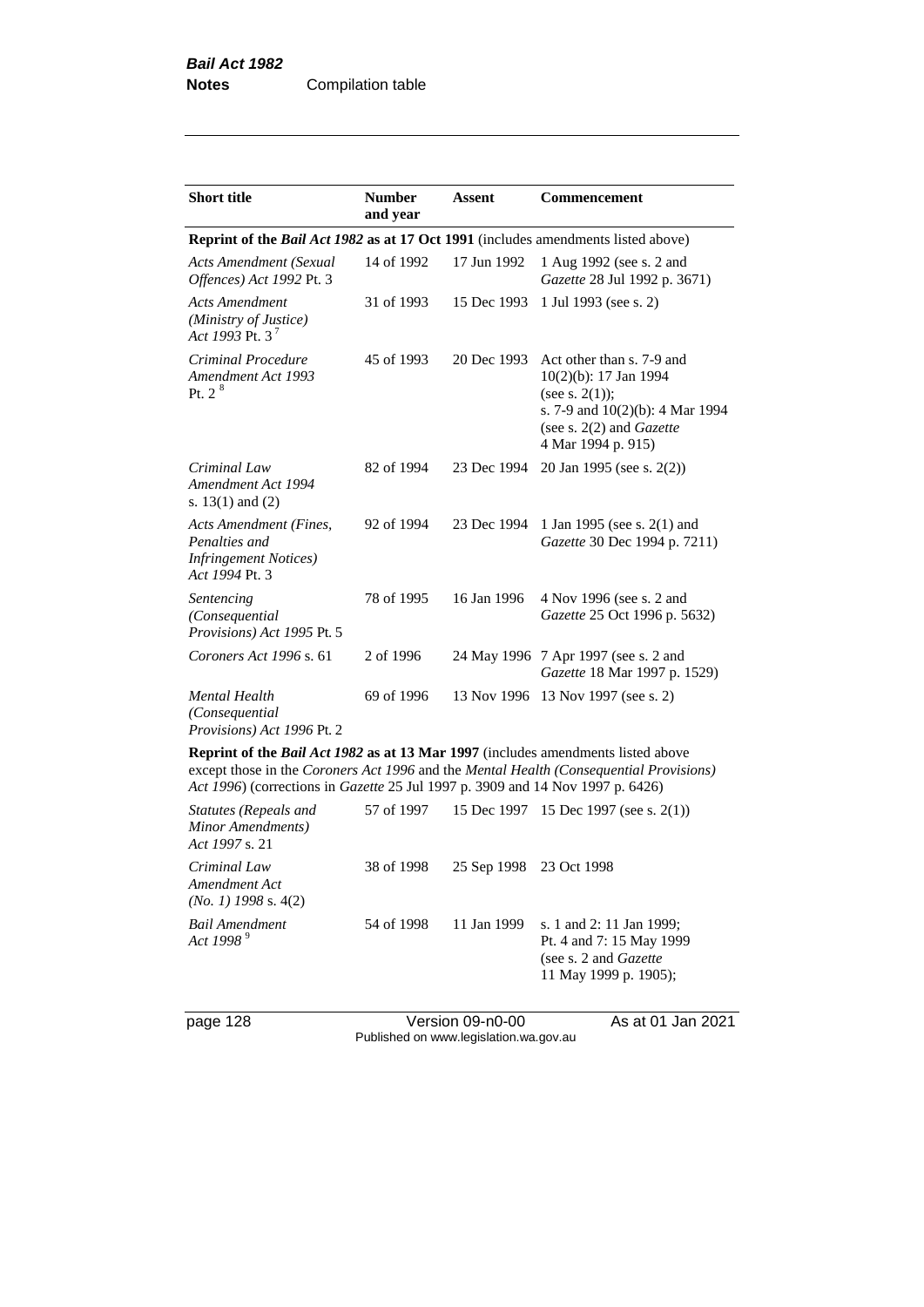| Short title | Number and year | Assent | Commencement |
|---|---|---|---|
| **Reprint of the *Bail Act 1982* as at 17 Oct 1991** (includes amendments listed above) | | | |
| *Acts Amendment (Sexual Offences) Act 1992* Pt. 3 | 14 of 1992 | 17 Jun 1992 | 1 Aug 1992 (see s. 2 and *Gazette* 28 Jul 1992 p. 3671) |
| *Acts Amendment (Ministry of Justice) Act 1993* Pt. 3 [7] | 31 of 1993 | 15 Dec 1993 | 1 Jul 1993 (see s. 2) |
| *Criminal Procedure Amendment Act 1993* Pt. 2 [8] | 45 of 1993 | 20 Dec 1993 | Act other than s. 7-9 and 10(2)(b): 17 Jan 1994 (see s. 2(1)); s. 7-9 and 10(2)(b): 4 Mar 1994 (see s. 2(2) and *Gazette* 4 Mar 1994 p. 915) |
| *Criminal Law Amendment Act 1994* s. 13(1) and (2) | 82 of 1994 | 23 Dec 1994 | 20 Jan 1995 (see s. 2(2)) |
| *Acts Amendment (Fines, Penalties and Infringement Notices) Act 1994* Pt. 3 | 92 of 1994 | 23 Dec 1994 | 1 Jan 1995 (see s. 2(1) and *Gazette* 30 Dec 1994 p. 7211) |
| *Sentencing (Consequential Provisions) Act 1995* Pt. 5 | 78 of 1995 | 16 Jan 1996 | 4 Nov 1996 (see s. 2 and *Gazette* 25 Oct 1996 p. 5632) |
| *Coroners Act 1996* s. 61 | 2 of 1996 | 24 May 1996 | 7 Apr 1997 (see s. 2 and *Gazette* 18 Mar 1997 p. 1529) |
| *Mental Health (Consequential Provisions) Act 1996* Pt. 2 | 69 of 1996 | 13 Nov 1996 | 13 Nov 1997 (see s. 2) |
| **Reprint of the *Bail Act 1982* as at 13 Mar 1997** (includes amendments listed above except those in the *Coroners Act 1996* and the *Mental Health (Consequential Provisions) Act 1996*) (corrections in *Gazette* 25 Jul 1997 p. 3909 and 14 Nov 1997 p. 6426) | | | |
| *Statutes (Repeals and Minor Amendments) Act 1997* s. 21 | 57 of 1997 | 15 Dec 1997 | 15 Dec 1997 (see s. 2(1)) |
| *Criminal Law Amendment Act (No. 1) 1998* s. 4(2) | 38 of 1998 | 25 Sep 1998 | 23 Oct 1998 |
| *Bail Amendment Act 1998* [9] | 54 of 1998 | 11 Jan 1999 | s. 1 and 2: 11 Jan 1999; Pt. 4 and 7: 15 May 1999 (see s. 2 and *Gazette* 11 May 1999 p. 1905); |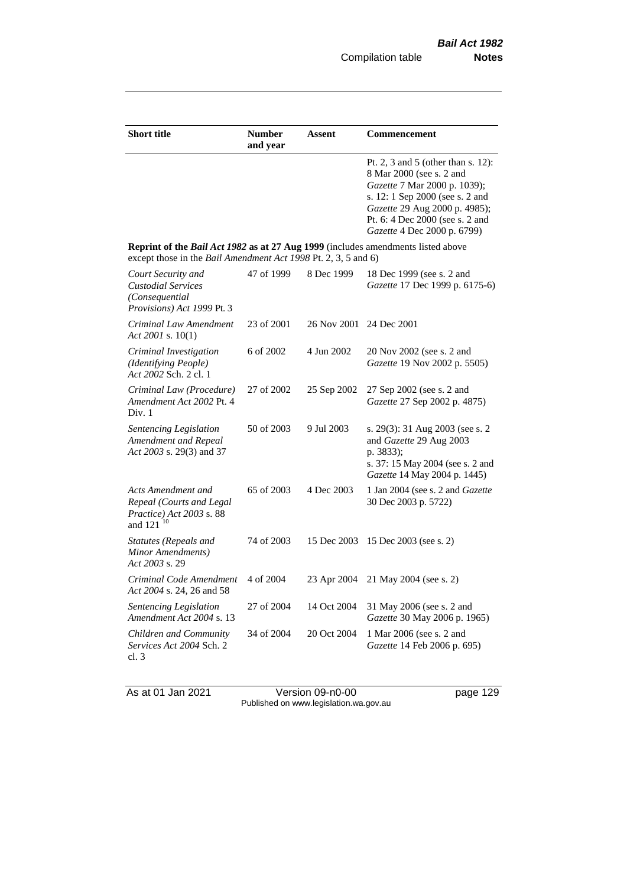| Short title | Number and year | Assent | Commencement |
|---|---|---|---|
| | | | Pt. 2, 3 and 5 (other than s. 12): 8 Mar 2000 (see s. 2 and *Gazette* 7 Mar 2000 p. 1039); s. 12: 1 Sep 2000 (see s. 2 and *Gazette* 29 Aug 2000 p. 4985); Pt. 6: 4 Dec 2000 (see s. 2 and *Gazette* 4 Dec 2000 p. 6799) |
| **Reprint of the *Bail Act 1982* as at 27 Aug 1999** (includes amendments listed above except those in the *Bail Amendment Act 1998* Pt. 2, 3, 5 and 6) | | | |
| *Court Security and Custodial Services (Consequential Provisions) Act 1999* Pt. 3 | 47 of 1999 | 8 Dec 1999 | 18 Dec 1999 (see s. 2 and *Gazette* 17 Dec 1999 p. 6175-6) |
| *Criminal Law Amendment Act 2001* s. 10(1) | 23 of 2001 | 26 Nov 2001 | 24 Dec 2001 |
| *Criminal Investigation (Identifying People) Act 2002* Sch. 2 cl. 1 | 6 of 2002 | 4 Jun 2002 | 20 Nov 2002 (see s. 2 and *Gazette* 19 Nov 2002 p. 5505) |
| *Criminal Law (Procedure) Amendment Act 2002* Pt. 4 Div. 1 | 27 of 2002 | 25 Sep 2002 | 27 Sep 2002 (see s. 2 and *Gazette* 27 Sep 2002 p. 4875) |
| *Sentencing Legislation Amendment and Repeal Act 2003* s. 29(3) and 37 | 50 of 2003 | 9 Jul 2003 | s. 29(3): 31 Aug 2003 (see s. 2 and *Gazette* 29 Aug 2003 p. 3833); s. 37: 15 May 2004 (see s. 2 and *Gazette* 14 May 2004 p. 1445) |
| *Acts Amendment and Repeal (Courts and Legal Practice) Act 2003* s. 88 and 121 [10] | 65 of 2003 | 4 Dec 2003 | 1 Jan 2004 (see s. 2 and *Gazette* 30 Dec 2003 p. 5722) |
| *Statutes (Repeals and Minor Amendments) Act 2003* s. 29 | 74 of 2003 | 15 Dec 2003 | 15 Dec 2003 (see s. 2) |
| *Criminal Code Amendment Act 2004* s. 24, 26 and 58 | 4 of 2004 | 23 Apr 2004 | 21 May 2004 (see s. 2) |
| *Sentencing Legislation Amendment Act 2004* s. 13 | 27 of 2004 | 14 Oct 2004 | 31 May 2006 (see s. 2 and *Gazette* 30 May 2006 p. 1965) |
| *Children and Community Services Act 2004* Sch. 2 cl. 3 | 34 of 2004 | 20 Oct 2004 | 1 Mar 2006 (see s. 2 and *Gazette* 14 Feb 2006 p. 695) |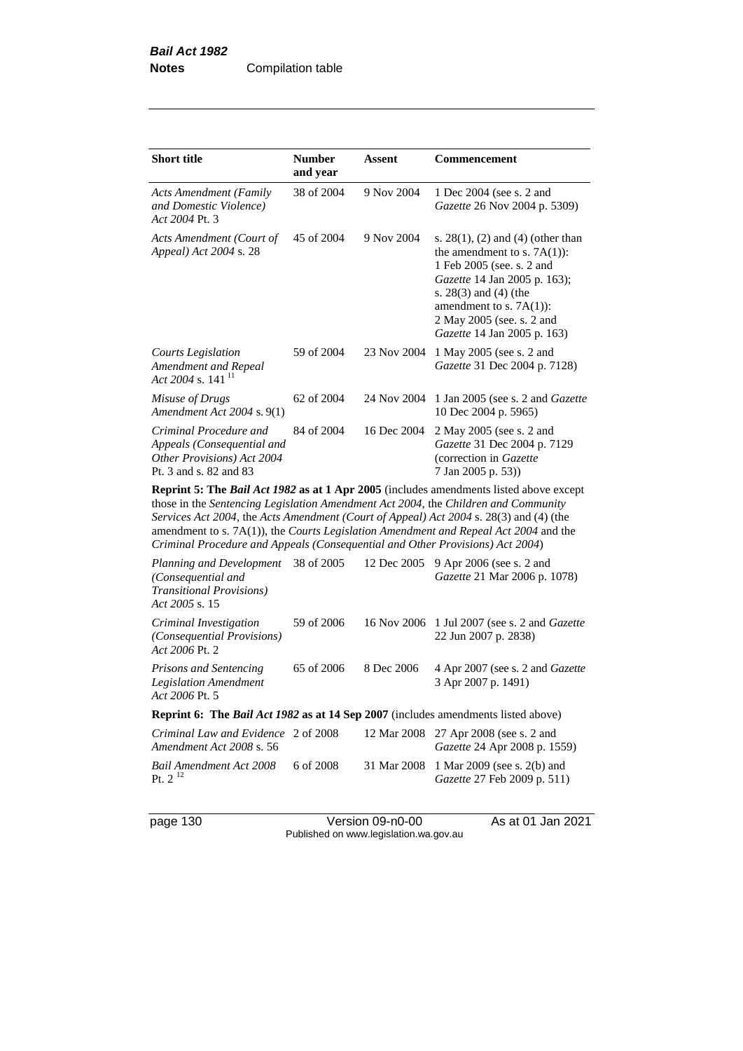| Short title | Number and year | Assent | Commencement |
|---|---|---|---|
| *Acts Amendment (Family and Domestic Violence) Act 2004* Pt. 3 | 38 of 2004 | 9 Nov 2004 | 1 Dec 2004 (see s. 2 and *Gazette* 26 Nov 2004 p. 5309) |
| *Acts Amendment (Court of Appeal) Act 2004* s. 28 | 45 of 2004 | 9 Nov 2004 | s. 28(1), (2) and (4) (other than the amendment to s. 7A(1)): 1 Feb 2005 (see. s. 2 and *Gazette* 14 Jan 2005 p. 163); s. 28(3) and (4) (the amendment to s. 7A(1)): 2 May 2005 (see. s. 2 and *Gazette* 14 Jan 2005 p. 163) |
| *Courts Legislation Amendment and Repeal Act 2004* s. 141 [11] | 59 of 2004 | 23 Nov 2004 | 1 May 2005 (see s. 2 and *Gazette* 31 Dec 2004 p. 7128) |
| *Misuse of Drugs Amendment Act 2004* s. 9(1) | 62 of 2004 | 24 Nov 2004 | 1 Jan 2005 (see s. 2 and *Gazette* 10 Dec 2004 p. 5965) |
| *Criminal Procedure and Appeals (Consequential and Other Provisions) Act 2004* Pt. 3 and s. 82 and 83 | 84 of 2004 | 16 Dec 2004 | 2 May 2005 (see s. 2 and *Gazette* 31 Dec 2004 p. 7129 (correction in *Gazette* 7 Jan 2005 p. 53)) |
| **Reprint 5: The *Bail Act 1982* as at 1 Apr 2005** (includes amendments listed above except those in the *Sentencing Legislation Amendment Act 2004*, the *Children and Community Services Act 2004*, the *Acts Amendment (Court of Appeal) Act 2004* s. 28(3) and (4) (the amendment to s. 7A(1)), the *Courts Legislation Amendment and Repeal Act 2004* and the *Criminal Procedure and Appeals (Consequential and Other Provisions) Act 2004*) | | | |
| *Planning and Development (Consequential and Transitional Provisions) Act 2005* s. 15 | 38 of 2005 | 12 Dec 2005 | 9 Apr 2006 (see s. 2 and *Gazette* 21 Mar 2006 p. 1078) |
| *Criminal Investigation (Consequential Provisions) Act 2006* Pt. 2 | 59 of 2006 | 16 Nov 2006 | 1 Jul 2007 (see s. 2 and *Gazette* 22 Jun 2007 p. 2838) |
| *Prisons and Sentencing Legislation Amendment Act 2006* Pt. 5 | 65 of 2006 | 8 Dec 2006 | 4 Apr 2007 (see s. 2 and *Gazette* 3 Apr 2007 p. 1491) |
| **Reprint 6: The *Bail Act 1982* as at 14 Sep 2007** (includes amendments listed above) | | | |
| *Criminal Law and Evidence Amendment Act 2008* s. 56 | 2 of 2008 | 12 Mar 2008 | 27 Apr 2008 (see s. 2 and *Gazette* 24 Apr 2008 p. 1559) |
| *Bail Amendment Act 2008* Pt. 2 [12] | 6 of 2008 | 31 Mar 2008 | 1 Mar 2009 (see s. 2(b) and *Gazette* 27 Feb 2009 p. 511) |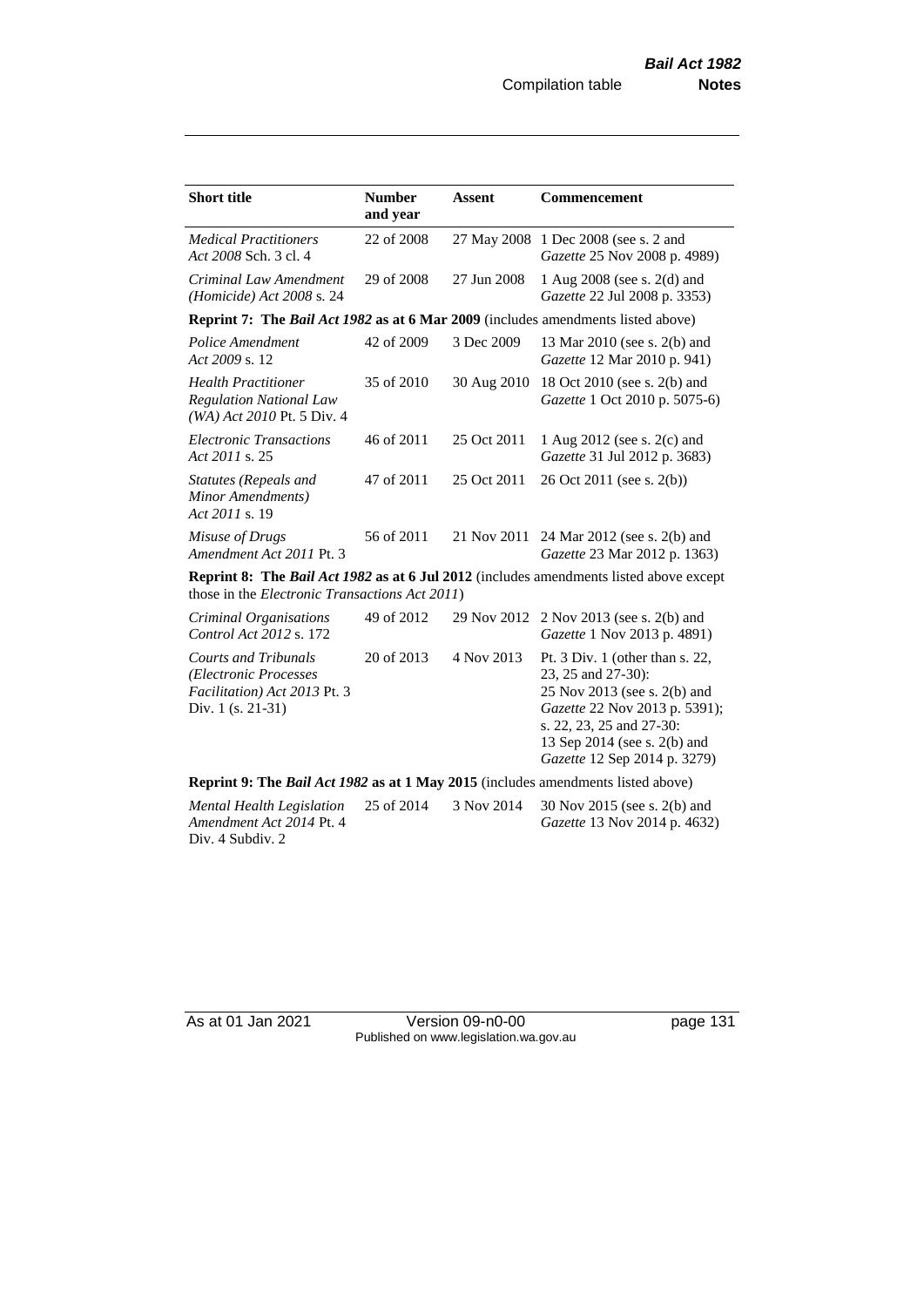| Short title | Number and year | Assent | Commencement |
|---|---|---|---|
| *Medical Practitioners Act 2008* Sch. 3 cl. 4 | 22 of 2008 | 27 May 2008 | 1 Dec 2008 (see s. 2 and *Gazette* 25 Nov 2008 p. 4989) |
| *Criminal Law Amendment (Homicide) Act 2008* s. 24 | 29 of 2008 | 27 Jun 2008 | 1 Aug 2008 (see s. 2(d) and *Gazette* 22 Jul 2008 p. 3353) |
| **Reprint 7: The *Bail Act 1982* as at 6 Mar 2009** (includes amendments listed above) | | | |
| *Police Amendment Act 2009* s. 12 | 42 of 2009 | 3 Dec 2009 | 13 Mar 2010 (see s. 2(b) and *Gazette* 12 Mar 2010 p. 941) |
| *Health Practitioner Regulation National Law (WA) Act 2010* Pt. 5 Div. 4 | 35 of 2010 | 30 Aug 2010 | 18 Oct 2010 (see s. 2(b) and *Gazette* 1 Oct 2010 p. 5075-6) |
| *Electronic Transactions Act 2011* s. 25 | 46 of 2011 | 25 Oct 2011 | 1 Aug 2012 (see s. 2(c) and *Gazette* 31 Jul 2012 p. 3683) |
| *Statutes (Repeals and Minor Amendments) Act 2011* s. 19 | 47 of 2011 | 25 Oct 2011 | 26 Oct 2011 (see s. 2(b)) |
| *Misuse of Drugs Amendment Act 2011* Pt. 3 | 56 of 2011 | 21 Nov 2011 | 24 Mar 2012 (see s. 2(b) and *Gazette* 23 Mar 2012 p. 1363) |
| **Reprint 8: The *Bail Act 1982* as at 6 Jul 2012** (includes amendments listed above except those in the *Electronic Transactions Act 2011*) | | | |
| *Criminal Organisations Control Act 2012* s. 172 | 49 of 2012 | 29 Nov 2012 | 2 Nov 2013 (see s. 2(b) and *Gazette* 1 Nov 2013 p. 4891) |
| *Courts and Tribunals (Electronic Processes Facilitation) Act 2013* Pt. 3 Div. 1 (s. 21-31) | 20 of 2013 | 4 Nov 2013 | Pt. 3 Div. 1 (other than s. 22, 23, 25 and 27-30): 25 Nov 2013 (see s. 2(b) and *Gazette* 22 Nov 2013 p. 5391); s. 22, 23, 25 and 27-30: 13 Sep 2014 (see s. 2(b) and *Gazette* 12 Sep 2014 p. 3279) |
| **Reprint 9: The *Bail Act 1982* as at 1 May 2015** (includes amendments listed above) | | | |
| *Mental Health Legislation Amendment Act 2014* Pt. 4 Div. 4 Subdiv. 2 | 25 of 2014 | 3 Nov 2014 | 30 Nov 2015 (see s. 2(b) and *Gazette* 13 Nov 2014 p. 4632) |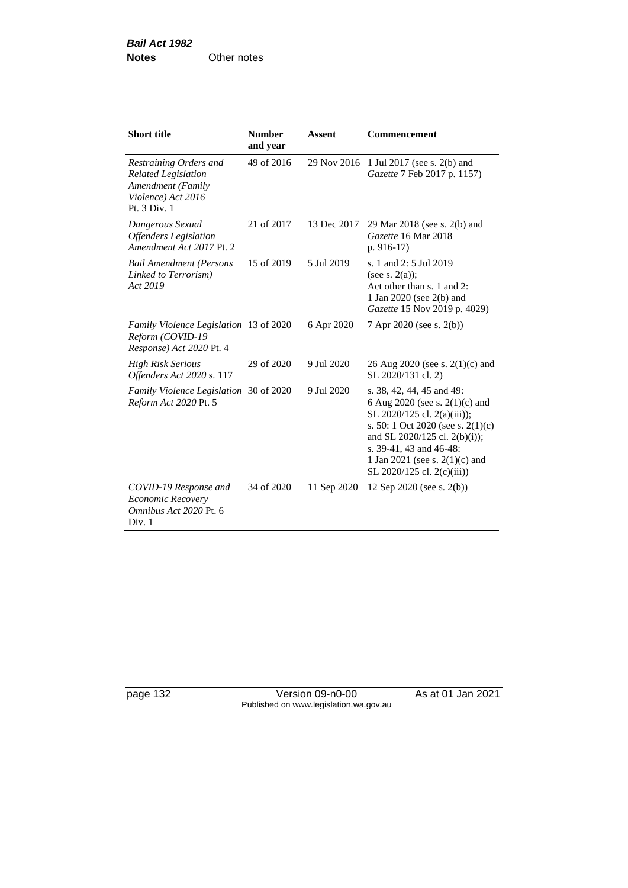| Short title | Number and year | Assent | Commencement |
|---|---|---|---|
| *Restraining Orders and Related Legislation Amendment (Family Violence) Act 2016* Pt. 3 Div. 1 | 49 of 2016 | 29 Nov 2016 | 1 Jul 2017 (see s. 2(b) and *Gazette* 7 Feb 2017 p. 1157) |
| *Dangerous Sexual Offenders Legislation Amendment Act 2017* Pt. 2 | 21 of 2017 | 13 Dec 2017 | 29 Mar 2018 (see s. 2(b) and *Gazette* 16 Mar 2018 p. 916-17) |
| *Bail Amendment (Persons Linked to Terrorism) Act 2019* | 15 of 2019 | 5 Jul 2019 | s. 1 and 2: 5 Jul 2019 (see s. 2(a)); Act other than s. 1 and 2: 1 Jan 2020 (see 2(b) and *Gazette* 15 Nov 2019 p. 4029) |
| *Family Violence Legislation Reform (COVID-19 Response) Act 2020* Pt. 4 | 13 of 2020 | 6 Apr 2020 | 7 Apr 2020 (see s. 2(b)) |
| *High Risk Serious Offenders Act 2020* s. 117 | 29 of 2020 | 9 Jul 2020 | 26 Aug 2020 (see s. 2(1)(c) and SL 2020/131 cl. 2) |
| *Family Violence Legislation Reform Act 2020* Pt. 5 | 30 of 2020 | 9 Jul 2020 | s. 38, 42, 44, 45 and 49: 6 Aug 2020 (see s. 2(1)(c) and SL 2020/125 cl. 2(a)(iii)); s. 50: 1 Oct 2020 (see s. 2(1)(c) and SL 2020/125 cl. 2(b)(i)); s. 39-41, 43 and 46-48: 1 Jan 2021 (see s. 2(1)(c) and SL 2020/125 cl. 2(c)(iii)) |
| *COVID-19 Response and Economic Recovery Omnibus Act 2020* Pt. 6 Div. 1 | 34 of 2020 | 11 Sep 2020 | 12 Sep 2020 (see s. 2(b)) |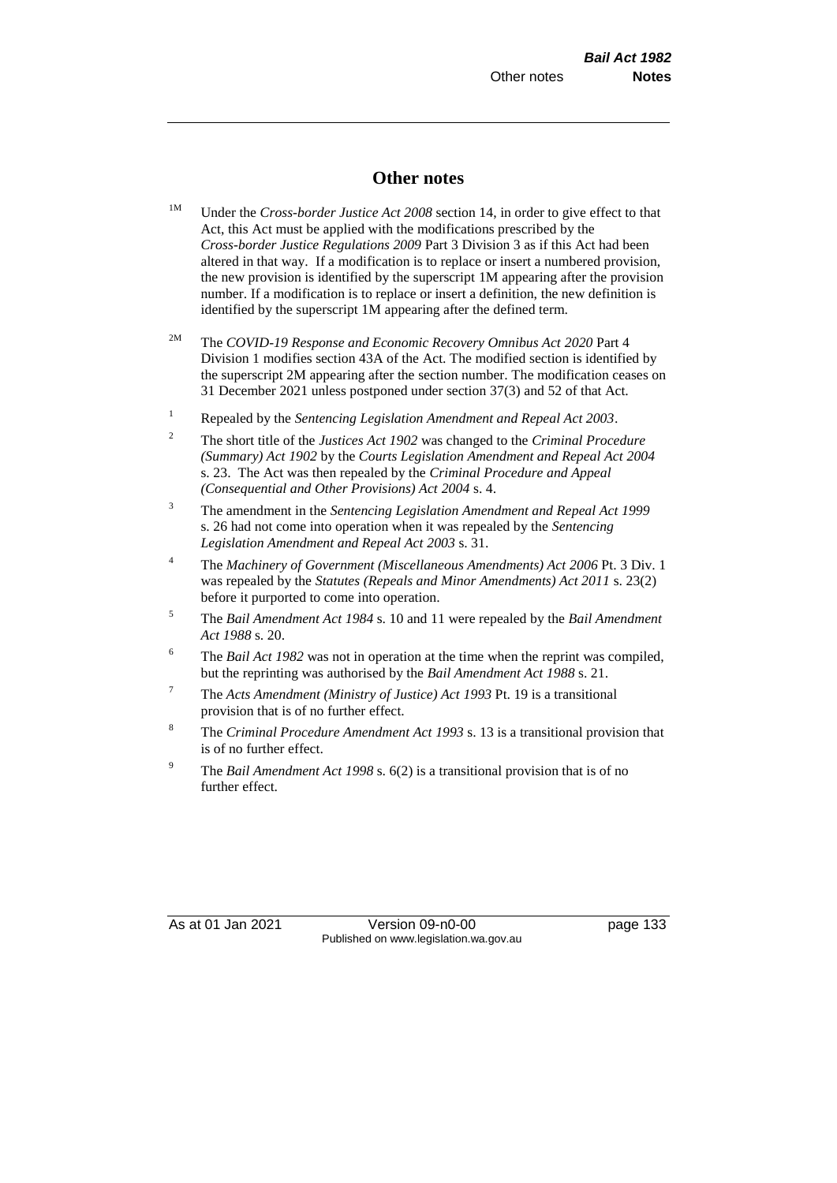## Other notes

[1M] Under the *Cross-border Justice Act 2008* section 14, in order to give effect to that Act, this Act must be applied with the modifications prescribed by the *Cross-border Justice Regulations 2009* Part 3 Division 3 as if this Act had been altered in that way. If a modification is to replace or insert a numbered provision, the new provision is identified by the superscript 1M appearing after the provision number. If a modification is to replace or insert a definition, the new definition is identified by the superscript 1M appearing after the defined term.

[2M] The *COVID-19 Response and Economic Recovery Omnibus Act 2020* Part 4 Division 1 modifies section 43A of the Act. The modified section is identified by the superscript 2M appearing after the section number. The modification ceases on 31 December 2021 unless postponed under section 37(3) and 52 of that Act.

[1] Repealed by the *Sentencing Legislation Amendment and Repeal Act 2003*.

[2] The short title of the *Justices Act 1902* was changed to the *Criminal Procedure (Summary) Act 1902* by the *Courts Legislation Amendment and Repeal Act 2004* s. 23. The Act was then repealed by the *Criminal Procedure and Appeal (Consequential and Other Provisions) Act 2004* s. 4.

[3] The amendment in the *Sentencing Legislation Amendment and Repeal Act 1999* s. 26 had not come into operation when it was repealed by the *Sentencing Legislation Amendment and Repeal Act 2003* s. 31.

[4] The *Machinery of Government (Miscellaneous Amendments) Act 2006* Pt. 3 Div. 1 was repealed by the *Statutes (Repeals and Minor Amendments) Act 2011* s. 23(2) before it purported to come into operation.

[5] The *Bail Amendment Act 1984* s. 10 and 11 were repealed by the *Bail Amendment Act 1988* s. 20.

[6] The *Bail Act 1982* was not in operation at the time when the reprint was compiled, but the reprinting was authorised by the *Bail Amendment Act 1988* s. 21.

[7] The *Acts Amendment (Ministry of Justice) Act 1993* Pt. 19 is a transitional provision that is of no further effect.

[8] The *Criminal Procedure Amendment Act 1993* s. 13 is a transitional provision that is of no further effect.

[9] The *Bail Amendment Act 1998* s. 6(2) is a transitional provision that is of no further effect.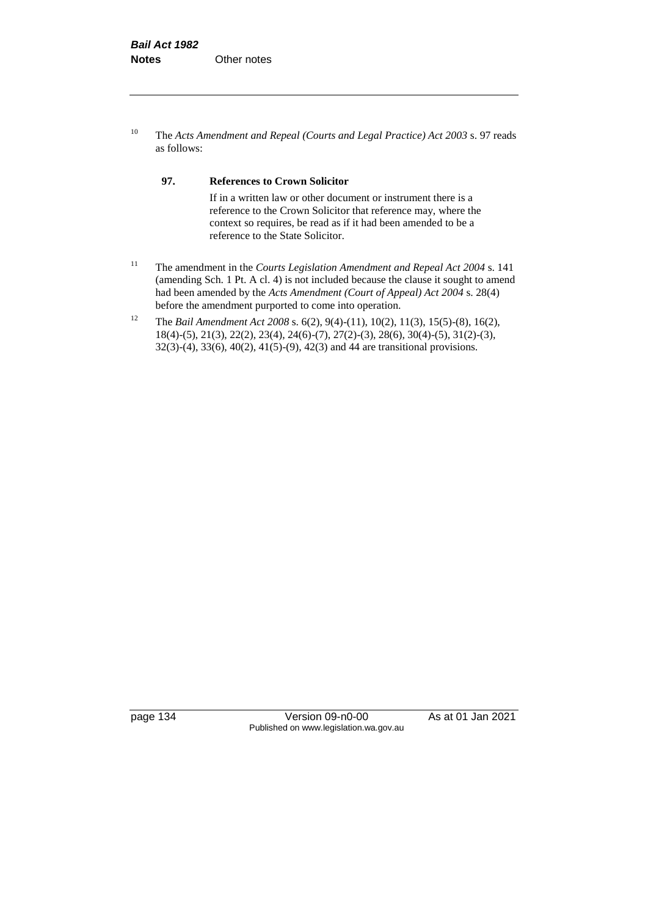[10] The *Acts Amendment and Repeal (Courts and Legal Practice) Act 2003* s. 97 reads as follows:

> **97. References to Crown Solicitor**
>
> If in a written law or other document or instrument there is a reference to the Crown Solicitor that reference may, where the context so requires, be read as if it had been amended to be a reference to the State Solicitor.

[11] The amendment in the *Courts Legislation Amendment and Repeal Act 2004* s. 141 (amending Sch. 1 Pt. A cl. 4) is not included because the clause it sought to amend had been amended by the *Acts Amendment (Court of Appeal) Act 2004* s. 28(4) before the amendment purported to come into operation.

[12] The *Bail Amendment Act 2008* s. 6(2), 9(4)-(11), 10(2), 11(3), 15(5)-(8), 16(2), 18(4)-(5), 21(3), 22(2), 23(4), 24(6)-(7), 27(2)-(3), 28(6), 30(4)-(5), 31(2)-(3), 32(3)-(4), 33(6), 40(2), 41(5)-(9), 42(3) and 44 are transitional provisions.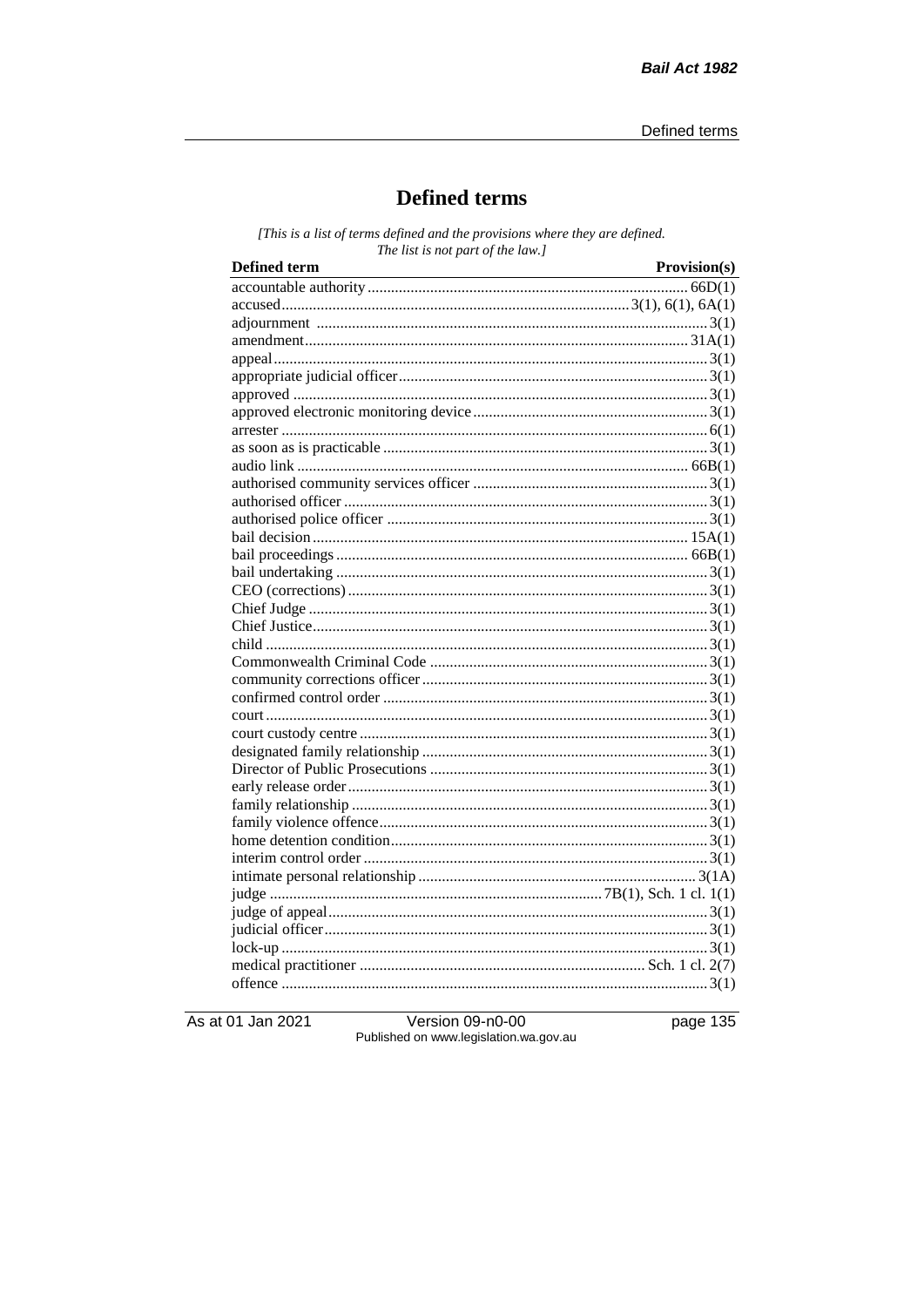# Defined terms

*[This is a list of terms defined and the provisions where they are defined. The list is not part of the law.]*

| Defined term | Provision(s) |
|---|---|
| accountable authority | 66D(1) |
| accused | 3(1), 6(1), 6A(1) |
| adjournment | 3(1) |
| amendment | 31A(1) |
| appeal | 3(1) |
| appropriate judicial officer | 3(1) |
| approved | 3(1) |
| approved electronic monitoring device | 3(1) |
| arrester | 6(1) |
| as soon as is practicable | 3(1) |
| audio link | 66B(1) |
| authorised community services officer | 3(1) |
| authorised officer | 3(1) |
| authorised police officer | 3(1) |
| bail decision | 15A(1) |
| bail proceedings | 66B(1) |
| bail undertaking | 3(1) |
| CEO (corrections) | 3(1) |
| Chief Judge | 3(1) |
| Chief Justice | 3(1) |
| child | 3(1) |
| Commonwealth Criminal Code | 3(1) |
| community corrections officer | 3(1) |
| confirmed control order | 3(1) |
| court | 3(1) |
| court custody centre | 3(1) |
| designated family relationship | 3(1) |
| Director of Public Prosecutions | 3(1) |
| early release order | 3(1) |
| family relationship | 3(1) |
| family violence offence | 3(1) |
| home detention condition | 3(1) |
| interim control order | 3(1) |
| intimate personal relationship | 3(1A) |
| judge | 7B(1), Sch. 1 cl. 1(1) |
| judge of appeal | 3(1) |
| judicial officer | 3(1) |
| lock-up | 3(1) |
| medical practitioner | Sch. 1 cl. 2(7) |
| offence | 3(1) |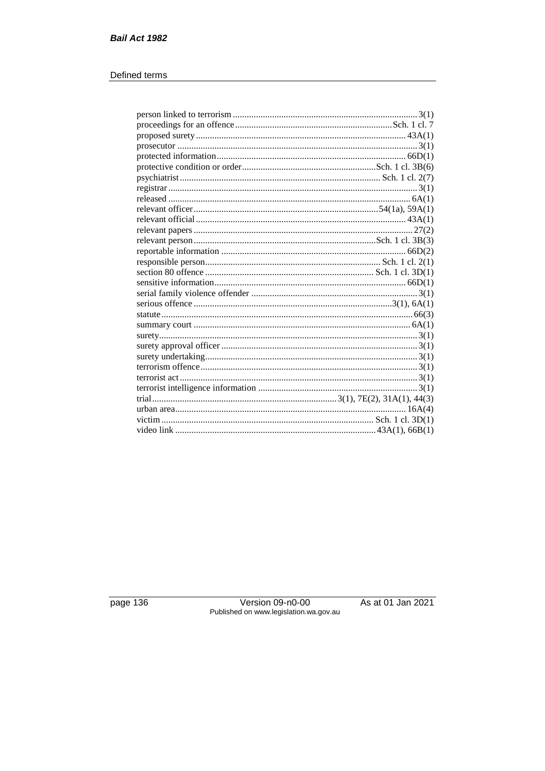Defined terms

| | |
|---|---|
| person linked to terrorism | 3(1) |
| proceedings for an offence | Sch. 1 cl. 7 |
| proposed surety | 43A(1) |
| prosecutor | 3(1) |
| protected information | 66D(1) |
| protective condition or order | Sch. 1 cl. 3B(6) |
| psychiatrist | Sch. 1 cl. 2(7) |
| registrar | 3(1) |
| released | 6A(1) |
| relevant officer | 54(1a), 59A(1) |
| relevant official | 43A(1) |
| relevant papers | 27(2) |
| relevant person | Sch. 1 cl. 3B(3) |
| reportable information | 66D(2) |
| responsible person | Sch. 1 cl. 2(1) |
| section 80 offence | Sch. 1 cl. 3D(1) |
| sensitive information | 66D(1) |
| serial family violence offender | 3(1) |
| serious offence | 3(1), 6A(1) |
| statute | 66(3) |
| summary court | 6A(1) |
| surety | 3(1) |
| surety approval officer | 3(1) |
| surety undertaking | 3(1) |
| terrorism offence | 3(1) |
| terrorist act | 3(1) |
| terrorist intelligence information | 3(1) |
| trial | 3(1), 7E(2), 31A(1), 44(3) |
| urban area | 16A(4) |
| victim | Sch. 1 cl. 3D(1) |
| video link | 43A(1), 66B(1) |